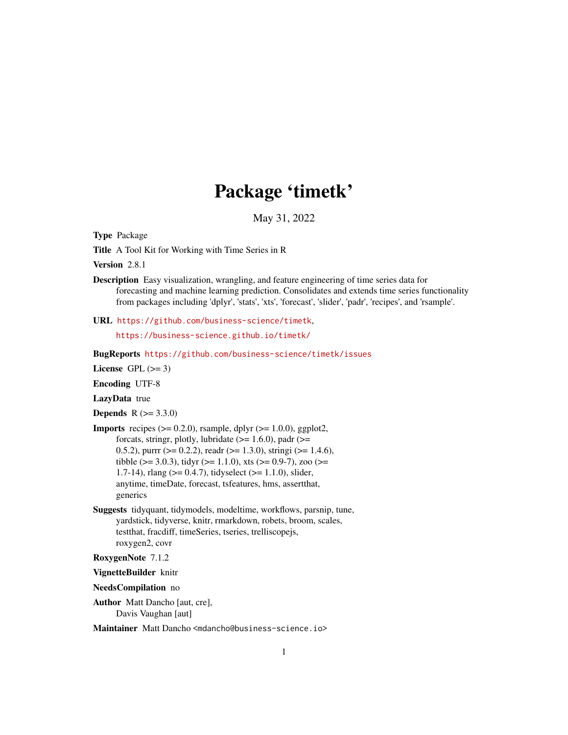# Package 'timetk'

May 31, 2022

**Type** Package

**Title** A Tool Kit for Working with Time Series in R

**Version** 2.8.1

**Description** Easy visualization, wrangling, and feature engineering of time series data for forecasting and machine learning prediction. Consolidates and extends time series functionality from packages including 'dplyr', 'stats', 'xts', 'forecast', 'slider', 'padr', 'recipes', and 'rsample'.

**URL** https://github.com/business-science/timetk,
https://business-science.github.io/timetk/

**BugReports** https://github.com/business-science/timetk/issues

**License** GPL (>= 3)

**Encoding** UTF-8

**LazyData** true

**Depends** R (>= 3.3.0)

**Imports** recipes (>= 0.2.0), rsample, dplyr (>= 1.0.0), ggplot2, forcats, stringr, plotly, lubridate (>= 1.6.0), padr (>= 0.5.2), purrr (>= 0.2.2), readr (>= 1.3.0), stringi (>= 1.4.6), tibble (>= 3.0.3), tidyr (>= 1.1.0), xts (>= 0.9-7), zoo (>= 1.7-14), rlang (>= 0.4.7), tidyselect (>= 1.1.0), slider, anytime, timeDate, forecast, tsfeatures, hms, assertthat, generics

**Suggests** tidyquant, tidymodels, modeltime, workflows, parsnip, tune, yardstick, tidyverse, knitr, rmarkdown, robets, broom, scales, testthat, fracdiff, timeSeries, tseries, trelliscopejs, roxygen2, covr

**RoxygenNote** 7.1.2

**VignetteBuilder** knitr

**NeedsCompilation** no

**Author** Matt Dancho [aut, cre],
Davis Vaughan [aut]

**Maintainer** Matt Dancho <mdancho@business-science.io>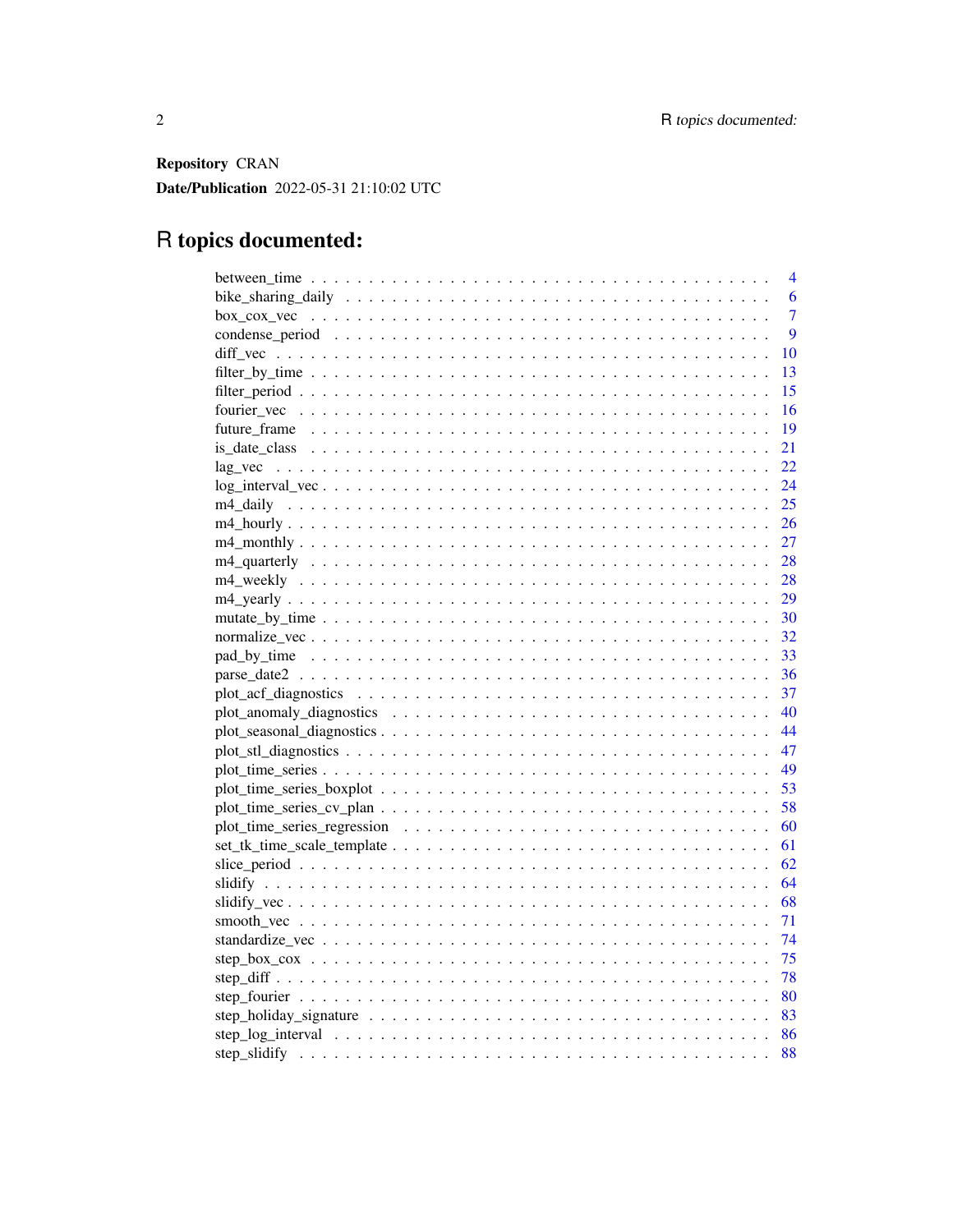**Repository** CRAN

**Date/Publication** 2022-05-31 21:10:02 UTC

# R topics documented:

| | |
|---|---|
| between_time | 4 |
| bike_sharing_daily | 6 |
| box_cox_vec | 7 |
| condense_period | 9 |
| diff_vec | 10 |
| filter_by_time | 13 |
| filter_period | 15 |
| fourier_vec | 16 |
| future_frame | 19 |
| is_date_class | 21 |
| lag_vec | 22 |
| log_interval_vec | 24 |
| m4_daily | 25 |
| m4_hourly | 26 |
| m4_monthly | 27 |
| m4_quarterly | 28 |
| m4_weekly | 28 |
| m4_yearly | 29 |
| mutate_by_time | 30 |
| normalize_vec | 32 |
| pad_by_time | 33 |
| parse_date2 | 36 |
| plot_acf_diagnostics | 37 |
| plot_anomaly_diagnostics | 40 |
| plot_seasonal_diagnostics | 44 |
| plot_stl_diagnostics | 47 |
| plot_time_series | 49 |
| plot_time_series_boxplot | 53 |
| plot_time_series_cv_plan | 58 |
| plot_time_series_regression | 60 |
| set_tk_time_scale_template | 61 |
| slice_period | 62 |
| slidify | 64 |
| slidify_vec | 68 |
| smooth_vec | 71 |
| standardize_vec | 74 |
| step_box_cox | 75 |
| step_diff | 78 |
| step_fourier | 80 |
| step_holiday_signature | 83 |
| step_log_interval | 86 |
| step_slidify | 88 |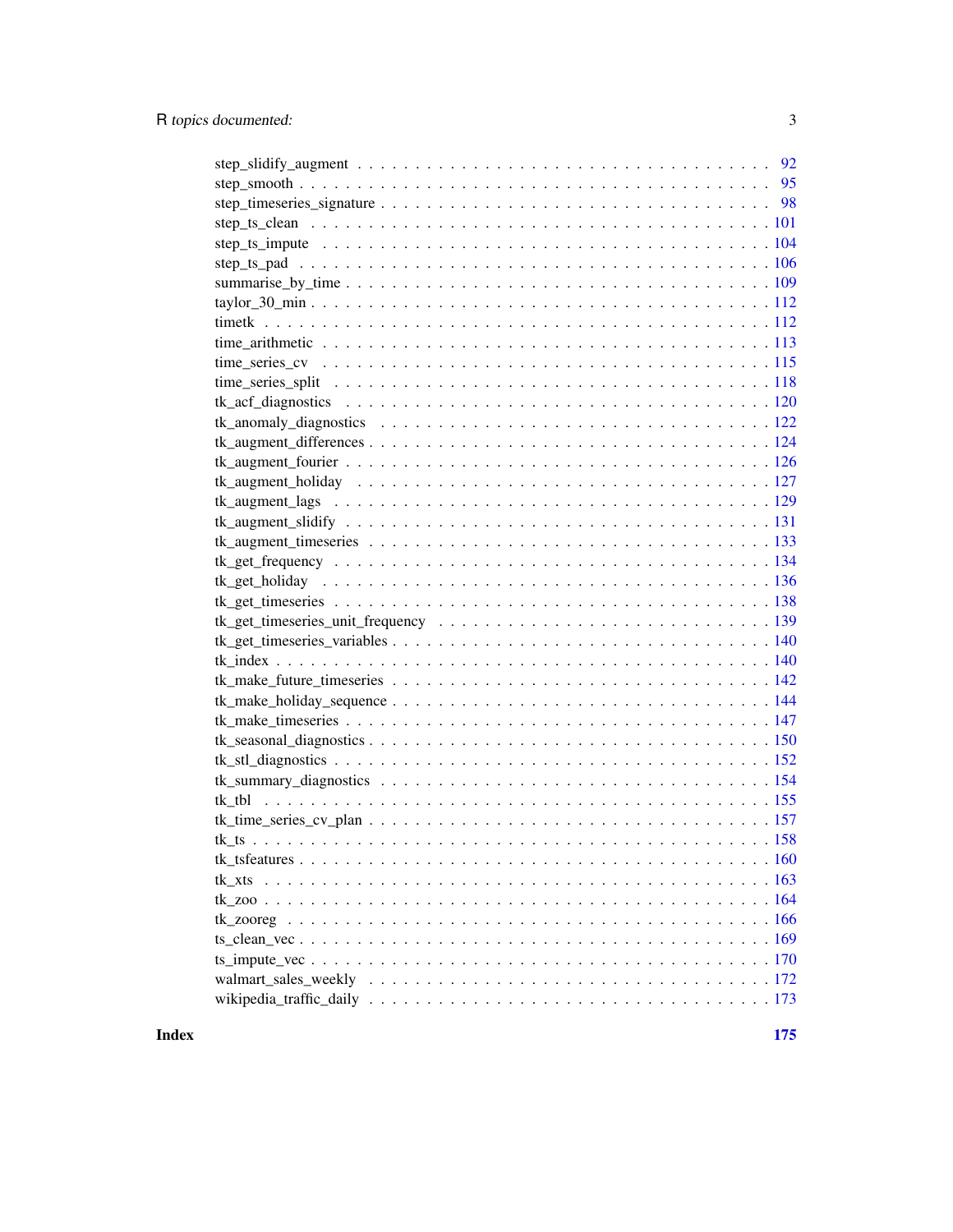step_slidify_augment . . . . . . . . . . . . . . . . . . . . . . . . . . . . . . . . . 92
step_smooth . . . . . . . . . . . . . . . . . . . . . . . . . . . . . . . . . . . . . . 95
step_timeseries_signature . . . . . . . . . . . . . . . . . . . . . . . . . . . . . . . 98
step_ts_clean . . . . . . . . . . . . . . . . . . . . . . . . . . . . . . . . . . . . . 101
step_ts_impute . . . . . . . . . . . . . . . . . . . . . . . . . . . . . . . . . . . . 104
step_ts_pad . . . . . . . . . . . . . . . . . . . . . . . . . . . . . . . . . . . . . . 106
summarise_by_time . . . . . . . . . . . . . . . . . . . . . . . . . . . . . . . . . . 109
taylor_30_min . . . . . . . . . . . . . . . . . . . . . . . . . . . . . . . . . . . . . 112
timetk . . . . . . . . . . . . . . . . . . . . . . . . . . . . . . . . . . . . . . . . . 112
time_arithmetic . . . . . . . . . . . . . . . . . . . . . . . . . . . . . . . . . . . . 113
time_series_cv . . . . . . . . . . . . . . . . . . . . . . . . . . . . . . . . . . . . 115
time_series_split . . . . . . . . . . . . . . . . . . . . . . . . . . . . . . . . . . . 118
tk_acf_diagnostics . . . . . . . . . . . . . . . . . . . . . . . . . . . . . . . . . . 120
tk_anomaly_diagnostics . . . . . . . . . . . . . . . . . . . . . . . . . . . . . . . 122
tk_augment_differences . . . . . . . . . . . . . . . . . . . . . . . . . . . . . . . 124
tk_augment_fourier . . . . . . . . . . . . . . . . . . . . . . . . . . . . . . . . . . 126
tk_augment_holiday . . . . . . . . . . . . . . . . . . . . . . . . . . . . . . . . . . 127
tk_augment_lags . . . . . . . . . . . . . . . . . . . . . . . . . . . . . . . . . . . . 129
tk_augment_slidify . . . . . . . . . . . . . . . . . . . . . . . . . . . . . . . . . . 131
tk_augment_timeseries . . . . . . . . . . . . . . . . . . . . . . . . . . . . . . . . 133
tk_get_frequency . . . . . . . . . . . . . . . . . . . . . . . . . . . . . . . . . . . 134
tk_get_holiday . . . . . . . . . . . . . . . . . . . . . . . . . . . . . . . . . . . . 136
tk_get_timeseries . . . . . . . . . . . . . . . . . . . . . . . . . . . . . . . . . . . 138
tk_get_timeseries_unit_frequency . . . . . . . . . . . . . . . . . . . . . . . . . . 139
tk_get_timeseries_variables . . . . . . . . . . . . . . . . . . . . . . . . . . . . . 140
tk_index . . . . . . . . . . . . . . . . . . . . . . . . . . . . . . . . . . . . . . . . 140
tk_make_future_timeseries . . . . . . . . . . . . . . . . . . . . . . . . . . . . . . 142
tk_make_holiday_sequence . . . . . . . . . . . . . . . . . . . . . . . . . . . . . . 144
tk_make_timeseries . . . . . . . . . . . . . . . . . . . . . . . . . . . . . . . . . . 147
tk_seasonal_diagnostics . . . . . . . . . . . . . . . . . . . . . . . . . . . . . . . 150
tk_stl_diagnostics . . . . . . . . . . . . . . . . . . . . . . . . . . . . . . . . . . 152
tk_summary_diagnostics . . . . . . . . . . . . . . . . . . . . . . . . . . . . . . . 154
tk_tbl . . . . . . . . . . . . . . . . . . . . . . . . . . . . . . . . . . . . . . . . . 155
tk_time_series_cv_plan . . . . . . . . . . . . . . . . . . . . . . . . . . . . . . . . 157
tk_ts . . . . . . . . . . . . . . . . . . . . . . . . . . . . . . . . . . . . . . . . . . 158
tk_tsfeatures . . . . . . . . . . . . . . . . . . . . . . . . . . . . . . . . . . . . . 160
tk_xts . . . . . . . . . . . . . . . . . . . . . . . . . . . . . . . . . . . . . . . . . 163
tk_zoo . . . . . . . . . . . . . . . . . . . . . . . . . . . . . . . . . . . . . . . . . 164
tk_zooreg . . . . . . . . . . . . . . . . . . . . . . . . . . . . . . . . . . . . . . . 166
ts_clean_vec . . . . . . . . . . . . . . . . . . . . . . . . . . . . . . . . . . . . . 169
ts_impute_vec . . . . . . . . . . . . . . . . . . . . . . . . . . . . . . . . . . . . . 170
walmart_sales_weekly . . . . . . . . . . . . . . . . . . . . . . . . . . . . . . . . . 172
wikipedia_traffic_daily . . . . . . . . . . . . . . . . . . . . . . . . . . . . . . . . 173

**Index** **175**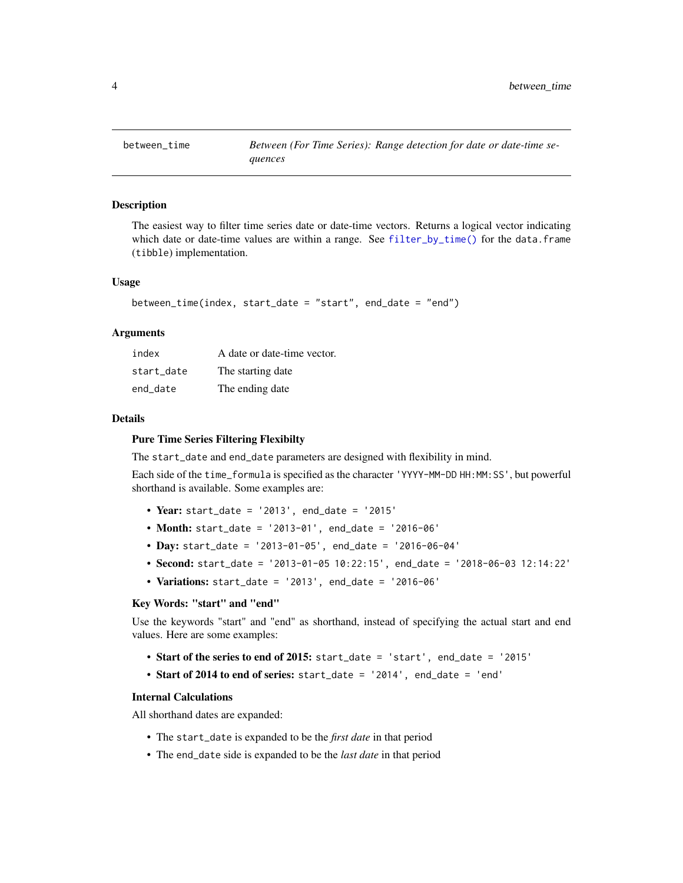## between_time — Between (For Time Series): Range detection for date or date-time sequences

### Description

The easiest way to filter time series date or date-time vectors. Returns a logical vector indicating which date or date-time values are within a range. See `filter_by_time()` for the `data.frame` (`tibble`) implementation.

### Usage

```
between_time(index, start_date = "start", end_date = "end")
```

### Arguments

| | |
|---|---|
| `index` | A date or date-time vector. |
| `start_date` | The starting date |
| `end_date` | The ending date |

### Details

**Pure Time Series Filtering Flexibilty**

The `start_date` and `end_date` parameters are designed with flexibility in mind.

Each side of the `time_formula` is specified as the character `'YYYY-MM-DD HH:MM:SS'`, but powerful shorthand is available. Some examples are:

- **Year:** `start_date = '2013', end_date = '2015'`
- **Month:** `start_date = '2013-01', end_date = '2016-06'`
- **Day:** `start_date = '2013-01-05', end_date = '2016-06-04'`
- **Second:** `start_date = '2013-01-05 10:22:15', end_date = '2018-06-03 12:14:22'`
- **Variations:** `start_date = '2013', end_date = '2016-06'`

**Key Words: "start" and "end"**

Use the keywords "start" and "end" as shorthand, instead of specifying the actual start and end values. Here are some examples:

- **Start of the series to end of 2015:** `start_date = 'start', end_date = '2015'`
- **Start of 2014 to end of series:** `start_date = '2014', end_date = 'end'`

**Internal Calculations**

All shorthand dates are expanded:

- The `start_date` is expanded to be the *first date* in that period
- The `end_date` side is expanded to be the *last date* in that period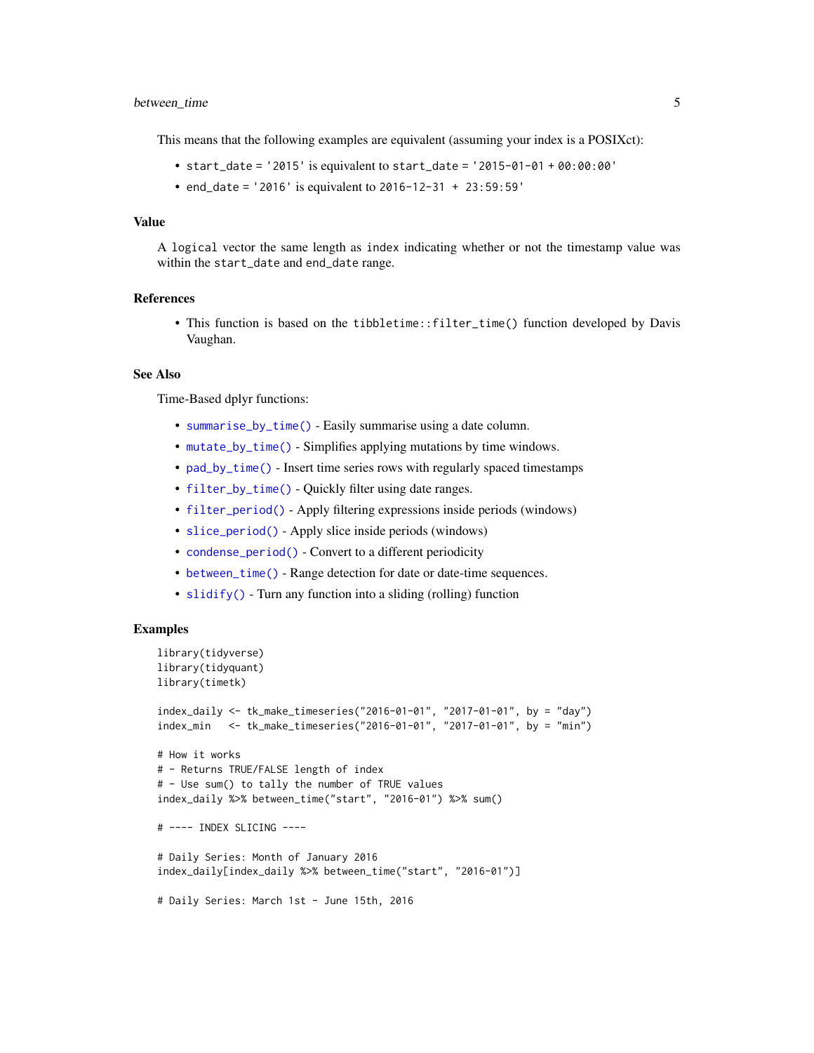This means that the following examples are equivalent (assuming your index is a POSIXct):

- `start_date = '2015'` is equivalent to `start_date = '2015-01-01 + 00:00:00'`
- `end_date = '2016'` is equivalent to `2016-12-31 + 23:59:59'`

### Value

A `logical` vector the same length as `index` indicating whether or not the timestamp value was within the `start_date` and `end_date` range.

### References

- This function is based on the `tibbletime::filter_time()` function developed by Davis Vaughan.

### See Also

Time-Based dplyr functions:

- `summarise_by_time()` - Easily summarise using a date column.
- `mutate_by_time()` - Simplifies applying mutations by time windows.
- `pad_by_time()` - Insert time series rows with regularly spaced timestamps
- `filter_by_time()` - Quickly filter using date ranges.
- `filter_period()` - Apply filtering expressions inside periods (windows)
- `slice_period()` - Apply slice inside periods (windows)
- `condense_period()` - Convert to a different periodicity
- `between_time()` - Range detection for date or date-time sequences.
- `slidify()` - Turn any function into a sliding (rolling) function

### Examples

```
library(tidyverse)
library(tidyquant)
library(timetk)

index_daily <- tk_make_timeseries("2016-01-01", "2017-01-01", by = "day")
index_min   <- tk_make_timeseries("2016-01-01", "2017-01-01", by = "min")

# How it works
# - Returns TRUE/FALSE length of index
# - Use sum() to tally the number of TRUE values
index_daily %>% between_time("start", "2016-01") %>% sum()

# ---- INDEX SLICING ----

# Daily Series: Month of January 2016
index_daily[index_daily %>% between_time("start", "2016-01")]

# Daily Series: March 1st - June 15th, 2016
```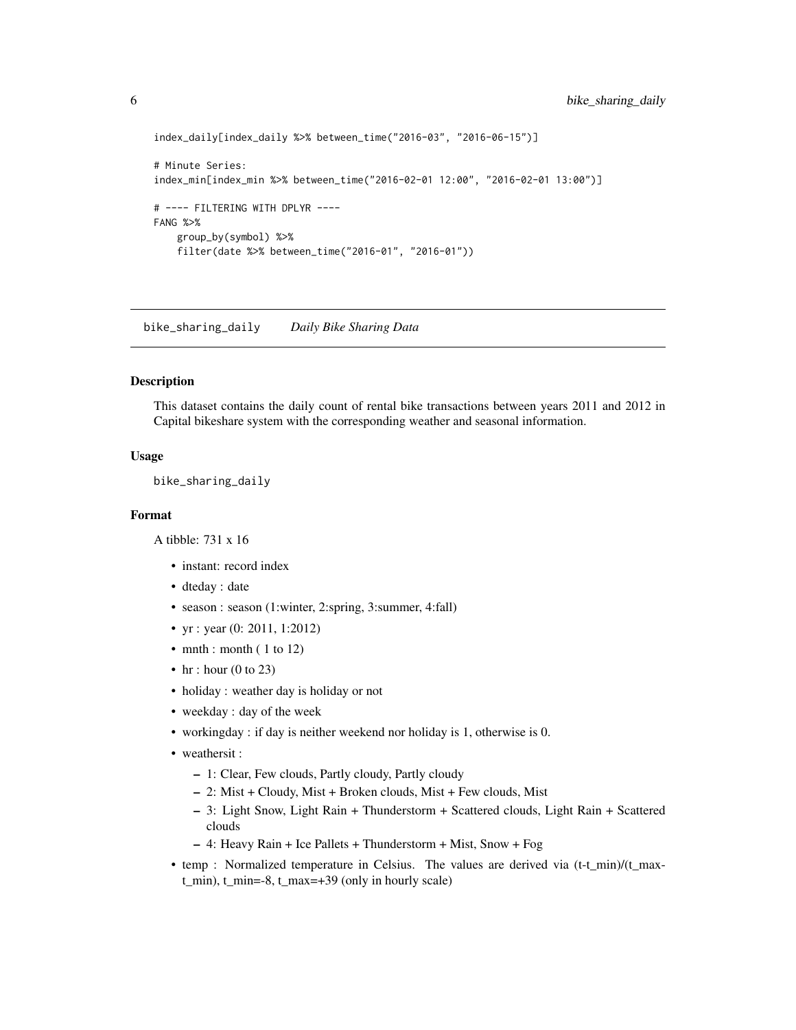```
index_daily[index_daily %>% between_time("2016-03", "2016-06-15")]

# Minute Series:
index_min[index_min %>% between_time("2016-02-01 12:00", "2016-02-01 13:00")]

# ---- FILTERING WITH DPLYR ----
FANG %>%
    group_by(symbol) %>%
    filter(date %>% between_time("2016-01", "2016-01"))
```

## bike_sharing_daily *Daily Bike Sharing Data*

### Description

This dataset contains the daily count of rental bike transactions between years 2011 and 2012 in Capital bikeshare system with the corresponding weather and seasonal information.

### Usage

```
bike_sharing_daily
```

### Format

A tibble: 731 x 16

- instant: record index
- dteday : date
- season : season (1:winter, 2:spring, 3:summer, 4:fall)
- yr : year (0: 2011, 1:2012)
- mnth : month ( 1 to 12)
- hr : hour (0 to 23)
- holiday : weather day is holiday or not
- weekday : day of the week
- workingday : if day is neither weekend nor holiday is 1, otherwise is 0.
- weathersit :
  - 1: Clear, Few clouds, Partly cloudy, Partly cloudy
  - 2: Mist + Cloudy, Mist + Broken clouds, Mist + Few clouds, Mist
  - 3: Light Snow, Light Rain + Thunderstorm + Scattered clouds, Light Rain + Scattered clouds
  - 4: Heavy Rain + Ice Pallets + Thunderstorm + Mist, Snow + Fog
- temp : Normalized temperature in Celsius. The values are derived via (t-t_min)/(t_max-t_min), t_min=-8, t_max=+39 (only in hourly scale)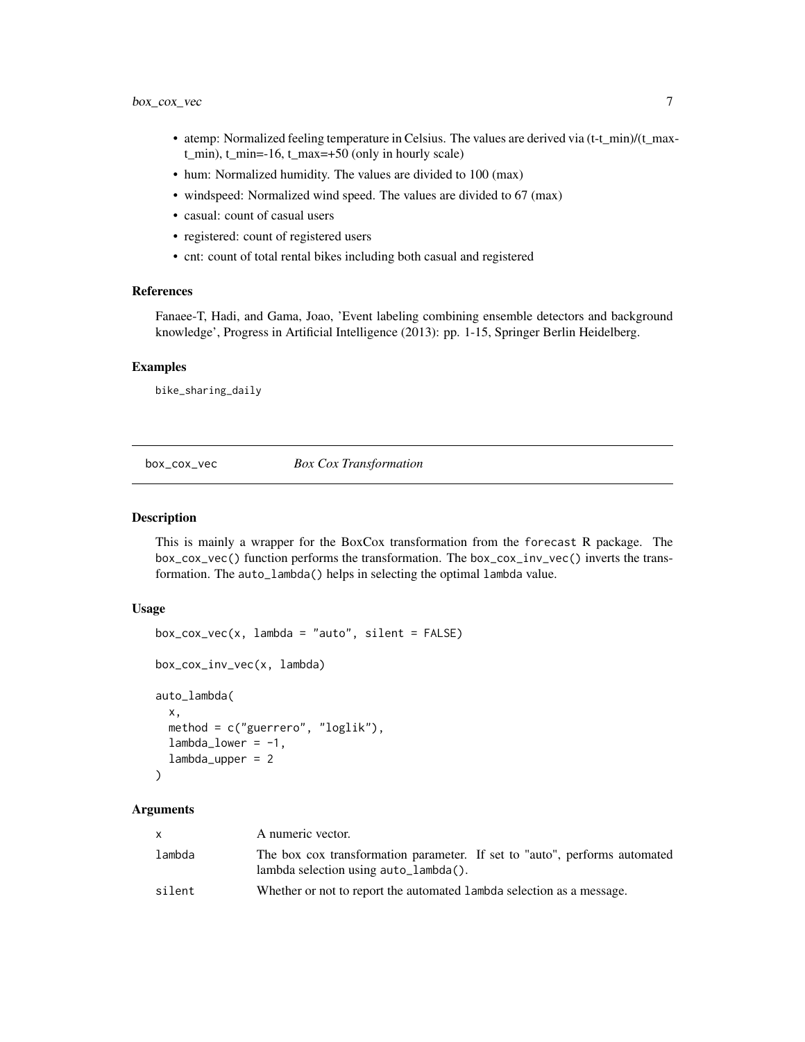- atemp: Normalized feeling temperature in Celsius. The values are derived via (t-t_min)/(t_max-t_min), t_min=-16, t_max=+50 (only in hourly scale)
- hum: Normalized humidity. The values are divided to 100 (max)
- windspeed: Normalized wind speed. The values are divided to 67 (max)
- casual: count of casual users
- registered: count of registered users
- cnt: count of total rental bikes including both casual and registered

### References

Fanaee-T, Hadi, and Gama, Joao, 'Event labeling combining ensemble detectors and background knowledge', Progress in Artificial Intelligence (2013): pp. 1-15, Springer Berlin Heidelberg.

### Examples

```
bike_sharing_daily
```

---

## box_cox_vec — *Box Cox Transformation*

### Description

This is mainly a wrapper for the BoxCox transformation from the `forecast` R package. The `box_cox_vec()` function performs the transformation. The `box_cox_inv_vec()` inverts the transformation. The `auto_lambda()` helps in selecting the optimal `lambda` value.

### Usage

```
box_cox_vec(x, lambda = "auto", silent = FALSE)

box_cox_inv_vec(x, lambda)

auto_lambda(
  x,
  method = c("guerrero", "loglik"),
  lambda_lower = -1,
  lambda_upper = 2
)
```

### Arguments

| | |
|---|---|
| `x` | A numeric vector. |
| `lambda` | The box cox transformation parameter. If set to "auto", performs automated lambda selection using `auto_lambda()`. |
| `silent` | Whether or not to report the automated `lambda` selection as a message. |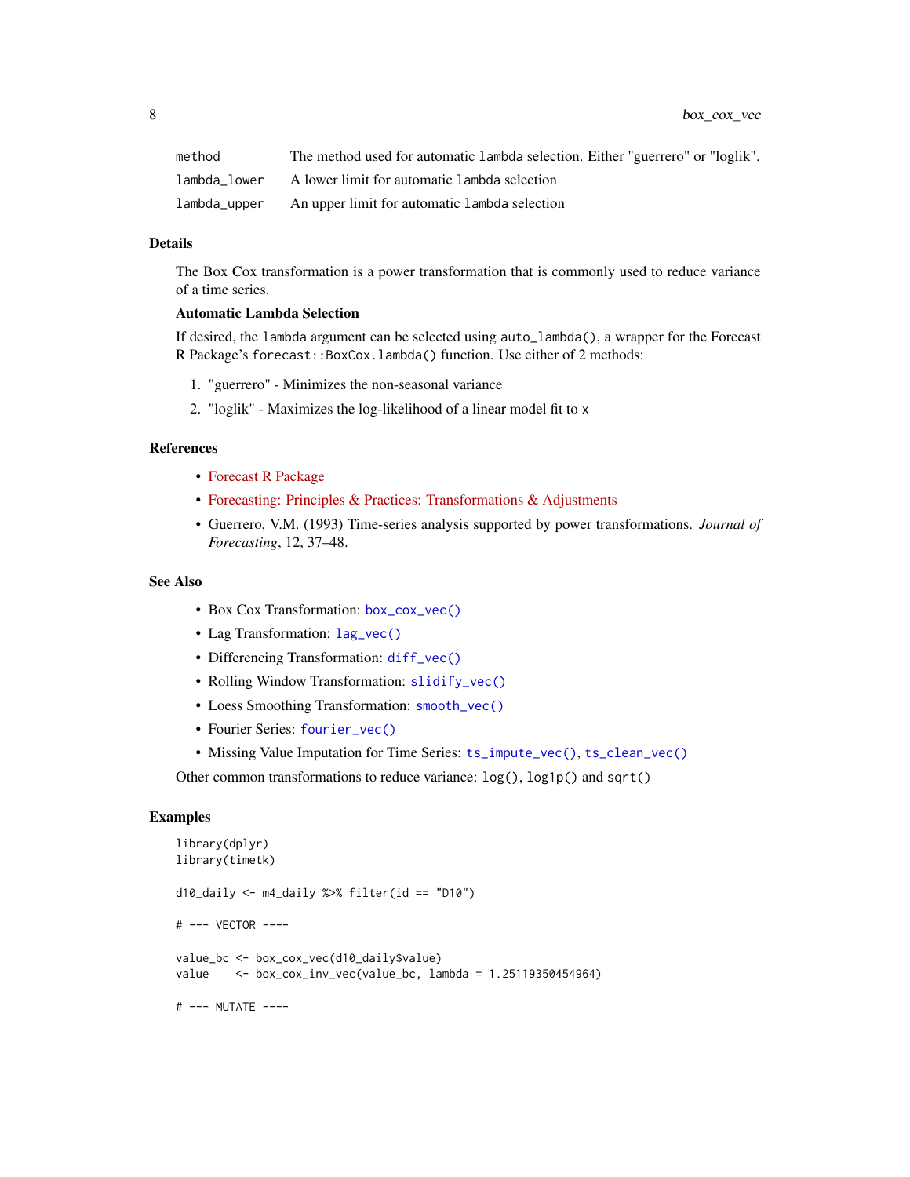| | |
|---|---|
| method | The method used for automatic lambda selection. Either "guerrero" or "loglik". |
| lambda_lower | A lower limit for automatic lambda selection |
| lambda_upper | An upper limit for automatic lambda selection |

## Details

The Box Cox transformation is a power transformation that is commonly used to reduce variance of a time series.

**Automatic Lambda Selection**

If desired, the lambda argument can be selected using `auto_lambda()`, a wrapper for the Forecast R Package's `forecast::BoxCox.lambda()` function. Use either of 2 methods:

1. "guerrero" - Minimizes the non-seasonal variance
2. "loglik" - Maximizes the log-likelihood of a linear model fit to x

## References

- Forecast R Package
- Forecasting: Principles & Practices: Transformations & Adjustments
- Guerrero, V.M. (1993) Time-series analysis supported by power transformations. *Journal of Forecasting*, 12, 37–48.

## See Also

- Box Cox Transformation: `box_cox_vec()`
- Lag Transformation: `lag_vec()`
- Differencing Transformation: `diff_vec()`
- Rolling Window Transformation: `slidify_vec()`
- Loess Smoothing Transformation: `smooth_vec()`
- Fourier Series: `fourier_vec()`
- Missing Value Imputation for Time Series: `ts_impute_vec()`, `ts_clean_vec()`

Other common transformations to reduce variance: `log()`, `log1p()` and `sqrt()`

## Examples

```
library(dplyr)
library(timetk)

d10_daily <- m4_daily %>% filter(id == "D10")

# --- VECTOR ----

value_bc <- box_cox_vec(d10_daily$value)
value    <- box_cox_inv_vec(value_bc, lambda = 1.25119350454964)

# --- MUTATE ----
```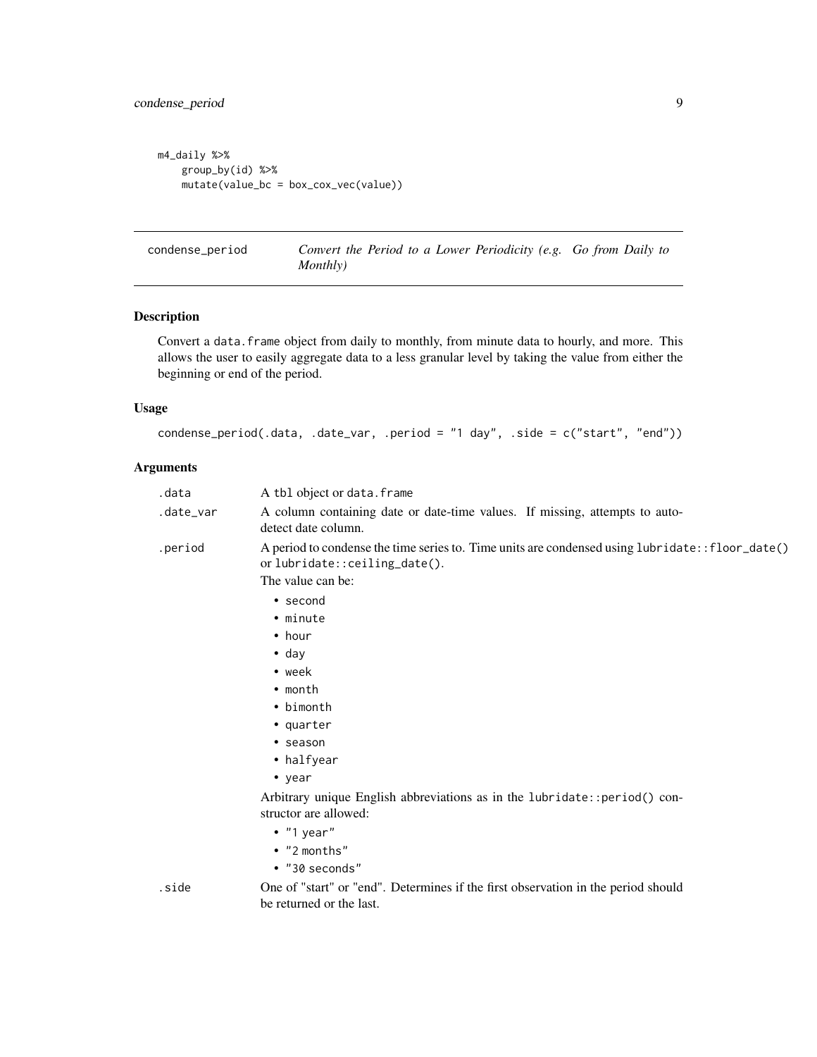```
m4_daily %>%
    group_by(id) %>%
    mutate(value_bc = box_cox_vec(value))
```

---

## condense_period — *Convert the Period to a Lower Periodicity (e.g. Go from Daily to Monthly)*

---

### Description

Convert a `data.frame` object from daily to monthly, from minute data to hourly, and more. This allows the user to easily aggregate data to a less granular level by taking the value from either the beginning or end of the period.

### Usage

```
condense_period(.data, .date_var, .period = "1 day", .side = c("start", "end"))
```

### Arguments

`.data` — A `tbl` object or `data.frame`

`.date_var` — A column containing date or date-time values. If missing, attempts to auto-detect date column.

`.period` — A period to condense the time series to. Time units are condensed using `lubridate::floor_date()` or `lubridate::ceiling_date()`.

The value can be:

- `second`
- `minute`
- `hour`
- `day`
- `week`
- `month`
- `bimonth`
- `quarter`
- `season`
- `halfyear`
- `year`

Arbitrary unique English abbreviations as in the `lubridate::period()` constructor are allowed:

- `"1 year"`
- `"2 months"`
- `"30 seconds"`

`.side` — One of "start" or "end". Determines if the first observation in the period should be returned or the last.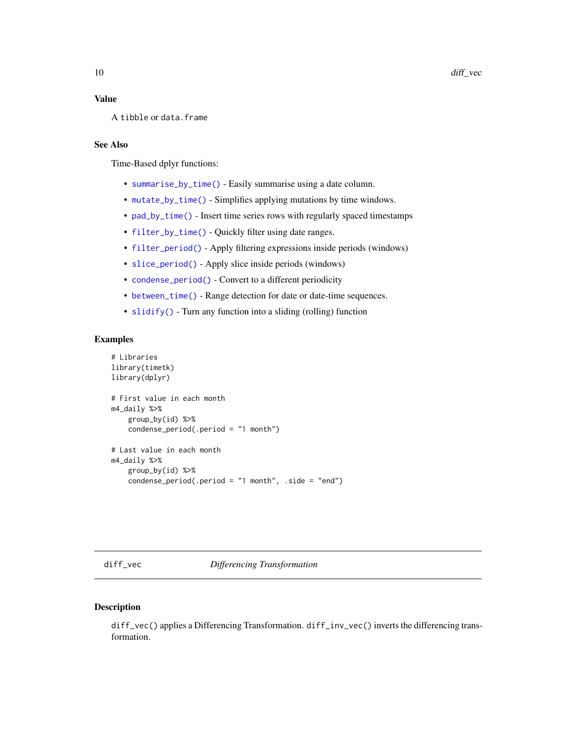### Value

A tibble or data.frame

### See Also

Time-Based dplyr functions:

- summarise_by_time() - Easily summarise using a date column.
- mutate_by_time() - Simplifies applying mutations by time windows.
- pad_by_time() - Insert time series rows with regularly spaced timestamps
- filter_by_time() - Quickly filter using date ranges.
- filter_period() - Apply filtering expressions inside periods (windows)
- slice_period() - Apply slice inside periods (windows)
- condense_period() - Convert to a different periodicity
- between_time() - Range detection for date or date-time sequences.
- slidify() - Turn any function into a sliding (rolling) function

### Examples

```
# Libraries
library(timetk)
library(dplyr)

# First value in each month
m4_daily %>%
    group_by(id) %>%
    condense_period(.period = "1 month")

# Last value in each month
m4_daily %>%
    group_by(id) %>%
    condense_period(.period = "1 month", .side = "end")
```

---

## diff_vec *Differencing Transformation*

### Description

diff_vec() applies a Differencing Transformation. diff_inv_vec() inverts the differencing transformation.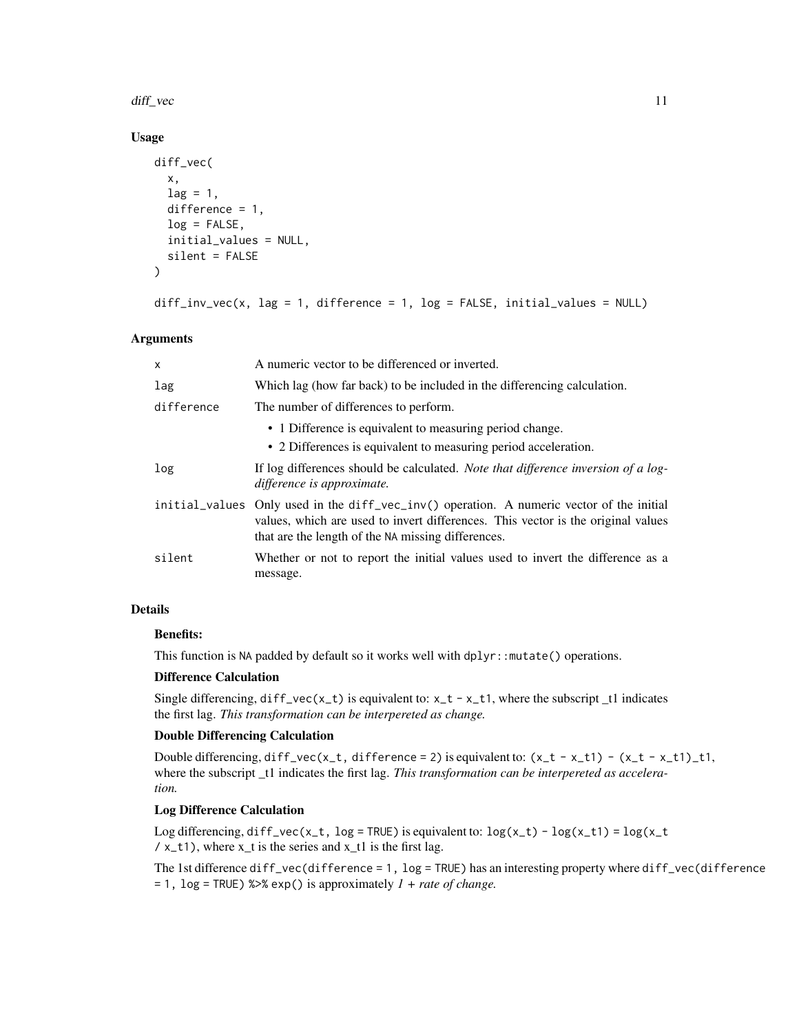## Usage

```
diff_vec(
  x,
  lag = 1,
  difference = 1,
  log = FALSE,
  initial_values = NULL,
  silent = FALSE
)

diff_inv_vec(x, lag = 1, difference = 1, log = FALSE, initial_values = NULL)
```

## Arguments

| | |
|---|---|
| `x` | A numeric vector to be differenced or inverted. |
| `lag` | Which lag (how far back) to be included in the differencing calculation. |
| `difference` | The number of differences to perform.<br>• 1 Difference is equivalent to measuring period change.<br>• 2 Differences is equivalent to measuring period acceleration. |
| `log` | If log differences should be calculated. *Note that difference inversion of a log-difference is approximate.* |
| `initial_values` | Only used in the `diff_vec_inv()` operation. A numeric vector of the initial values, which are used to invert differences. This vector is the original values that are the length of the `NA` missing differences. |
| `silent` | Whether or not to report the initial values used to invert the difference as a message. |

## Details

**Benefits:**

This function is `NA` padded by default so it works well with `dplyr::mutate()` operations.

**Difference Calculation**

Single differencing, `diff_vec(x_t)` is equivalent to: `x_t - x_t1`, where the subscript _t1 indicates the first lag. *This transformation can be interpereted as change.*

**Double Differencing Calculation**

Double differencing, `diff_vec(x_t, difference = 2)` is equivalent to: `(x_t - x_t1) - (x_t - x_t1)_t1`, where the subscript _t1 indicates the first lag. *This transformation can be interpereted as acceleration.*

**Log Difference Calculation**

Log differencing, `diff_vec(x_t, log = TRUE)` is equivalent to: `log(x_t) - log(x_t1) = log(x_t / x_t1)`, where x_t is the series and x_t1 is the first lag.

The 1st difference `diff_vec(difference = 1, log = TRUE)` has an interesting property where `diff_vec(difference = 1, log = TRUE) %>% exp()` is approximately *1 + rate of change.*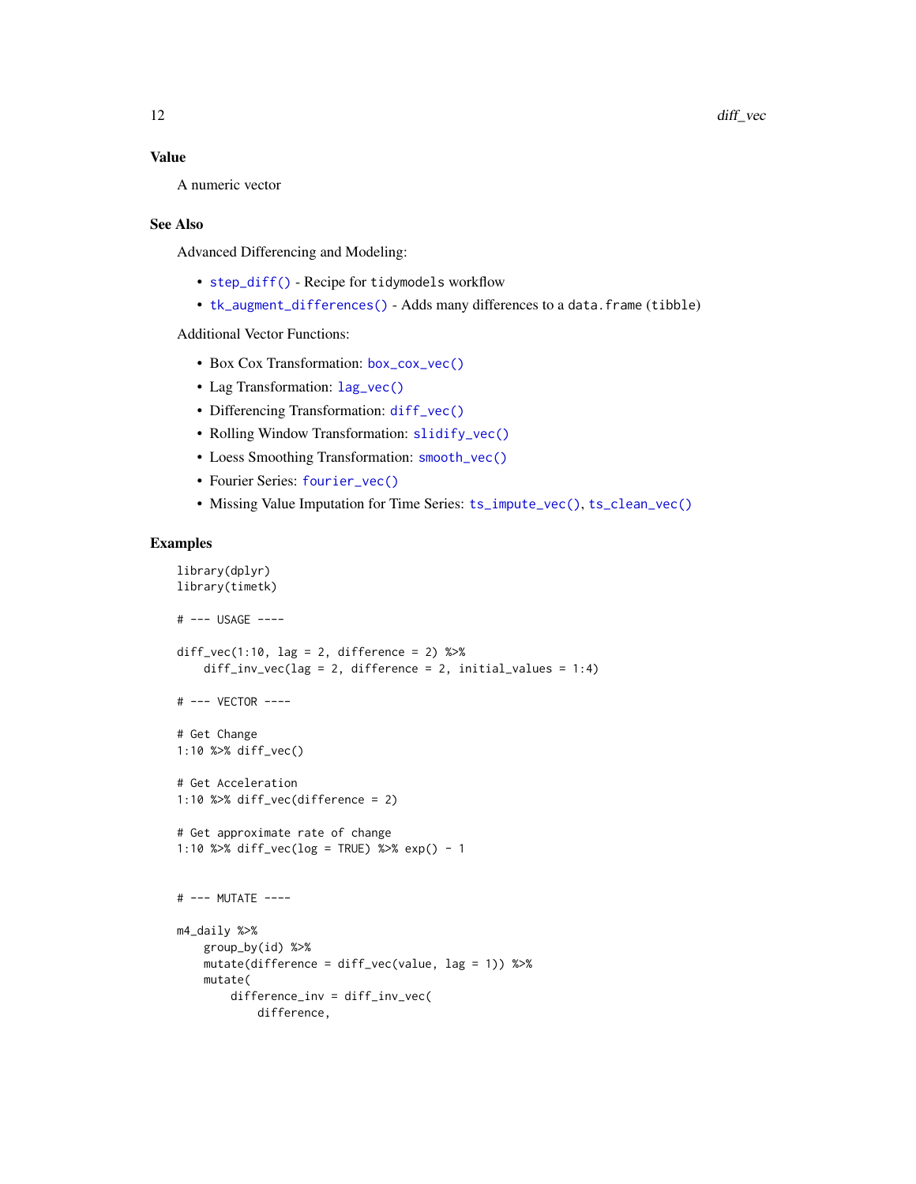## Value

A numeric vector

## See Also

Advanced Differencing and Modeling:

- `step_diff()` - Recipe for `tidymodels` workflow
- `tk_augment_differences()` - Adds many differences to a `data.frame` (`tibble`)

Additional Vector Functions:

- Box Cox Transformation: `box_cox_vec()`
- Lag Transformation: `lag_vec()`
- Differencing Transformation: `diff_vec()`
- Rolling Window Transformation: `slidify_vec()`
- Loess Smoothing Transformation: `smooth_vec()`
- Fourier Series: `fourier_vec()`
- Missing Value Imputation for Time Series: `ts_impute_vec()`, `ts_clean_vec()`

## Examples

```
library(dplyr)
library(timetk)

# --- USAGE ----

diff_vec(1:10, lag = 2, difference = 2) %>%
    diff_inv_vec(lag = 2, difference = 2, initial_values = 1:4)

# --- VECTOR ----

# Get Change
1:10 %>% diff_vec()

# Get Acceleration
1:10 %>% diff_vec(difference = 2)

# Get approximate rate of change
1:10 %>% diff_vec(log = TRUE) %>% exp() - 1


# --- MUTATE ----

m4_daily %>%
    group_by(id) %>%
    mutate(difference = diff_vec(value, lag = 1)) %>%
    mutate(
        difference_inv = diff_inv_vec(
            difference,
```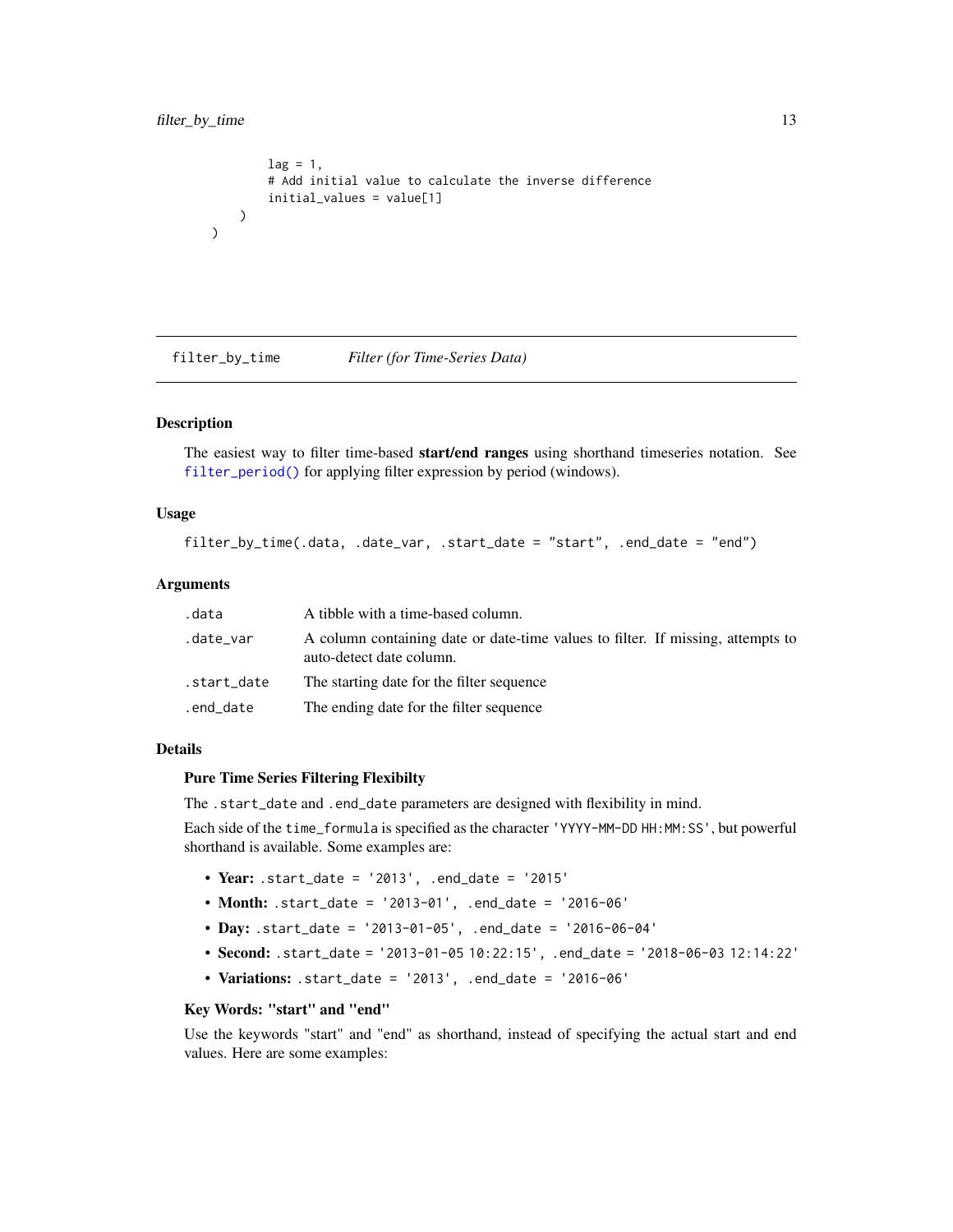```
        lag = 1,
        # Add initial value to calculate the inverse difference
        initial_values = value[1]
    )
)
```

## filter_by_time — *Filter (for Time-Series Data)*

### Description

The easiest way to filter time-based **start/end ranges** using shorthand timeseries notation. See `filter_period()` for applying filter expression by period (windows).

### Usage

```
filter_by_time(.data, .date_var, .start_date = "start", .end_date = "end")
```

### Arguments

| | |
|---|---|
| `.data` | A tibble with a time-based column. |
| `.date_var` | A column containing date or date-time values to filter. If missing, attempts to auto-detect date column. |
| `.start_date` | The starting date for the filter sequence |
| `.end_date` | The ending date for the filter sequence |

### Details

#### Pure Time Series Filtering Flexibilty

The `.start_date` and `.end_date` parameters are designed with flexibility in mind.

Each side of the `time_formula` is specified as the character `'YYYY-MM-DD HH:MM:SS'`, but powerful shorthand is available. Some examples are:

- **Year:** `.start_date = '2013', .end_date = '2015'`
- **Month:** `.start_date = '2013-01', .end_date = '2016-06'`
- **Day:** `.start_date = '2013-01-05', .end_date = '2016-06-04'`
- **Second:** `.start_date = '2013-01-05 10:22:15', .end_date = '2018-06-03 12:14:22'`
- **Variations:** `.start_date = '2013', .end_date = '2016-06'`

#### Key Words: "start" and "end"

Use the keywords "start" and "end" as shorthand, instead of specifying the actual start and end values. Here are some examples: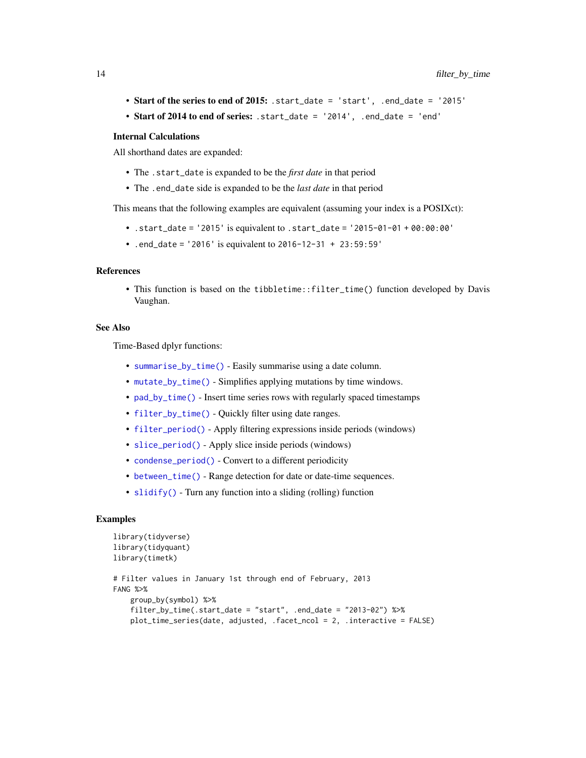- **Start of the series to end of 2015:** `.start_date = 'start', .end_date = '2015'`
- **Start of 2014 to end of series:** `.start_date = '2014', .end_date = 'end'`

### Internal Calculations

All shorthand dates are expanded:

- The `.start_date` is expanded to be the *first date* in that period
- The `.end_date` side is expanded to be the *last date* in that period

This means that the following examples are equivalent (assuming your index is a POSIXct):

- `.start_date` = `'2015'` is equivalent to `.start_date` = `'2015-01-01` + `00:00:00'`
- `.end_date` = `'2016'` is equivalent to `2016-12-31 + 23:59:59'`

## References

- This function is based on the `tibbletime::filter_time()` function developed by Davis Vaughan.

## See Also

Time-Based dplyr functions:

- `summarise_by_time()` - Easily summarise using a date column.
- `mutate_by_time()` - Simplifies applying mutations by time windows.
- `pad_by_time()` - Insert time series rows with regularly spaced timestamps
- `filter_by_time()` - Quickly filter using date ranges.
- `filter_period()` - Apply filtering expressions inside periods (windows)
- `slice_period()` - Apply slice inside periods (windows)
- `condense_period()` - Convert to a different periodicity
- `between_time()` - Range detection for date or date-time sequences.
- `slidify()` - Turn any function into a sliding (rolling) function

## Examples

```
library(tidyverse)
library(tidyquant)
library(timetk)

# Filter values in January 1st through end of February, 2013
FANG %>%
    group_by(symbol) %>%
    filter_by_time(.start_date = "start", .end_date = "2013-02") %>%
    plot_time_series(date, adjusted, .facet_ncol = 2, .interactive = FALSE)
```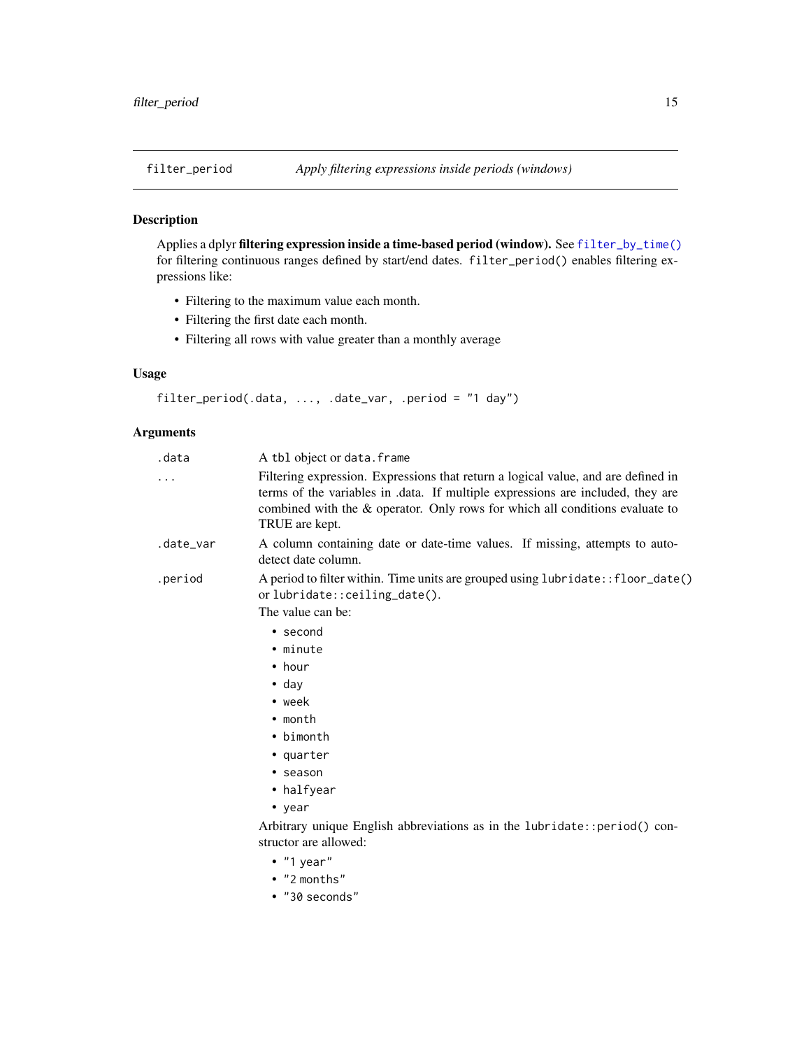# filter_period *Apply filtering expressions inside periods (windows)*

## Description

Applies a dplyr **filtering expression inside a time-based period (window).** See `filter_by_time()` for filtering continuous ranges defined by start/end dates. `filter_period()` enables filtering expressions like:

- Filtering to the maximum value each month.
- Filtering the first date each month.
- Filtering all rows with value greater than a monthly average

## Usage

```
filter_period(.data, ..., .date_var, .period = "1 day")
```

## Arguments

`.data` A `tbl` object or `data.frame`

`...` Filtering expression. Expressions that return a logical value, and are defined in terms of the variables in .data. If multiple expressions are included, they are combined with the & operator. Only rows for which all conditions evaluate to TRUE are kept.

`.date_var` A column containing date or date-time values. If missing, attempts to auto-detect date column.

`.period` A period to filter within. Time units are grouped using `lubridate::floor_date()` or `lubridate::ceiling_date()`.

The value can be:

- `second`
- `minute`
- `hour`
- `day`
- `week`
- `month`
- `bimonth`
- `quarter`
- `season`
- `halfyear`
- `year`

Arbitrary unique English abbreviations as in the `lubridate::period()` constructor are allowed:

- `"1 year"`
- `"2 months"`
- `"30 seconds"`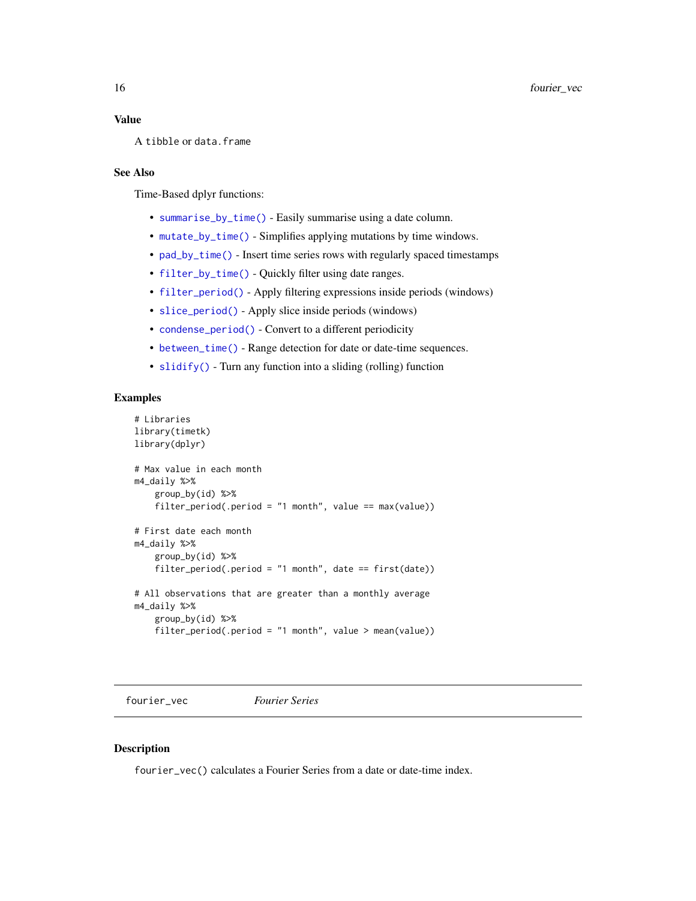### Value

A `tibble` or `data.frame`

### See Also

Time-Based dplyr functions:

- `summarise_by_time()` - Easily summarise using a date column.
- `mutate_by_time()` - Simplifies applying mutations by time windows.
- `pad_by_time()` - Insert time series rows with regularly spaced timestamps
- `filter_by_time()` - Quickly filter using date ranges.
- `filter_period()` - Apply filtering expressions inside periods (windows)
- `slice_period()` - Apply slice inside periods (windows)
- `condense_period()` - Convert to a different periodicity
- `between_time()` - Range detection for date or date-time sequences.
- `slidify()` - Turn any function into a sliding (rolling) function

### Examples

```
# Libraries
library(timetk)
library(dplyr)

# Max value in each month
m4_daily %>%
    group_by(id) %>%
    filter_period(.period = "1 month", value == max(value))

# First date each month
m4_daily %>%
    group_by(id) %>%
    filter_period(.period = "1 month", date == first(date))

# All observations that are greater than a monthly average
m4_daily %>%
    group_by(id) %>%
    filter_period(.period = "1 month", value > mean(value))
```

---

## fourier_vec — *Fourier Series*

### Description

`fourier_vec()` calculates a Fourier Series from a date or date-time index.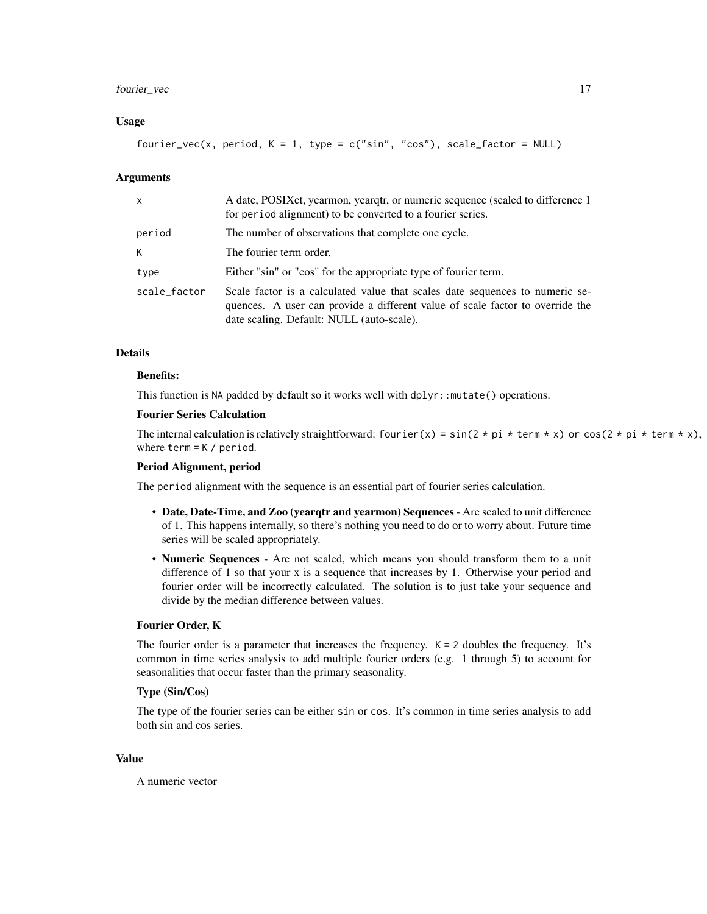### Usage

```
fourier_vec(x, period, K = 1, type = c("sin", "cos"), scale_factor = NULL)
```

### Arguments

| | |
|---|---|
| x | A date, POSIXct, yearmon, yearqtr, or numeric sequence (scaled to difference 1 for period alignment) to be converted to a fourier series. |
| period | The number of observations that complete one cycle. |
| K | The fourier term order. |
| type | Either "sin" or "cos" for the appropriate type of fourier term. |
| scale_factor | Scale factor is a calculated value that scales date sequences to numeric sequences. A user can provide a different value of scale factor to override the date scaling. Default: NULL (auto-scale). |

### Details

**Benefits:**

This function is NA padded by default so it works well with `dplyr::mutate()` operations.

**Fourier Series Calculation**

The internal calculation is relatively straightforward: `fourier(x) = sin(2 * pi * term * x) or cos(2 * pi * term * x)`, where `term = K / period`.

**Period Alignment, period**

The `period` alignment with the sequence is an essential part of fourier series calculation.

- **Date, Date-Time, and Zoo (yearqtr and yearmon) Sequences** - Are scaled to unit difference of 1. This happens internally, so there's nothing you need to do or to worry about. Future time series will be scaled appropriately.
- **Numeric Sequences** - Are not scaled, which means you should transform them to a unit difference of 1 so that your x is a sequence that increases by 1. Otherwise your period and fourier order will be incorrectly calculated. The solution is to just take your sequence and divide by the median difference between values.

**Fourier Order, K**

The fourier order is a parameter that increases the frequency. `K = 2` doubles the frequency. It's common in time series analysis to add multiple fourier orders (e.g. 1 through 5) to account for seasonalities that occur faster than the primary seasonality.

**Type (Sin/Cos)**

The type of the fourier series can be either `sin` or `cos`. It's common in time series analysis to add both sin and cos series.

### Value

A numeric vector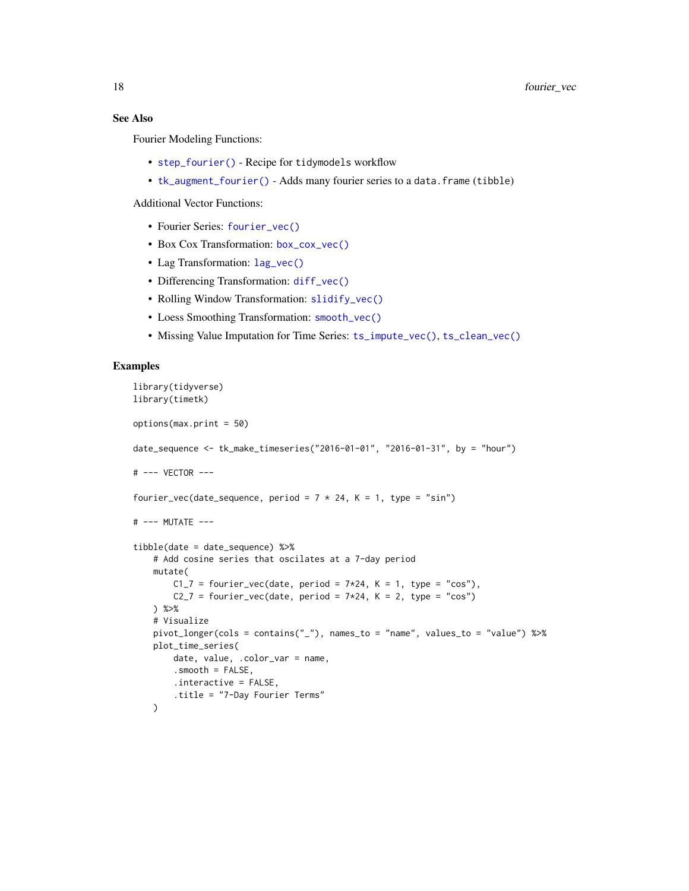## See Also

Fourier Modeling Functions:

- `step_fourier()` - Recipe for `tidymodels` workflow
- `tk_augment_fourier()` - Adds many fourier series to a `data.frame` (`tibble`)

Additional Vector Functions:

- Fourier Series: `fourier_vec()`
- Box Cox Transformation: `box_cox_vec()`
- Lag Transformation: `lag_vec()`
- Differencing Transformation: `diff_vec()`
- Rolling Window Transformation: `slidify_vec()`
- Loess Smoothing Transformation: `smooth_vec()`
- Missing Value Imputation for Time Series: `ts_impute_vec()`, `ts_clean_vec()`

## Examples

```
library(tidyverse)
library(timetk)

options(max.print = 50)

date_sequence <- tk_make_timeseries("2016-01-01", "2016-01-31", by = "hour")

# --- VECTOR ---

fourier_vec(date_sequence, period = 7 * 24, K = 1, type = "sin")

# --- MUTATE ---

tibble(date = date_sequence) %>%
    # Add cosine series that oscilates at a 7-day period
    mutate(
        C1_7 = fourier_vec(date, period = 7*24, K = 1, type = "cos"),
        C2_7 = fourier_vec(date, period = 7*24, K = 2, type = "cos")
    ) %>%
    # Visualize
    pivot_longer(cols = contains("_"), names_to = "name", values_to = "value") %>%
    plot_time_series(
        date, value, .color_var = name,
        .smooth = FALSE,
        .interactive = FALSE,
        .title = "7-Day Fourier Terms"
    )
```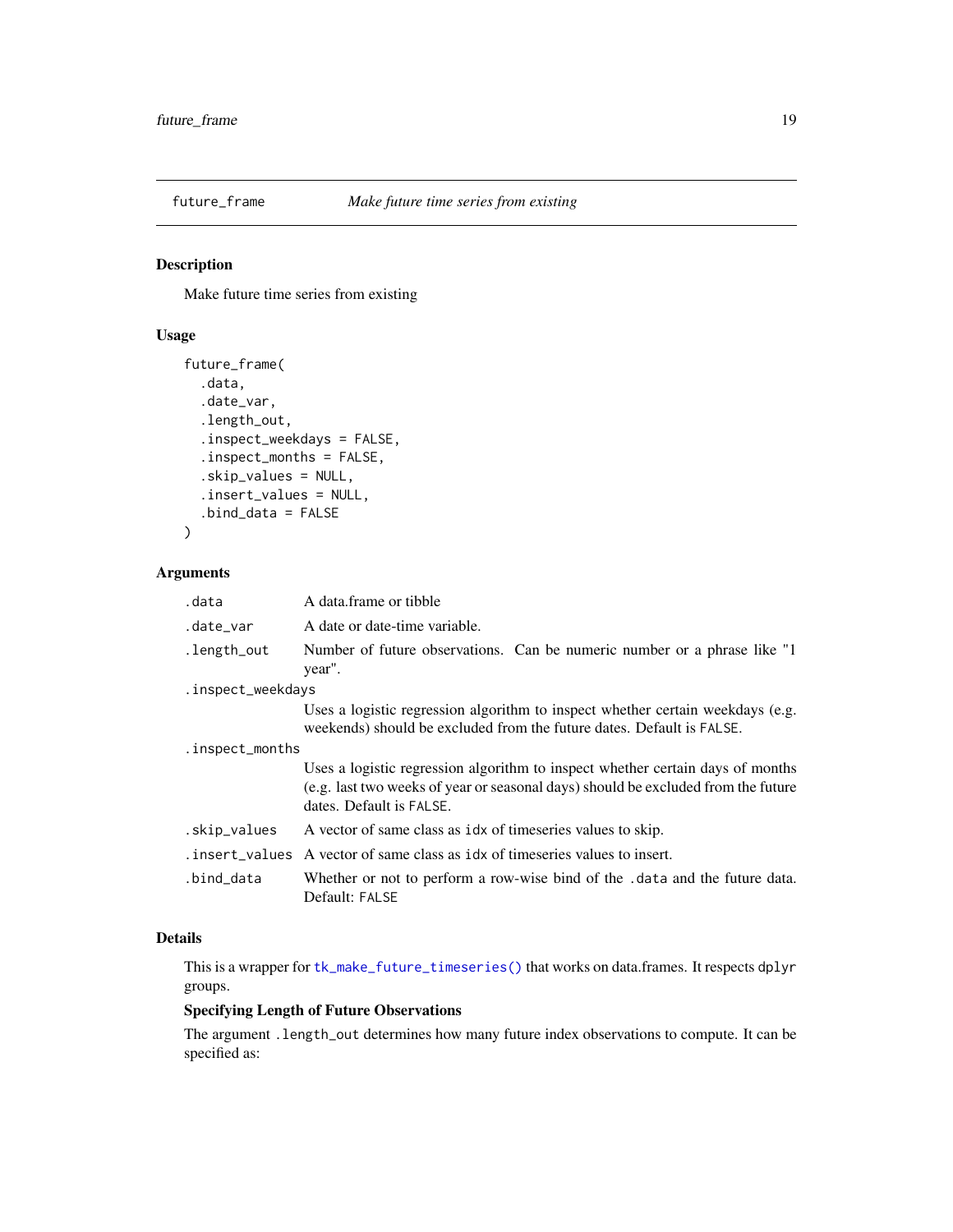## future_frame — *Make future time series from existing*

### Description

Make future time series from existing

### Usage

```
future_frame(
  .data,
  .date_var,
  .length_out,
  .inspect_weekdays = FALSE,
  .inspect_months = FALSE,
  .skip_values = NULL,
  .insert_values = NULL,
  .bind_data = FALSE
)
```

### Arguments

| | |
|---|---|
| `.data` | A data.frame or tibble |
| `.date_var` | A date or date-time variable. |
| `.length_out` | Number of future observations. Can be numeric number or a phrase like "1 year". |
| `.inspect_weekdays` | Uses a logistic regression algorithm to inspect whether certain weekdays (e.g. weekends) should be excluded from the future dates. Default is `FALSE`. |
| `.inspect_months` | Uses a logistic regression algorithm to inspect whether certain days of months (e.g. last two weeks of year or seasonal days) should be excluded from the future dates. Default is `FALSE`. |
| `.skip_values` | A vector of same class as `idx` of timeseries values to skip. |
| `.insert_values` | A vector of same class as `idx` of timeseries values to insert. |
| `.bind_data` | Whether or not to perform a row-wise bind of the `.data` and the future data. Default: `FALSE` |

### Details

This is a wrapper for `tk_make_future_timeseries()` that works on data.frames. It respects `dplyr` groups.

**Specifying Length of Future Observations**

The argument `.length_out` determines how many future index observations to compute. It can be specified as: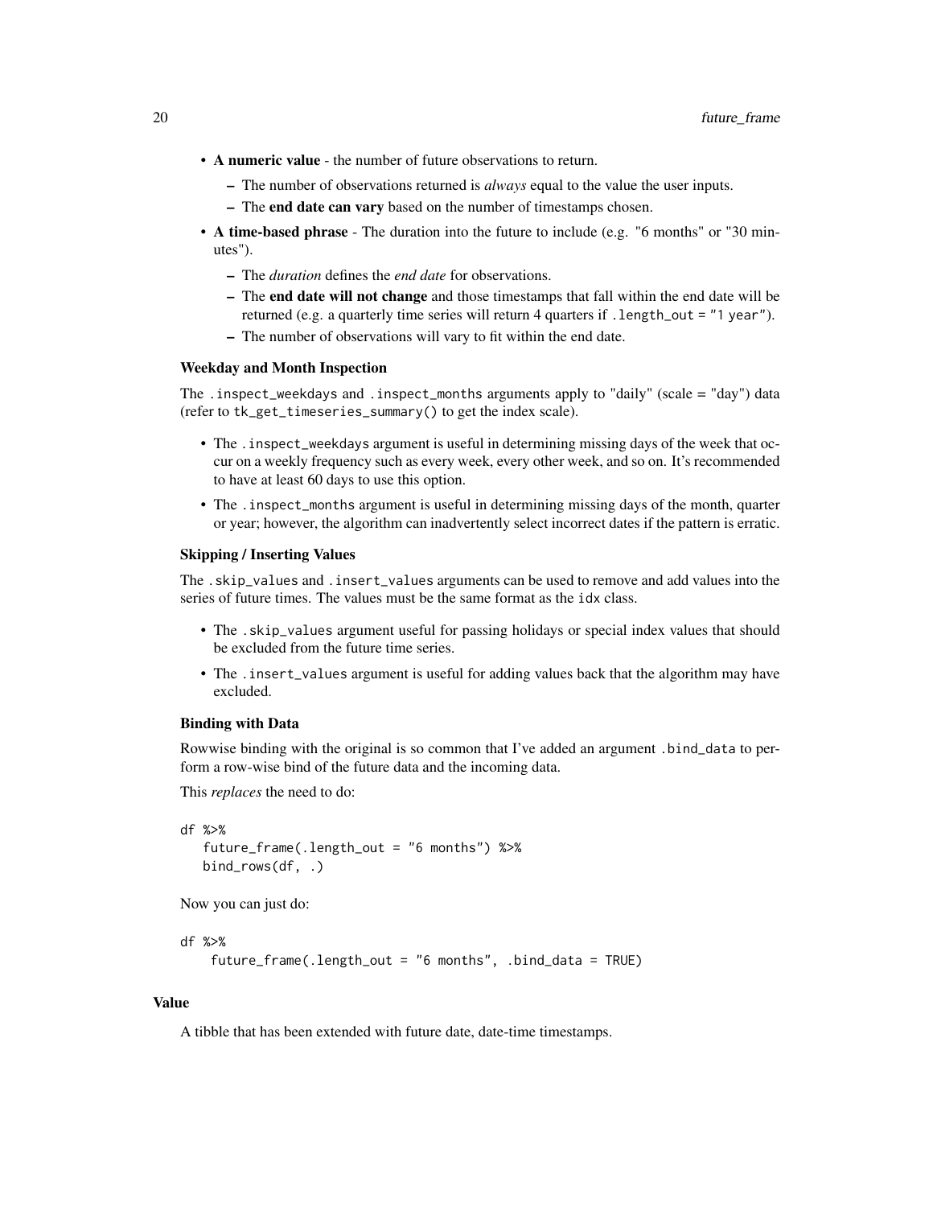- **A numeric value** - the number of future observations to return.
  - The number of observations returned is *always* equal to the value the user inputs.
  - The **end date can vary** based on the number of timestamps chosen.
- **A time-based phrase** - The duration into the future to include (e.g. "6 months" or "30 minutes").
  - The *duration* defines the *end date* for observations.
  - The **end date will not change** and those timestamps that fall within the end date will be returned (e.g. a quarterly time series will return 4 quarters if `.length_out = "1 year"`).
  - The number of observations will vary to fit within the end date.

### Weekday and Month Inspection

The `.inspect_weekdays` and `.inspect_months` arguments apply to "daily" (scale = "day") data (refer to `tk_get_timeseries_summary()` to get the index scale).

- The `.inspect_weekdays` argument is useful in determining missing days of the week that occur on a weekly frequency such as every week, every other week, and so on. It's recommended to have at least 60 days to use this option.
- The `.inspect_months` argument is useful in determining missing days of the month, quarter or year; however, the algorithm can inadvertently select incorrect dates if the pattern is erratic.

### Skipping / Inserting Values

The `.skip_values` and `.insert_values` arguments can be used to remove and add values into the series of future times. The values must be the same format as the `idx` class.

- The `.skip_values` argument useful for passing holidays or special index values that should be excluded from the future time series.
- The `.insert_values` argument is useful for adding values back that the algorithm may have excluded.

### Binding with Data

Rowwise binding with the original is so common that I've added an argument `.bind_data` to perform a row-wise bind of the future data and the incoming data.

This *replaces* the need to do:

```
df %>%
   future_frame(.length_out = "6 months") %>%
   bind_rows(df, .)
```

Now you can just do:

```
df %>%
    future_frame(.length_out = "6 months", .bind_data = TRUE)
```

## Value

A tibble that has been extended with future date, date-time timestamps.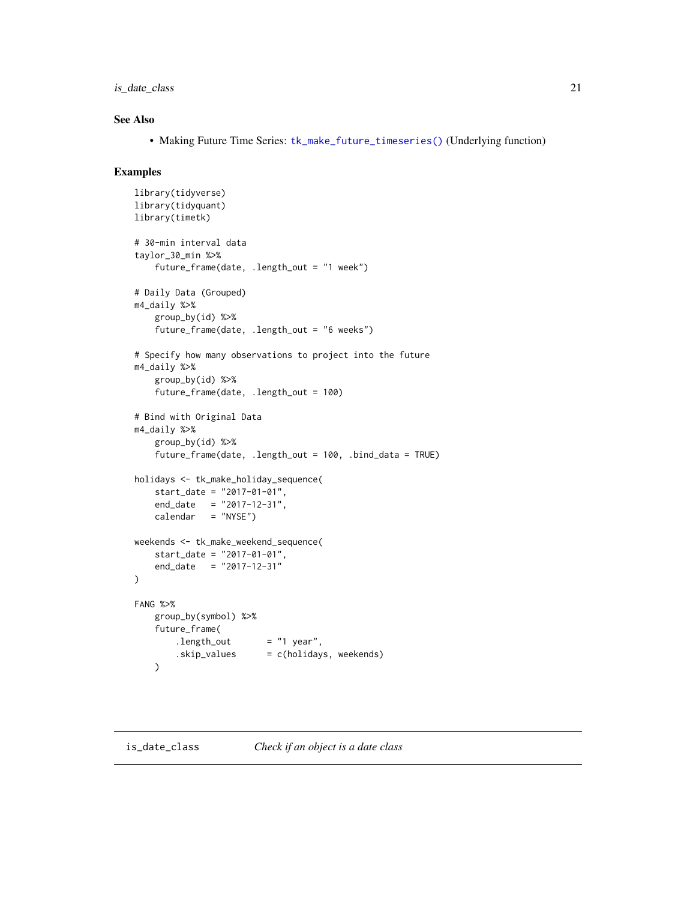## See Also

- Making Future Time Series: `tk_make_future_timeseries()` (Underlying function)

## Examples

```
library(tidyverse)
library(tidyquant)
library(timetk)

# 30-min interval data
taylor_30_min %>%
    future_frame(date, .length_out = "1 week")

# Daily Data (Grouped)
m4_daily %>%
    group_by(id) %>%
    future_frame(date, .length_out = "6 weeks")

# Specify how many observations to project into the future
m4_daily %>%
    group_by(id) %>%
    future_frame(date, .length_out = 100)

# Bind with Original Data
m4_daily %>%
    group_by(id) %>%
    future_frame(date, .length_out = 100, .bind_data = TRUE)

holidays <- tk_make_holiday_sequence(
    start_date = "2017-01-01",
    end_date   = "2017-12-31",
    calendar   = "NYSE")

weekends <- tk_make_weekend_sequence(
    start_date = "2017-01-01",
    end_date   = "2017-12-31"
)

FANG %>%
    group_by(symbol) %>%
    future_frame(
        .length_out       = "1 year",
        .skip_values      = c(holidays, weekends)
    )
```

---

# is_date_class    *Check if an object is a date class*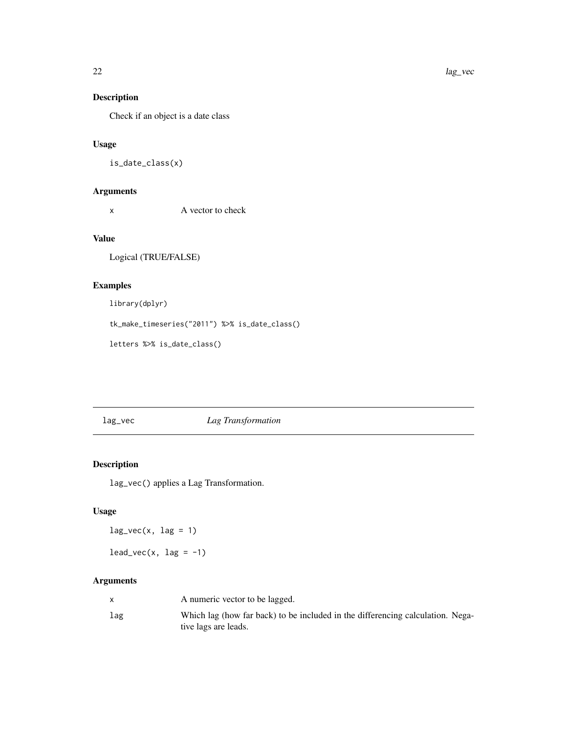## Description

Check if an object is a date class

## Usage

```
is_date_class(x)
```

## Arguments

| | |
|---|---|
| x | A vector to check |

## Value

Logical (TRUE/FALSE)

## Examples

```
library(dplyr)

tk_make_timeseries("2011") %>% is_date_class()

letters %>% is_date_class()
```

---

# lag_vec *Lag Transformation*

---

## Description

lag_vec() applies a Lag Transformation.

## Usage

```
lag_vec(x, lag = 1)

lead_vec(x, lag = -1)
```

## Arguments

| | |
|---|---|
| x | A numeric vector to be lagged. |
| lag | Which lag (how far back) to be included in the differencing calculation. Negative lags are leads. |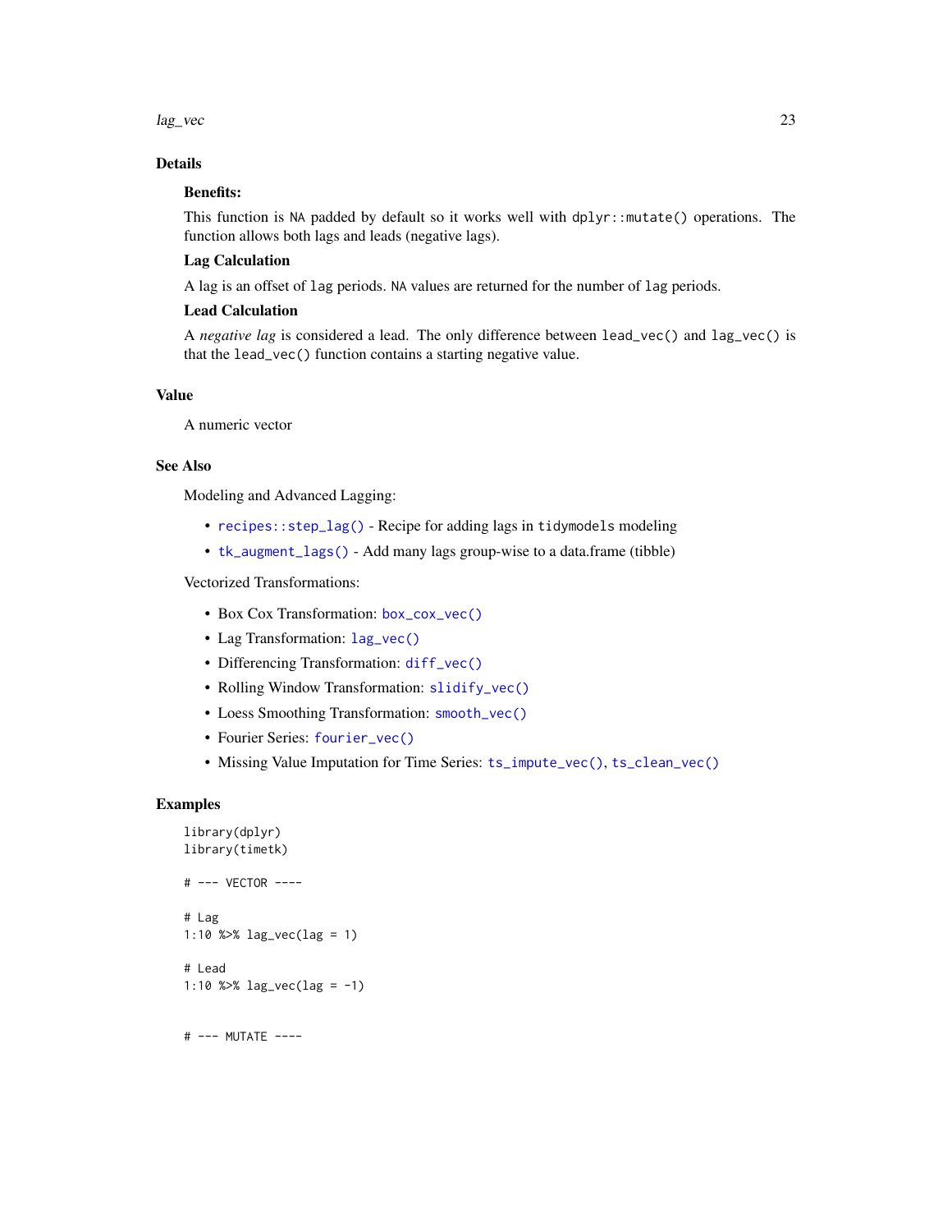## Details

**Benefits:**

This function is `NA` padded by default so it works well with `dplyr::mutate()` operations. The function allows both lags and leads (negative lags).

**Lag Calculation**

A lag is an offset of `lag` periods. `NA` values are returned for the number of `lag` periods.

**Lead Calculation**

A *negative lag* is considered a lead. The only difference between `lead_vec()` and `lag_vec()` is that the `lead_vec()` function contains a starting negative value.

## Value

A numeric vector

## See Also

Modeling and Advanced Lagging:

- `recipes::step_lag()` - Recipe for adding lags in `tidymodels` modeling
- `tk_augment_lags()` - Add many lags group-wise to a data.frame (tibble)

Vectorized Transformations:

- Box Cox Transformation: `box_cox_vec()`
- Lag Transformation: `lag_vec()`
- Differencing Transformation: `diff_vec()`
- Rolling Window Transformation: `slidify_vec()`
- Loess Smoothing Transformation: `smooth_vec()`
- Fourier Series: `fourier_vec()`
- Missing Value Imputation for Time Series: `ts_impute_vec()`, `ts_clean_vec()`

## Examples

```
library(dplyr)
library(timetk)

# --- VECTOR ----

# Lag
1:10 %>% lag_vec(lag = 1)

# Lead
1:10 %>% lag_vec(lag = -1)


# --- MUTATE ----
```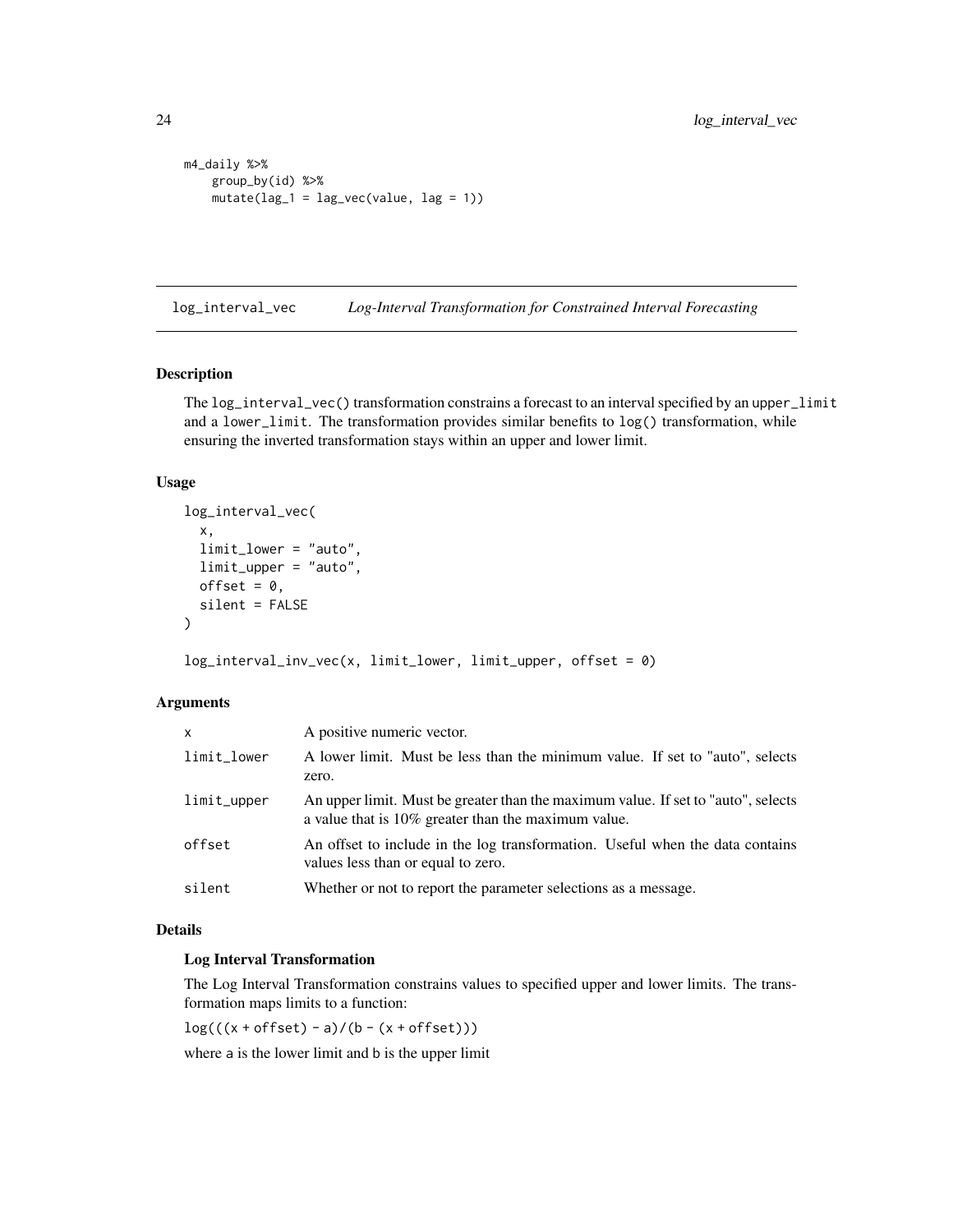```
m4_daily %>%
    group_by(id) %>%
    mutate(lag_1 = lag_vec(value, lag = 1))
```

## log_interval_vec *Log-Interval Transformation for Constrained Interval Forecasting*

### Description

The `log_interval_vec()` transformation constrains a forecast to an interval specified by an `upper_limit` and a `lower_limit`. The transformation provides similar benefits to `log()` transformation, while ensuring the inverted transformation stays within an upper and lower limit.

### Usage

```
log_interval_vec(
  x,
  limit_lower = "auto",
  limit_upper = "auto",
  offset = 0,
  silent = FALSE
)

log_interval_inv_vec(x, limit_lower, limit_upper, offset = 0)
```

### Arguments

| | |
|---|---|
| x | A positive numeric vector. |
| limit_lower | A lower limit. Must be less than the minimum value. If set to "auto", selects zero. |
| limit_upper | An upper limit. Must be greater than the maximum value. If set to "auto", selects a value that is 10% greater than the maximum value. |
| offset | An offset to include in the log transformation. Useful when the data contains values less than or equal to zero. |
| silent | Whether or not to report the parameter selections as a message. |

### Details

**Log Interval Transformation**

The Log Interval Transformation constrains values to specified upper and lower limits. The transformation maps limits to a function:

`log(((x + offset) - a)/(b - (x + offset)))`

where `a` is the lower limit and `b` is the upper limit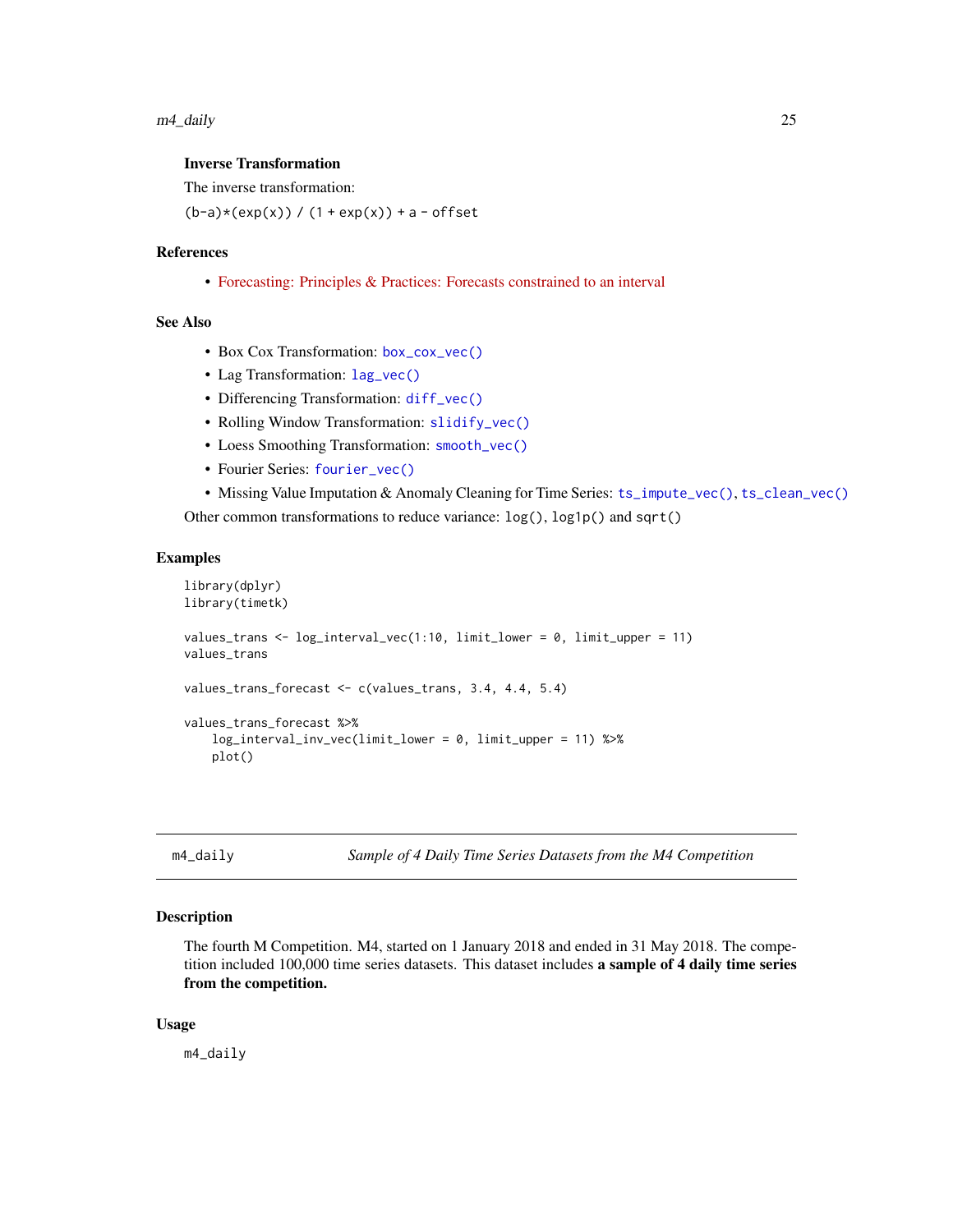### Inverse Transformation

The inverse transformation:

`(b-a)*(exp(x)) / (1 + exp(x)) + a - offset`

## References

- Forecasting: Principles & Practices: Forecasts constrained to an interval

## See Also

- Box Cox Transformation: `box_cox_vec()`
- Lag Transformation: `lag_vec()`
- Differencing Transformation: `diff_vec()`
- Rolling Window Transformation: `slidify_vec()`
- Loess Smoothing Transformation: `smooth_vec()`
- Fourier Series: `fourier_vec()`
- Missing Value Imputation & Anomaly Cleaning for Time Series: `ts_impute_vec()`, `ts_clean_vec()`

Other common transformations to reduce variance: `log()`, `log1p()` and `sqrt()`

## Examples

```
library(dplyr)
library(timetk)

values_trans <- log_interval_vec(1:10, limit_lower = 0, limit_upper = 11)
values_trans

values_trans_forecast <- c(values_trans, 3.4, 4.4, 5.4)

values_trans_forecast %>%
    log_interval_inv_vec(limit_lower = 0, limit_upper = 11) %>%
    plot()
```

---

# m4_daily — *Sample of 4 Daily Time Series Datasets from the M4 Competition*

## Description

The fourth M Competition. M4, started on 1 January 2018 and ended in 31 May 2018. The competition included 100,000 time series datasets. This dataset includes **a sample of 4 daily time series from the competition.**

## Usage

```
m4_daily
```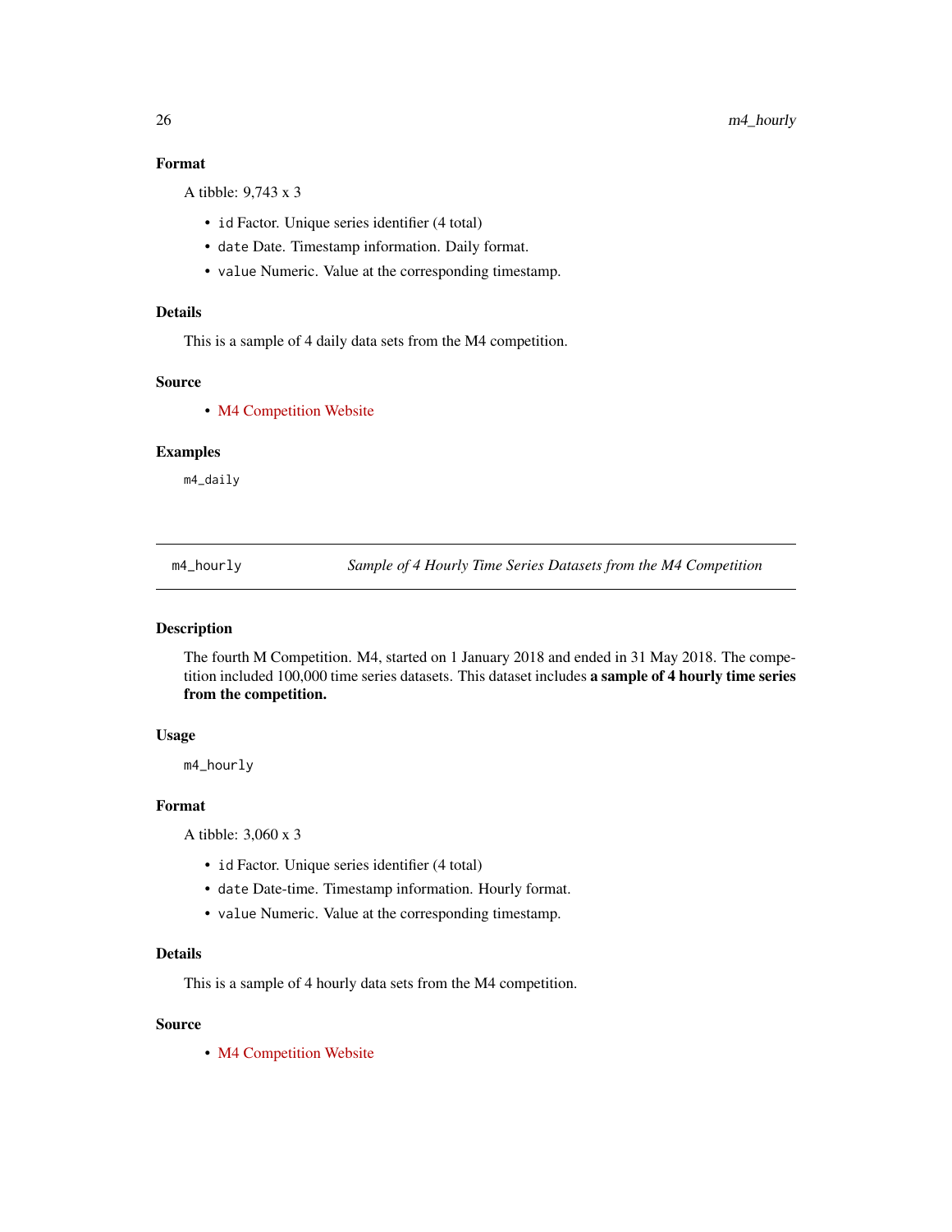### Format

A tibble: 9,743 x 3

- `id` Factor. Unique series identifier (4 total)
- `date` Date. Timestamp information. Daily format.
- `value` Numeric. Value at the corresponding timestamp.

### Details

This is a sample of 4 daily data sets from the M4 competition.

### Source

- M4 Competition Website

### Examples

```
m4_daily
```

---

## m4_hourly — *Sample of 4 Hourly Time Series Datasets from the M4 Competition*

### Description

The fourth M Competition. M4, started on 1 January 2018 and ended in 31 May 2018. The competition included 100,000 time series datasets. This dataset includes **a sample of 4 hourly time series from the competition.**

### Usage

```
m4_hourly
```

### Format

A tibble: 3,060 x 3

- `id` Factor. Unique series identifier (4 total)
- `date` Date-time. Timestamp information. Hourly format.
- `value` Numeric. Value at the corresponding timestamp.

### Details

This is a sample of 4 hourly data sets from the M4 competition.

### Source

- M4 Competition Website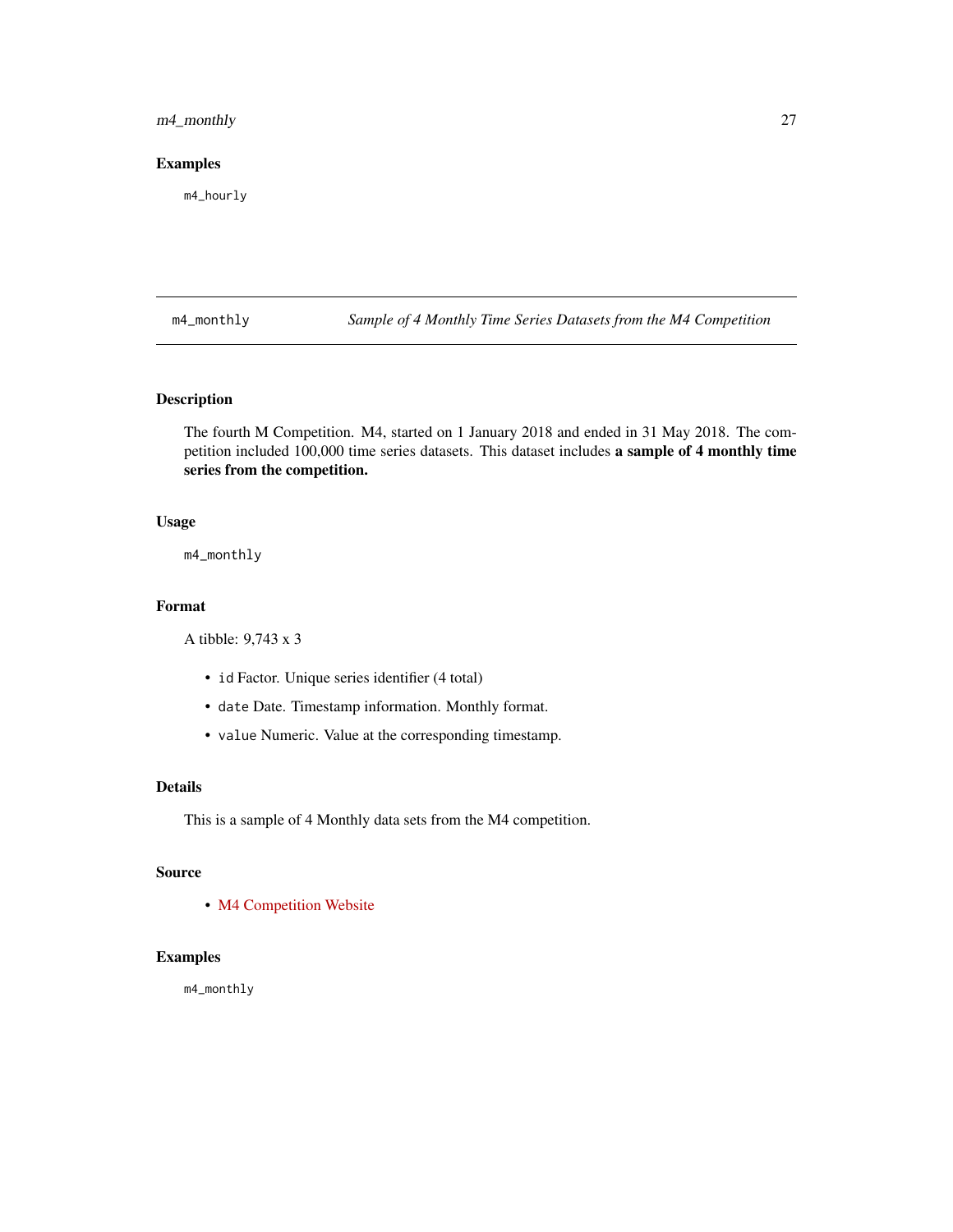## Examples

```
m4_hourly
```

---

# m4_monthly — *Sample of 4 Monthly Time Series Datasets from the M4 Competition*

## Description

The fourth M Competition. M4, started on 1 January 2018 and ended in 31 May 2018. The competition included 100,000 time series datasets. This dataset includes **a sample of 4 monthly time series from the competition.**

## Usage

```
m4_monthly
```

## Format

A tibble: 9,743 x 3

- `id` Factor. Unique series identifier (4 total)
- `date` Date. Timestamp information. Monthly format.
- `value` Numeric. Value at the corresponding timestamp.

## Details

This is a sample of 4 Monthly data sets from the M4 competition.

## Source

- M4 Competition Website

## Examples

```
m4_monthly
```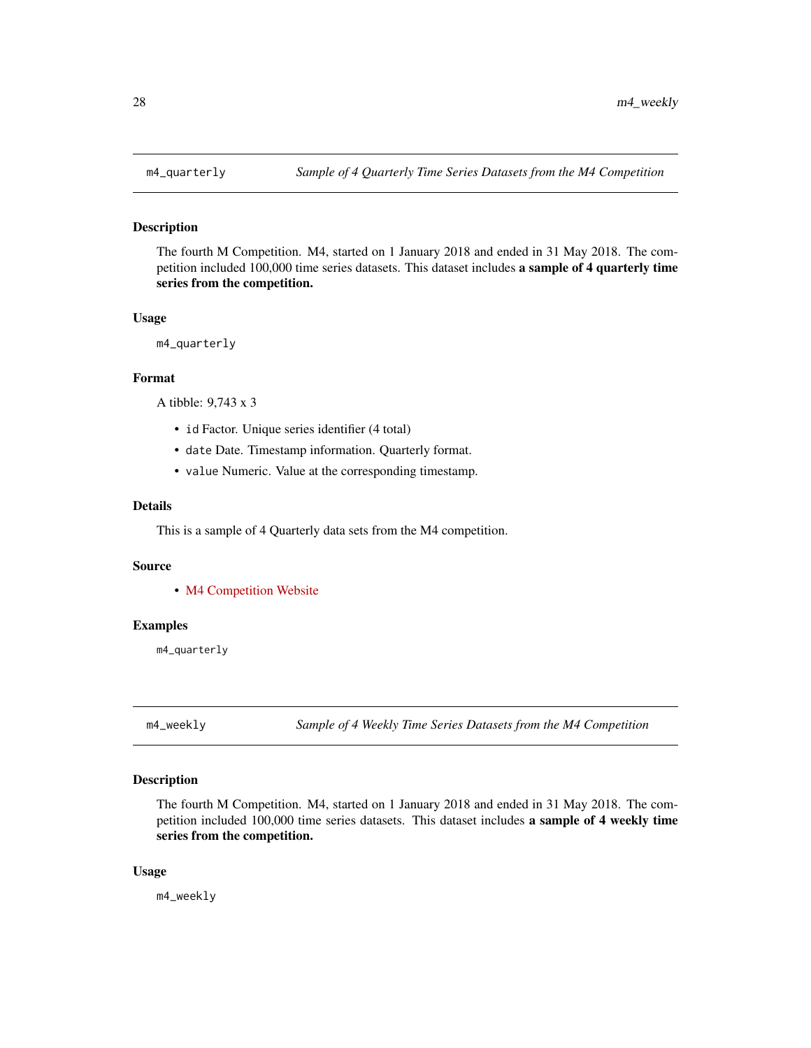## m4_quarterly — *Sample of 4 Quarterly Time Series Datasets from the M4 Competition*

### Description

The fourth M Competition. M4, started on 1 January 2018 and ended in 31 May 2018. The competition included 100,000 time series datasets. This dataset includes **a sample of 4 quarterly time series from the competition.**

### Usage

```
m4_quarterly
```

### Format

A tibble: 9,743 x 3

- `id` Factor. Unique series identifier (4 total)
- `date` Date. Timestamp information. Quarterly format.
- `value` Numeric. Value at the corresponding timestamp.

### Details

This is a sample of 4 Quarterly data sets from the M4 competition.

### Source

- M4 Competition Website

### Examples

```
m4_quarterly
```

## m4_weekly — *Sample of 4 Weekly Time Series Datasets from the M4 Competition*

### Description

The fourth M Competition. M4, started on 1 January 2018 and ended in 31 May 2018. The competition included 100,000 time series datasets. This dataset includes **a sample of 4 weekly time series from the competition.**

### Usage

```
m4_weekly
```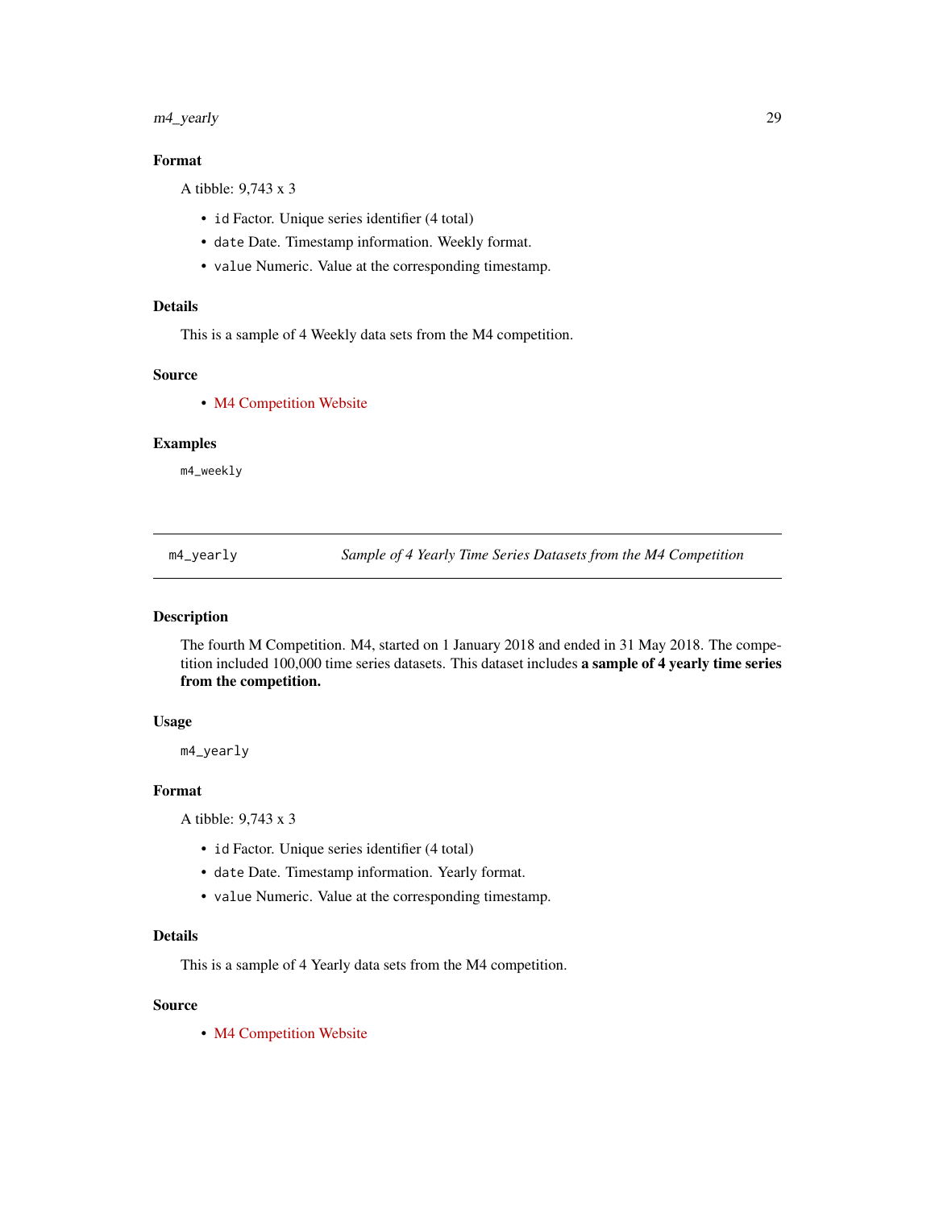## Format

A tibble: 9,743 x 3

- id Factor. Unique series identifier (4 total)
- date Date. Timestamp information. Weekly format.
- value Numeric. Value at the corresponding timestamp.

## Details

This is a sample of 4 Weekly data sets from the M4 competition.

## Source

- M4 Competition Website

## Examples

```
m4_weekly
```

---

# m4_yearly — *Sample of 4 Yearly Time Series Datasets from the M4 Competition*

## Description

The fourth M Competition. M4, started on 1 January 2018 and ended in 31 May 2018. The competition included 100,000 time series datasets. This dataset includes **a sample of 4 yearly time series from the competition.**

## Usage

```
m4_yearly
```

## Format

A tibble: 9,743 x 3

- id Factor. Unique series identifier (4 total)
- date Date. Timestamp information. Yearly format.
- value Numeric. Value at the corresponding timestamp.

## Details

This is a sample of 4 Yearly data sets from the M4 competition.

## Source

- M4 Competition Website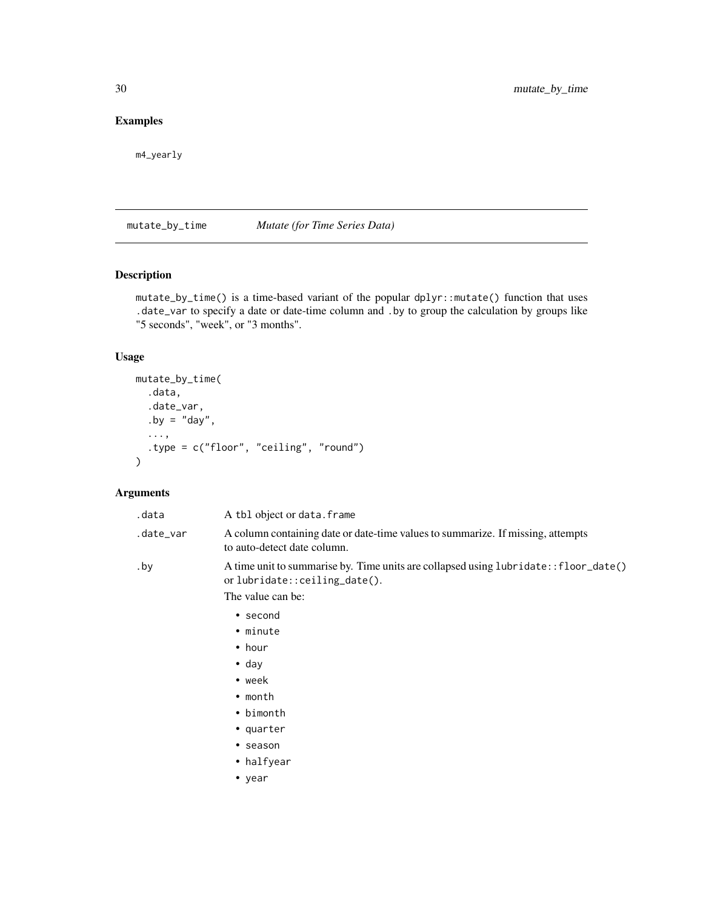## Examples

```
m4_yearly
```

---

# mutate_by_time — *Mutate (for Time Series Data)*

## Description

mutate_by_time() is a time-based variant of the popular dplyr::mutate() function that uses .date_var to specify a date or date-time column and .by to group the calculation by groups like "5 seconds", "week", or "3 months".

## Usage

```
mutate_by_time(
  .data,
  .date_var,
  .by = "day",
  ...,
  .type = c("floor", "ceiling", "round")
)
```

## Arguments

.data — A tbl object or data.frame

.date_var — A column containing date or date-time values to summarize. If missing, attempts to auto-detect date column.

.by — A time unit to summarise by. Time units are collapsed using lubridate::floor_date() or lubridate::ceiling_date().

The value can be:

- second
- minute
- hour
- day
- week
- month
- bimonth
- quarter
- season
- halfyear
- year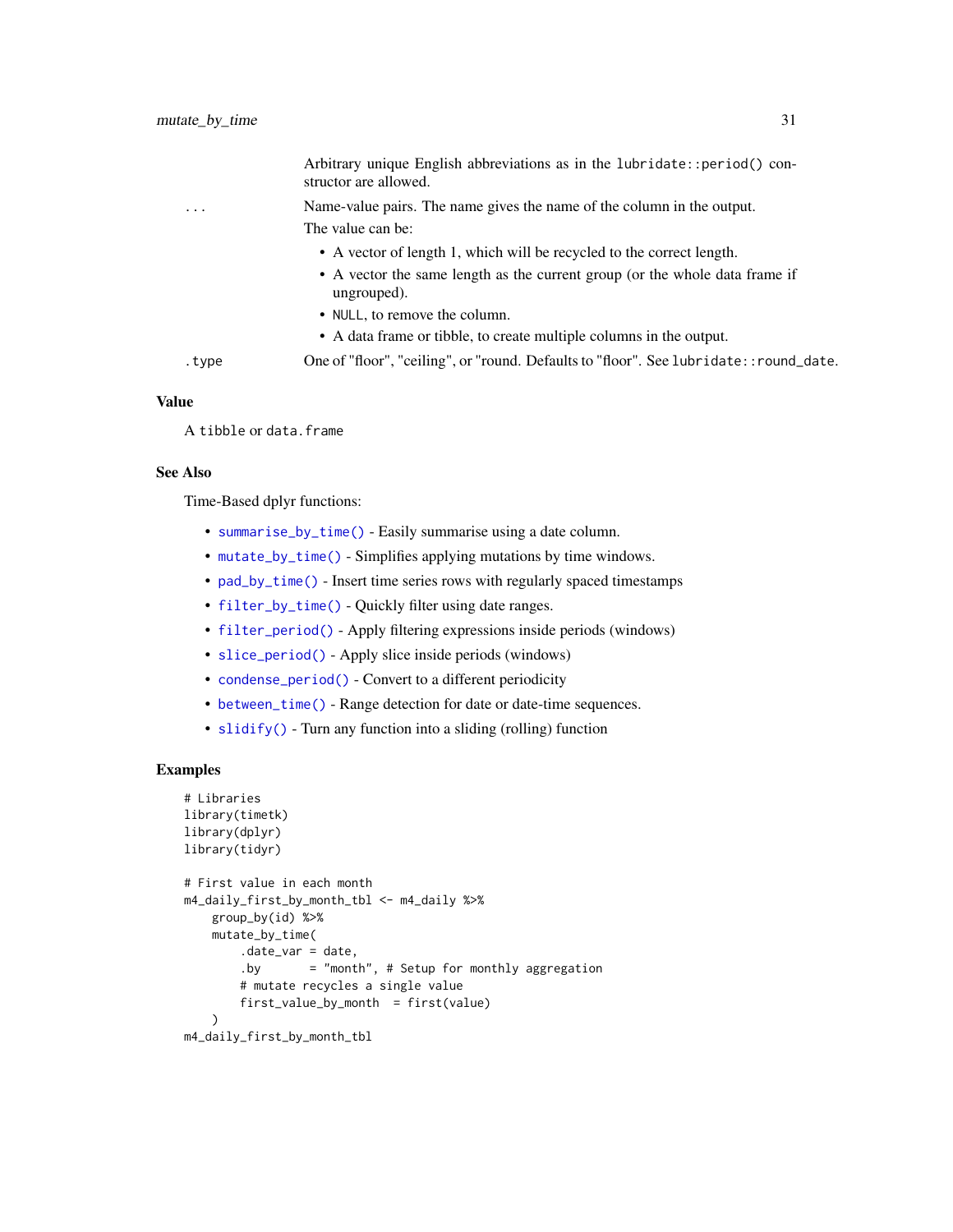Arbitrary unique English abbreviations as in the `lubridate::period()` constructor are allowed.

`...` Name-value pairs. The name gives the name of the column in the output.

The value can be:

- A vector of length 1, which will be recycled to the correct length.
- A vector the same length as the current group (or the whole data frame if ungrouped).
- `NULL`, to remove the column.
- A data frame or tibble, to create multiple columns in the output.

`.type` One of "floor", "ceiling", or "round. Defaults to "floor". See `lubridate::round_date`.

### Value

A `tibble` or `data.frame`

### See Also

Time-Based dplyr functions:

- `summarise_by_time()` - Easily summarise using a date column.
- `mutate_by_time()` - Simplifies applying mutations by time windows.
- `pad_by_time()` - Insert time series rows with regularly spaced timestamps
- `filter_by_time()` - Quickly filter using date ranges.
- `filter_period()` - Apply filtering expressions inside periods (windows)
- `slice_period()` - Apply slice inside periods (windows)
- `condense_period()` - Convert to a different periodicity
- `between_time()` - Range detection for date or date-time sequences.
- `slidify()` - Turn any function into a sliding (rolling) function

### Examples

```
# Libraries
library(timetk)
library(dplyr)
library(tidyr)

# First value in each month
m4_daily_first_by_month_tbl <- m4_daily %>%
    group_by(id) %>%
    mutate_by_time(
        .date_var = date,
        .by       = "month", # Setup for monthly aggregation
        # mutate recycles a single value
        first_value_by_month  = first(value)
    )
m4_daily_first_by_month_tbl
```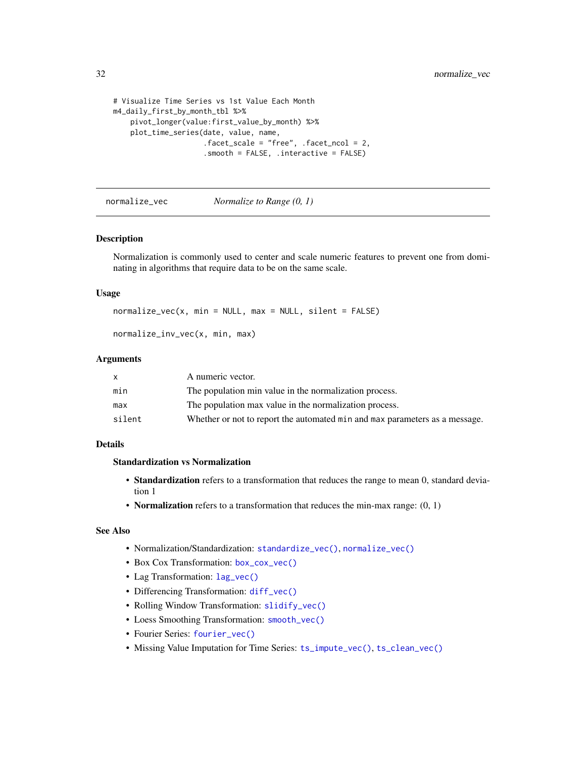```
# Visualize Time Series vs 1st Value Each Month
m4_daily_first_by_month_tbl %>%
    pivot_longer(value:first_value_by_month) %>%
    plot_time_series(date, value, name,
                     .facet_scale = "free", .facet_ncol = 2,
                     .smooth = FALSE, .interactive = FALSE)
```

## normalize_vec *Normalize to Range (0, 1)*

### Description

Normalization is commonly used to center and scale numeric features to prevent one from dominating in algorithms that require data to be on the same scale.

### Usage

```
normalize_vec(x, min = NULL, max = NULL, silent = FALSE)

normalize_inv_vec(x, min, max)
```

### Arguments

| | |
|---|---|
| x | A numeric vector. |
| min | The population min value in the normalization process. |
| max | The population max value in the normalization process. |
| silent | Whether or not to report the automated `min` and `max` parameters as a message. |

### Details

**Standardization vs Normalization**

- **Standardization** refers to a transformation that reduces the range to mean 0, standard deviation 1
- **Normalization** refers to a transformation that reduces the min-max range: (0, 1)

### See Also

- Normalization/Standardization: `standardize_vec()`, `normalize_vec()`
- Box Cox Transformation: `box_cox_vec()`
- Lag Transformation: `lag_vec()`
- Differencing Transformation: `diff_vec()`
- Rolling Window Transformation: `slidify_vec()`
- Loess Smoothing Transformation: `smooth_vec()`
- Fourier Series: `fourier_vec()`
- Missing Value Imputation for Time Series: `ts_impute_vec()`, `ts_clean_vec()`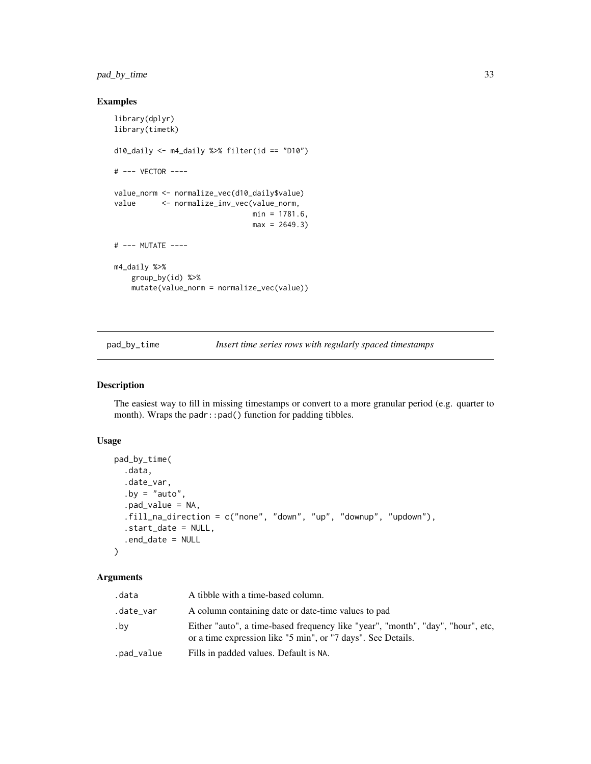## Examples

```
library(dplyr)
library(timetk)

d10_daily <- m4_daily %>% filter(id == "D10")

# --- VECTOR ----

value_norm <- normalize_vec(d10_daily$value)
value      <- normalize_inv_vec(value_norm,
                                min = 1781.6,
                                max = 2649.3)

# --- MUTATE ----

m4_daily %>%
    group_by(id) %>%
    mutate(value_norm = normalize_vec(value))
```

---

## pad_by_time — *Insert time series rows with regularly spaced timestamps*

### Description

The easiest way to fill in missing timestamps or convert to a more granular period (e.g. quarter to month). Wraps the `padr::pad()` function for padding tibbles.

### Usage

```
pad_by_time(
  .data,
  .date_var,
  .by = "auto",
  .pad_value = NA,
  .fill_na_direction = c("none", "down", "up", "downup", "updown"),
  .start_date = NULL,
  .end_date = NULL
)
```

### Arguments

| | |
|---|---|
| `.data` | A tibble with a time-based column. |
| `.date_var` | A column containing date or date-time values to pad |
| `.by` | Either "auto", a time-based frequency like "year", "month", "day", "hour", etc, or a time expression like "5 min", or "7 days". See Details. |
| `.pad_value` | Fills in padded values. Default is `NA`. |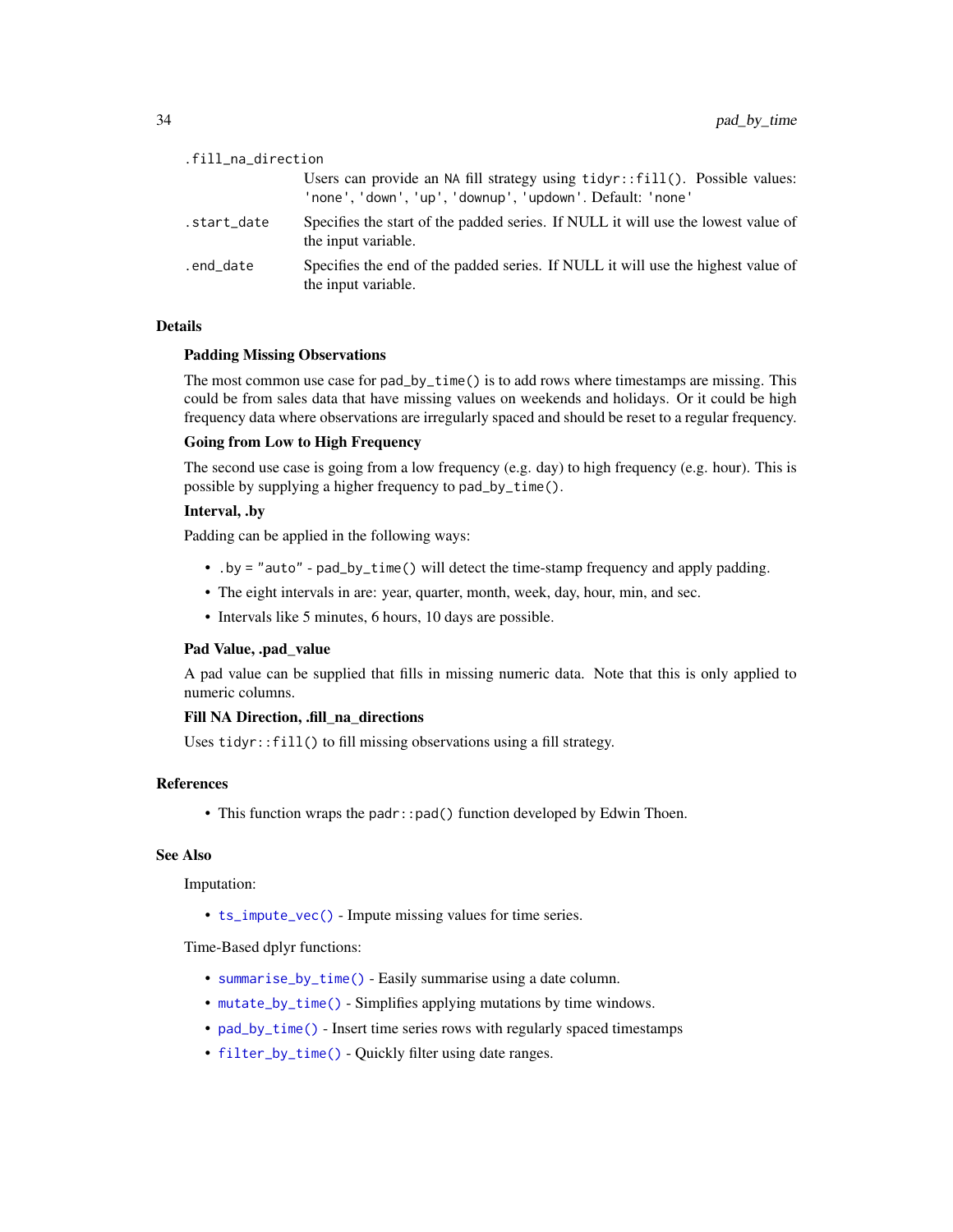`.fill_na_direction`
: Users can provide an `NA` fill strategy using `tidyr::fill()`. Possible values: `'none'`, `'down'`, `'up'`, `'downup'`, `'updown'`. Default: `'none'`

`.start_date`
: Specifies the start of the padded series. If NULL it will use the lowest value of the input variable.

`.end_date`
: Specifies the end of the padded series. If NULL it will use the highest value of the input variable.

## Details

### Padding Missing Observations

The most common use case for `pad_by_time()` is to add rows where timestamps are missing. This could be from sales data that have missing values on weekends and holidays. Or it could be high frequency data where observations are irregularly spaced and should be reset to a regular frequency.

### Going from Low to High Frequency

The second use case is going from a low frequency (e.g. day) to high frequency (e.g. hour). This is possible by supplying a higher frequency to `pad_by_time()`.

### Interval, .by

Padding can be applied in the following ways:

- `.by = "auto"` - `pad_by_time()` will detect the time-stamp frequency and apply padding.
- The eight intervals in are: year, quarter, month, week, day, hour, min, and sec.
- Intervals like 5 minutes, 6 hours, 10 days are possible.

### Pad Value, .pad_value

A pad value can be supplied that fills in missing numeric data. Note that this is only applied to numeric columns.

### Fill NA Direction, .fill_na_directions

Uses `tidyr::fill()` to fill missing observations using a fill strategy.

## References

- This function wraps the `padr::pad()` function developed by Edwin Thoen.

## See Also

Imputation:

- `ts_impute_vec()` - Impute missing values for time series.

Time-Based dplyr functions:

- `summarise_by_time()` - Easily summarise using a date column.
- `mutate_by_time()` - Simplifies applying mutations by time windows.
- `pad_by_time()` - Insert time series rows with regularly spaced timestamps
- `filter_by_time()` - Quickly filter using date ranges.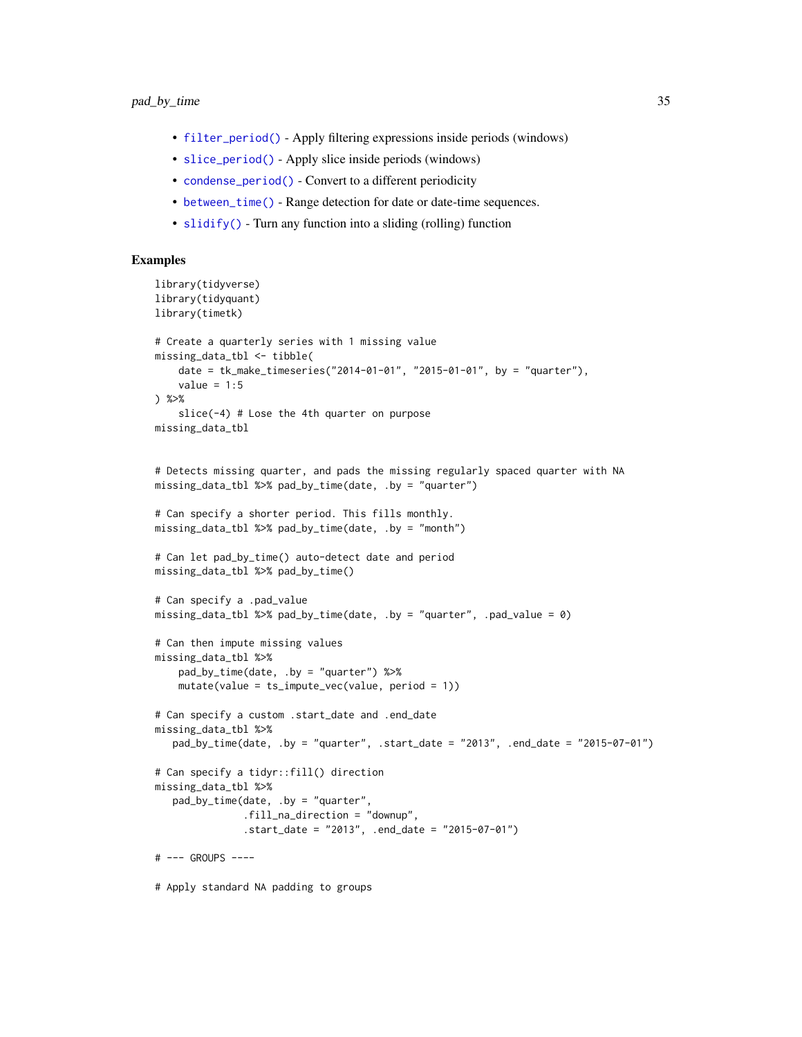- `filter_period()` - Apply filtering expressions inside periods (windows)
- `slice_period()` - Apply slice inside periods (windows)
- `condense_period()` - Convert to a different periodicity
- `between_time()` - Range detection for date or date-time sequences.
- `slidify()` - Turn any function into a sliding (rolling) function

### Examples

```
library(tidyverse)
library(tidyquant)
library(timetk)

# Create a quarterly series with 1 missing value
missing_data_tbl <- tibble(
    date = tk_make_timeseries("2014-01-01", "2015-01-01", by = "quarter"),
    value = 1:5
) %>%
    slice(-4) # Lose the 4th quarter on purpose
missing_data_tbl


# Detects missing quarter, and pads the missing regularly spaced quarter with NA
missing_data_tbl %>% pad_by_time(date, .by = "quarter")

# Can specify a shorter period. This fills monthly.
missing_data_tbl %>% pad_by_time(date, .by = "month")

# Can let pad_by_time() auto-detect date and period
missing_data_tbl %>% pad_by_time()

# Can specify a .pad_value
missing_data_tbl %>% pad_by_time(date, .by = "quarter", .pad_value = 0)

# Can then impute missing values
missing_data_tbl %>%
    pad_by_time(date, .by = "quarter") %>%
    mutate(value = ts_impute_vec(value, period = 1))

# Can specify a custom .start_date and .end_date
missing_data_tbl %>%
   pad_by_time(date, .by = "quarter", .start_date = "2013", .end_date = "2015-07-01")

# Can specify a tidyr::fill() direction
missing_data_tbl %>%
   pad_by_time(date, .by = "quarter",
               .fill_na_direction = "downup",
               .start_date = "2013", .end_date = "2015-07-01")

# --- GROUPS ----

# Apply standard NA padding to groups
```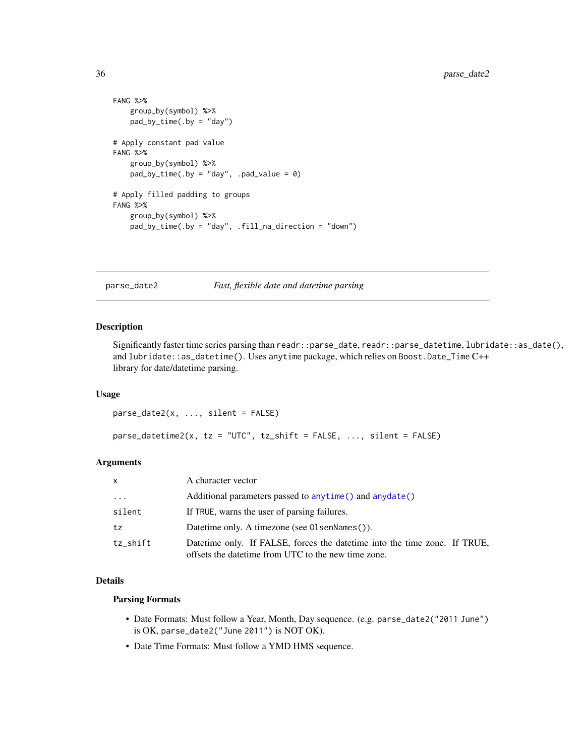```
FANG %>%
    group_by(symbol) %>%
    pad_by_time(.by = "day")

# Apply constant pad value
FANG %>%
    group_by(symbol) %>%
    pad_by_time(.by = "day", .pad_value = 0)

# Apply filled padding to groups
FANG %>%
    group_by(symbol) %>%
    pad_by_time(.by = "day", .fill_na_direction = "down")
```

---

## parse_date2 — *Fast, flexible date and datetime parsing*

---

### Description

Significantly faster time series parsing than `readr::parse_date`, `readr::parse_datetime`, `lubridate::as_date()`, and `lubridate::as_datetime()`. Uses `anytime` package, which relies on `Boost.Date_Time` C++ library for date/datetime parsing.

### Usage

```
parse_date2(x, ..., silent = FALSE)

parse_datetime2(x, tz = "UTC", tz_shift = FALSE, ..., silent = FALSE)
```

### Arguments

| | |
|---|---|
| `x` | A character vector |
| `...` | Additional parameters passed to `anytime()` and `anydate()` |
| `silent` | If `TRUE`, warns the user of parsing failures. |
| `tz` | Datetime only. A timezone (see `OlsenNames()`). |
| `tz_shift` | Datetime only. If FALSE, forces the datetime into the time zone. If TRUE, offsets the datetime from UTC to the new time zone. |

### Details

#### Parsing Formats

- Date Formats: Must follow a Year, Month, Day sequence. (e.g. `parse_date2("2011 June")` is OK, `parse_date2("June 2011")` is NOT OK).
- Date Time Formats: Must follow a YMD HMS sequence.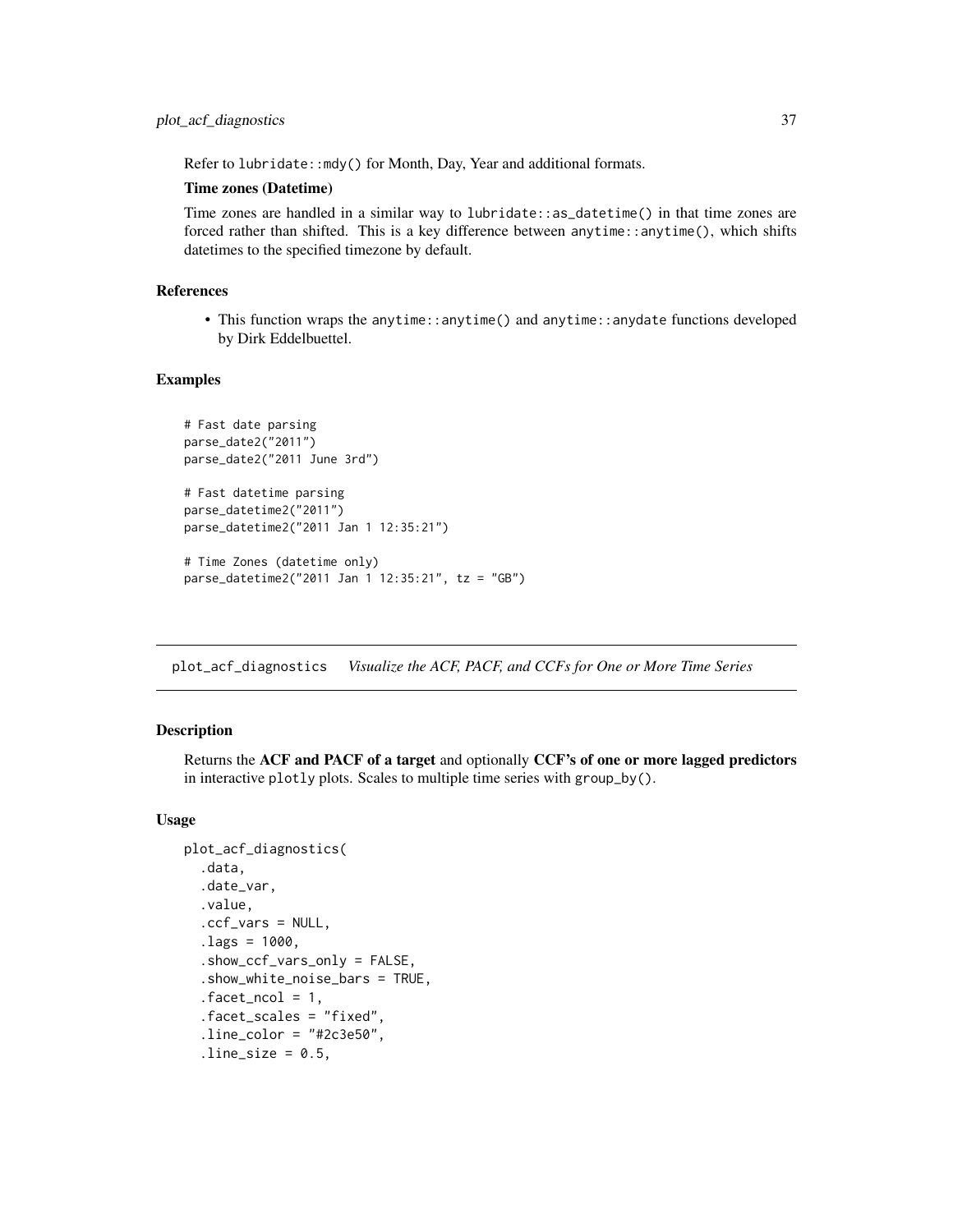Refer to `lubridate::mdy()` for Month, Day, Year and additional formats.

**Time zones (Datetime)**

Time zones are handled in a similar way to `lubridate::as_datetime()` in that time zones are forced rather than shifted. This is a key difference between `anytime::anytime()`, which shifts datetimes to the specified timezone by default.

### References

- This function wraps the `anytime::anytime()` and `anytime::anydate` functions developed by Dirk Eddelbuettel.

### Examples

```
# Fast date parsing
parse_date2("2011")
parse_date2("2011 June 3rd")

# Fast datetime parsing
parse_datetime2("2011")
parse_datetime2("2011 Jan 1 12:35:21")

# Time Zones (datetime only)
parse_datetime2("2011 Jan 1 12:35:21", tz = "GB")
```

---

## plot_acf_diagnostics    *Visualize the ACF, PACF, and CCFs for One or More Time Series*

---

### Description

Returns the **ACF and PACF of a target** and optionally **CCF's of one or more lagged predictors** in interactive `plotly` plots. Scales to multiple time series with `group_by()`.

### Usage

```
plot_acf_diagnostics(
  .data,
  .date_var,
  .value,
  .ccf_vars = NULL,
  .lags = 1000,
  .show_ccf_vars_only = FALSE,
  .show_white_noise_bars = TRUE,
  .facet_ncol = 1,
  .facet_scales = "fixed",
  .line_color = "#2c3e50",
  .line_size = 0.5,
```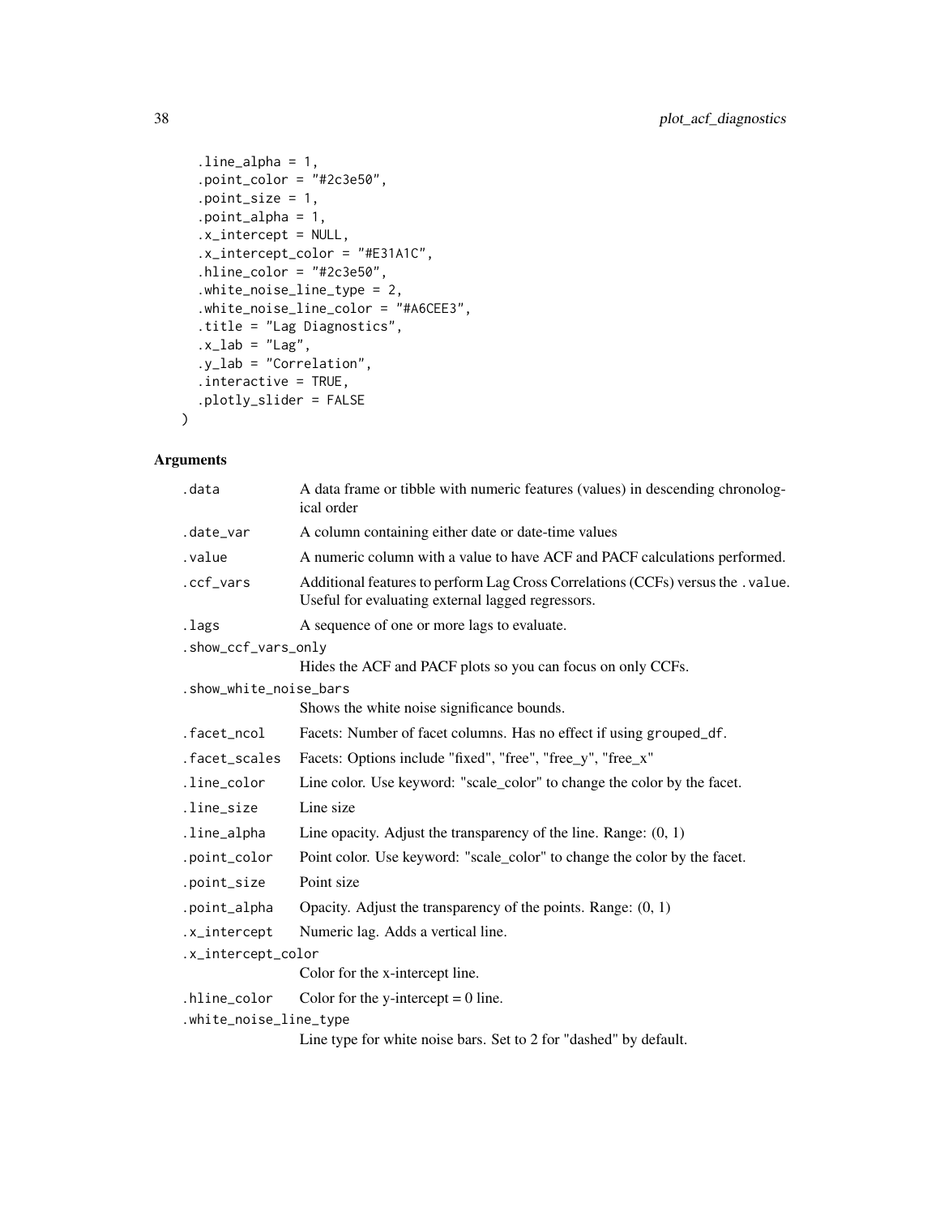```
  .line_alpha = 1,
  .point_color = "#2c3e50",
  .point_size = 1,
  .point_alpha = 1,
  .x_intercept = NULL,
  .x_intercept_color = "#E31A1C",
  .hline_color = "#2c3e50",
  .white_noise_line_type = 2,
  .white_noise_line_color = "#A6CEE3",
  .title = "Lag Diagnostics",
  .x_lab = "Lag",
  .y_lab = "Correlation",
  .interactive = TRUE,
  .plotly_slider = FALSE
)
```

### Arguments

| Argument | Description |
|---|---|
| `.data` | A data frame or tibble with numeric features (values) in descending chronological order |
| `.date_var` | A column containing either date or date-time values |
| `.value` | A numeric column with a value to have ACF and PACF calculations performed. |
| `.ccf_vars` | Additional features to perform Lag Cross Correlations (CCFs) versus the `.value`. Useful for evaluating external lagged regressors. |
| `.lags` | A sequence of one or more lags to evaluate. |
| `.show_ccf_vars_only` | Hides the ACF and PACF plots so you can focus on only CCFs. |
| `.show_white_noise_bars` | Shows the white noise significance bounds. |
| `.facet_ncol` | Facets: Number of facet columns. Has no effect if using `grouped_df`. |
| `.facet_scales` | Facets: Options include "fixed", "free", "free_y", "free_x" |
| `.line_color` | Line color. Use keyword: "scale_color" to change the color by the facet. |
| `.line_size` | Line size |
| `.line_alpha` | Line opacity. Adjust the transparency of the line. Range: (0, 1) |
| `.point_color` | Point color. Use keyword: "scale_color" to change the color by the facet. |
| `.point_size` | Point size |
| `.point_alpha` | Opacity. Adjust the transparency of the points. Range: (0, 1) |
| `.x_intercept` | Numeric lag. Adds a vertical line. |
| `.x_intercept_color` | Color for the x-intercept line. |
| `.hline_color` | Color for the y-intercept = 0 line. |
| `.white_noise_line_type` | Line type for white noise bars. Set to 2 for "dashed" by default. |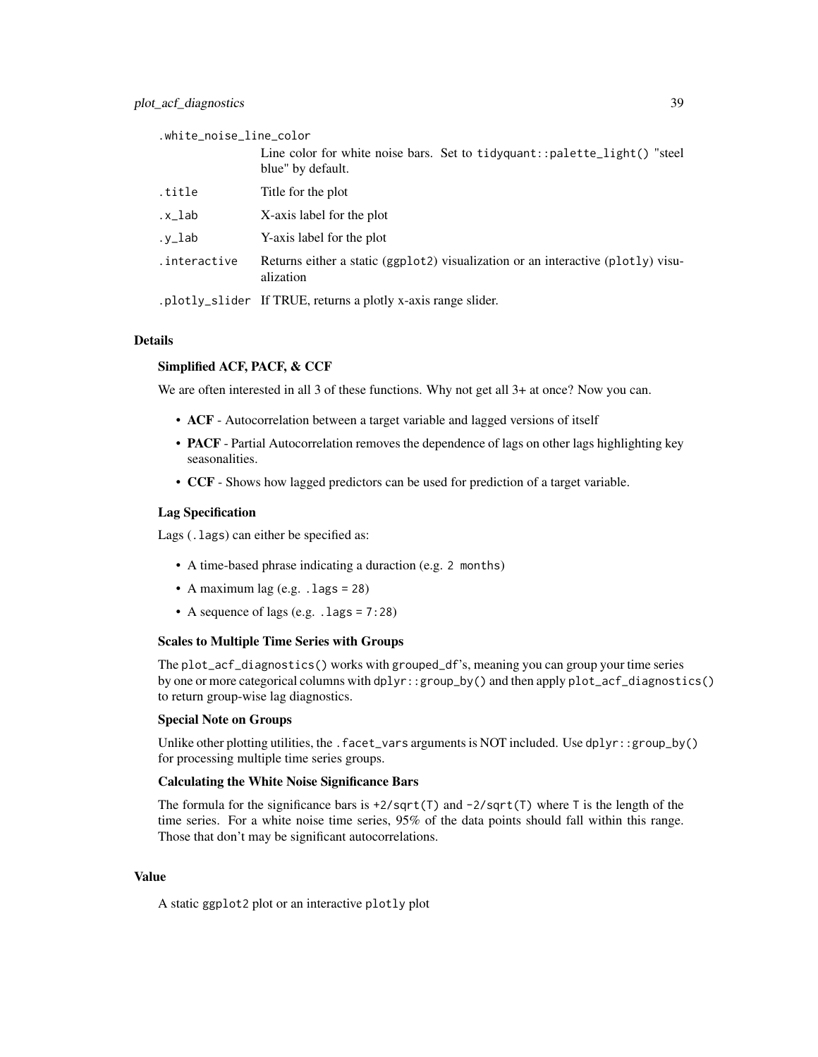`.white_noise_line_color`
: Line color for white noise bars. Set to `tidyquant::palette_light()` "steel blue" by default.

`.title`
: Title for the plot

`.x_lab`
: X-axis label for the plot

`.y_lab`
: Y-axis label for the plot

`.interactive`
: Returns either a static (`ggplot2`) visualization or an interactive (`plotly`) visualization

`.plotly_slider`
: If TRUE, returns a plotly x-axis range slider.

## Details

### Simplified ACF, PACF, & CCF

We are often interested in all 3 of these functions. Why not get all 3+ at once? Now you can.

- **ACF** - Autocorrelation between a target variable and lagged versions of itself
- **PACF** - Partial Autocorrelation removes the dependence of lags on other lags highlighting key seasonalities.
- **CCF** - Shows how lagged predictors can be used for prediction of a target variable.

### Lag Specification

Lags (`.lags`) can either be specified as:

- A time-based phrase indicating a duraction (e.g. `2 months`)
- A maximum lag (e.g. `.lags = 28`)
- A sequence of lags (e.g. `.lags = 7:28`)

### Scales to Multiple Time Series with Groups

The `plot_acf_diagnostics()` works with `grouped_df`'s, meaning you can group your time series by one or more categorical columns with `dplyr::group_by()` and then apply `plot_acf_diagnostics()` to return group-wise lag diagnostics.

### Special Note on Groups

Unlike other plotting utilities, the `.facet_vars` arguments is NOT included. Use `dplyr::group_by()` for processing multiple time series groups.

### Calculating the White Noise Significance Bars

The formula for the significance bars is `+2/sqrt(T)` and `-2/sqrt(T)` where `T` is the length of the time series. For a white noise time series, 95% of the data points should fall within this range. Those that don't may be significant autocorrelations.

## Value

A static `ggplot2` plot or an interactive `plotly` plot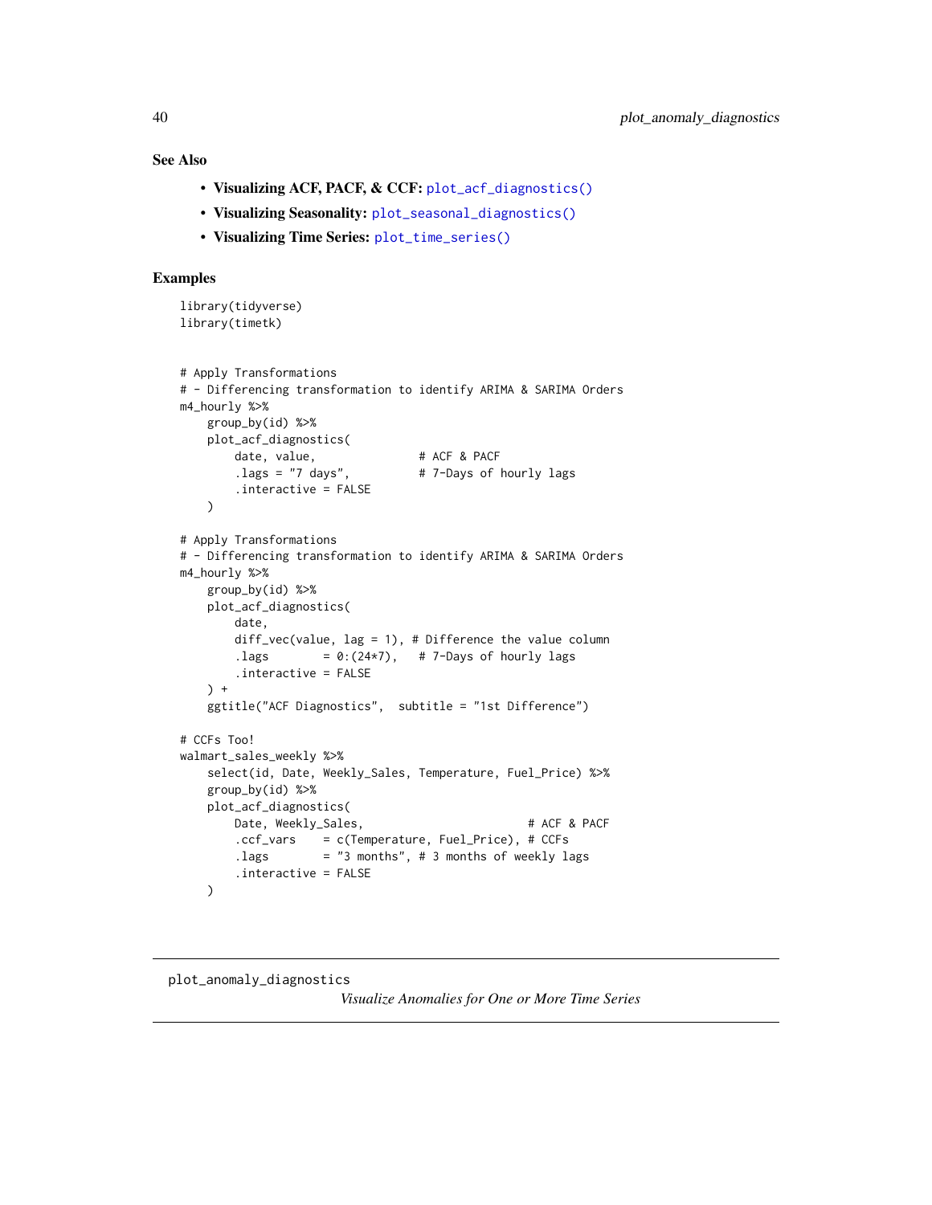## See Also

- **Visualizing ACF, PACF, & CCF:** `plot_acf_diagnostics()`
- **Visualizing Seasonality:** `plot_seasonal_diagnostics()`
- **Visualizing Time Series:** `plot_time_series()`

## Examples

```
library(tidyverse)
library(timetk)


# Apply Transformations
# - Differencing transformation to identify ARIMA & SARIMA Orders
m4_hourly %>%
    group_by(id) %>%
    plot_acf_diagnostics(
        date, value,               # ACF & PACF
        .lags = "7 days",          # 7-Days of hourly lags
        .interactive = FALSE
    )

# Apply Transformations
# - Differencing transformation to identify ARIMA & SARIMA Orders
m4_hourly %>%
    group_by(id) %>%
    plot_acf_diagnostics(
        date,
        diff_vec(value, lag = 1), # Difference the value column
        .lags        = 0:(24*7),   # 7-Days of hourly lags
        .interactive = FALSE
    ) +
    ggtitle("ACF Diagnostics",  subtitle = "1st Difference")

# CCFs Too!
walmart_sales_weekly %>%
    select(id, Date, Weekly_Sales, Temperature, Fuel_Price) %>%
    group_by(id) %>%
    plot_acf_diagnostics(
        Date, Weekly_Sales,                        # ACF & PACF
        .ccf_vars    = c(Temperature, Fuel_Price), # CCFs
        .lags        = "3 months", # 3 months of weekly lags
        .interactive = FALSE
    )
```

---

# plot_anomaly_diagnostics

*Visualize Anomalies for One or More Time Series*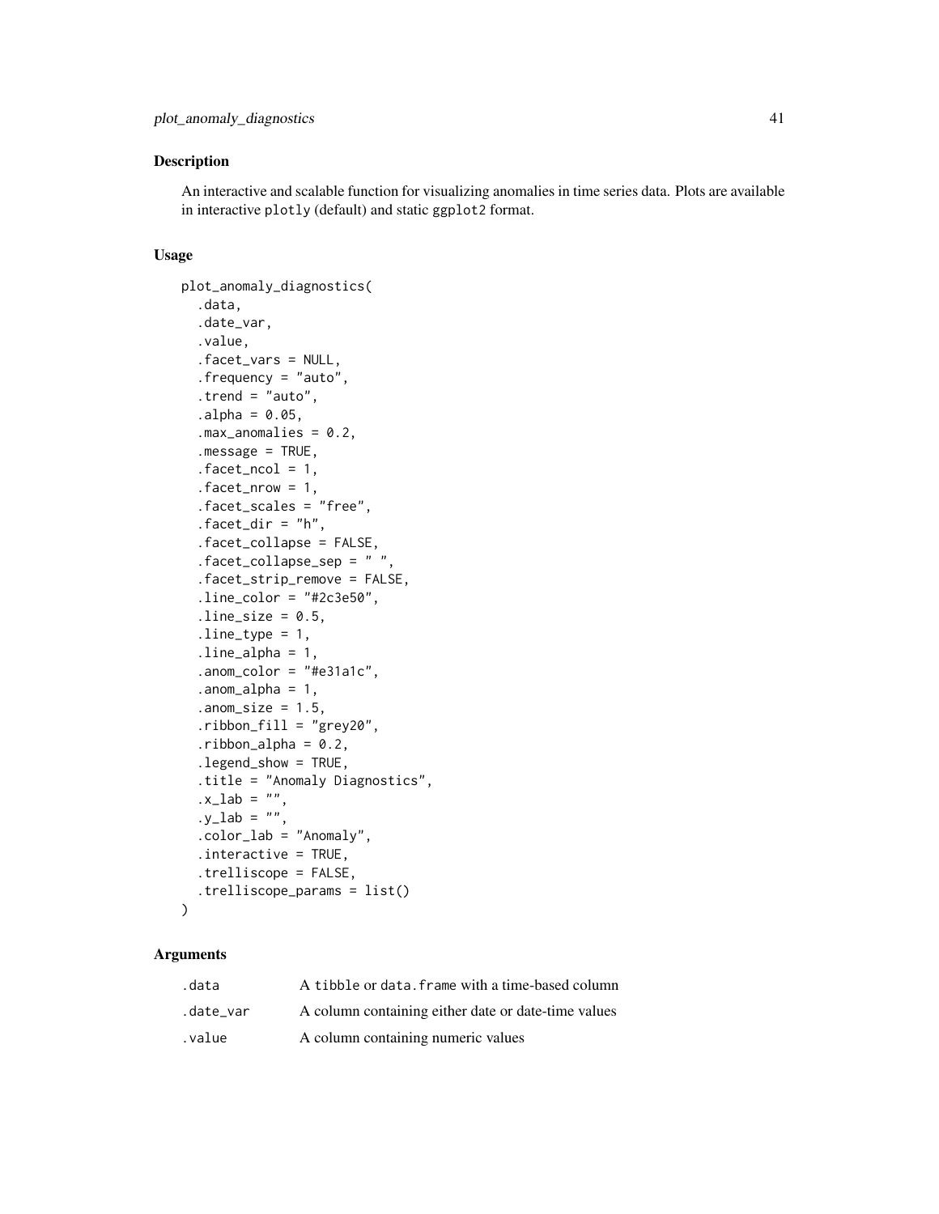## Description

An interactive and scalable function for visualizing anomalies in time series data. Plots are available in interactive plotly (default) and static ggplot2 format.

## Usage

```
plot_anomaly_diagnostics(
  .data,
  .date_var,
  .value,
  .facet_vars = NULL,
  .frequency = "auto",
  .trend = "auto",
  .alpha = 0.05,
  .max_anomalies = 0.2,
  .message = TRUE,
  .facet_ncol = 1,
  .facet_nrow = 1,
  .facet_scales = "free",
  .facet_dir = "h",
  .facet_collapse = FALSE,
  .facet_collapse_sep = " ",
  .facet_strip_remove = FALSE,
  .line_color = "#2c3e50",
  .line_size = 0.5,
  .line_type = 1,
  .line_alpha = 1,
  .anom_color = "#e31a1c",
  .anom_alpha = 1,
  .anom_size = 1.5,
  .ribbon_fill = "grey20",
  .ribbon_alpha = 0.2,
  .legend_show = TRUE,
  .title = "Anomaly Diagnostics",
  .x_lab = "",
  .y_lab = "",
  .color_lab = "Anomaly",
  .interactive = TRUE,
  .trelliscope = FALSE,
  .trelliscope_params = list()
)
```

## Arguments

| | |
|---|---|
| .data | A tibble or data.frame with a time-based column |
| .date_var | A column containing either date or date-time values |
| .value | A column containing numeric values |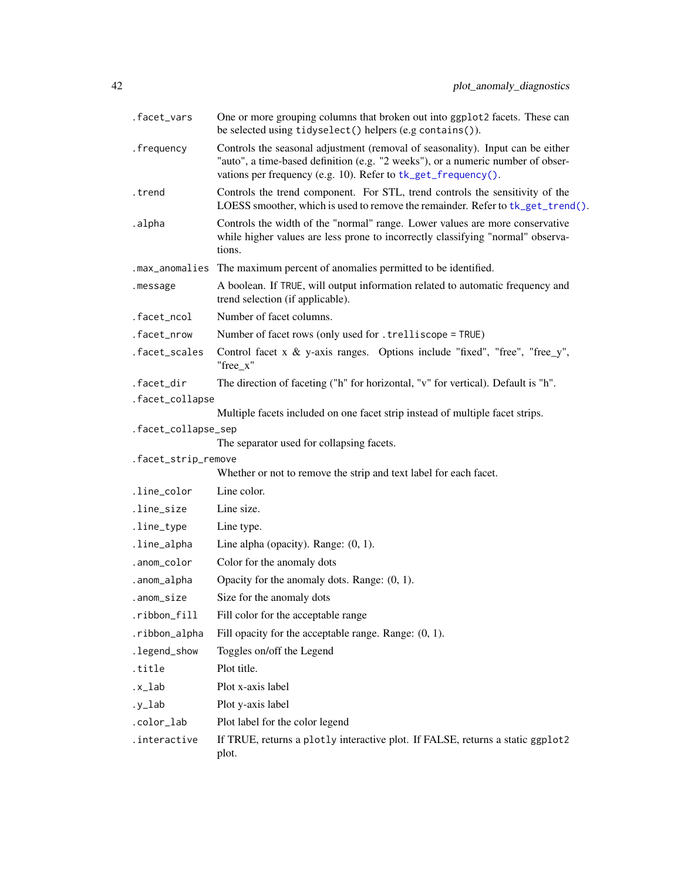| Argument | Description |
|---|---|
| `.facet_vars` | One or more grouping columns that broken out into ggplot2 facets. These can be selected using `tidyselect()` helpers (e.g `contains()`). |
| `.frequency` | Controls the seasonal adjustment (removal of seasonality). Input can be either "auto", a time-based definition (e.g. "2 weeks"), or a numeric number of observations per frequency (e.g. 10). Refer to `tk_get_frequency()`. |
| `.trend` | Controls the trend component. For STL, trend controls the sensitivity of the LOESS smoother, which is used to remove the remainder. Refer to `tk_get_trend()`. |
| `.alpha` | Controls the width of the "normal" range. Lower values are more conservative while higher values are less prone to incorrectly classifying "normal" observations. |
| `.max_anomalies` | The maximum percent of anomalies permitted to be identified. |
| `.message` | A boolean. If `TRUE`, will output information related to automatic frequency and trend selection (if applicable). |
| `.facet_ncol` | Number of facet columns. |
| `.facet_nrow` | Number of facet rows (only used for `.trelliscope = TRUE`) |
| `.facet_scales` | Control facet x & y-axis ranges. Options include "fixed", "free", "free_y", "free_x" |
| `.facet_dir` | The direction of faceting ("h" for horizontal, "v" for vertical). Default is "h". |
| `.facet_collapse` | Multiple facets included on one facet strip instead of multiple facet strips. |
| `.facet_collapse_sep` | The separator used for collapsing facets. |
| `.facet_strip_remove` | Whether or not to remove the strip and text label for each facet. |
| `.line_color` | Line color. |
| `.line_size` | Line size. |
| `.line_type` | Line type. |
| `.line_alpha` | Line alpha (opacity). Range: (0, 1). |
| `.anom_color` | Color for the anomaly dots |
| `.anom_alpha` | Opacity for the anomaly dots. Range: (0, 1). |
| `.anom_size` | Size for the anomaly dots |
| `.ribbon_fill` | Fill color for the acceptable range |
| `.ribbon_alpha` | Fill opacity for the acceptable range. Range: (0, 1). |
| `.legend_show` | Toggles on/off the Legend |
| `.title` | Plot title. |
| `.x_lab` | Plot x-axis label |
| `.y_lab` | Plot y-axis label |
| `.color_lab` | Plot label for the color legend |
| `.interactive` | If TRUE, returns a `plotly` interactive plot. If FALSE, returns a static `ggplot2` plot. |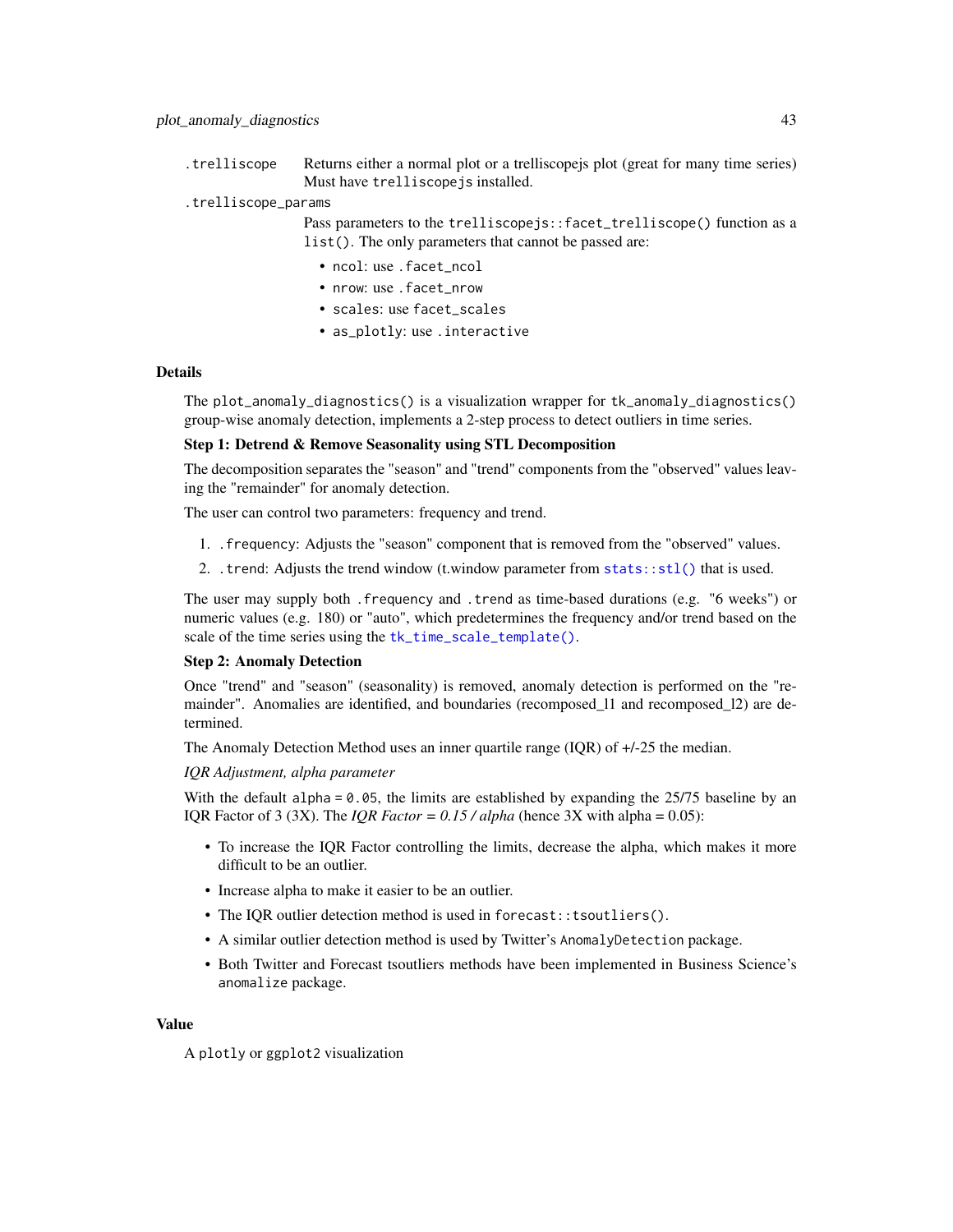`.trelliscope` Returns either a normal plot or a trelliscopejs plot (great for many time series) Must have `trelliscopejs` installed.

`.trelliscope_params`
Pass parameters to the `trelliscopejs::facet_trelliscope()` function as a `list()`. The only parameters that cannot be passed are:

- `ncol`: use `.facet_ncol`
- `nrow`: use `.facet_nrow`
- `scales`: use `facet_scales`
- `as_plotly`: use `.interactive`

## Details

The `plot_anomaly_diagnostics()` is a visualization wrapper for `tk_anomaly_diagnostics()` group-wise anomaly detection, implements a 2-step process to detect outliers in time series.

**Step 1: Detrend & Remove Seasonality using STL Decomposition**

The decomposition separates the "season" and "trend" components from the "observed" values leaving the "remainder" for anomaly detection.

The user can control two parameters: frequency and trend.

1. `.frequency`: Adjusts the "season" component that is removed from the "observed" values.
2. `.trend`: Adjusts the trend window (t.window parameter from `stats::stl()` that is used.

The user may supply both `.frequency` and `.trend` as time-based durations (e.g. "6 weeks") or numeric values (e.g. 180) or "auto", which predetermines the frequency and/or trend based on the scale of the time series using the `tk_time_scale_template()`.

**Step 2: Anomaly Detection**

Once "trend" and "season" (seasonality) is removed, anomaly detection is performed on the "remainder". Anomalies are identified, and boundaries (recomposed_l1 and recomposed_l2) are determined.

The Anomaly Detection Method uses an inner quartile range (IQR) of +/-25 the median.

*IQR Adjustment, alpha parameter*

With the default `alpha = 0.05`, the limits are established by expanding the 25/75 baseline by an IQR Factor of 3 (3X). The *IQR Factor = 0.15 / alpha* (hence 3X with alpha = 0.05):

- To increase the IQR Factor controlling the limits, decrease the alpha, which makes it more difficult to be an outlier.
- Increase alpha to make it easier to be an outlier.
- The IQR outlier detection method is used in `forecast::tsoutliers()`.
- A similar outlier detection method is used by Twitter's `AnomalyDetection` package.
- Both Twitter and Forecast tsoutliers methods have been implemented in Business Science's `anomalize` package.

## Value

A `plotly` or `ggplot2` visualization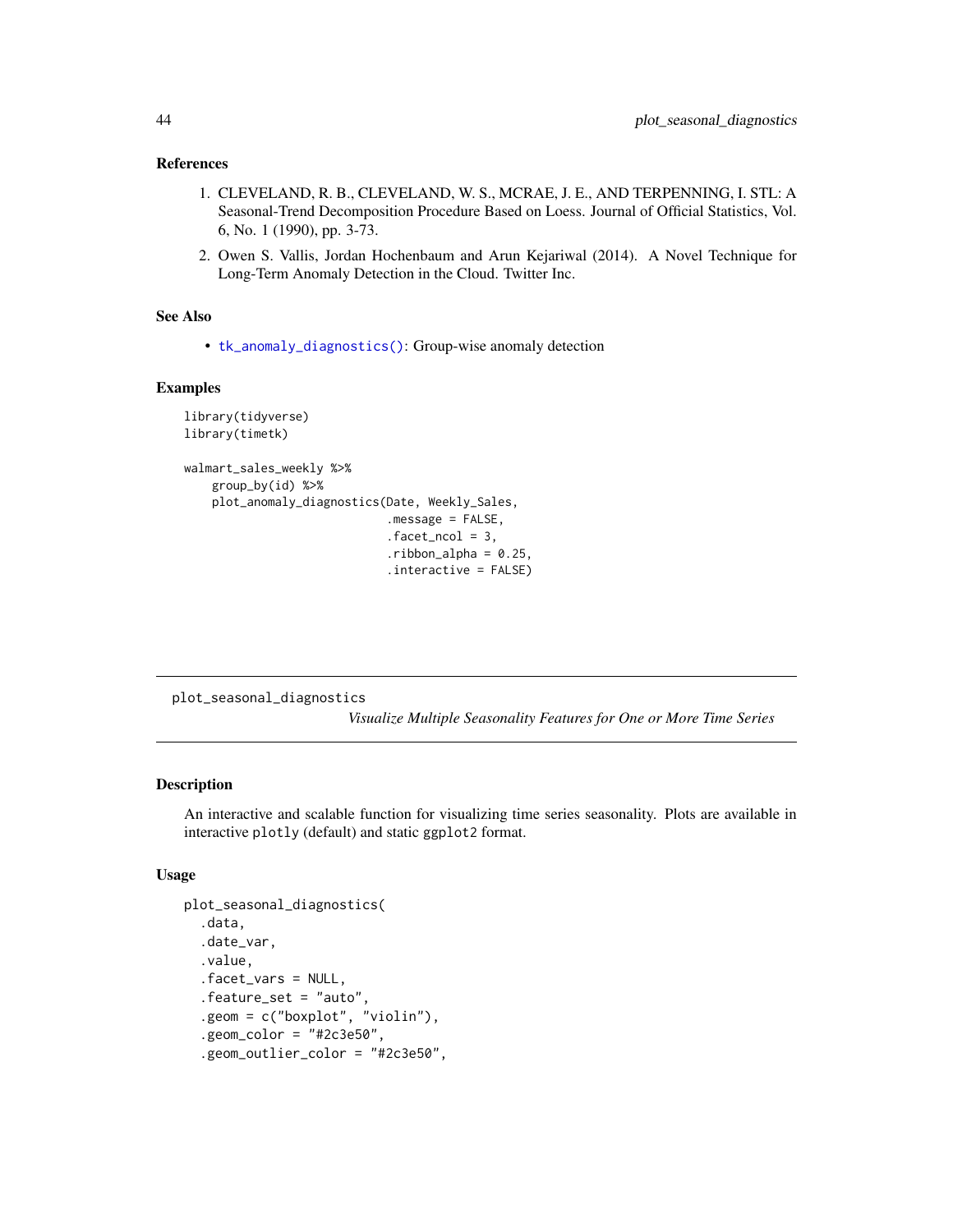## References

1. CLEVELAND, R. B., CLEVELAND, W. S., MCRAE, J. E., AND TERPENNING, I. STL: A Seasonal-Trend Decomposition Procedure Based on Loess. Journal of Official Statistics, Vol. 6, No. 1 (1990), pp. 3-73.
2. Owen S. Vallis, Jordan Hochenbaum and Arun Kejariwal (2014). A Novel Technique for Long-Term Anomaly Detection in the Cloud. Twitter Inc.

## See Also

- `tk_anomaly_diagnostics()`: Group-wise anomaly detection

## Examples

```
library(tidyverse)
library(timetk)

walmart_sales_weekly %>%
    group_by(id) %>%
    plot_anomaly_diagnostics(Date, Weekly_Sales,
                             .message = FALSE,
                             .facet_ncol = 3,
                             .ribbon_alpha = 0.25,
                             .interactive = FALSE)
```

---

# plot_seasonal_diagnostics

*Visualize Multiple Seasonality Features for One or More Time Series*

## Description

An interactive and scalable function for visualizing time series seasonality. Plots are available in interactive `plotly` (default) and static `ggplot2` format.

## Usage

```
plot_seasonal_diagnostics(
  .data,
  .date_var,
  .value,
  .facet_vars = NULL,
  .feature_set = "auto",
  .geom = c("boxplot", "violin"),
  .geom_color = "#2c3e50",
  .geom_outlier_color = "#2c3e50",
```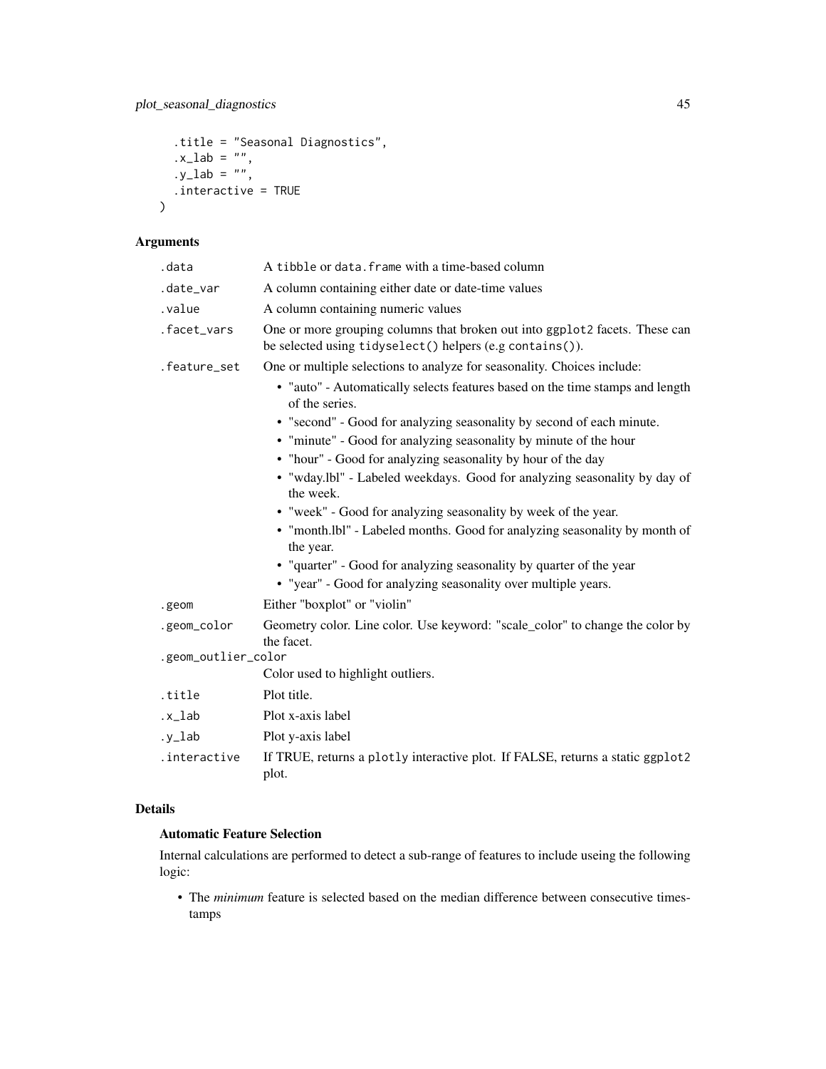```
  .title = "Seasonal Diagnostics",
  .x_lab = "",
  .y_lab = "",
  .interactive = TRUE
)
```

## Arguments

| Argument | Description |
|---|---|
| .data | A tibble or data.frame with a time-based column |
| .date_var | A column containing either date or date-time values |
| .value | A column containing numeric values |
| .facet_vars | One or more grouping columns that broken out into ggplot2 facets. These can be selected using tidyselect() helpers (e.g contains()). |
| .feature_set | One or multiple selections to analyze for seasonality. Choices include: <br>• "auto" - Automatically selects features based on the time stamps and length of the series. <br>• "second" - Good for analyzing seasonality by second of each minute. <br>• "minute" - Good for analyzing seasonality by minute of the hour <br>• "hour" - Good for analyzing seasonality by hour of the day <br>• "wday.lbl" - Labeled weekdays. Good for analyzing seasonality by day of the week. <br>• "week" - Good for analyzing seasonality by week of the year. <br>• "month.lbl" - Labeled months. Good for analyzing seasonality by month of the year. <br>• "quarter" - Good for analyzing seasonality by quarter of the year <br>• "year" - Good for analyzing seasonality over multiple years. |
| .geom | Either "boxplot" or "violin" |
| .geom_color | Geometry color. Line color. Use keyword: "scale_color" to change the color by the facet. |
| .geom_outlier_color | Color used to highlight outliers. |
| .title | Plot title. |
| .x_lab | Plot x-axis label |
| .y_lab | Plot y-axis label |
| .interactive | If TRUE, returns a plotly interactive plot. If FALSE, returns a static ggplot2 plot. |

## Details

### Automatic Feature Selection

Internal calculations are performed to detect a sub-range of features to include useing the following logic:

- The *minimum* feature is selected based on the median difference between consecutive timestamps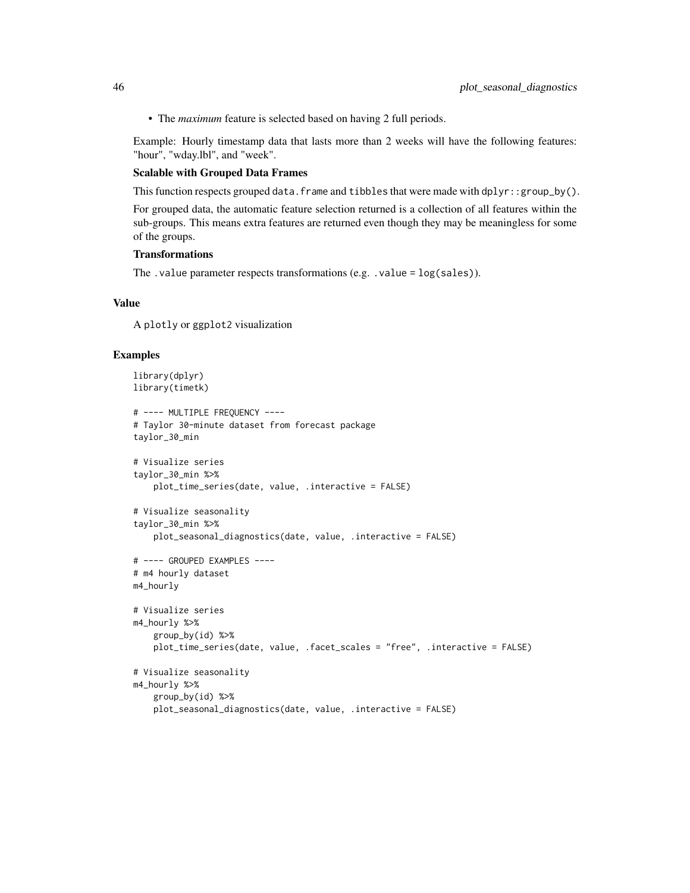- The *maximum* feature is selected based on having 2 full periods.

Example: Hourly timestamp data that lasts more than 2 weeks will have the following features: "hour", "wday.lbl", and "week".

**Scalable with Grouped Data Frames**

This function respects grouped `data.frame` and `tibbles` that were made with `dplyr::group_by()`.

For grouped data, the automatic feature selection returned is a collection of all features within the sub-groups. This means extra features are returned even though they may be meaningless for some of the groups.

**Transformations**

The `.value` parameter respects transformations (e.g. `.value = log(sales)`).

## Value

A `plotly` or `ggplot2` visualization

## Examples

```
library(dplyr)
library(timetk)

# ---- MULTIPLE FREQUENCY ----
# Taylor 30-minute dataset from forecast package
taylor_30_min

# Visualize series
taylor_30_min %>%
    plot_time_series(date, value, .interactive = FALSE)

# Visualize seasonality
taylor_30_min %>%
    plot_seasonal_diagnostics(date, value, .interactive = FALSE)

# ---- GROUPED EXAMPLES ----
# m4 hourly dataset
m4_hourly

# Visualize series
m4_hourly %>%
    group_by(id) %>%
    plot_time_series(date, value, .facet_scales = "free", .interactive = FALSE)

# Visualize seasonality
m4_hourly %>%
    group_by(id) %>%
    plot_seasonal_diagnostics(date, value, .interactive = FALSE)
```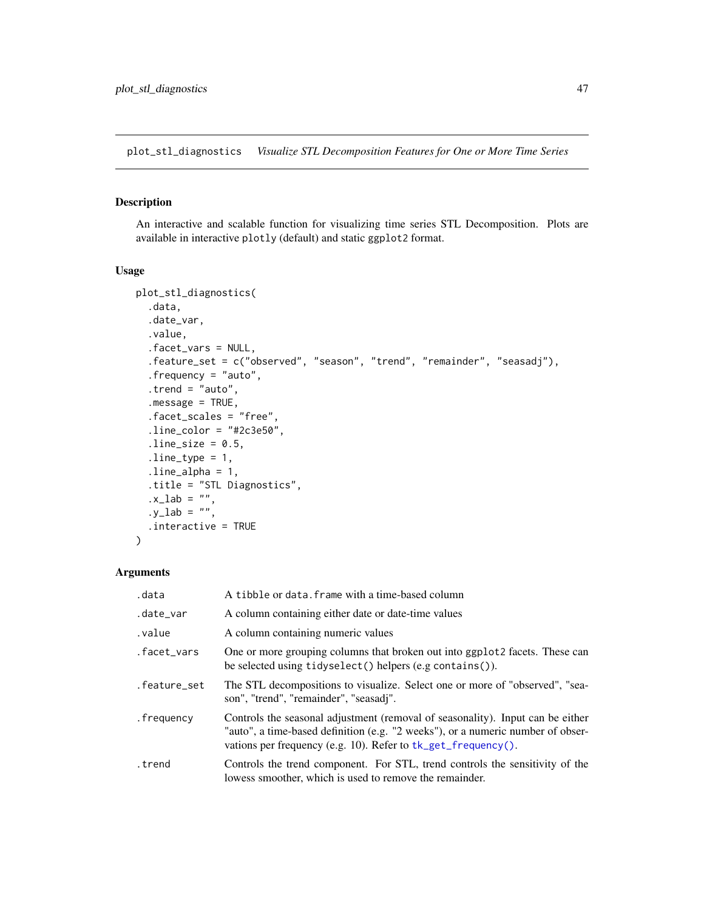plot_stl_diagnostics — *Visualize STL Decomposition Features for One or More Time Series*

## Description

An interactive and scalable function for visualizing time series STL Decomposition. Plots are available in interactive plotly (default) and static ggplot2 format.

## Usage

```
plot_stl_diagnostics(
  .data,
  .date_var,
  .value,
  .facet_vars = NULL,
  .feature_set = c("observed", "season", "trend", "remainder", "seasadj"),
  .frequency = "auto",
  .trend = "auto",
  .message = TRUE,
  .facet_scales = "free",
  .line_color = "#2c3e50",
  .line_size = 0.5,
  .line_type = 1,
  .line_alpha = 1,
  .title = "STL Diagnostics",
  .x_lab = "",
  .y_lab = "",
  .interactive = TRUE
)
```

## Arguments

| | |
|---|---|
| .data | A tibble or data.frame with a time-based column |
| .date_var | A column containing either date or date-time values |
| .value | A column containing numeric values |
| .facet_vars | One or more grouping columns that broken out into ggplot2 facets. These can be selected using tidyselect() helpers (e.g contains()). |
| .feature_set | The STL decompositions to visualize. Select one or more of "observed", "season", "trend", "remainder", "seasadj". |
| .frequency | Controls the seasonal adjustment (removal of seasonality). Input can be either "auto", a time-based definition (e.g. "2 weeks"), or a numeric number of observations per frequency (e.g. 10). Refer to tk_get_frequency(). |
| .trend | Controls the trend component. For STL, trend controls the sensitivity of the lowess smoother, which is used to remove the remainder. |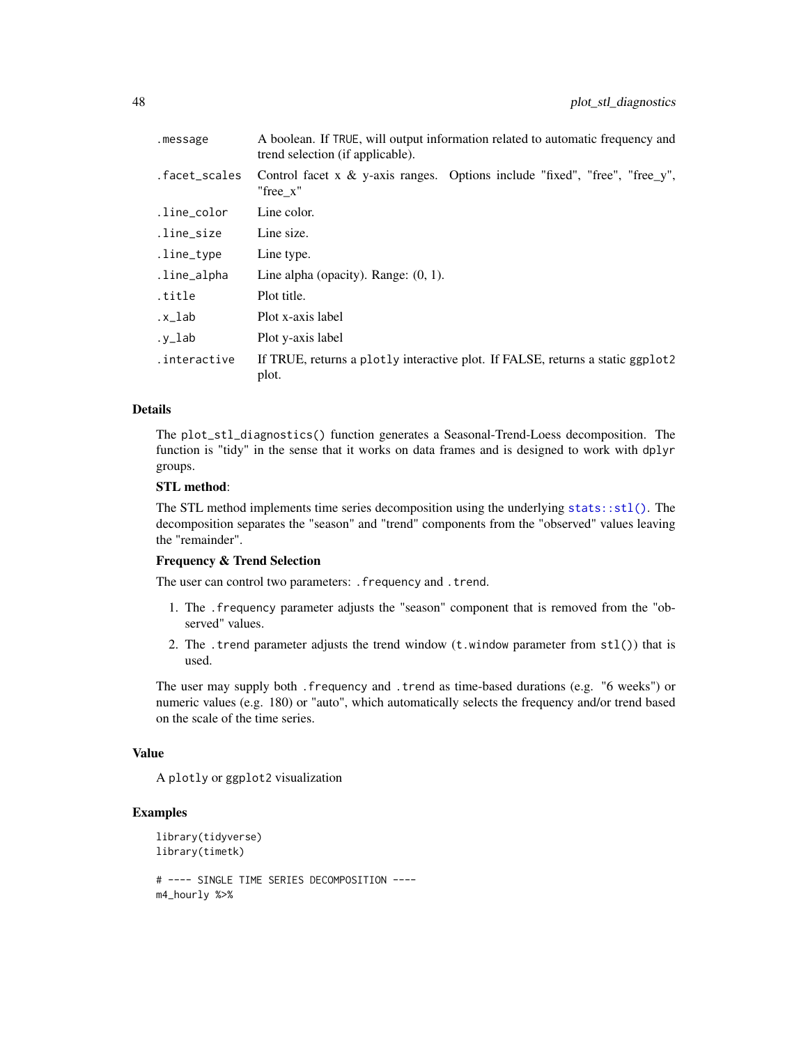| | |
|---|---|
| .message | A boolean. If TRUE, will output information related to automatic frequency and trend selection (if applicable). |
| .facet_scales | Control facet x & y-axis ranges. Options include "fixed", "free", "free_y", "free_x" |
| .line_color | Line color. |
| .line_size | Line size. |
| .line_type | Line type. |
| .line_alpha | Line alpha (opacity). Range: (0, 1). |
| .title | Plot title. |
| .x_lab | Plot x-axis label |
| .y_lab | Plot y-axis label |
| .interactive | If TRUE, returns a plotly interactive plot. If FALSE, returns a static ggplot2 plot. |

## Details

The plot_stl_diagnostics() function generates a Seasonal-Trend-Loess decomposition. The function is "tidy" in the sense that it works on data frames and is designed to work with dplyr groups.

**STL method**:

The STL method implements time series decomposition using the underlying stats::stl(). The decomposition separates the "season" and "trend" components from the "observed" values leaving the "remainder".

**Frequency & Trend Selection**

The user can control two parameters: .frequency and .trend.

1. The .frequency parameter adjusts the "season" component that is removed from the "observed" values.
2. The .trend parameter adjusts the trend window (t.window parameter from stl()) that is used.

The user may supply both .frequency and .trend as time-based durations (e.g. "6 weeks") or numeric values (e.g. 180) or "auto", which automatically selects the frequency and/or trend based on the scale of the time series.

## Value

A plotly or ggplot2 visualization

## Examples

```
library(tidyverse)
library(timetk)

# ---- SINGLE TIME SERIES DECOMPOSITION ----
m4_hourly %>%
```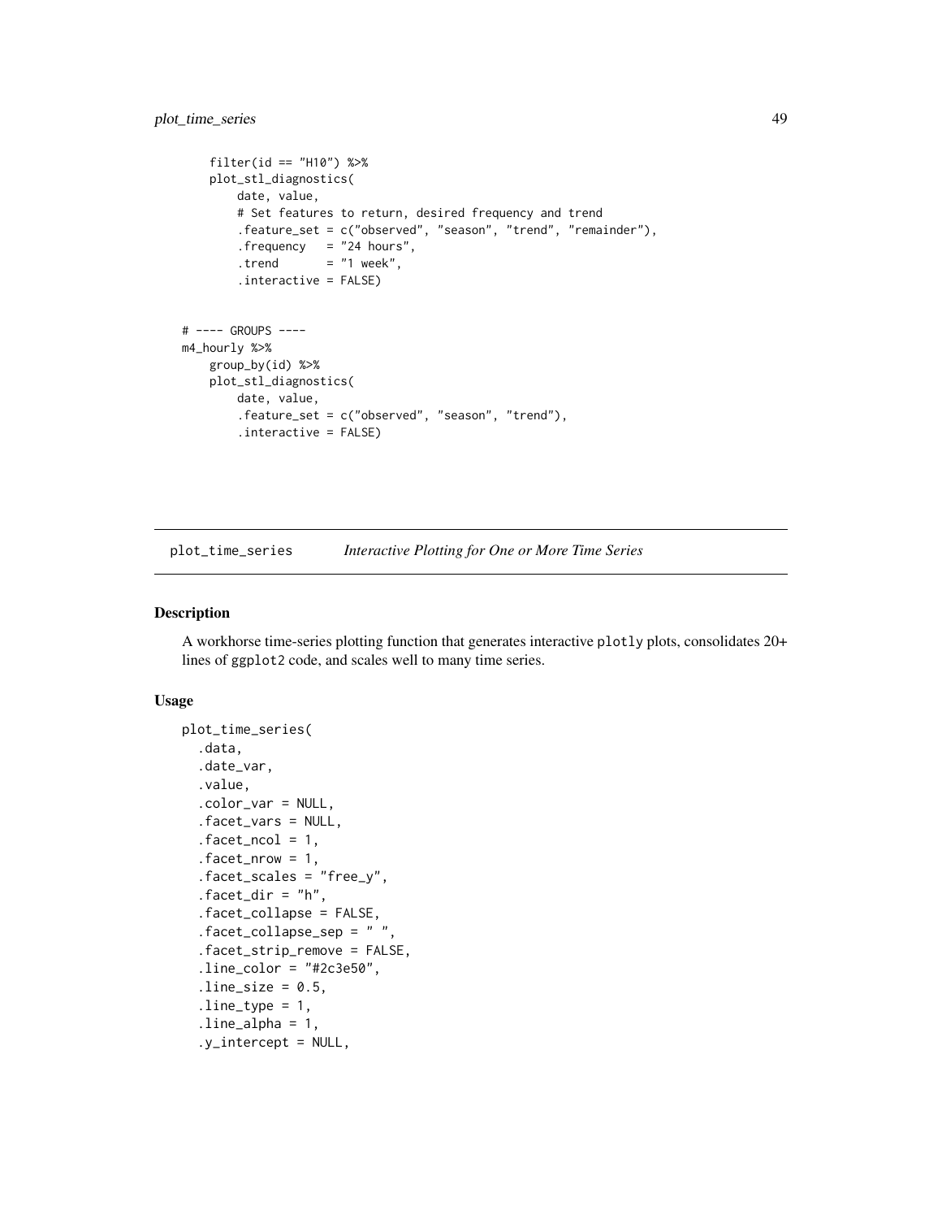```
    filter(id == "H10") %>%
    plot_stl_diagnostics(
        date, value,
        # Set features to return, desired frequency and trend
        .feature_set = c("observed", "season", "trend", "remainder"),
        .frequency   = "24 hours",
        .trend       = "1 week",
        .interactive = FALSE)


# ---- GROUPS ----
m4_hourly %>%
    group_by(id) %>%
    plot_stl_diagnostics(
        date, value,
        .feature_set = c("observed", "season", "trend"),
        .interactive = FALSE)
```

## plot_time_series *Interactive Plotting for One or More Time Series*

### Description

A workhorse time-series plotting function that generates interactive plotly plots, consolidates 20+ lines of ggplot2 code, and scales well to many time series.

### Usage

```
plot_time_series(
  .data,
  .date_var,
  .value,
  .color_var = NULL,
  .facet_vars = NULL,
  .facet_ncol = 1,
  .facet_nrow = 1,
  .facet_scales = "free_y",
  .facet_dir = "h",
  .facet_collapse = FALSE,
  .facet_collapse_sep = " ",
  .facet_strip_remove = FALSE,
  .line_color = "#2c3e50",
  .line_size = 0.5,
  .line_type = 1,
  .line_alpha = 1,
  .y_intercept = NULL,
```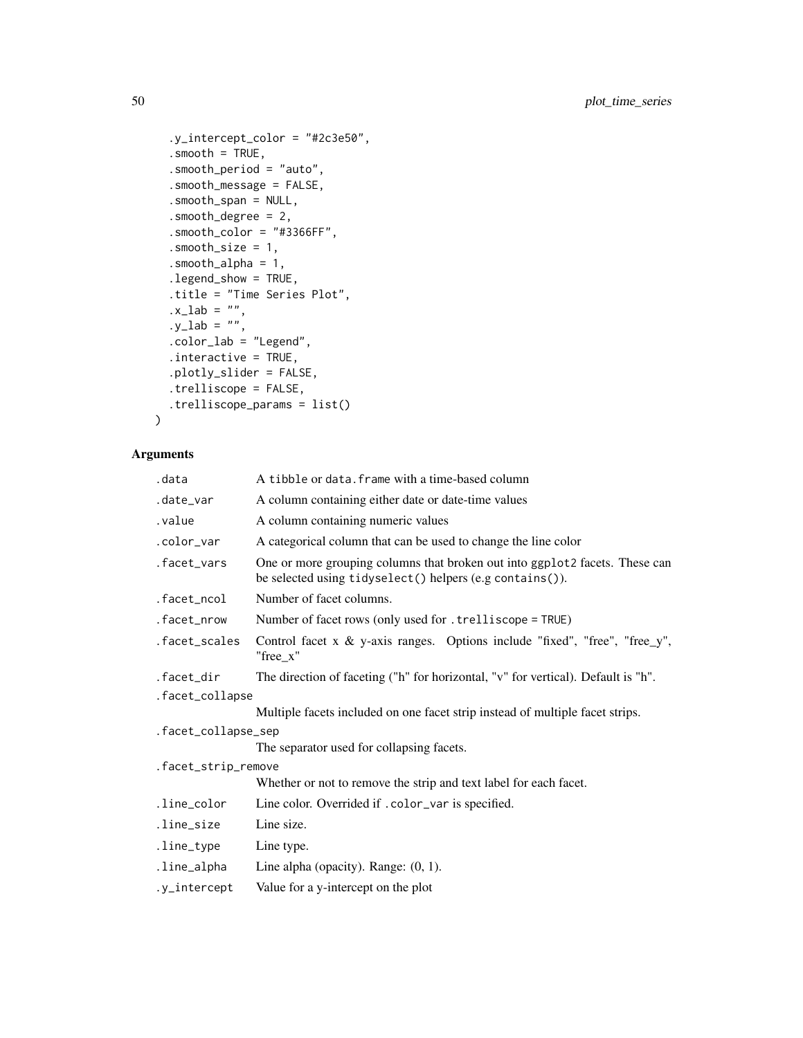```
  .y_intercept_color = "#2c3e50",
  .smooth = TRUE,
  .smooth_period = "auto",
  .smooth_message = FALSE,
  .smooth_span = NULL,
  .smooth_degree = 2,
  .smooth_color = "#3366FF",
  .smooth_size = 1,
  .smooth_alpha = 1,
  .legend_show = TRUE,
  .title = "Time Series Plot",
  .x_lab = "",
  .y_lab = "",
  .color_lab = "Legend",
  .interactive = TRUE,
  .plotly_slider = FALSE,
  .trelliscope = FALSE,
  .trelliscope_params = list()
)
```

## Arguments

| Argument | Description |
|---|---|
| `.data` | A `tibble` or `data.frame` with a time-based column |
| `.date_var` | A column containing either date or date-time values |
| `.value` | A column containing numeric values |
| `.color_var` | A categorical column that can be used to change the line color |
| `.facet_vars` | One or more grouping columns that broken out into `ggplot2` facets. These can be selected using `tidyselect()` helpers (e.g `contains()`). |
| `.facet_ncol` | Number of facet columns. |
| `.facet_nrow` | Number of facet rows (only used for `.trelliscope = TRUE`) |
| `.facet_scales` | Control facet x & y-axis ranges. Options include "fixed", "free", "free_y", "free_x" |
| `.facet_dir` | The direction of faceting ("h" for horizontal, "v" for vertical). Default is "h". |
| `.facet_collapse` | Multiple facets included on one facet strip instead of multiple facet strips. |
| `.facet_collapse_sep` | The separator used for collapsing facets. |
| `.facet_strip_remove` | Whether or not to remove the strip and text label for each facet. |
| `.line_color` | Line color. Overrided if `.color_var` is specified. |
| `.line_size` | Line size. |
| `.line_type` | Line type. |
| `.line_alpha` | Line alpha (opacity). Range: (0, 1). |
| `.y_intercept` | Value for a y-intercept on the plot |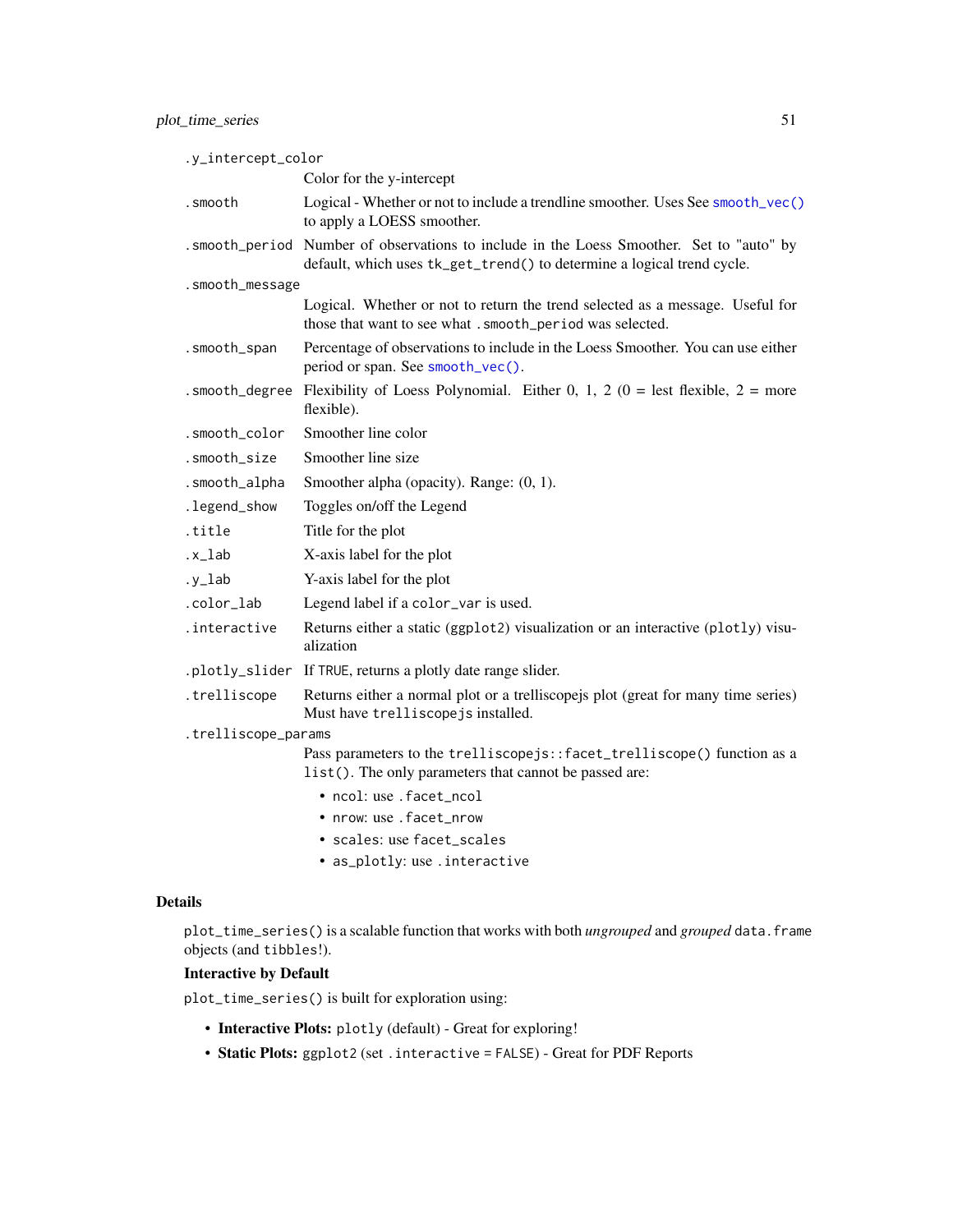`.y_intercept_color`
: Color for the y-intercept

`.smooth`
: Logical - Whether or not to include a trendline smoother. Uses See `smooth_vec()` to apply a LOESS smoother.

`.smooth_period`
: Number of observations to include in the Loess Smoother. Set to "auto" by default, which uses `tk_get_trend()` to determine a logical trend cycle.

`.smooth_message`
: Logical. Whether or not to return the trend selected as a message. Useful for those that want to see what `.smooth_period` was selected.

`.smooth_span`
: Percentage of observations to include in the Loess Smoother. You can use either period or span. See `smooth_vec()`.

`.smooth_degree`
: Flexibility of Loess Polynomial. Either 0, 1, 2 (0 = lest flexible, 2 = more flexible).

`.smooth_color`
: Smoother line color

`.smooth_size`
: Smoother line size

`.smooth_alpha`
: Smoother alpha (opacity). Range: (0, 1).

`.legend_show`
: Toggles on/off the Legend

`.title`
: Title for the plot

`.x_lab`
: X-axis label for the plot

`.y_lab`
: Y-axis label for the plot

`.color_lab`
: Legend label if a `color_var` is used.

`.interactive`
: Returns either a static (`ggplot2`) visualization or an interactive (`plotly`) visualization

`.plotly_slider`
: If `TRUE`, returns a plotly date range slider.

`.trelliscope`
: Returns either a normal plot or a trelliscopejs plot (great for many time series) Must have `trelliscopejs` installed.

`.trelliscope_params`
: Pass parameters to the `trelliscopejs::facet_trelliscope()` function as a `list()`. The only parameters that cannot be passed are:

  - `ncol`: use `.facet_ncol`
  - `nrow`: use `.facet_nrow`
  - `scales`: use `facet_scales`
  - `as_plotly`: use `.interactive`

## Details

`plot_time_series()` is a scalable function that works with both *ungrouped* and *grouped* `data.frame` objects (and `tibbles`!).

**Interactive by Default**

`plot_time_series()` is built for exploration using:

- **Interactive Plots:** `plotly` (default) - Great for exploring!
- **Static Plots:** `ggplot2` (set `.interactive = FALSE`) - Great for PDF Reports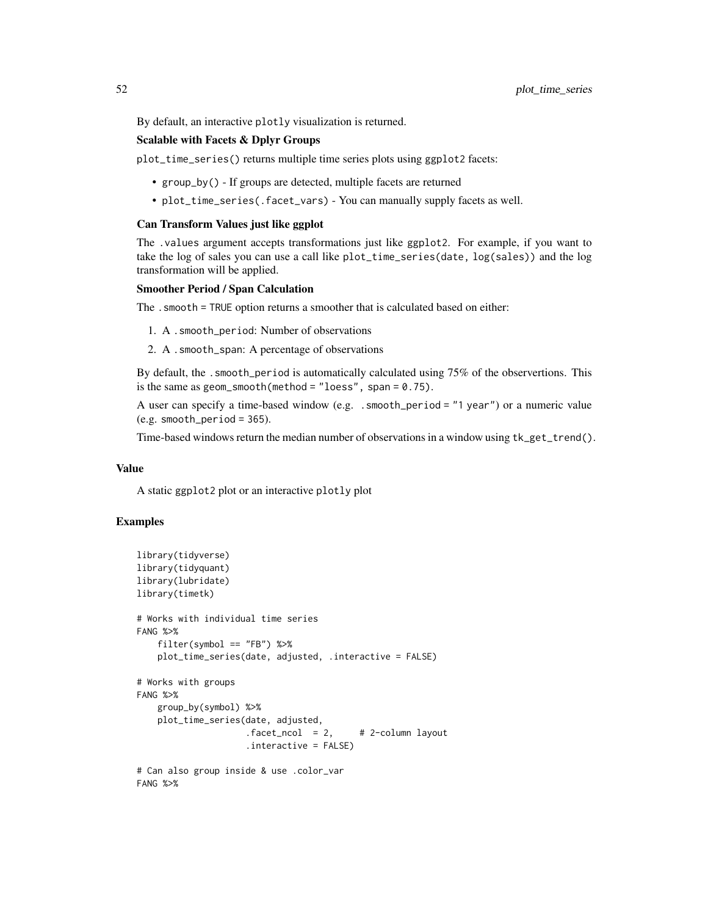By default, an interactive `plotly` visualization is returned.

### Scalable with Facets & Dplyr Groups

`plot_time_series()` returns multiple time series plots using `ggplot2` facets:

- `group_by()` - If groups are detected, multiple facets are returned
- `plot_time_series(.facet_vars)` - You can manually supply facets as well.

### Can Transform Values just like ggplot

The `.values` argument accepts transformations just like `ggplot2`. For example, if you want to take the log of sales you can use a call like `plot_time_series(date, log(sales))` and the log transformation will be applied.

### Smoother Period / Span Calculation

The `.smooth = TRUE` option returns a smoother that is calculated based on either:

1. A `.smooth_period`: Number of observations
2. A `.smooth_span`: A percentage of observations

By default, the `.smooth_period` is automatically calculated using 75% of the observertions. This is the same as `geom_smooth(method = "loess", span = 0.75)`.

A user can specify a time-based window (e.g. `.smooth_period = "1 year"`) or a numeric value (e.g. `smooth_period = 365`).

Time-based windows return the median number of observations in a window using `tk_get_trend()`.

## Value

A static `ggplot2` plot or an interactive `plotly` plot

## Examples

```
library(tidyverse)
library(tidyquant)
library(lubridate)
library(timetk)

# Works with individual time series
FANG %>%
    filter(symbol == "FB") %>%
    plot_time_series(date, adjusted, .interactive = FALSE)

# Works with groups
FANG %>%
    group_by(symbol) %>%
    plot_time_series(date, adjusted,
                     .facet_ncol  = 2,     # 2-column layout
                     .interactive = FALSE)

# Can also group inside & use .color_var
FANG %>%
```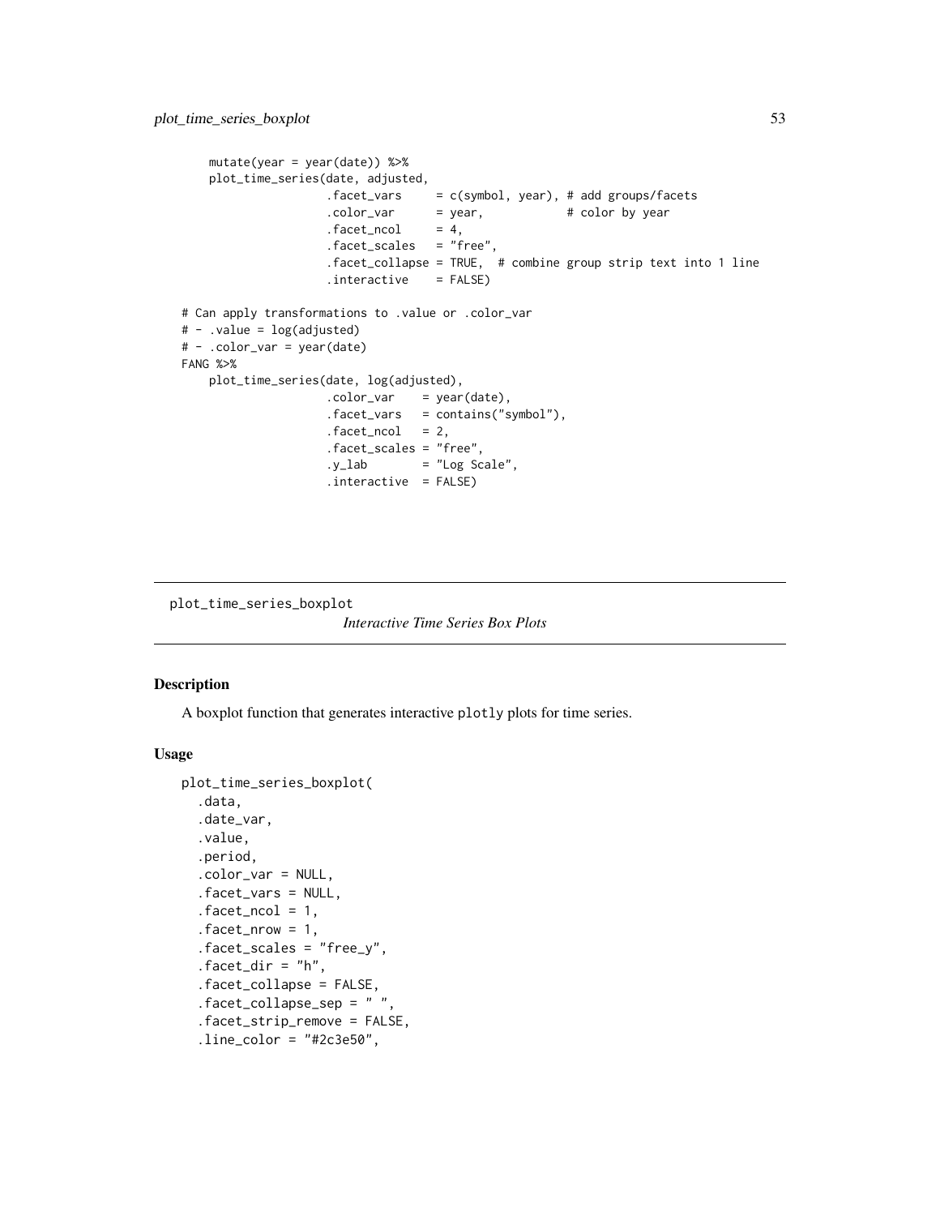```
    mutate(year = year(date)) %>%
    plot_time_series(date, adjusted,
                     .facet_vars     = c(symbol, year), # add groups/facets
                     .color_var      = year,            # color by year
                     .facet_ncol     = 4,
                     .facet_scales   = "free",
                     .facet_collapse = TRUE,  # combine group strip text into 1 line
                     .interactive    = FALSE)

# Can apply transformations to .value or .color_var
# - .value = log(adjusted)
# - .color_var = year(date)
FANG %>%
    plot_time_series(date, log(adjusted),
                     .color_var    = year(date),
                     .facet_vars   = contains("symbol"),
                     .facet_ncol   = 2,
                     .facet_scales = "free",
                     .y_lab        = "Log Scale",
                     .interactive  = FALSE)
```

## plot_time_series_boxplot

*Interactive Time Series Box Plots*

### Description

A boxplot function that generates interactive `plotly` plots for time series.

### Usage

```
plot_time_series_boxplot(
  .data,
  .date_var,
  .value,
  .period,
  .color_var = NULL,
  .facet_vars = NULL,
  .facet_ncol = 1,
  .facet_nrow = 1,
  .facet_scales = "free_y",
  .facet_dir = "h",
  .facet_collapse = FALSE,
  .facet_collapse_sep = " ",
  .facet_strip_remove = FALSE,
  .line_color = "#2c3e50",
```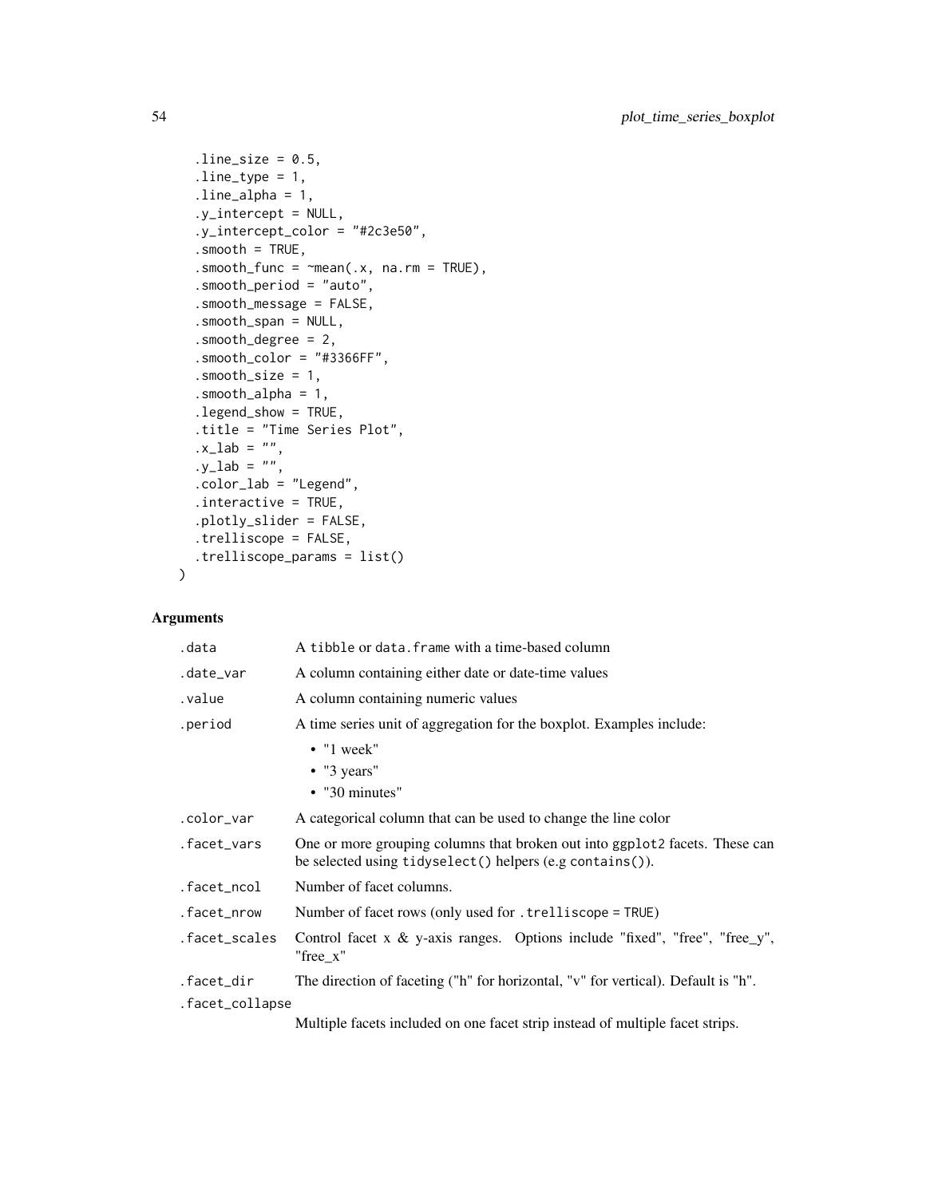```
  .line_size = 0.5,
  .line_type = 1,
  .line_alpha = 1,
  .y_intercept = NULL,
  .y_intercept_color = "#2c3e50",
  .smooth = TRUE,
  .smooth_func = ~mean(.x, na.rm = TRUE),
  .smooth_period = "auto",
  .smooth_message = FALSE,
  .smooth_span = NULL,
  .smooth_degree = 2,
  .smooth_color = "#3366FF",
  .smooth_size = 1,
  .smooth_alpha = 1,
  .legend_show = TRUE,
  .title = "Time Series Plot",
  .x_lab = "",
  .y_lab = "",
  .color_lab = "Legend",
  .interactive = TRUE,
  .plotly_slider = FALSE,
  .trelliscope = FALSE,
  .trelliscope_params = list()
)
```

## Arguments

| | |
|---|---|
| .data | A tibble or data.frame with a time-based column |
| .date_var | A column containing either date or date-time values |
| .value | A column containing numeric values |
| .period | A time series unit of aggregation for the boxplot. Examples include:<br>• "1 week"<br>• "3 years"<br>• "30 minutes" |
| .color_var | A categorical column that can be used to change the line color |
| .facet_vars | One or more grouping columns that broken out into ggplot2 facets. These can be selected using tidyselect() helpers (e.g contains()). |
| .facet_ncol | Number of facet columns. |
| .facet_nrow | Number of facet rows (only used for .trelliscope = TRUE) |
| .facet_scales | Control facet x & y-axis ranges. Options include "fixed", "free", "free_y", "free_x" |
| .facet_dir | The direction of faceting ("h" for horizontal, "v" for vertical). Default is "h". |
| .facet_collapse | Multiple facets included on one facet strip instead of multiple facet strips. |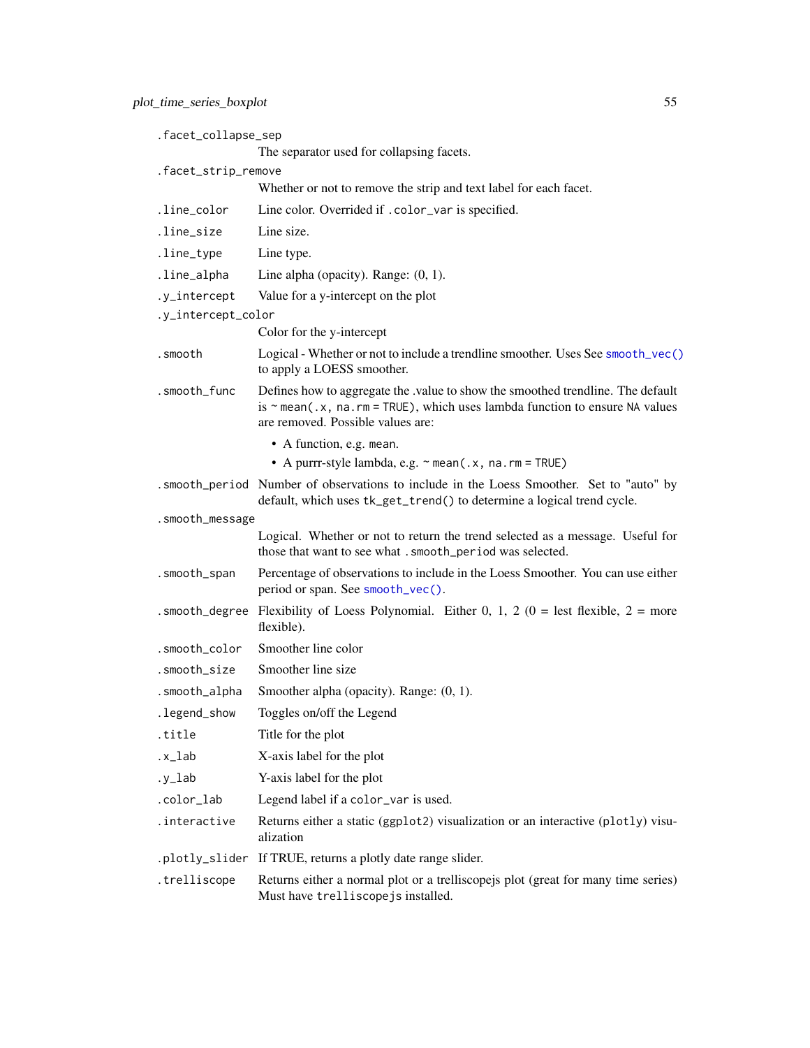`.facet_collapse_sep`
: The separator used for collapsing facets.

`.facet_strip_remove`
: Whether or not to remove the strip and text label for each facet.

`.line_color`
: Line color. Overrided if `.color_var` is specified.

`.line_size`
: Line size.

`.line_type`
: Line type.

`.line_alpha`
: Line alpha (opacity). Range: (0, 1).

`.y_intercept`
: Value for a y-intercept on the plot

`.y_intercept_color`
: Color for the y-intercept

`.smooth`
: Logical - Whether or not to include a trendline smoother. Uses See `smooth_vec()` to apply a LOESS smoother.

`.smooth_func`
: Defines how to aggregate the .value to show the smoothed trendline. The default is `~ mean(.x, na.rm = TRUE)`, which uses lambda function to ensure `NA` values are removed. Possible values are:
  - A function, e.g. `mean`.
  - A purrr-style lambda, e.g. `~ mean(.x, na.rm = TRUE)`

`.smooth_period`
: Number of observations to include in the Loess Smoother. Set to "auto" by default, which uses `tk_get_trend()` to determine a logical trend cycle.

`.smooth_message`
: Logical. Whether or not to return the trend selected as a message. Useful for those that want to see what `.smooth_period` was selected.

`.smooth_span`
: Percentage of observations to include in the Loess Smoother. You can use either period or span. See `smooth_vec()`.

`.smooth_degree`
: Flexibility of Loess Polynomial. Either 0, 1, 2 (0 = lest flexible, 2 = more flexible).

`.smooth_color`
: Smoother line color

`.smooth_size`
: Smoother line size

`.smooth_alpha`
: Smoother alpha (opacity). Range: (0, 1).

`.legend_show`
: Toggles on/off the Legend

`.title`
: Title for the plot

`.x_lab`
: X-axis label for the plot

`.y_lab`
: Y-axis label for the plot

`.color_lab`
: Legend label if a `color_var` is used.

`.interactive`
: Returns either a static (`ggplot2`) visualization or an interactive (`plotly`) visualization

`.plotly_slider`
: If TRUE, returns a plotly date range slider.

`.trelliscope`
: Returns either a normal plot or a trelliscopejs plot (great for many time series) Must have `trelliscopejs` installed.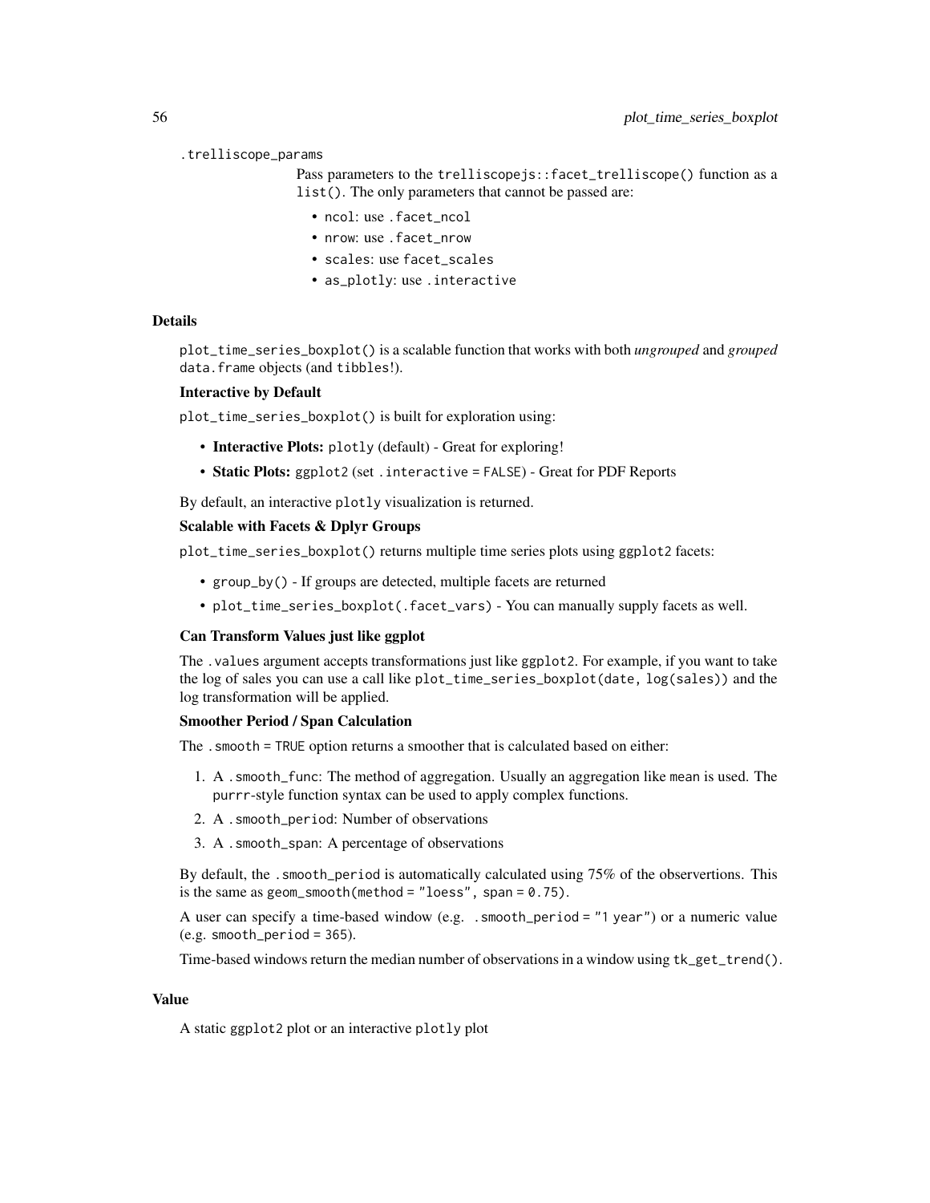`.trelliscope_params`

Pass parameters to the `trelliscopejs::facet_trelliscope()` function as a `list()`. The only parameters that cannot be passed are:

- `ncol`: use `.facet_ncol`
- `nrow`: use `.facet_nrow`
- `scales`: use `facet_scales`
- `as_plotly`: use `.interactive`

## Details

`plot_time_series_boxplot()` is a scalable function that works with both *ungrouped* and *grouped* `data.frame` objects (and `tibbles`!).

### Interactive by Default

`plot_time_series_boxplot()` is built for exploration using:

- **Interactive Plots:** `plotly` (default) - Great for exploring!
- **Static Plots:** `ggplot2` (set `.interactive = FALSE`) - Great for PDF Reports

By default, an interactive `plotly` visualization is returned.

### Scalable with Facets & Dplyr Groups

`plot_time_series_boxplot()` returns multiple time series plots using `ggplot2` facets:

- `group_by()` - If groups are detected, multiple facets are returned
- `plot_time_series_boxplot(.facet_vars)` - You can manually supply facets as well.

### Can Transform Values just like ggplot

The `.values` argument accepts transformations just like `ggplot2`. For example, if you want to take the log of sales you can use a call like `plot_time_series_boxplot(date, log(sales))` and the log transformation will be applied.

### Smoother Period / Span Calculation

The `.smooth = TRUE` option returns a smoother that is calculated based on either:

1. A `.smooth_func`: The method of aggregation. Usually an aggregation like `mean` is used. The `purrr`-style function syntax can be used to apply complex functions.
2. A `.smooth_period`: Number of observations
3. A `.smooth_span`: A percentage of observations

By default, the `.smooth_period` is automatically calculated using 75% of the observertions. This is the same as `geom_smooth(method = "loess", span = 0.75)`.

A user can specify a time-based window (e.g. `.smooth_period = "1 year"`) or a numeric value (e.g. `smooth_period = 365`).

Time-based windows return the median number of observations in a window using `tk_get_trend()`.

## Value

A static `ggplot2` plot or an interactive `plotly` plot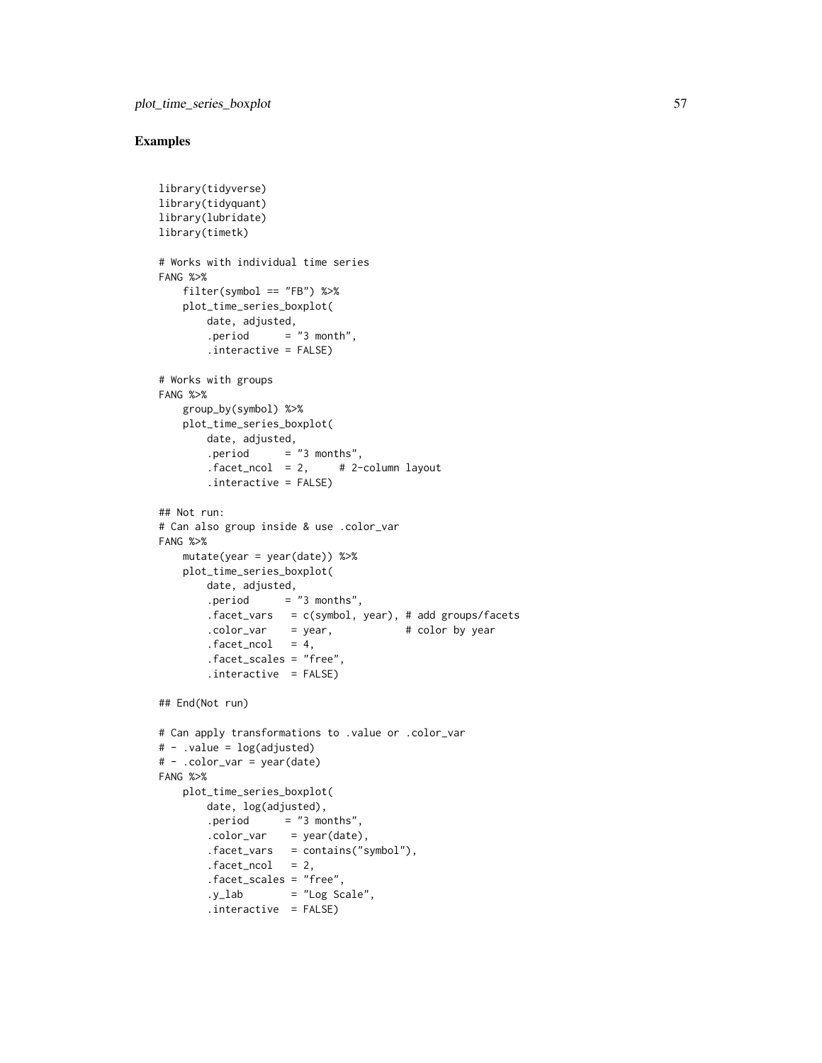## Examples

```
library(tidyverse)
library(tidyquant)
library(lubridate)
library(timetk)

# Works with individual time series
FANG %>%
    filter(symbol == "FB") %>%
    plot_time_series_boxplot(
        date, adjusted,
        .period      = "3 month",
        .interactive = FALSE)

# Works with groups
FANG %>%
    group_by(symbol) %>%
    plot_time_series_boxplot(
        date, adjusted,
        .period      = "3 months",
        .facet_ncol  = 2,     # 2-column layout
        .interactive = FALSE)

## Not run:
# Can also group inside & use .color_var
FANG %>%
    mutate(year = year(date)) %>%
    plot_time_series_boxplot(
        date, adjusted,
        .period       = "3 months",
        .facet_vars   = c(symbol, year), # add groups/facets
        .color_var    = year,            # color by year
        .facet_ncol   = 4,
        .facet_scales = "free",
        .interactive  = FALSE)

## End(Not run)

# Can apply transformations to .value or .color_var
# - .value = log(adjusted)
# - .color_var = year(date)
FANG %>%
    plot_time_series_boxplot(
        date, log(adjusted),
        .period       = "3 months",
        .color_var    = year(date),
        .facet_vars   = contains("symbol"),
        .facet_ncol   = 2,
        .facet_scales = "free",
        .y_lab        = "Log Scale",
        .interactive  = FALSE)
```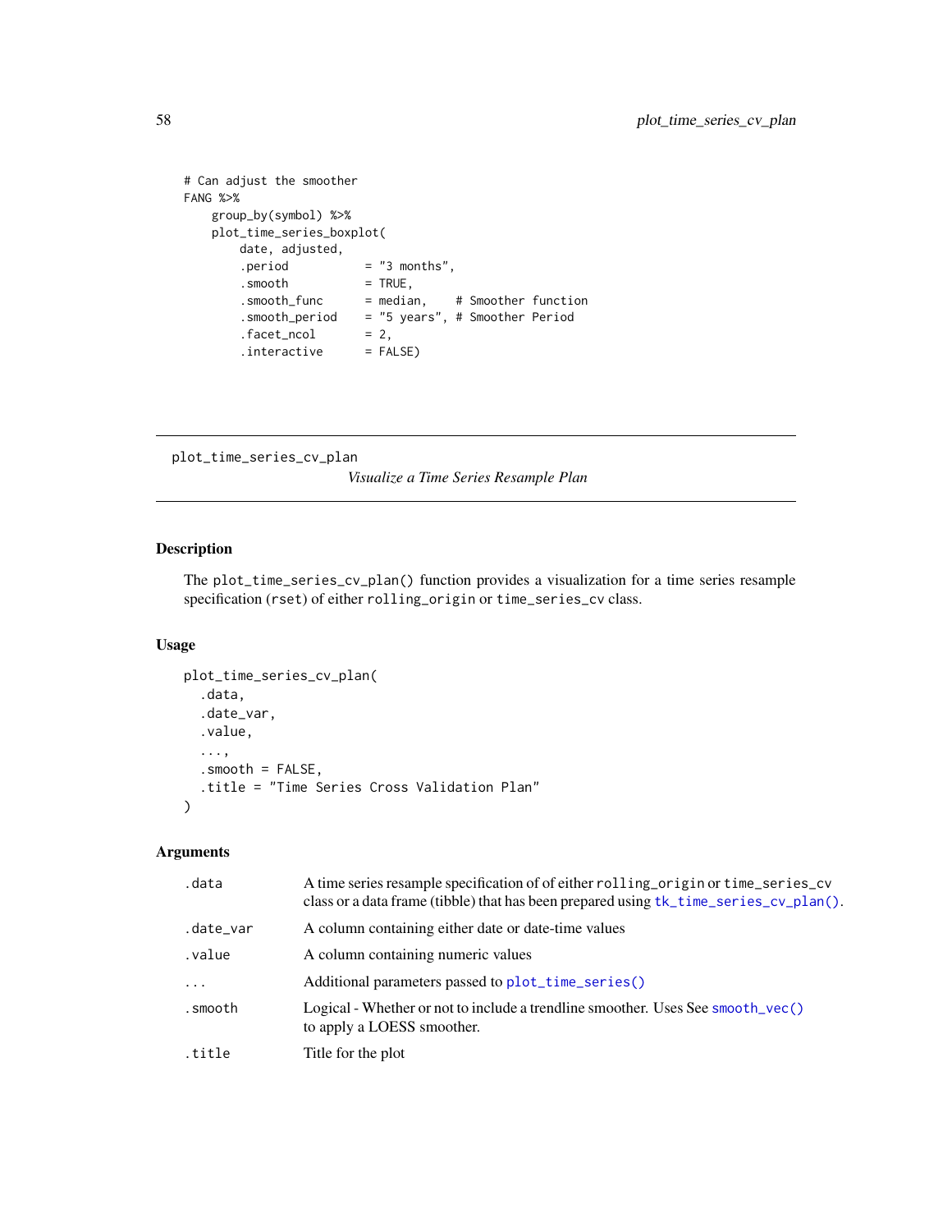```
# Can adjust the smoother
FANG %>%
    group_by(symbol) %>%
    plot_time_series_boxplot(
        date, adjusted,
        .period          = "3 months",
        .smooth          = TRUE,
        .smooth_func     = median,    # Smoother function
        .smooth_period   = "5 years", # Smoother Period
        .facet_ncol      = 2,
        .interactive     = FALSE)
```

---

plot_time_series_cv_plan        *Visualize a Time Series Resample Plan*

---

### Description

The `plot_time_series_cv_plan()` function provides a visualization for a time series resample specification (`rset`) of either `rolling_origin` or `time_series_cv` class.

### Usage

```
plot_time_series_cv_plan(
  .data,
  .date_var,
  .value,
  ...,
  .smooth = FALSE,
  .title = "Time Series Cross Validation Plan"
)
```

### Arguments

| | |
|---|---|
| `.data` | A time series resample specification of of either `rolling_origin` or `time_series_cv` class or a data frame (tibble) that has been prepared using `tk_time_series_cv_plan()`. |
| `.date_var` | A column containing either date or date-time values |
| `.value` | A column containing numeric values |
| `...` | Additional parameters passed to `plot_time_series()` |
| `.smooth` | Logical - Whether or not to include a trendline smoother. Uses See `smooth_vec()` to apply a LOESS smoother. |
| `.title` | Title for the plot |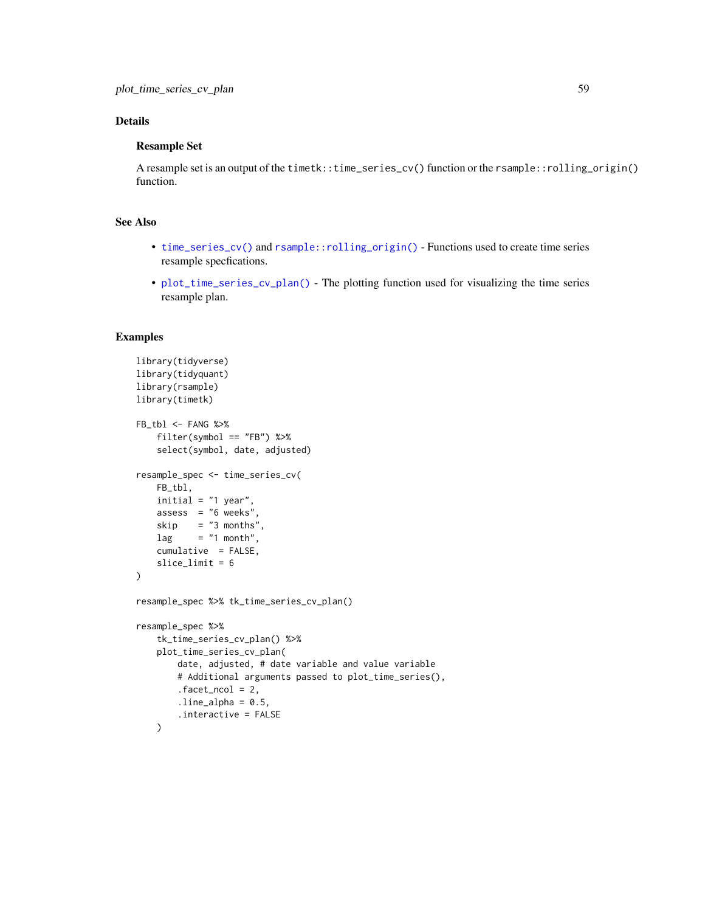## Details

### Resample Set

A resample set is an output of the `timetk::time_series_cv()` function or the `rsample::rolling_origin()` function.

## See Also

- `time_series_cv()` and `rsample::rolling_origin()` - Functions used to create time series resample specfications.
- `plot_time_series_cv_plan()` - The plotting function used for visualizing the time series resample plan.

## Examples

```
library(tidyverse)
library(tidyquant)
library(rsample)
library(timetk)

FB_tbl <- FANG %>%
    filter(symbol == "FB") %>%
    select(symbol, date, adjusted)

resample_spec <- time_series_cv(
    FB_tbl,
    initial = "1 year",
    assess  = "6 weeks",
    skip    = "3 months",
    lag     = "1 month",
    cumulative  = FALSE,
    slice_limit = 6
)

resample_spec %>% tk_time_series_cv_plan()

resample_spec %>%
    tk_time_series_cv_plan() %>%
    plot_time_series_cv_plan(
        date, adjusted, # date variable and value variable
        # Additional arguments passed to plot_time_series(),
        .facet_ncol = 2,
        .line_alpha = 0.5,
        .interactive = FALSE
    )
```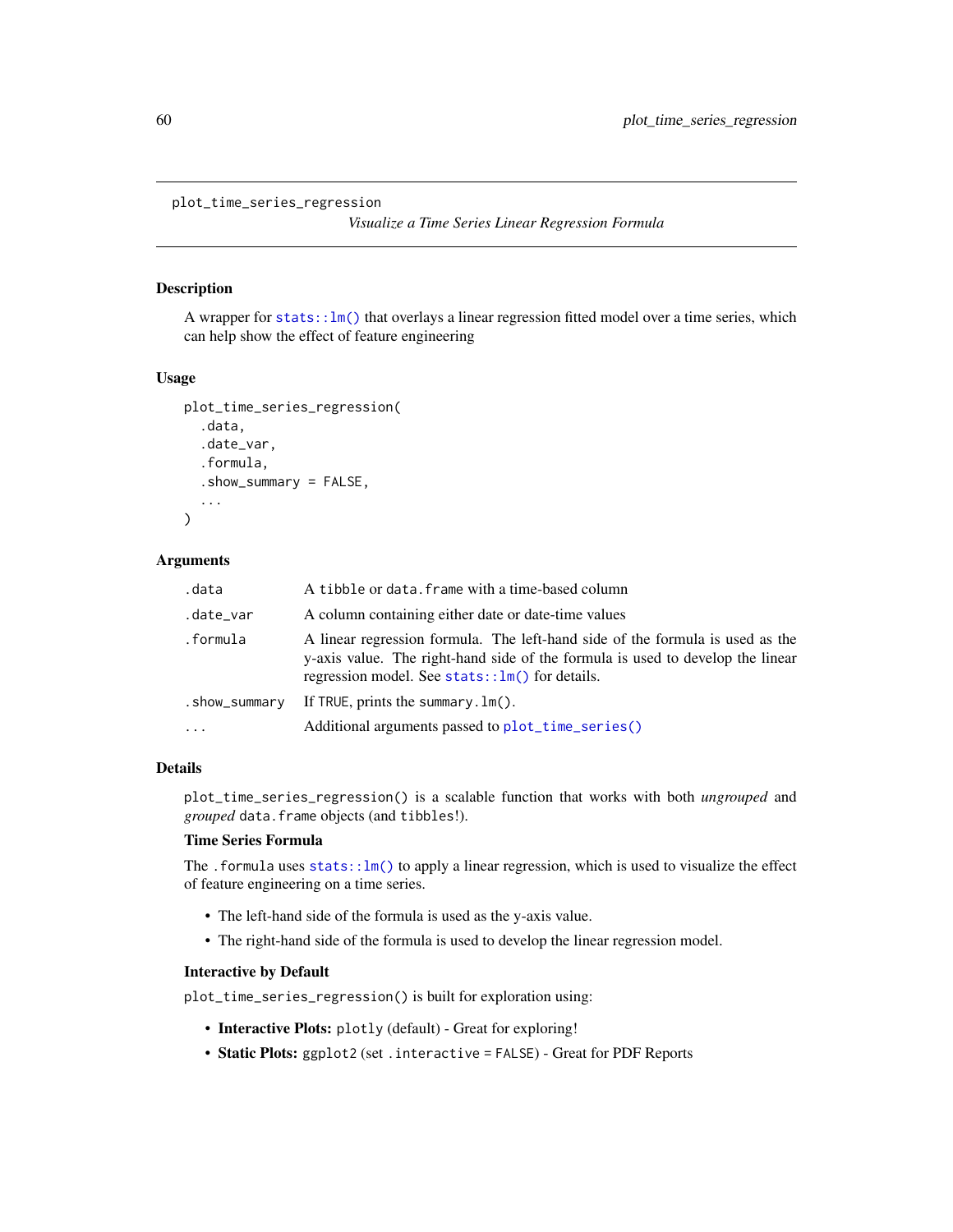# plot_time_series_regression

*Visualize a Time Series Linear Regression Formula*

## Description

A wrapper for `stats::lm()` that overlays a linear regression fitted model over a time series, which can help show the effect of feature engineering

## Usage

```
plot_time_series_regression(
  .data,
  .date_var,
  .formula,
  .show_summary = FALSE,
  ...
)
```

## Arguments

| | |
|---|---|
| `.data` | A `tibble` or `data.frame` with a time-based column |
| `.date_var` | A column containing either date or date-time values |
| `.formula` | A linear regression formula. The left-hand side of the formula is used as the y-axis value. The right-hand side of the formula is used to develop the linear regression model. See `stats::lm()` for details. |
| `.show_summary` | If `TRUE`, prints the `summary.lm()`. |
| `...` | Additional arguments passed to `plot_time_series()` |

## Details

`plot_time_series_regression()` is a scalable function that works with both *ungrouped* and *grouped* `data.frame` objects (and `tibbles`!).

### Time Series Formula

The `.formula` uses `stats::lm()` to apply a linear regression, which is used to visualize the effect of feature engineering on a time series.

- The left-hand side of the formula is used as the y-axis value.
- The right-hand side of the formula is used to develop the linear regression model.

### Interactive by Default

`plot_time_series_regression()` is built for exploration using:

- **Interactive Plots:** `plotly` (default) - Great for exploring!
- **Static Plots:** `ggplot2` (set `.interactive = FALSE`) - Great for PDF Reports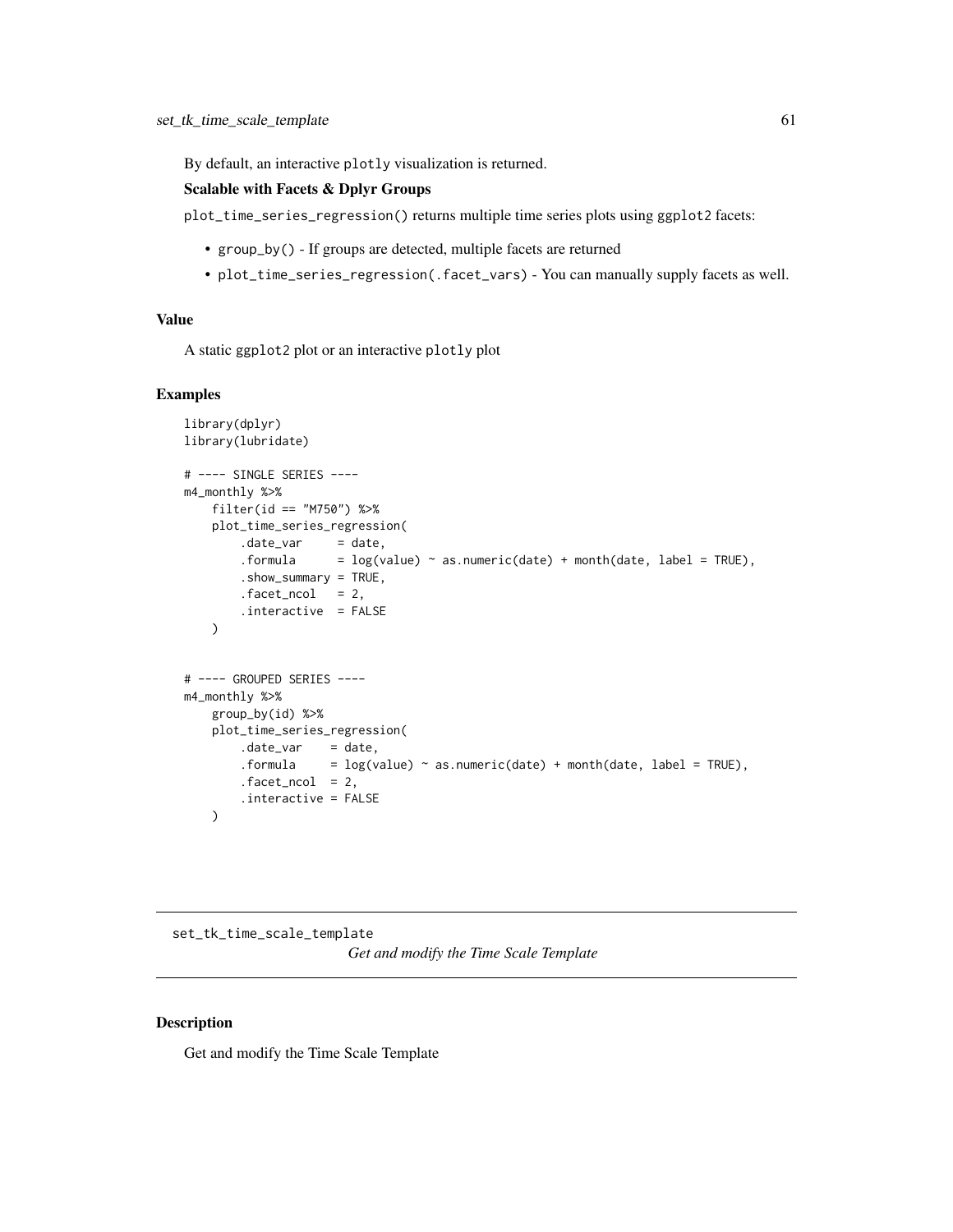By default, an interactive `plotly` visualization is returned.

**Scalable with Facets & Dplyr Groups**

`plot_time_series_regression()` returns multiple time series plots using `ggplot2` facets:

- `group_by()` - If groups are detected, multiple facets are returned
- `plot_time_series_regression(.facet_vars)` - You can manually supply facets as well.

## Value

A static `ggplot2` plot or an interactive `plotly` plot

## Examples

```
library(dplyr)
library(lubridate)

# ---- SINGLE SERIES ----
m4_monthly %>%
    filter(id == "M750") %>%
    plot_time_series_regression(
        .date_var     = date,
        .formula      = log(value) ~ as.numeric(date) + month(date, label = TRUE),
        .show_summary = TRUE,
        .facet_ncol   = 2,
        .interactive  = FALSE
    )


# ---- GROUPED SERIES ----
m4_monthly %>%
    group_by(id) %>%
    plot_time_series_regression(
        .date_var    = date,
        .formula     = log(value) ~ as.numeric(date) + month(date, label = TRUE),
        .facet_ncol  = 2,
        .interactive = FALSE
    )
```

---

# set_tk_time_scale_template

*Get and modify the Time Scale Template*

---

## Description

Get and modify the Time Scale Template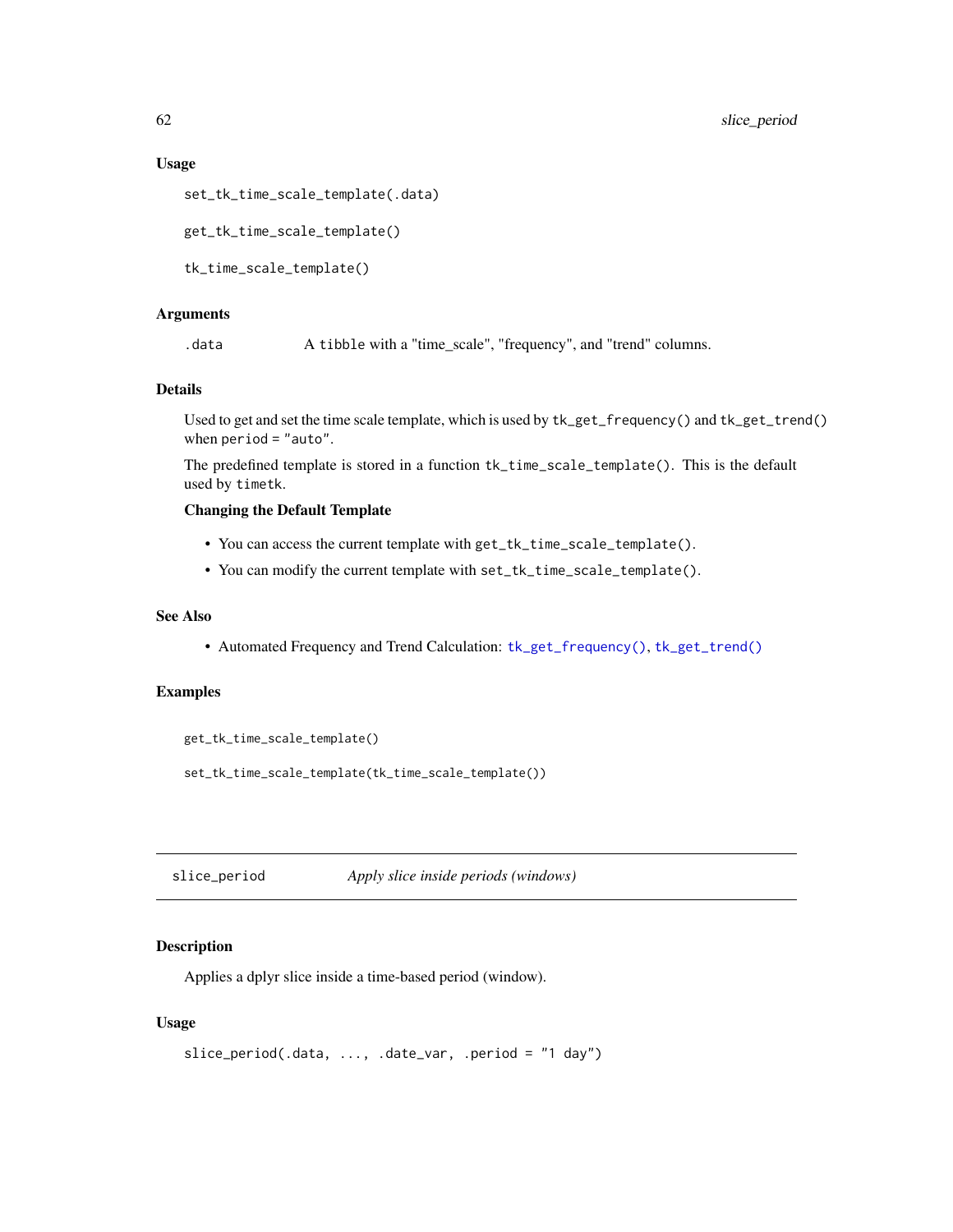## Usage

```
set_tk_time_scale_template(.data)

get_tk_time_scale_template()

tk_time_scale_template()
```

## Arguments

| | |
|---|---|
| `.data` | A `tibble` with a "time_scale", "frequency", and "trend" columns. |

## Details

Used to get and set the time scale template, which is used by `tk_get_frequency()` and `tk_get_trend()` when `period = "auto"`.

The predefined template is stored in a function `tk_time_scale_template()`. This is the default used by `timetk`.

### Changing the Default Template

- You can access the current template with `get_tk_time_scale_template()`.
- You can modify the current template with `set_tk_time_scale_template()`.

## See Also

- Automated Frequency and Trend Calculation: `tk_get_frequency()`, `tk_get_trend()`

## Examples

```
get_tk_time_scale_template()

set_tk_time_scale_template(tk_time_scale_template())
```

---

# slice_period — *Apply slice inside periods (windows)*

---

## Description

Applies a dplyr slice inside a time-based period (window).

## Usage

```
slice_period(.data, ..., .date_var, .period = "1 day")
```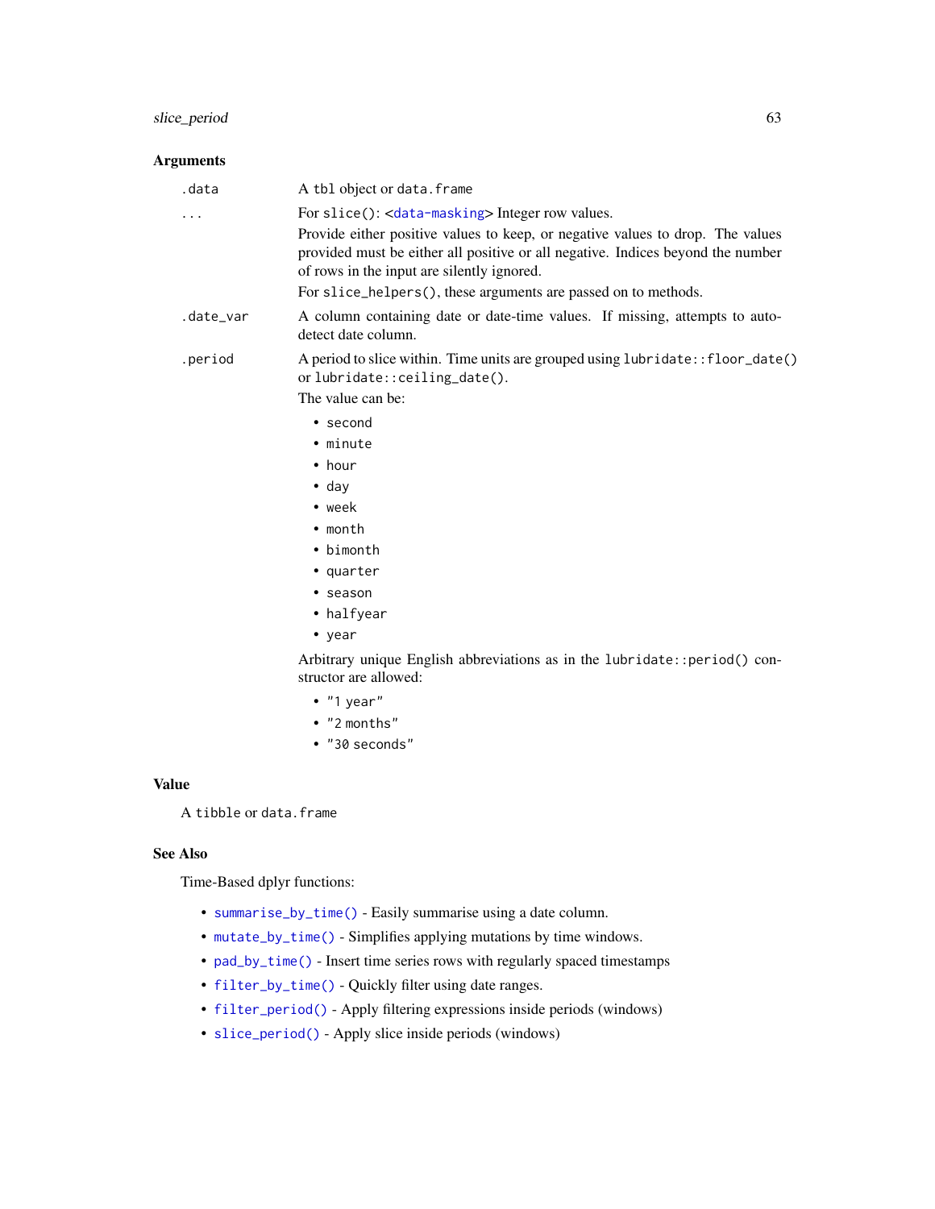## Arguments

| | |
|---|---|
| `.data` | A `tbl` object or `data.frame` |
| `...` | For `slice()`: <`data-masking`> Integer row values.<br><br>Provide either positive values to keep, or negative values to drop. The values provided must be either all positive or all negative. Indices beyond the number of rows in the input are silently ignored.<br><br>For `slice_helpers()`, these arguments are passed on to methods. |
| `.date_var` | A column containing date or date-time values. If missing, attempts to auto-detect date column. |
| `.period` | A period to slice within. Time units are grouped using `lubridate::floor_date()` or `lubridate::ceiling_date()`.<br><br>The value can be:<br>• `second`<br>• `minute`<br>• `hour`<br>• `day`<br>• `week`<br>• `month`<br>• `bimonth`<br>• `quarter`<br>• `season`<br>• `halfyear`<br>• `year`<br><br>Arbitrary unique English abbreviations as in the `lubridate::period()` constructor are allowed:<br>• `"1 year"`<br>• `"2 months"`<br>• `"30 seconds"` |

## Value

A `tibble` or `data.frame`

## See Also

Time-Based dplyr functions:

- `summarise_by_time()` - Easily summarise using a date column.
- `mutate_by_time()` - Simplifies applying mutations by time windows.
- `pad_by_time()` - Insert time series rows with regularly spaced timestamps
- `filter_by_time()` - Quickly filter using date ranges.
- `filter_period()` - Apply filtering expressions inside periods (windows)
- `slice_period()` - Apply slice inside periods (windows)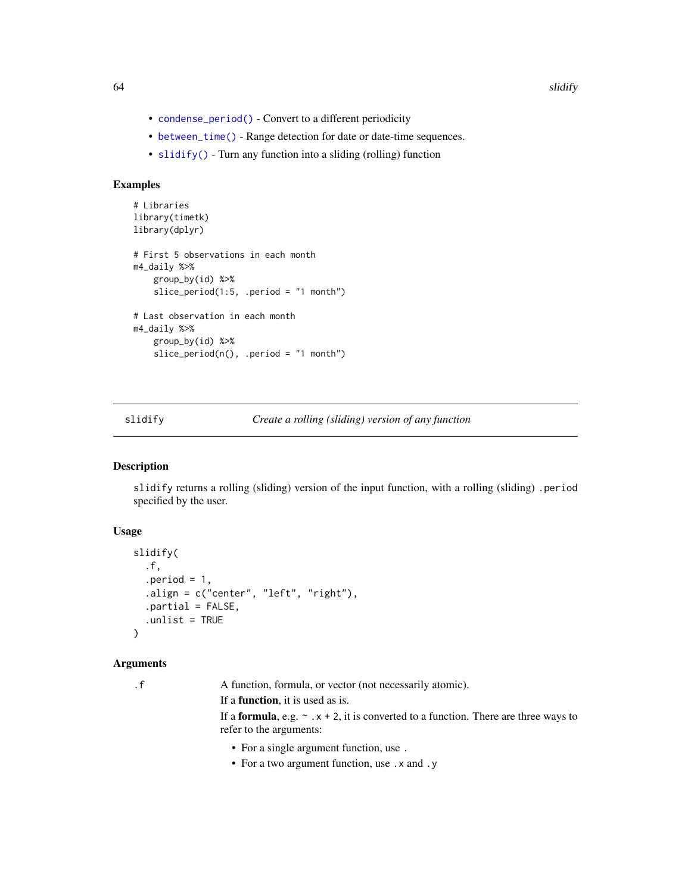- `condense_period()` - Convert to a different periodicity
- `between_time()` - Range detection for date or date-time sequences.
- `slidify()` - Turn any function into a sliding (rolling) function

### Examples

```
# Libraries
library(timetk)
library(dplyr)

# First 5 observations in each month
m4_daily %>%
    group_by(id) %>%
    slice_period(1:5, .period = "1 month")

# Last observation in each month
m4_daily %>%
    group_by(id) %>%
    slice_period(n(), .period = "1 month")
```

---

## slidify *Create a rolling (sliding) version of any function*

---

### Description

`slidify` returns a rolling (sliding) version of the input function, with a rolling (sliding) `.period` specified by the user.

### Usage

```
slidify(
  .f,
  .period = 1,
  .align = c("center", "left", "right"),
  .partial = FALSE,
  .unlist = TRUE
)
```

### Arguments

`.f` A function, formula, or vector (not necessarily atomic).

If a **function**, it is used as is.

If a **formula**, e.g. `~ .x + 2`, it is converted to a function. There are three ways to refer to the arguments:

- For a single argument function, use `.`
- For a two argument function, use `.x` and `.y`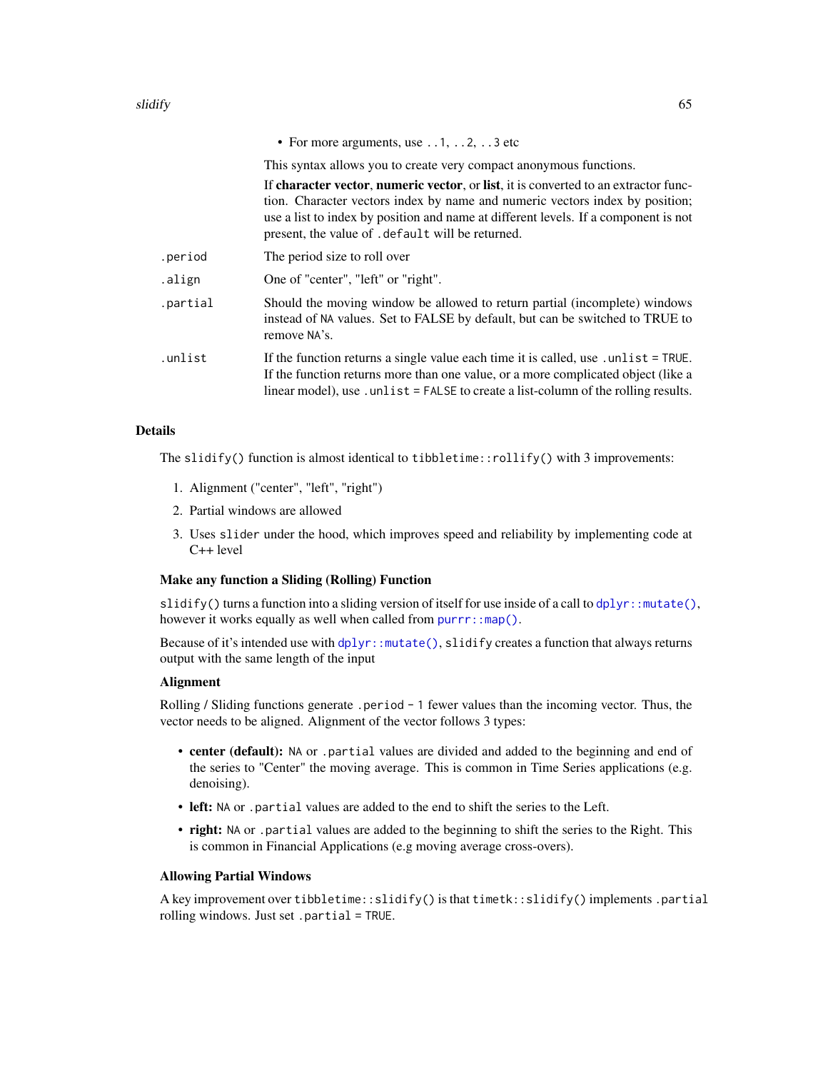- For more arguments, use `..1`, `..2`, `..3` etc

  This syntax allows you to create very compact anonymous functions.

  If **character vector**, **numeric vector**, or **list**, it is converted to an extractor function. Character vectors index by name and numeric vectors index by position; use a list to index by position and name at different levels. If a component is not present, the value of `.default` will be returned.

`.period` The period size to roll over

`.align` One of "center", "left" or "right".

`.partial` Should the moving window be allowed to return partial (incomplete) windows instead of `NA` values. Set to FALSE by default, but can be switched to TRUE to remove `NA`'s.

`.unlist` If the function returns a single value each time it is called, use `.unlist = TRUE`. If the function returns more than one value, or a more complicated object (like a linear model), use `.unlist = FALSE` to create a list-column of the rolling results.

## Details

The `slidify()` function is almost identical to `tibbletime::rollify()` with 3 improvements:

1. Alignment ("center", "left", "right")
2. Partial windows are allowed
3. Uses `slider` under the hood, which improves speed and reliability by implementing code at C++ level

### Make any function a Sliding (Rolling) Function

`slidify()` turns a function into a sliding version of itself for use inside of a call to `dplyr::mutate()`, however it works equally as well when called from `purrr::map()`.

Because of it's intended use with `dplyr::mutate()`, `slidify` creates a function that always returns output with the same length of the input

### Alignment

Rolling / Sliding functions generate `.period - 1` fewer values than the incoming vector. Thus, the vector needs to be aligned. Alignment of the vector follows 3 types:

- **center (default):** `NA` or `.partial` values are divided and added to the beginning and end of the series to "Center" the moving average. This is common in Time Series applications (e.g. denoising).
- **left:** `NA` or `.partial` values are added to the end to shift the series to the Left.
- **right:** `NA` or `.partial` values are added to the beginning to shift the series to the Right. This is common in Financial Applications (e.g moving average cross-overs).

### Allowing Partial Windows

A key improvement over `tibbletime::slidify()` is that `timetk::slidify()` implements `.partial` rolling windows. Just set `.partial = TRUE`.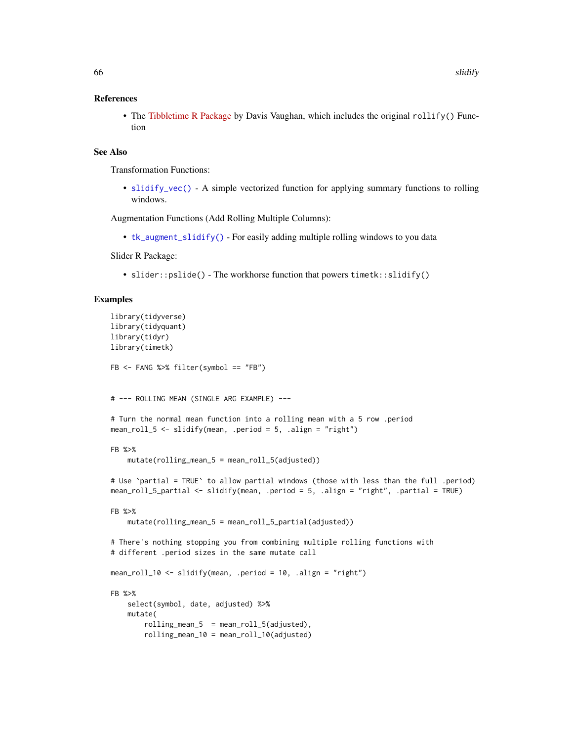## References

- The Tibbletime R Package by Davis Vaughan, which includes the original `rollify()` Function

## See Also

Transformation Functions:

- `slidify_vec()` - A simple vectorized function for applying summary functions to rolling windows.

Augmentation Functions (Add Rolling Multiple Columns):

- `tk_augment_slidify()` - For easily adding multiple rolling windows to you data

Slider R Package:

- `slider::pslide()` - The workhorse function that powers `timetk::slidify()`

## Examples

```
library(tidyverse)
library(tidyquant)
library(tidyr)
library(timetk)

FB <- FANG %>% filter(symbol == "FB")


# --- ROLLING MEAN (SINGLE ARG EXAMPLE) ---

# Turn the normal mean function into a rolling mean with a 5 row .period
mean_roll_5 <- slidify(mean, .period = 5, .align = "right")

FB %>%
    mutate(rolling_mean_5 = mean_roll_5(adjusted))

# Use `partial = TRUE` to allow partial windows (those with less than the full .period)
mean_roll_5_partial <- slidify(mean, .period = 5, .align = "right", .partial = TRUE)

FB %>%
    mutate(rolling_mean_5 = mean_roll_5_partial(adjusted))

# There's nothing stopping you from combining multiple rolling functions with
# different .period sizes in the same mutate call

mean_roll_10 <- slidify(mean, .period = 10, .align = "right")

FB %>%
    select(symbol, date, adjusted) %>%
    mutate(
        rolling_mean_5  = mean_roll_5(adjusted),
        rolling_mean_10 = mean_roll_10(adjusted)
```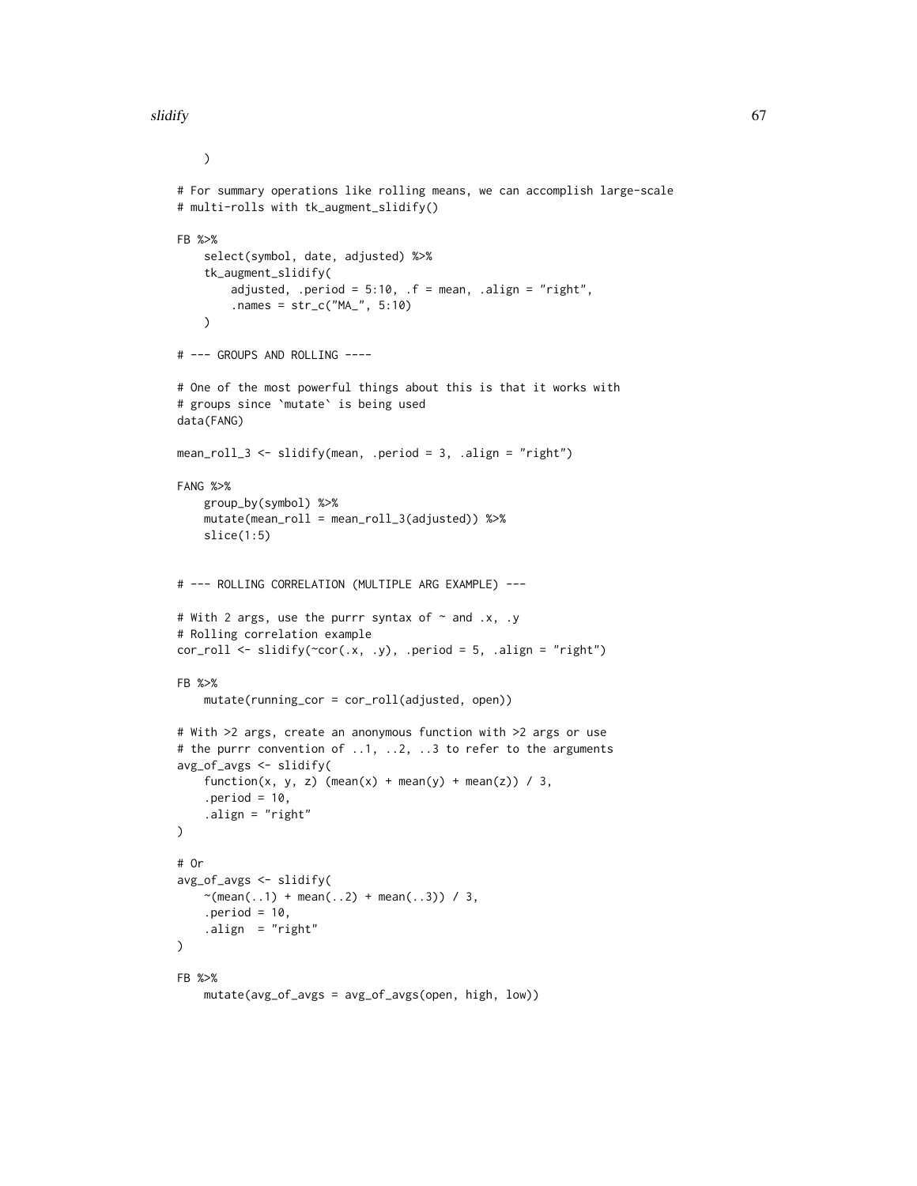```
    )

# For summary operations like rolling means, we can accomplish large-scale
# multi-rolls with tk_augment_slidify()

FB %>%
    select(symbol, date, adjusted) %>%
    tk_augment_slidify(
        adjusted, .period = 5:10, .f = mean, .align = "right",
        .names = str_c("MA_", 5:10)
    )

# --- GROUPS AND ROLLING ----

# One of the most powerful things about this is that it works with
# groups since `mutate` is being used
data(FANG)

mean_roll_3 <- slidify(mean, .period = 3, .align = "right")

FANG %>%
    group_by(symbol) %>%
    mutate(mean_roll = mean_roll_3(adjusted)) %>%
    slice(1:5)


# --- ROLLING CORRELATION (MULTIPLE ARG EXAMPLE) ---

# With 2 args, use the purrr syntax of ~ and .x, .y
# Rolling correlation example
cor_roll <- slidify(~cor(.x, .y), .period = 5, .align = "right")

FB %>%
    mutate(running_cor = cor_roll(adjusted, open))

# With >2 args, create an anonymous function with >2 args or use
# the purrr convention of ..1, ..2, ..3 to refer to the arguments
avg_of_avgs <- slidify(
    function(x, y, z) (mean(x) + mean(y) + mean(z)) / 3,
    .period = 10,
    .align = "right"
)

# Or
avg_of_avgs <- slidify(
    ~(mean(..1) + mean(..2) + mean(..3)) / 3,
    .period = 10,
    .align  = "right"
)

FB %>%
    mutate(avg_of_avgs = avg_of_avgs(open, high, low))
```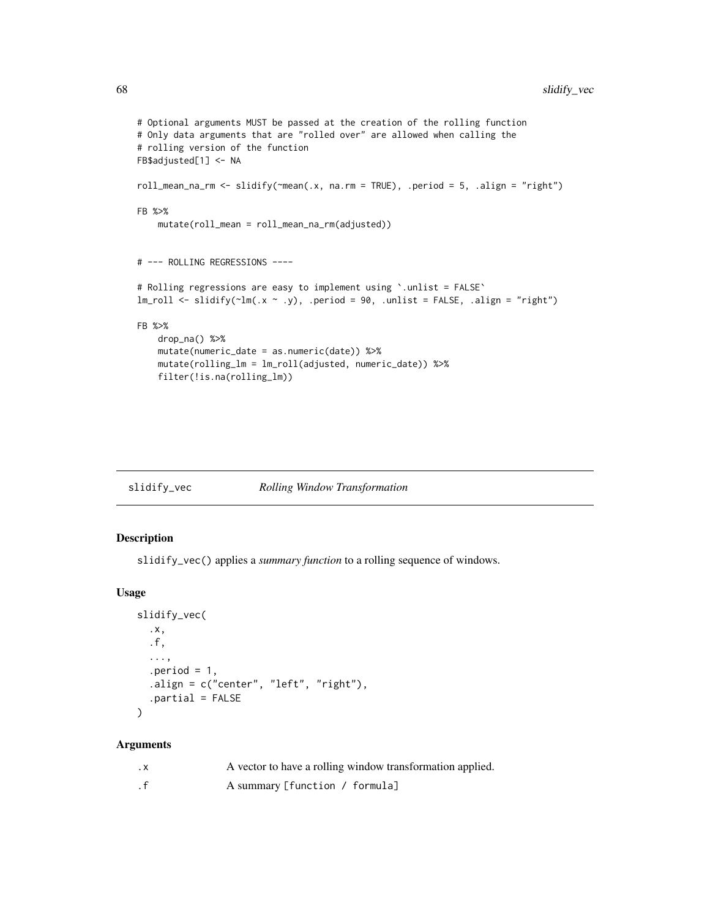```
# Optional arguments MUST be passed at the creation of the rolling function
# Only data arguments that are "rolled over" are allowed when calling the
# rolling version of the function
FB$adjusted[1] <- NA

roll_mean_na_rm <- slidify(~mean(.x, na.rm = TRUE), .period = 5, .align = "right")

FB %>%
    mutate(roll_mean = roll_mean_na_rm(adjusted))


# --- ROLLING REGRESSIONS ----

# Rolling regressions are easy to implement using `.unlist = FALSE`
lm_roll <- slidify(~lm(.x ~ .y), .period = 90, .unlist = FALSE, .align = "right")

FB %>%
    drop_na() %>%
    mutate(numeric_date = as.numeric(date)) %>%
    mutate(rolling_lm = lm_roll(adjusted, numeric_date)) %>%
    filter(!is.na(rolling_lm))
```

## slidify_vec *Rolling Window Transformation*

### Description

slidify_vec() applies a *summary function* to a rolling sequence of windows.

### Usage

```
slidify_vec(
  .x,
  .f,
  ...,
  .period = 1,
  .align = c("center", "left", "right"),
  .partial = FALSE
)
```

### Arguments

| | |
|---|---|
| .x | A vector to have a rolling window transformation applied. |
| .f | A summary [function / formula] |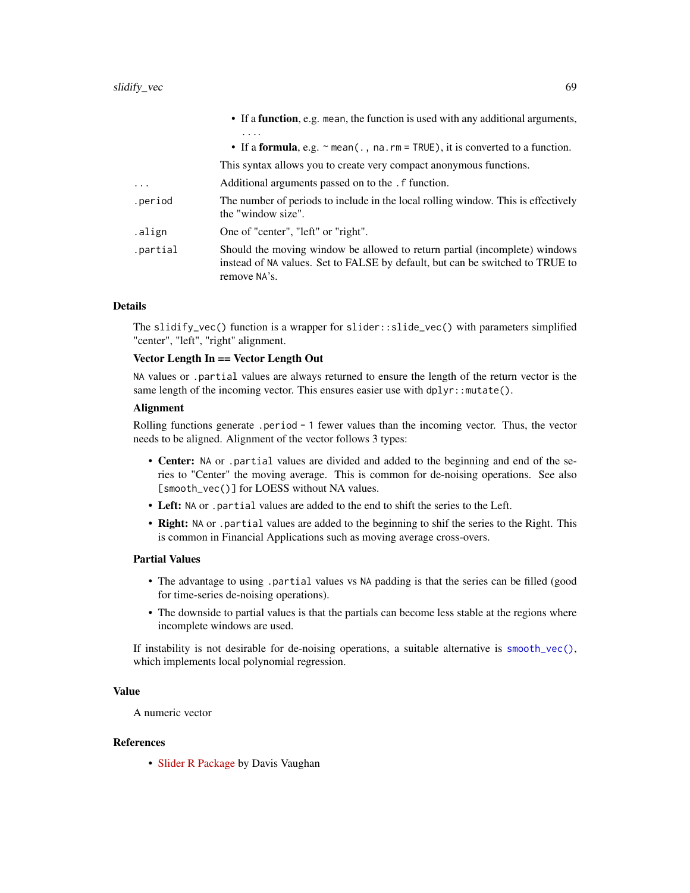- If a **function**, e.g. `mean`, the function is used with any additional arguments, `...`.
- If a **formula**, e.g. `~ mean(., na.rm = TRUE)`, it is converted to a function.

  This syntax allows you to create very compact anonymous functions.

| | |
|---|---|
| `...` | Additional arguments passed on to the `.f` function. |
| `.period` | The number of periods to include in the local rolling window. This is effectively the "window size". |
| `.align` | One of "center", "left" or "right". |
| `.partial` | Should the moving window be allowed to return partial (incomplete) windows instead of `NA` values. Set to FALSE by default, but can be switched to TRUE to remove `NA`'s. |

## Details

The `slidify_vec()` function is a wrapper for `slider::slide_vec()` with parameters simplified "center", "left", "right" alignment.

**Vector Length In == Vector Length Out**

`NA` values or `.partial` values are always returned to ensure the length of the return vector is the same length of the incoming vector. This ensures easier use with `dplyr::mutate()`.

**Alignment**

Rolling functions generate `.period - 1` fewer values than the incoming vector. Thus, the vector needs to be aligned. Alignment of the vector follows 3 types:

- **Center:** `NA` or `.partial` values are divided and added to the beginning and end of the series to "Center" the moving average. This is common for de-noising operations. See also `[smooth_vec()]` for LOESS without NA values.
- **Left:** `NA` or `.partial` values are added to the end to shift the series to the Left.
- **Right:** `NA` or `.partial` values are added to the beginning to shif the series to the Right. This is common in Financial Applications such as moving average cross-overs.

**Partial Values**

- The advantage to using `.partial` values vs `NA` padding is that the series can be filled (good for time-series de-noising operations).
- The downside to partial values is that the partials can become less stable at the regions where incomplete windows are used.

If instability is not desirable for de-noising operations, a suitable alternative is `smooth_vec()`, which implements local polynomial regression.

## Value

A numeric vector

## References

- Slider R Package by Davis Vaughan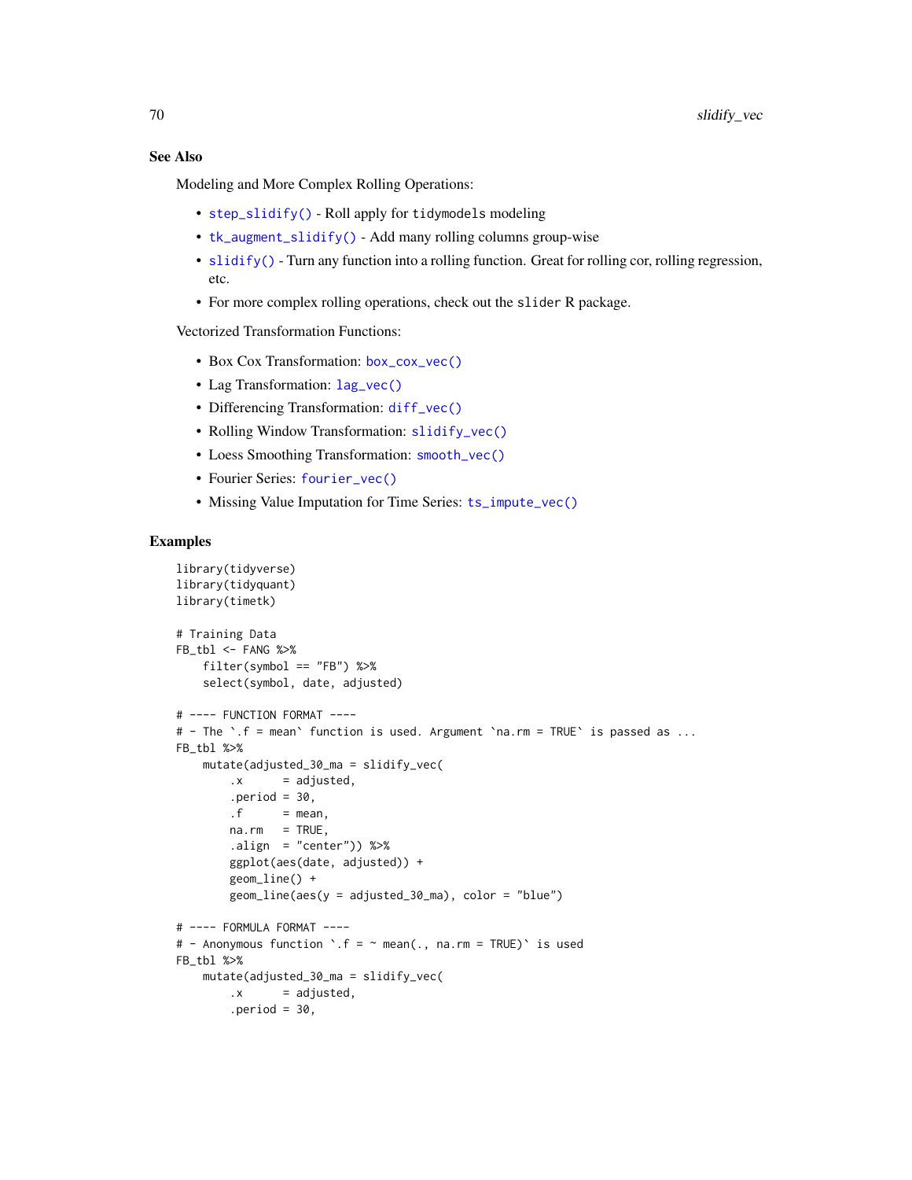## See Also

Modeling and More Complex Rolling Operations:

- `step_slidify()` - Roll apply for `tidymodels` modeling
- `tk_augment_slidify()` - Add many rolling columns group-wise
- `slidify()` - Turn any function into a rolling function. Great for rolling cor, rolling regression, etc.
- For more complex rolling operations, check out the `slider` R package.

Vectorized Transformation Functions:

- Box Cox Transformation: `box_cox_vec()`
- Lag Transformation: `lag_vec()`
- Differencing Transformation: `diff_vec()`
- Rolling Window Transformation: `slidify_vec()`
- Loess Smoothing Transformation: `smooth_vec()`
- Fourier Series: `fourier_vec()`
- Missing Value Imputation for Time Series: `ts_impute_vec()`

## Examples

```
library(tidyverse)
library(tidyquant)
library(timetk)

# Training Data
FB_tbl <- FANG %>%
    filter(symbol == "FB") %>%
    select(symbol, date, adjusted)

# ---- FUNCTION FORMAT ----
# - The `.f = mean` function is used. Argument `na.rm = TRUE` is passed as ...
FB_tbl %>%
    mutate(adjusted_30_ma = slidify_vec(
        .x      = adjusted,
        .period = 30,
        .f      = mean,
        na.rm   = TRUE,
        .align  = "center")) %>%
        ggplot(aes(date, adjusted)) +
        geom_line() +
        geom_line(aes(y = adjusted_30_ma), color = "blue")

# ---- FORMULA FORMAT ----
# - Anonymous function `.f = ~ mean(., na.rm = TRUE)` is used
FB_tbl %>%
    mutate(adjusted_30_ma = slidify_vec(
        .x      = adjusted,
        .period = 30,
```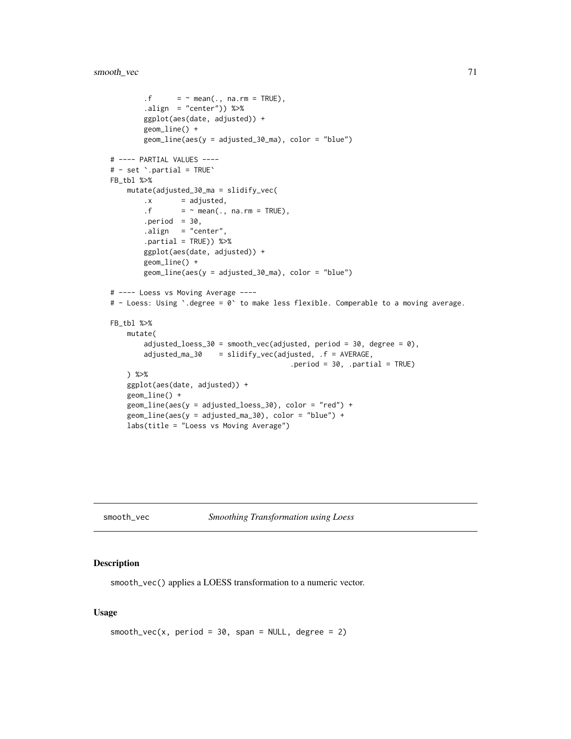```
        .f      = ~ mean(., na.rm = TRUE),
        .align  = "center")) %>%
        ggplot(aes(date, adjusted)) +
        geom_line() +
        geom_line(aes(y = adjusted_30_ma), color = "blue")

# ---- PARTIAL VALUES ----
# - set `.partial = TRUE`
FB_tbl %>%
    mutate(adjusted_30_ma = slidify_vec(
        .x       = adjusted,
        .f       = ~ mean(., na.rm = TRUE),
        .period  = 30,
        .align   = "center",
        .partial = TRUE)) %>%
        ggplot(aes(date, adjusted)) +
        geom_line() +
        geom_line(aes(y = adjusted_30_ma), color = "blue")

# ---- Loess vs Moving Average ----
# - Loess: Using `.degree = 0` to make less flexible. Comperable to a moving average.

FB_tbl %>%
    mutate(
        adjusted_loess_30 = smooth_vec(adjusted, period = 30, degree = 0),
        adjusted_ma_30    = slidify_vec(adjusted, .f = AVERAGE,
                                        .period = 30, .partial = TRUE)
    ) %>%
    ggplot(aes(date, adjusted)) +
    geom_line() +
    geom_line(aes(y = adjusted_loess_30), color = "red") +
    geom_line(aes(y = adjusted_ma_30), color = "blue") +
    labs(title = "Loess vs Moving Average")
```

## smooth_vec *Smoothing Transformation using Loess*

### Description

smooth_vec() applies a LOESS transformation to a numeric vector.

### Usage

```
smooth_vec(x, period = 30, span = NULL, degree = 2)
```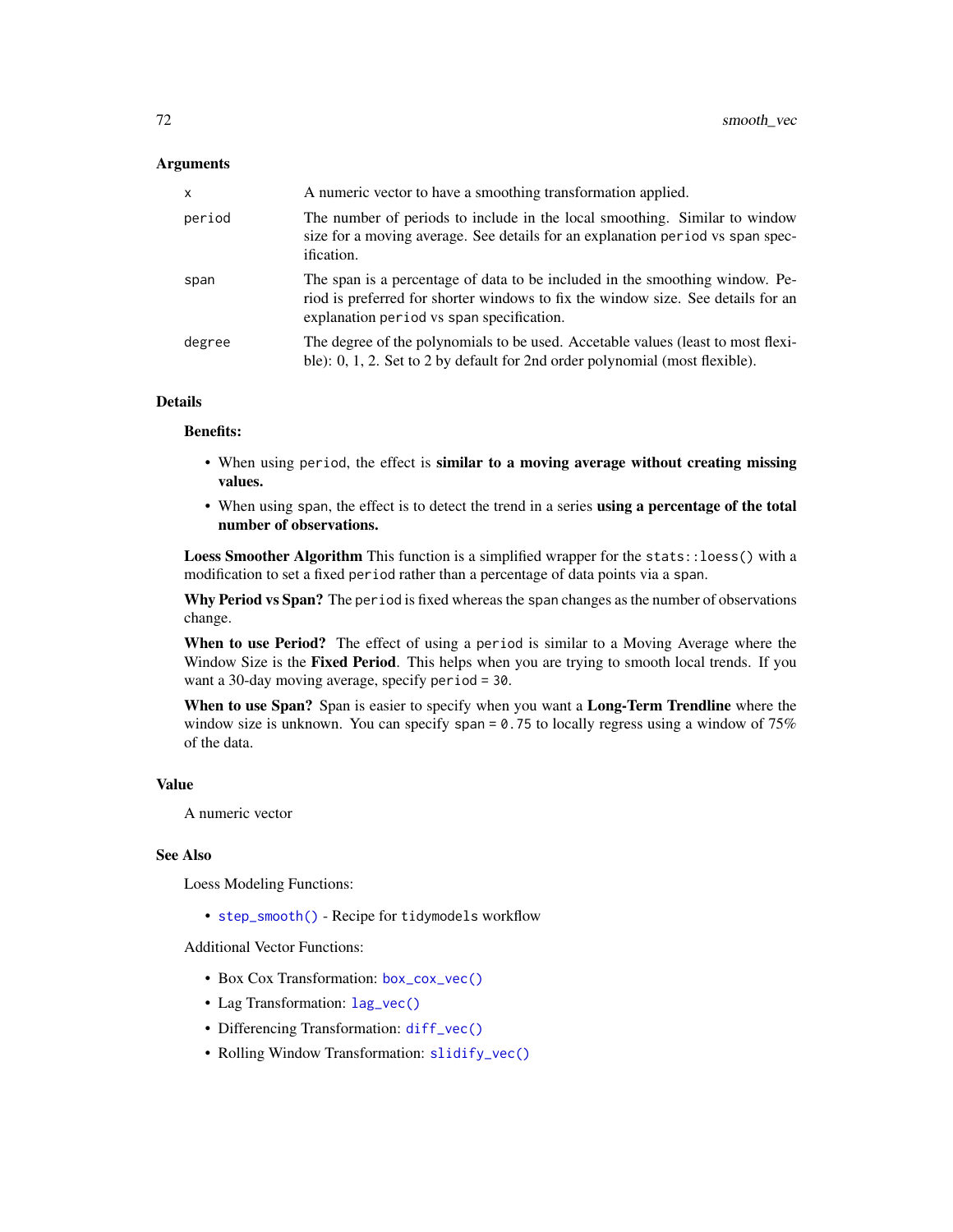### Arguments

| | |
|---|---|
| `x` | A numeric vector to have a smoothing transformation applied. |
| `period` | The number of periods to include in the local smoothing. Similar to window size for a moving average. See details for an explanation `period` vs `span` specification. |
| `span` | The span is a percentage of data to be included in the smoothing window. Period is preferred for shorter windows to fix the window size. See details for an explanation `period` vs `span` specification. |
| `degree` | The degree of the polynomials to be used. Accetable values (least to most flexible): 0, 1, 2. Set to 2 by default for 2nd order polynomial (most flexible). |

### Details

**Benefits:**

- When using `period`, the effect is **similar to a moving average without creating missing values.**
- When using `span`, the effect is to detect the trend in a series **using a percentage of the total number of observations.**

**Loess Smoother Algorithm** This function is a simplified wrapper for the `stats::loess()` with a modification to set a fixed `period` rather than a percentage of data points via a `span`.

**Why Period vs Span?** The `period` is fixed whereas the `span` changes as the number of observations change.

**When to use Period?** The effect of using a `period` is similar to a Moving Average where the Window Size is the **Fixed Period**. This helps when you are trying to smooth local trends. If you want a 30-day moving average, specify `period = 30`.

**When to use Span?** Span is easier to specify when you want a **Long-Term Trendline** where the window size is unknown. You can specify `span = 0.75` to locally regress using a window of 75% of the data.

### Value

A numeric vector

### See Also

Loess Modeling Functions:

- `step_smooth()` - Recipe for `tidymodels` workflow

Additional Vector Functions:

- Box Cox Transformation: `box_cox_vec()`
- Lag Transformation: `lag_vec()`
- Differencing Transformation: `diff_vec()`
- Rolling Window Transformation: `slidify_vec()`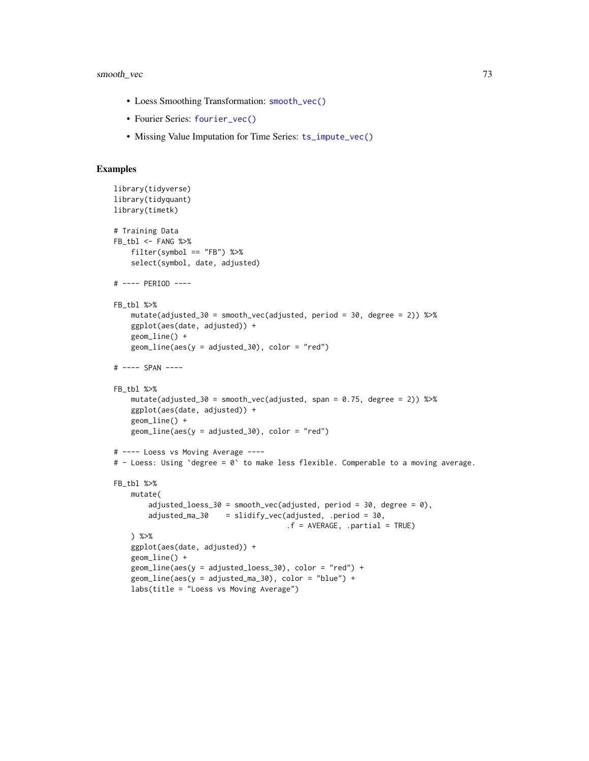- Loess Smoothing Transformation: `smooth_vec()`
- Fourier Series: `fourier_vec()`
- Missing Value Imputation for Time Series: `ts_impute_vec()`

## Examples

```
library(tidyverse)
library(tidyquant)
library(timetk)

# Training Data
FB_tbl <- FANG %>%
    filter(symbol == "FB") %>%
    select(symbol, date, adjusted)

# ---- PERIOD ----

FB_tbl %>%
    mutate(adjusted_30 = smooth_vec(adjusted, period = 30, degree = 2)) %>%
    ggplot(aes(date, adjusted)) +
    geom_line() +
    geom_line(aes(y = adjusted_30), color = "red")

# ---- SPAN ----

FB_tbl %>%
    mutate(adjusted_30 = smooth_vec(adjusted, span = 0.75, degree = 2)) %>%
    ggplot(aes(date, adjusted)) +
    geom_line() +
    geom_line(aes(y = adjusted_30), color = "red")

# ---- Loess vs Moving Average ----
# - Loess: Using `degree = 0` to make less flexible. Comperable to a moving average.

FB_tbl %>%
    mutate(
        adjusted_loess_30 = smooth_vec(adjusted, period = 30, degree = 0),
        adjusted_ma_30    = slidify_vec(adjusted, .period = 30,
                                        .f = AVERAGE, .partial = TRUE)
    ) %>%
    ggplot(aes(date, adjusted)) +
    geom_line() +
    geom_line(aes(y = adjusted_loess_30), color = "red") +
    geom_line(aes(y = adjusted_ma_30), color = "blue") +
    labs(title = "Loess vs Moving Average")
```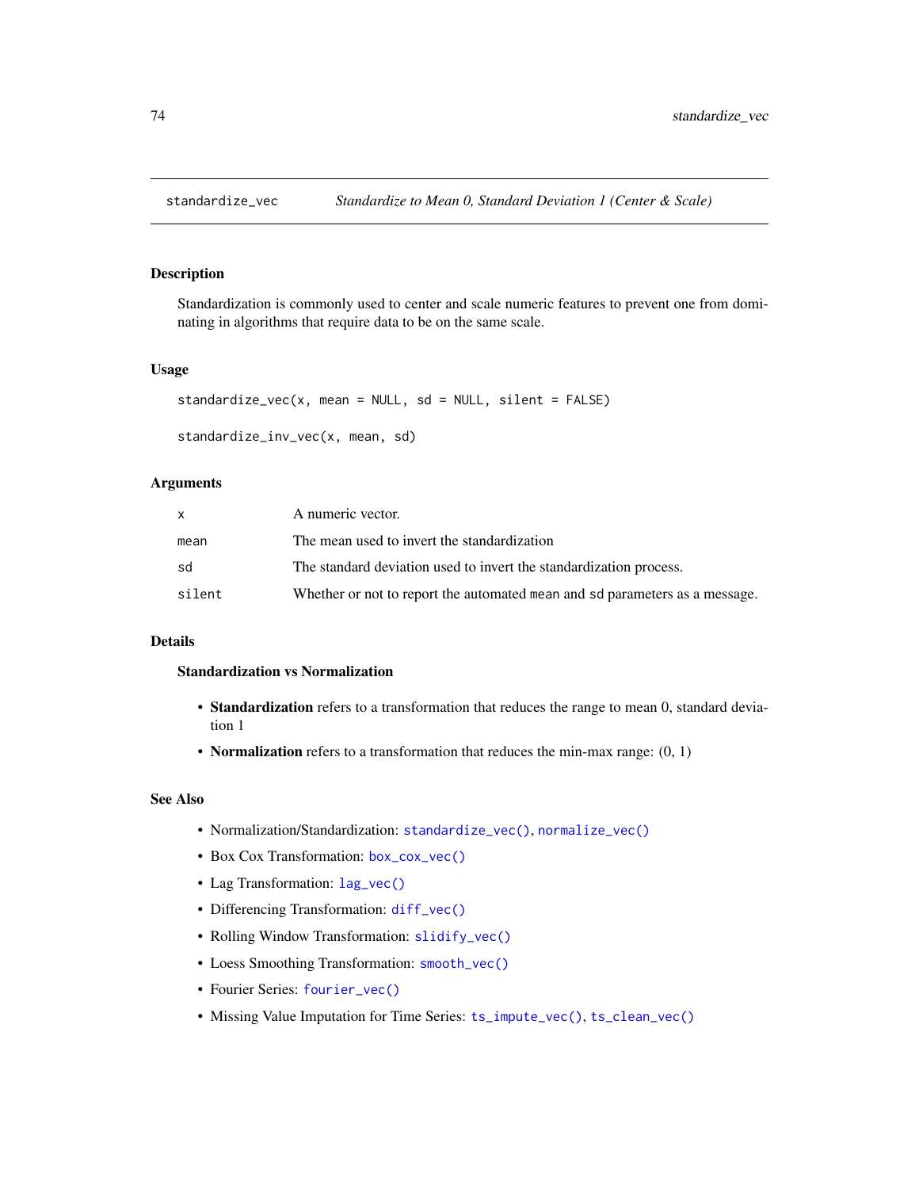## standardize_vec — *Standardize to Mean 0, Standard Deviation 1 (Center & Scale)*

### Description

Standardization is commonly used to center and scale numeric features to prevent one from dominating in algorithms that require data to be on the same scale.

### Usage

```
standardize_vec(x, mean = NULL, sd = NULL, silent = FALSE)

standardize_inv_vec(x, mean, sd)
```

### Arguments

| | |
|---|---|
| x | A numeric vector. |
| mean | The mean used to invert the standardization |
| sd | The standard deviation used to invert the standardization process. |
| silent | Whether or not to report the automated `mean` and `sd` parameters as a message. |

### Details

**Standardization vs Normalization**

- **Standardization** refers to a transformation that reduces the range to mean 0, standard deviation 1
- **Normalization** refers to a transformation that reduces the min-max range: (0, 1)

### See Also

- Normalization/Standardization: `standardize_vec()`, `normalize_vec()`
- Box Cox Transformation: `box_cox_vec()`
- Lag Transformation: `lag_vec()`
- Differencing Transformation: `diff_vec()`
- Rolling Window Transformation: `slidify_vec()`
- Loess Smoothing Transformation: `smooth_vec()`
- Fourier Series: `fourier_vec()`
- Missing Value Imputation for Time Series: `ts_impute_vec()`, `ts_clean_vec()`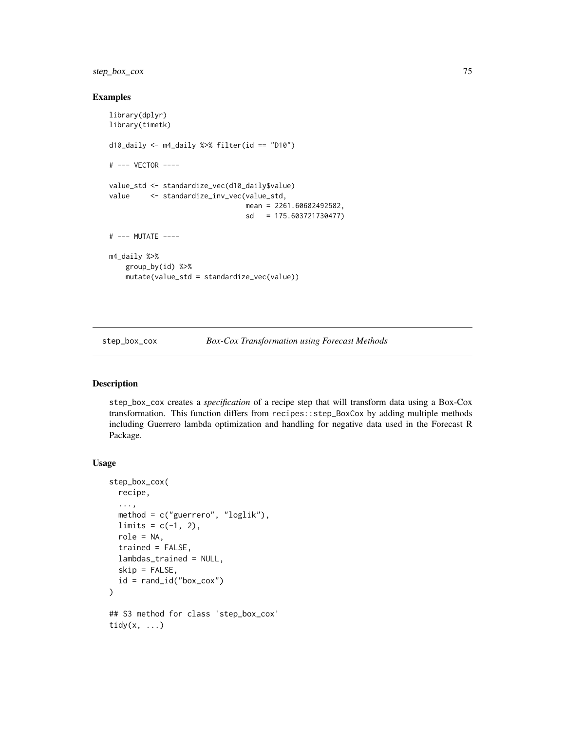## Examples

```
library(dplyr)
library(timetk)

d10_daily <- m4_daily %>% filter(id == "D10")

# --- VECTOR ----

value_std <- standardize_vec(d10_daily$value)
value     <- standardize_inv_vec(value_std,
                                 mean = 2261.60682492582,
                                 sd   = 175.603721730477)

# --- MUTATE ----

m4_daily %>%
    group_by(id) %>%
    mutate(value_std = standardize_vec(value))
```

---

step_box_cox    *Box-Cox Transformation using Forecast Methods*

---

## Description

step_box_cox creates a *specification* of a recipe step that will transform data using a Box-Cox transformation. This function differs from recipes::step_BoxCox by adding multiple methods including Guerrero lambda optimization and handling for negative data used in the Forecast R Package.

## Usage

```
step_box_cox(
  recipe,
  ...,
  method = c("guerrero", "loglik"),
  limits = c(-1, 2),
  role = NA,
  trained = FALSE,
  lambdas_trained = NULL,
  skip = FALSE,
  id = rand_id("box_cox")
)

## S3 method for class 'step_box_cox'
tidy(x, ...)
```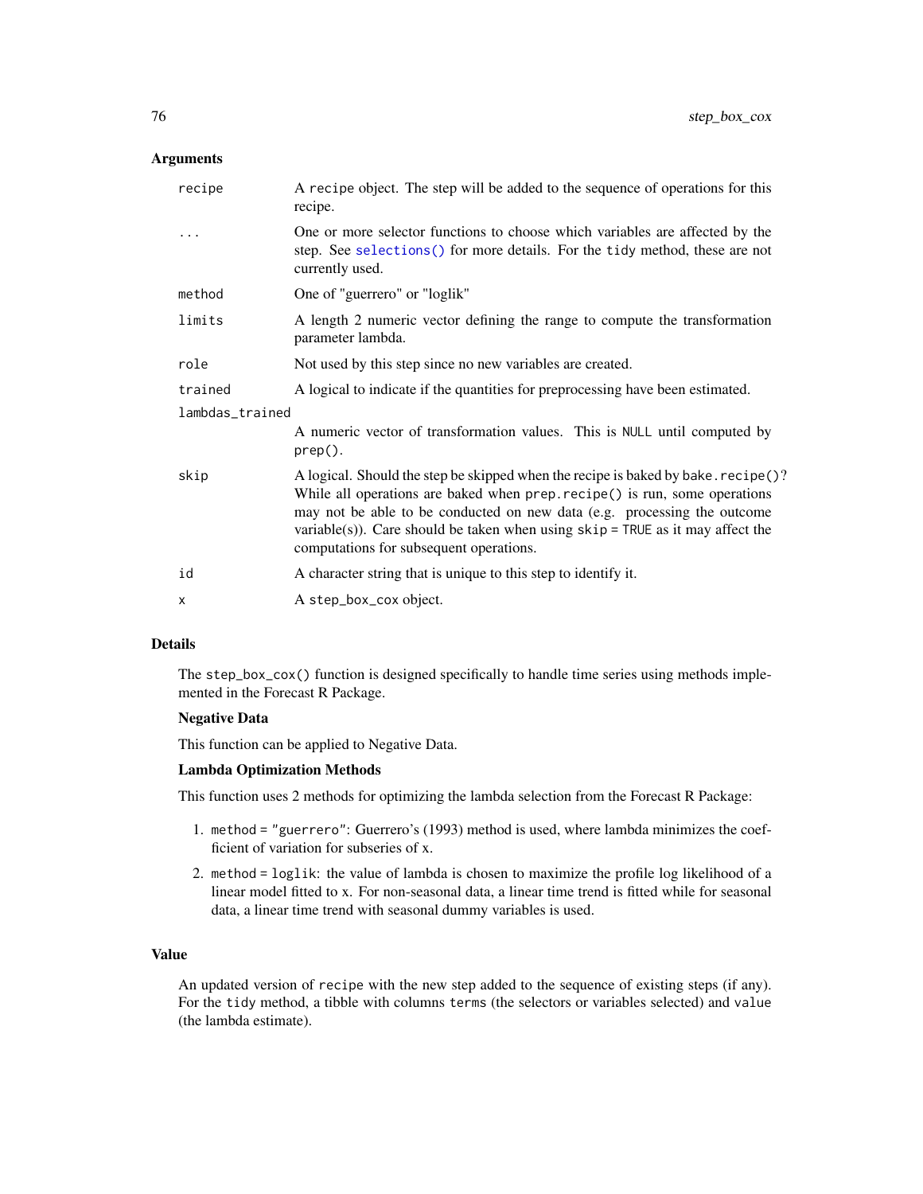## Arguments

- `recipe` — A `recipe` object. The step will be added to the sequence of operations for this recipe.
- `...` — One or more selector functions to choose which variables are affected by the step. See `selections()` for more details. For the `tidy` method, these are not currently used.
- `method` — One of "guerrero" or "loglik"
- `limits` — A length 2 numeric vector defining the range to compute the transformation parameter lambda.
- `role` — Not used by this step since no new variables are created.
- `trained` — A logical to indicate if the quantities for preprocessing have been estimated.
- `lambdas_trained` — A numeric vector of transformation values. This is `NULL` until computed by `prep()`.
- `skip` — A logical. Should the step be skipped when the recipe is baked by `bake.recipe()`? While all operations are baked when `prep.recipe()` is run, some operations may not be able to be conducted on new data (e.g. processing the outcome variable(s)). Care should be taken when using `skip = TRUE` as it may affect the computations for subsequent operations.
- `id` — A character string that is unique to this step to identify it.
- `x` — A `step_box_cox` object.

## Details

The `step_box_cox()` function is designed specifically to handle time series using methods implemented in the Forecast R Package.

### Negative Data

This function can be applied to Negative Data.

### Lambda Optimization Methods

This function uses 2 methods for optimizing the lambda selection from the Forecast R Package:

1. `method = "guerrero"`: Guerrero's (1993) method is used, where lambda minimizes the coefficient of variation for subseries of x.
2. `method = loglik`: the value of lambda is chosen to maximize the profile log likelihood of a linear model fitted to x. For non-seasonal data, a linear time trend is fitted while for seasonal data, a linear time trend with seasonal dummy variables is used.

## Value

An updated version of `recipe` with the new step added to the sequence of existing steps (if any). For the `tidy` method, a tibble with columns `terms` (the selectors or variables selected) and `value` (the lambda estimate).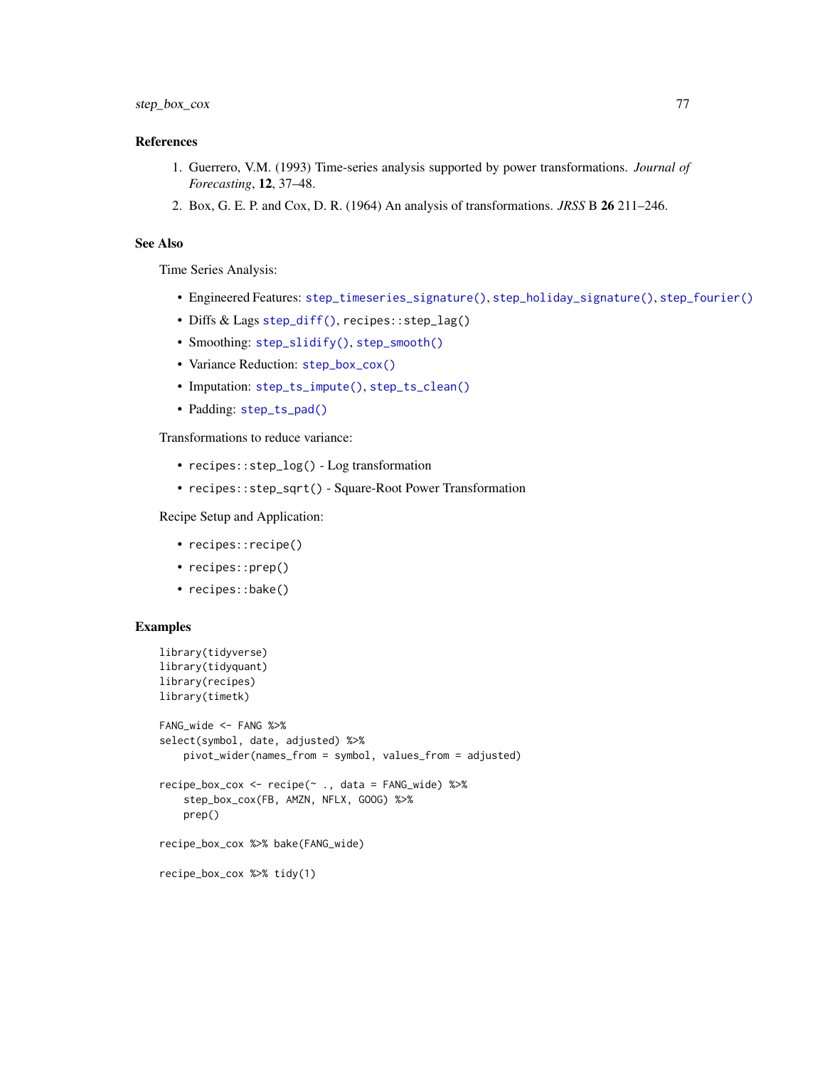### References

1. Guerrero, V.M. (1993) Time-series analysis supported by power transformations. *Journal of Forecasting*, **12**, 37–48.
2. Box, G. E. P. and Cox, D. R. (1964) An analysis of transformations. *JRSS* B **26** 211–246.

### See Also

Time Series Analysis:

- Engineered Features: `step_timeseries_signature()`, `step_holiday_signature()`, `step_fourier()`
- Diffs & Lags `step_diff()`, `recipes::step_lag()`
- Smoothing: `step_slidify()`, `step_smooth()`
- Variance Reduction: `step_box_cox()`
- Imputation: `step_ts_impute()`, `step_ts_clean()`
- Padding: `step_ts_pad()`

Transformations to reduce variance:

- `recipes::step_log()` - Log transformation
- `recipes::step_sqrt()` - Square-Root Power Transformation

Recipe Setup and Application:

- `recipes::recipe()`
- `recipes::prep()`
- `recipes::bake()`

### Examples

```
library(tidyverse)
library(tidyquant)
library(recipes)
library(timetk)

FANG_wide <- FANG %>%
select(symbol, date, adjusted) %>%
    pivot_wider(names_from = symbol, values_from = adjusted)

recipe_box_cox <- recipe(~ ., data = FANG_wide) %>%
    step_box_cox(FB, AMZN, NFLX, GOOG) %>%
    prep()

recipe_box_cox %>% bake(FANG_wide)

recipe_box_cox %>% tidy(1)
```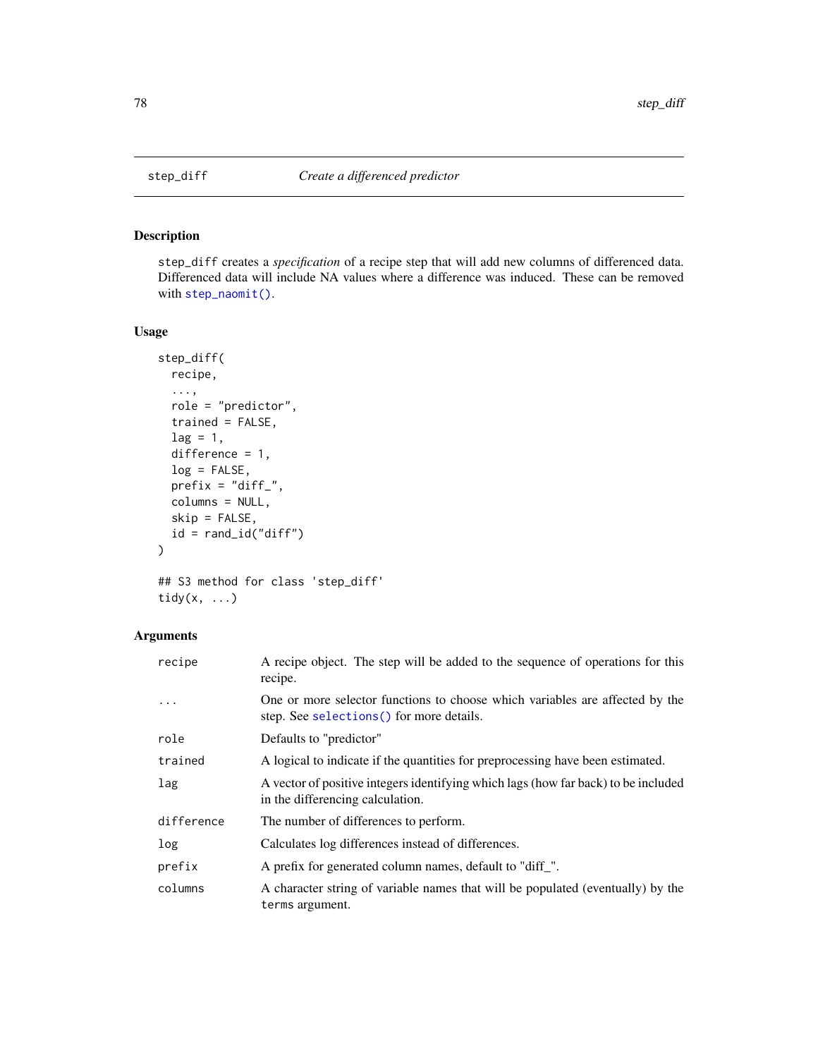# step_diff — *Create a differenced predictor*

## Description

step_diff creates a *specification* of a recipe step that will add new columns of differenced data. Differenced data will include NA values where a difference was induced. These can be removed with step_naomit().

## Usage

```
step_diff(
  recipe,
  ...,
  role = "predictor",
  trained = FALSE,
  lag = 1,
  difference = 1,
  log = FALSE,
  prefix = "diff_",
  columns = NULL,
  skip = FALSE,
  id = rand_id("diff")
)

## S3 method for class 'step_diff'
tidy(x, ...)
```

## Arguments

| | |
|---|---|
| recipe | A recipe object. The step will be added to the sequence of operations for this recipe. |
| ... | One or more selector functions to choose which variables are affected by the step. See selections() for more details. |
| role | Defaults to "predictor" |
| trained | A logical to indicate if the quantities for preprocessing have been estimated. |
| lag | A vector of positive integers identifying which lags (how far back) to be included in the differencing calculation. |
| difference | The number of differences to perform. |
| log | Calculates log differences instead of differences. |
| prefix | A prefix for generated column names, default to "diff_". |
| columns | A character string of variable names that will be populated (eventually) by the `terms` argument. |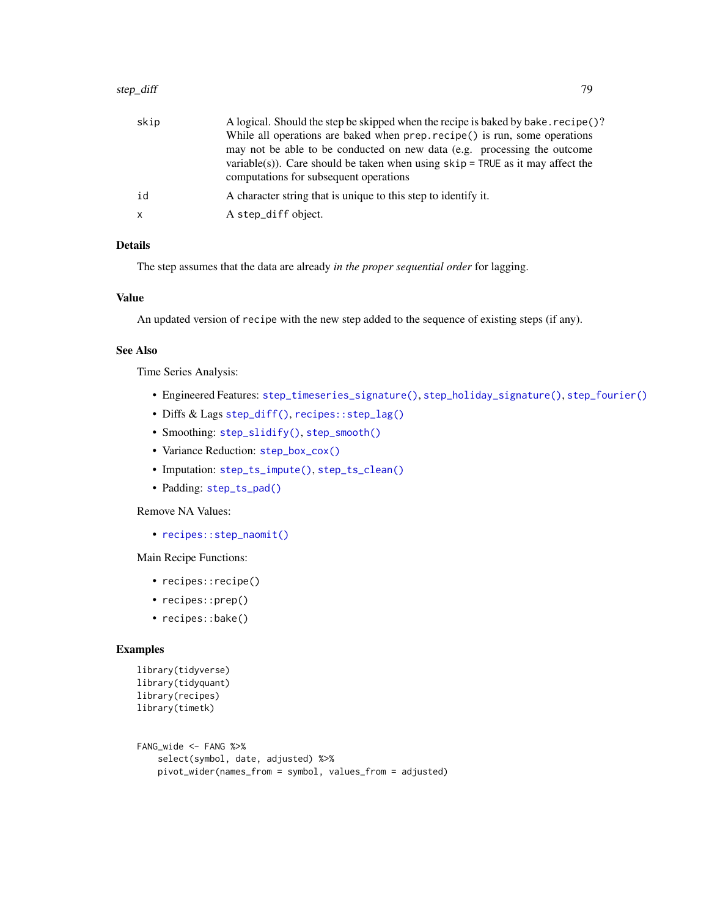| | |
|---|---|
| skip | A logical. Should the step be skipped when the recipe is baked by `bake.recipe()`? While all operations are baked when `prep.recipe()` is run, some operations may not be able to be conducted on new data (e.g. processing the outcome variable(s)). Care should be taken when using `skip = TRUE` as it may affect the computations for subsequent operations |
| id | A character string that is unique to this step to identify it. |
| x | A `step_diff` object. |

## Details

The step assumes that the data are already *in the proper sequential order* for lagging.

## Value

An updated version of `recipe` with the new step added to the sequence of existing steps (if any).

## See Also

Time Series Analysis:

- Engineered Features: `step_timeseries_signature()`, `step_holiday_signature()`, `step_fourier()`
- Diffs & Lags `step_diff()`, `recipes::step_lag()`
- Smoothing: `step_slidify()`, `step_smooth()`
- Variance Reduction: `step_box_cox()`
- Imputation: `step_ts_impute()`, `step_ts_clean()`
- Padding: `step_ts_pad()`

Remove NA Values:

- `recipes::step_naomit()`

Main Recipe Functions:

- `recipes::recipe()`
- `recipes::prep()`
- `recipes::bake()`

## Examples

```
library(tidyverse)
library(tidyquant)
library(recipes)
library(timetk)


FANG_wide <- FANG %>%
    select(symbol, date, adjusted) %>%
    pivot_wider(names_from = symbol, values_from = adjusted)
```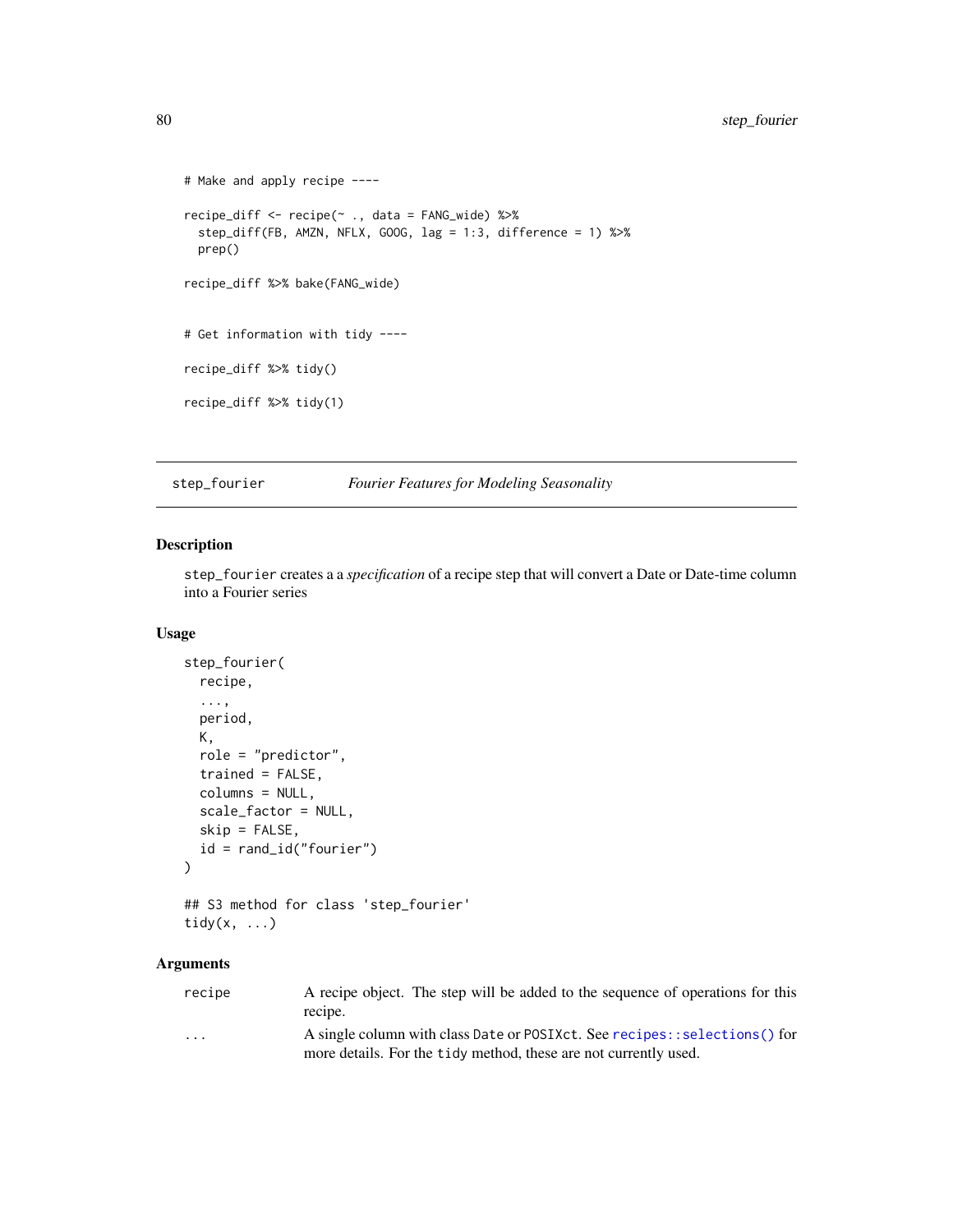```
# Make and apply recipe ----

recipe_diff <- recipe(~ ., data = FANG_wide) %>%
  step_diff(FB, AMZN, NFLX, GOOG, lag = 1:3, difference = 1) %>%
  prep()

recipe_diff %>% bake(FANG_wide)


# Get information with tidy ----

recipe_diff %>% tidy()

recipe_diff %>% tidy(1)
```

---

## step_fourier — *Fourier Features for Modeling Seasonality*

### Description

step_fourier creates a a *specification* of a recipe step that will convert a Date or Date-time column into a Fourier series

### Usage

```
step_fourier(
  recipe,
  ...,
  period,
  K,
  role = "predictor",
  trained = FALSE,
  columns = NULL,
  scale_factor = NULL,
  skip = FALSE,
  id = rand_id("fourier")
)

## S3 method for class 'step_fourier'
tidy(x, ...)
```

### Arguments

| | |
|---|---|
| recipe | A recipe object. The step will be added to the sequence of operations for this recipe. |
| ... | A single column with class Date or POSIXct. See recipes::selections() for more details. For the tidy method, these are not currently used. |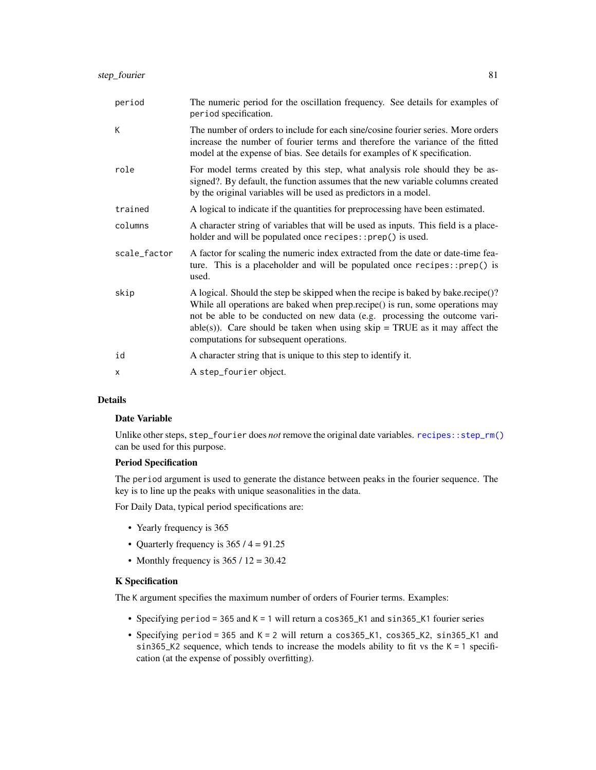| | |
|---|---|
| `period` | The numeric period for the oscillation frequency. See details for examples of `period` specification. |
| `K` | The number of orders to include for each sine/cosine fourier series. More orders increase the number of fourier terms and therefore the variance of the fitted model at the expense of bias. See details for examples of `K` specification. |
| `role` | For model terms created by this step, what analysis role should they be assigned?. By default, the function assumes that the new variable columns created by the original variables will be used as predictors in a model. |
| `trained` | A logical to indicate if the quantities for preprocessing have been estimated. |
| `columns` | A character string of variables that will be used as inputs. This field is a placeholder and will be populated once `recipes::prep()` is used. |
| `scale_factor` | A factor for scaling the numeric index extracted from the date or date-time feature. This is a placeholder and will be populated once `recipes::prep()` is used. |
| `skip` | A logical. Should the step be skipped when the recipe is baked by bake.recipe()? While all operations are baked when prep.recipe() is run, some operations may not be able to be conducted on new data (e.g. processing the outcome variable(s)). Care should be taken when using skip = TRUE as it may affect the computations for subsequent operations. |
| `id` | A character string that is unique to this step to identify it. |
| `x` | A `step_fourier` object. |

## Details

### Date Variable

Unlike other steps, `step_fourier` does *not* remove the original date variables. `recipes::step_rm()` can be used for this purpose.

### Period Specification

The `period` argument is used to generate the distance between peaks in the fourier sequence. The key is to line up the peaks with unique seasonalities in the data.

For Daily Data, typical period specifications are:

- Yearly frequency is 365
- Quarterly frequency is 365 / 4 = 91.25
- Monthly frequency is 365 / 12 = 30.42

### K Specification

The `K` argument specifies the maximum number of orders of Fourier terms. Examples:

- Specifying `period = 365` and `K = 1` will return a `cos365_K1` and `sin365_K1` fourier series
- Specifying `period = 365` and `K = 2` will return a `cos365_K1`, `cos365_K2`, `sin365_K1` and `sin365_K2` sequence, which tends to increase the models ability to fit vs the `K = 1` specification (at the expense of possibly overfitting).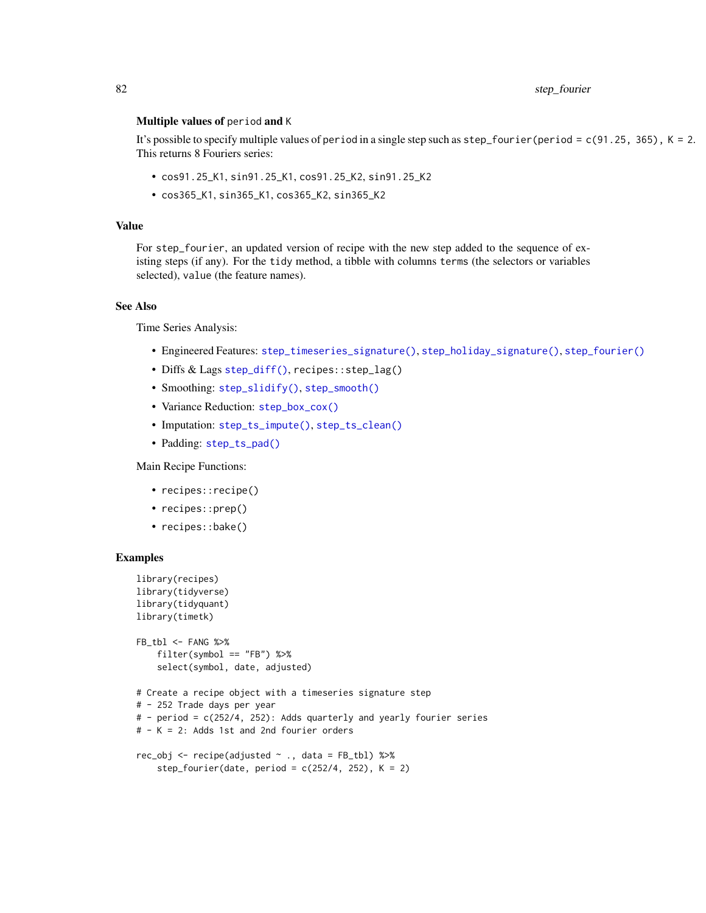### Multiple values of `period` and `K`

It's possible to specify multiple values of `period` in a single step such as `step_fourier(period = c(91.25, 365), K = 2`. This returns 8 Fouriers series:

- `cos91.25_K1`, `sin91.25_K1`, `cos91.25_K2`, `sin91.25_K2`
- `cos365_K1`, `sin365_K1`, `cos365_K2`, `sin365_K2`

## Value

For `step_fourier`, an updated version of recipe with the new step added to the sequence of existing steps (if any). For the `tidy` method, a tibble with columns `terms` (the selectors or variables selected), `value` (the feature names).

## See Also

Time Series Analysis:

- Engineered Features: `step_timeseries_signature()`, `step_holiday_signature()`, `step_fourier()`
- Diffs & Lags `step_diff()`, `recipes::step_lag()`
- Smoothing: `step_slidify()`, `step_smooth()`
- Variance Reduction: `step_box_cox()`
- Imputation: `step_ts_impute()`, `step_ts_clean()`
- Padding: `step_ts_pad()`

Main Recipe Functions:

- `recipes::recipe()`
- `recipes::prep()`
- `recipes::bake()`

## Examples

```
library(recipes)
library(tidyverse)
library(tidyquant)
library(timetk)

FB_tbl <- FANG %>%
    filter(symbol == "FB") %>%
    select(symbol, date, adjusted)

# Create a recipe object with a timeseries signature step
# - 252 Trade days per year
# - period = c(252/4, 252): Adds quarterly and yearly fourier series
# - K = 2: Adds 1st and 2nd fourier orders

rec_obj <- recipe(adjusted ~ ., data = FB_tbl) %>%
    step_fourier(date, period = c(252/4, 252), K = 2)
```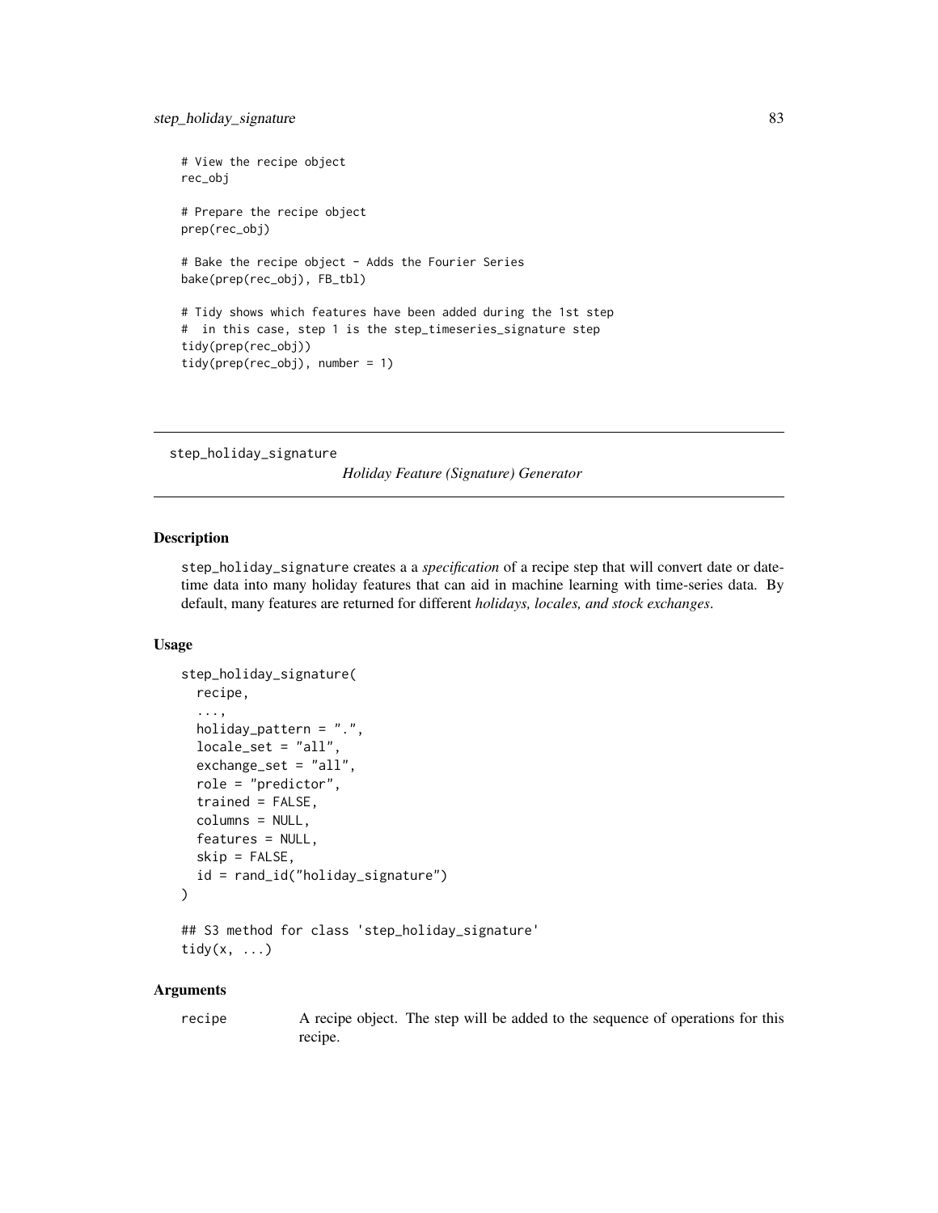```
# View the recipe object
rec_obj

# Prepare the recipe object
prep(rec_obj)

# Bake the recipe object - Adds the Fourier Series
bake(prep(rec_obj), FB_tbl)

# Tidy shows which features have been added during the 1st step
#  in this case, step 1 is the step_timeseries_signature step
tidy(prep(rec_obj))
tidy(prep(rec_obj), number = 1)
```

---

## step_holiday_signature    *Holiday Feature (Signature) Generator*

---

### Description

step_holiday_signature creates a a *specification* of a recipe step that will convert date or date-time data into many holiday features that can aid in machine learning with time-series data. By default, many features are returned for different *holidays, locales, and stock exchanges*.

### Usage

```
step_holiday_signature(
  recipe,
  ...,
  holiday_pattern = ".",
  locale_set = "all",
  exchange_set = "all",
  role = "predictor",
  trained = FALSE,
  columns = NULL,
  features = NULL,
  skip = FALSE,
  id = rand_id("holiday_signature")
)

## S3 method for class 'step_holiday_signature'
tidy(x, ...)
```

### Arguments

recipe    A recipe object. The step will be added to the sequence of operations for this recipe.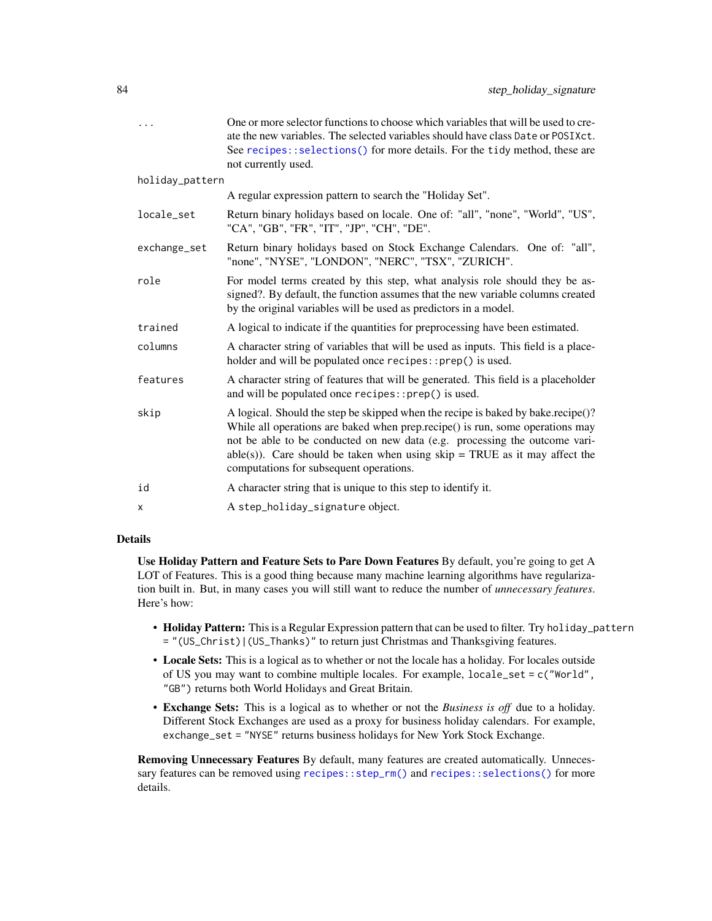| | |
|---|---|
| `...` | One or more selector functions to choose which variables that will be used to create the new variables. The selected variables should have class `Date` or `POSIXct`. See `recipes::selections()` for more details. For the `tidy` method, these are not currently used. |
| `holiday_pattern` | A regular expression pattern to search the "Holiday Set". |
| `locale_set` | Return binary holidays based on locale. One of: "all", "none", "World", "US", "CA", "GB", "FR", "IT", "JP", "CH", "DE". |
| `exchange_set` | Return binary holidays based on Stock Exchange Calendars. One of: "all", "none", "NYSE", "LONDON", "NERC", "TSX", "ZURICH". |
| `role` | For model terms created by this step, what analysis role should they be assigned?. By default, the function assumes that the new variable columns created by the original variables will be used as predictors in a model. |
| `trained` | A logical to indicate if the quantities for preprocessing have been estimated. |
| `columns` | A character string of variables that will be used as inputs. This field is a placeholder and will be populated once `recipes::prep()` is used. |
| `features` | A character string of features that will be generated. This field is a placeholder and will be populated once `recipes::prep()` is used. |
| `skip` | A logical. Should the step be skipped when the recipe is baked by bake.recipe()? While all operations are baked when prep.recipe() is run, some operations may not be able to be conducted on new data (e.g. processing the outcome variable(s)). Care should be taken when using skip = TRUE as it may affect the computations for subsequent operations. |
| `id` | A character string that is unique to this step to identify it. |
| `x` | A `step_holiday_signature` object. |

## Details

**Use Holiday Pattern and Feature Sets to Pare Down Features** By default, you're going to get A LOT of Features. This is a good thing because many machine learning algorithms have regularization built in. But, in many cases you will still want to reduce the number of *unnecessary features*. Here's how:

- **Holiday Pattern:** This is a Regular Expression pattern that can be used to filter. Try `holiday_pattern = "(US_Christ)|(US_Thanks)"` to return just Christmas and Thanksgiving features.
- **Locale Sets:** This is a logical as to whether or not the locale has a holiday. For locales outside of US you may want to combine multiple locales. For example, `locale_set = c("World", "GB")` returns both World Holidays and Great Britain.
- **Exchange Sets:** This is a logical as to whether or not the *Business is off* due to a holiday. Different Stock Exchanges are used as a proxy for business holiday calendars. For example, `exchange_set = "NYSE"` returns business holidays for New York Stock Exchange.

**Removing Unnecessary Features** By default, many features are created automatically. Unnecessary features can be removed using `recipes::step_rm()` and `recipes::selections()` for more details.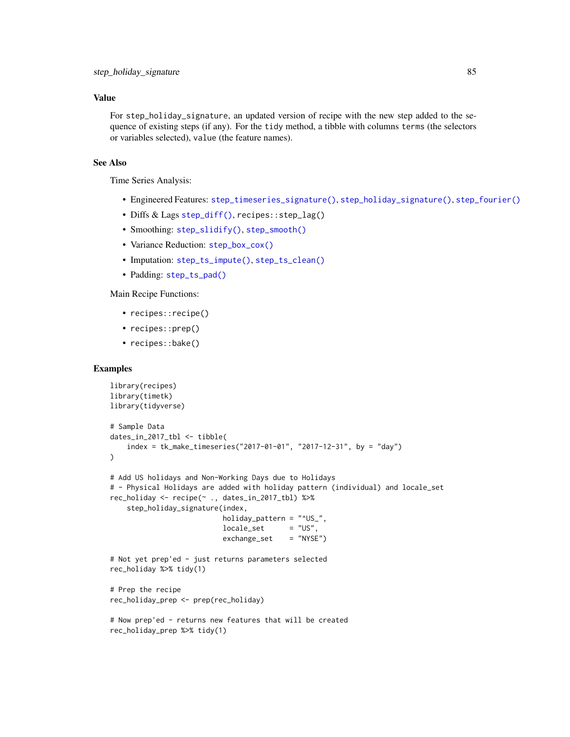## Value

For `step_holiday_signature`, an updated version of recipe with the new step added to the sequence of existing steps (if any). For the `tidy` method, a tibble with columns `terms` (the selectors or variables selected), `value` (the feature names).

## See Also

Time Series Analysis:

- Engineered Features: `step_timeseries_signature()`, `step_holiday_signature()`, `step_fourier()`
- Diffs & Lags `step_diff()`, `recipes::step_lag()`
- Smoothing: `step_slidify()`, `step_smooth()`
- Variance Reduction: `step_box_cox()`
- Imputation: `step_ts_impute()`, `step_ts_clean()`
- Padding: `step_ts_pad()`

Main Recipe Functions:

- `recipes::recipe()`
- `recipes::prep()`
- `recipes::bake()`

## Examples

```
library(recipes)
library(timetk)
library(tidyverse)

# Sample Data
dates_in_2017_tbl <- tibble(
    index = tk_make_timeseries("2017-01-01", "2017-12-31", by = "day")
)

# Add US holidays and Non-Working Days due to Holidays
# - Physical Holidays are added with holiday pattern (individual) and locale_set
rec_holiday <- recipe(~ ., dates_in_2017_tbl) %>%
    step_holiday_signature(index,
                           holiday_pattern = "^US_",
                           locale_set      = "US",
                           exchange_set    = "NYSE")

# Not yet prep'ed - just returns parameters selected
rec_holiday %>% tidy(1)

# Prep the recipe
rec_holiday_prep <- prep(rec_holiday)

# Now prep'ed - returns new features that will be created
rec_holiday_prep %>% tidy(1)
```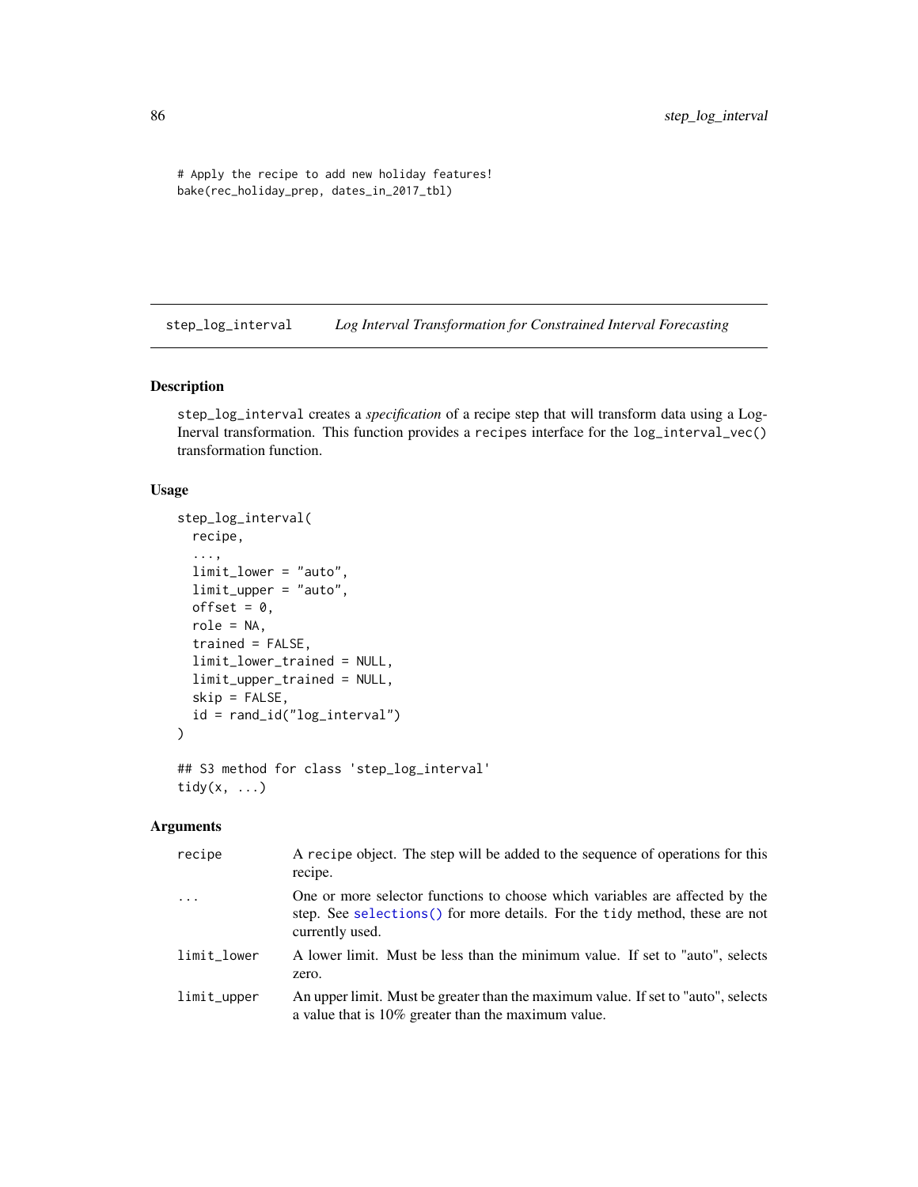```
# Apply the recipe to add new holiday features!
bake(rec_holiday_prep, dates_in_2017_tbl)
```

## step_log_interval    *Log Interval Transformation for Constrained Interval Forecasting*

### Description

step_log_interval creates a *specification* of a recipe step that will transform data using a Log-Inerval transformation. This function provides a recipes interface for the log_interval_vec() transformation function.

### Usage

```
step_log_interval(
  recipe,
  ...,
  limit_lower = "auto",
  limit_upper = "auto",
  offset = 0,
  role = NA,
  trained = FALSE,
  limit_lower_trained = NULL,
  limit_upper_trained = NULL,
  skip = FALSE,
  id = rand_id("log_interval")
)

## S3 method for class 'step_log_interval'
tidy(x, ...)
```

### Arguments

| | |
|---|---|
| recipe | A recipe object. The step will be added to the sequence of operations for this recipe. |
| ... | One or more selector functions to choose which variables are affected by the step. See selections() for more details. For the tidy method, these are not currently used. |
| limit_lower | A lower limit. Must be less than the minimum value. If set to "auto", selects zero. |
| limit_upper | An upper limit. Must be greater than the maximum value. If set to "auto", selects a value that is 10% greater than the maximum value. |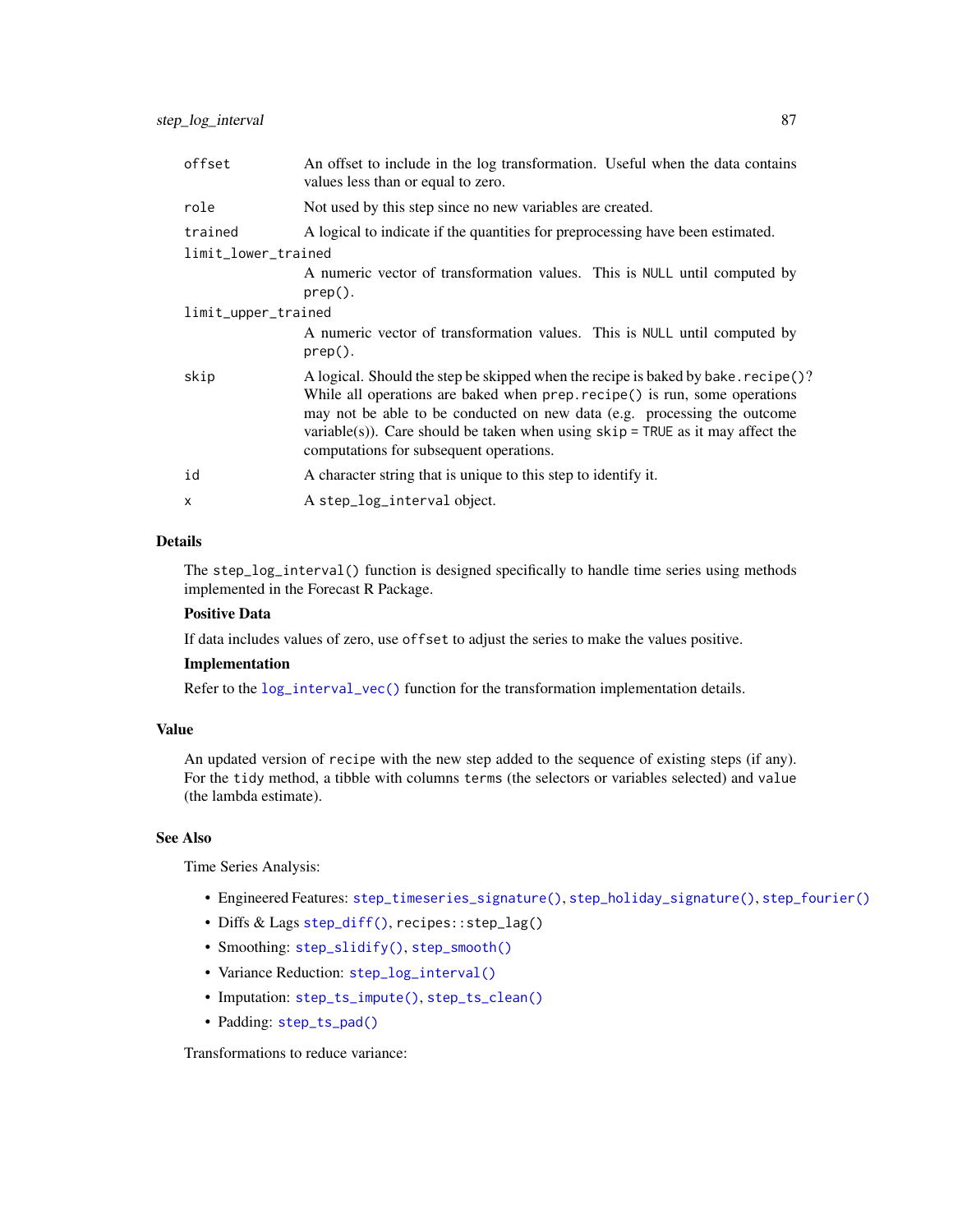| | |
|---|---|
| `offset` | An offset to include in the log transformation. Useful when the data contains values less than or equal to zero. |
| `role` | Not used by this step since no new variables are created. |
| `trained` | A logical to indicate if the quantities for preprocessing have been estimated. |
| `limit_lower_trained` | A numeric vector of transformation values. This is `NULL` until computed by `prep()`. |
| `limit_upper_trained` | A numeric vector of transformation values. This is `NULL` until computed by `prep()`. |
| `skip` | A logical. Should the step be skipped when the recipe is baked by `bake.recipe()`? While all operations are baked when `prep.recipe()` is run, some operations may not be able to be conducted on new data (e.g. processing the outcome variable(s)). Care should be taken when using `skip = TRUE` as it may affect the computations for subsequent operations. |
| `id` | A character string that is unique to this step to identify it. |
| `x` | A `step_log_interval` object. |

## Details

The `step_log_interval()` function is designed specifically to handle time series using methods implemented in the Forecast R Package.

**Positive Data**

If data includes values of zero, use `offset` to adjust the series to make the values positive.

**Implementation**

Refer to the `log_interval_vec()` function for the transformation implementation details.

## Value

An updated version of `recipe` with the new step added to the sequence of existing steps (if any). For the `tidy` method, a tibble with columns `terms` (the selectors or variables selected) and `value` (the lambda estimate).

## See Also

Time Series Analysis:

- Engineered Features: `step_timeseries_signature()`, `step_holiday_signature()`, `step_fourier()`
- Diffs & Lags `step_diff()`, `recipes::step_lag()`
- Smoothing: `step_slidify()`, `step_smooth()`
- Variance Reduction: `step_log_interval()`
- Imputation: `step_ts_impute()`, `step_ts_clean()`
- Padding: `step_ts_pad()`

Transformations to reduce variance: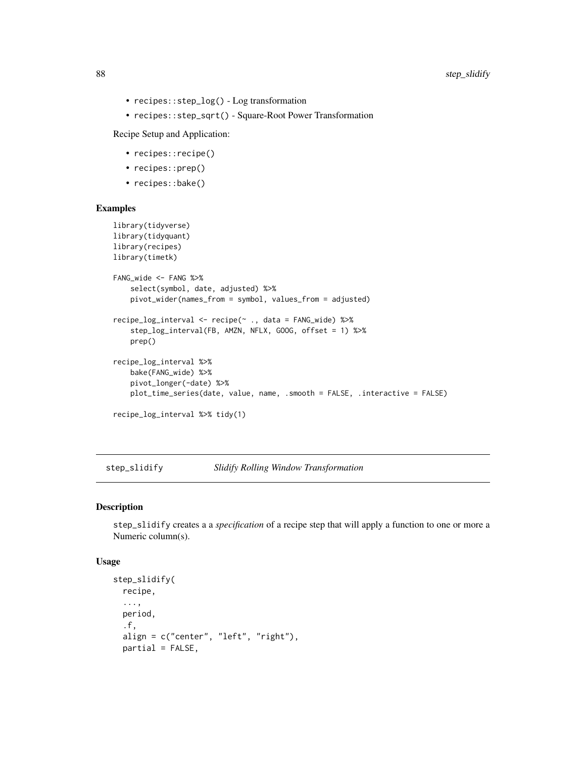- `recipes::step_log()` - Log transformation
- `recipes::step_sqrt()` - Square-Root Power Transformation

Recipe Setup and Application:

- `recipes::recipe()`
- `recipes::prep()`
- `recipes::bake()`

### Examples

```
library(tidyverse)
library(tidyquant)
library(recipes)
library(timetk)

FANG_wide <- FANG %>%
    select(symbol, date, adjusted) %>%
    pivot_wider(names_from = symbol, values_from = adjusted)

recipe_log_interval <- recipe(~ ., data = FANG_wide) %>%
    step_log_interval(FB, AMZN, NFLX, GOOG, offset = 1) %>%
    prep()

recipe_log_interval %>%
    bake(FANG_wide) %>%
    pivot_longer(-date) %>%
    plot_time_series(date, value, name, .smooth = FALSE, .interactive = FALSE)

recipe_log_interval %>% tidy(1)
```

---

## step_slidify *Slidify Rolling Window Transformation*

### Description

`step_slidify` creates a a *specification* of a recipe step that will apply a function to one or more a Numeric column(s).

### Usage

```
step_slidify(
  recipe,
  ...,
  period,
  .f,
  align = c("center", "left", "right"),
  partial = FALSE,
```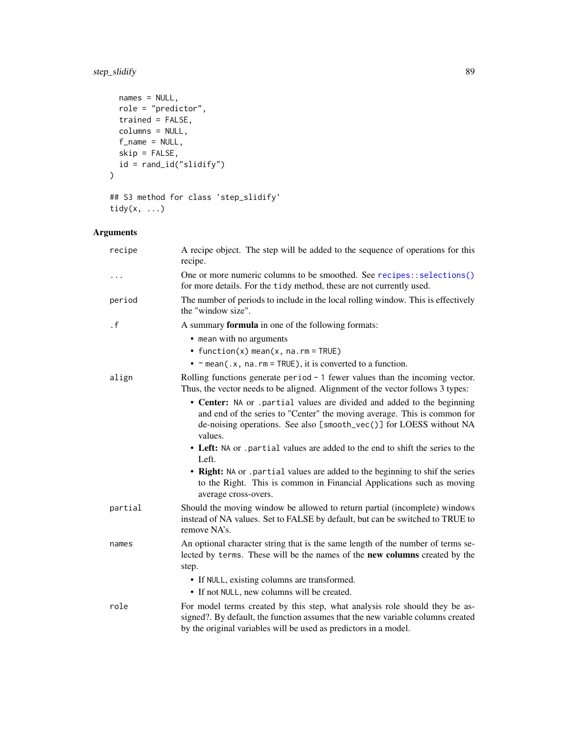```
  names = NULL,
  role = "predictor",
  trained = FALSE,
  columns = NULL,
  f_name = NULL,
  skip = FALSE,
  id = rand_id("slidify")
)

## S3 method for class 'step_slidify'
tidy(x, ...)
```

## Arguments

| | |
|---|---|
| recipe | A recipe object. The step will be added to the sequence of operations for this recipe. |
| ... | One or more numeric columns to be smoothed. See `recipes::selections()` for more details. For the `tidy` method, these are not currently used. |
| period | The number of periods to include in the local rolling window. This is effectively the "window size". |
| .f | A summary **formula** in one of the following formats:<br>• `mean` with no arguments<br>• `function(x) mean(x, na.rm = TRUE)`<br>• `~ mean(.x, na.rm = TRUE)`, it is converted to a function. |
| align | Rolling functions generate `period - 1` fewer values than the incoming vector. Thus, the vector needs to be aligned. Alignment of the vector follows 3 types:<br>• **Center:** `NA` or `.partial` values are divided and added to the beginning and end of the series to "Center" the moving average. This is common for de-noising operations. See also `[smooth_vec()]` for LOESS without NA values.<br>• **Left:** `NA` or `.partial` values are added to the end to shift the series to the Left.<br>• **Right:** `NA` or `.partial` values are added to the beginning to shif the series to the Right. This is common in Financial Applications such as moving average cross-overs. |
| partial | Should the moving window be allowed to return partial (incomplete) windows instead of NA values. Set to FALSE by default, but can be switched to TRUE to remove NA's. |
| names | An optional character string that is the same length of the number of terms selected by `terms`. These will be the names of the **new columns** created by the step.<br>• If `NULL`, existing columns are transformed.<br>• If not `NULL`, new columns will be created. |
| role | For model terms created by this step, what analysis role should they be assigned?. By default, the function assumes that the new variable columns created by the original variables will be used as predictors in a model. |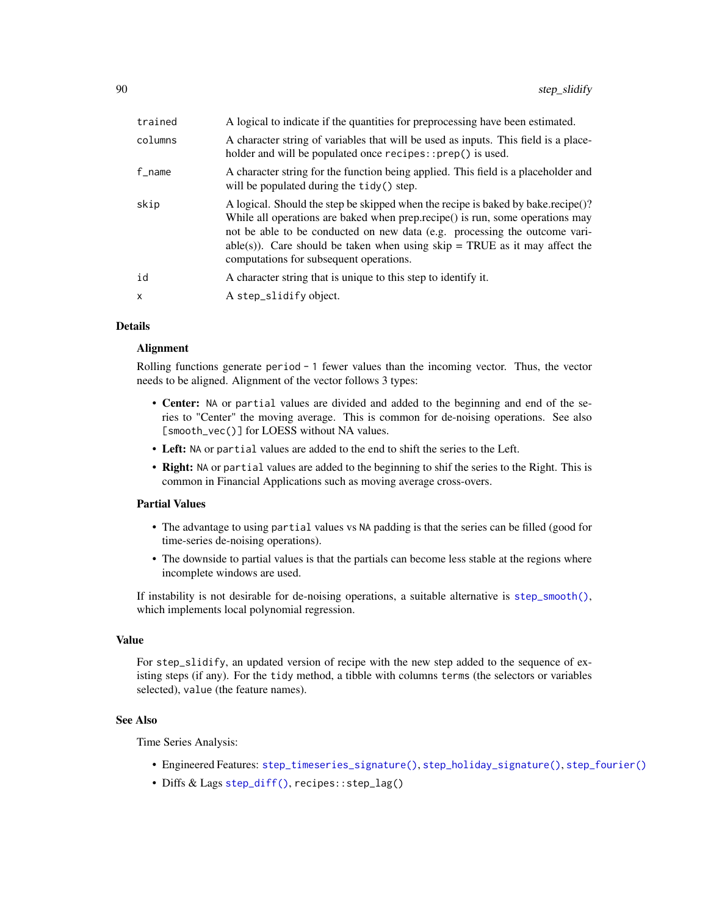| | |
|---|---|
| trained | A logical to indicate if the quantities for preprocessing have been estimated. |
| columns | A character string of variables that will be used as inputs. This field is a placeholder and will be populated once `recipes::prep()` is used. |
| f_name | A character string for the function being applied. This field is a placeholder and will be populated during the `tidy()` step. |
| skip | A logical. Should the step be skipped when the recipe is baked by bake.recipe()? While all operations are baked when prep.recipe() is run, some operations may not be able to be conducted on new data (e.g. processing the outcome variable(s)). Care should be taken when using skip = TRUE as it may affect the computations for subsequent operations. |
| id | A character string that is unique to this step to identify it. |
| x | A `step_slidify` object. |

## Details

### Alignment

Rolling functions generate `period - 1` fewer values than the incoming vector. Thus, the vector needs to be aligned. Alignment of the vector follows 3 types:

- **Center:** `NA` or `partial` values are divided and added to the beginning and end of the series to "Center" the moving average. This is common for de-noising operations. See also `[smooth_vec()]` for LOESS without NA values.
- **Left:** `NA` or `partial` values are added to the end to shift the series to the Left.
- **Right:** `NA` or `partial` values are added to the beginning to shif the series to the Right. This is common in Financial Applications such as moving average cross-overs.

### Partial Values

- The advantage to using `partial` values vs `NA` padding is that the series can be filled (good for time-series de-noising operations).
- The downside to partial values is that the partials can become less stable at the regions where incomplete windows are used.

If instability is not desirable for de-noising operations, a suitable alternative is `step_smooth()`, which implements local polynomial regression.

## Value

For `step_slidify`, an updated version of recipe with the new step added to the sequence of existing steps (if any). For the `tidy` method, a tibble with columns `terms` (the selectors or variables selected), `value` (the feature names).

## See Also

Time Series Analysis:

- Engineered Features: `step_timeseries_signature()`, `step_holiday_signature()`, `step_fourier()`
- Diffs & Lags `step_diff()`, `recipes::step_lag()`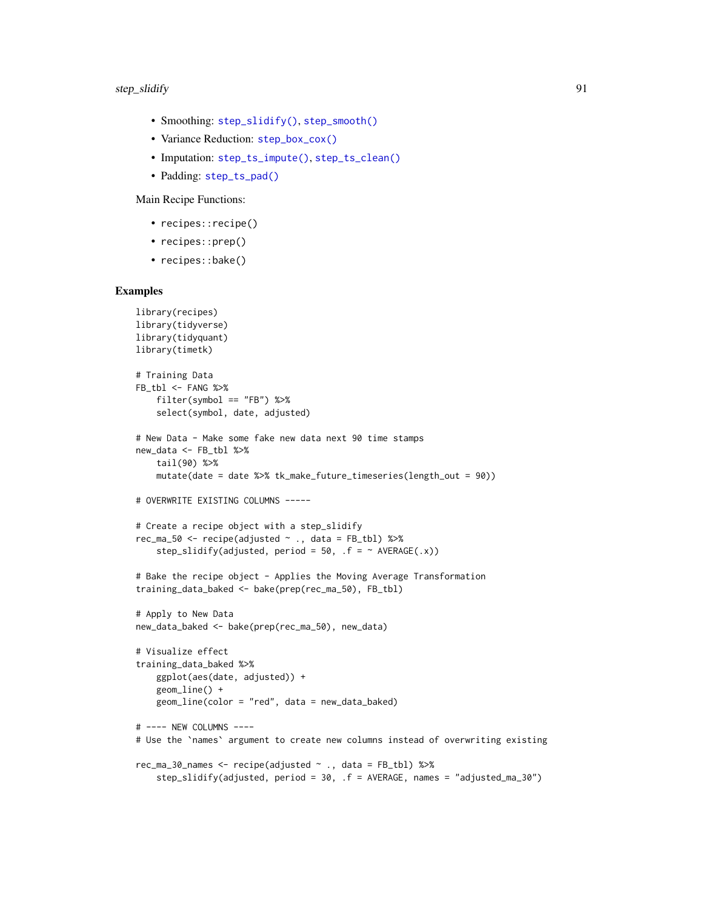- Smoothing: `step_slidify()`, `step_smooth()`
- Variance Reduction: `step_box_cox()`
- Imputation: `step_ts_impute()`, `step_ts_clean()`
- Padding: `step_ts_pad()`

Main Recipe Functions:

- `recipes::recipe()`
- `recipes::prep()`
- `recipes::bake()`

## Examples

```
library(recipes)
library(tidyverse)
library(tidyquant)
library(timetk)

# Training Data
FB_tbl <- FANG %>%
    filter(symbol == "FB") %>%
    select(symbol, date, adjusted)

# New Data - Make some fake new data next 90 time stamps
new_data <- FB_tbl %>%
    tail(90) %>%
    mutate(date = date %>% tk_make_future_timeseries(length_out = 90))

# OVERWRITE EXISTING COLUMNS -----

# Create a recipe object with a step_slidify
rec_ma_50 <- recipe(adjusted ~ ., data = FB_tbl) %>%
    step_slidify(adjusted, period = 50, .f = ~ AVERAGE(.x))

# Bake the recipe object - Applies the Moving Average Transformation
training_data_baked <- bake(prep(rec_ma_50), FB_tbl)

# Apply to New Data
new_data_baked <- bake(prep(rec_ma_50), new_data)

# Visualize effect
training_data_baked %>%
    ggplot(aes(date, adjusted)) +
    geom_line() +
    geom_line(color = "red", data = new_data_baked)

# ---- NEW COLUMNS ----
# Use the `names` argument to create new columns instead of overwriting existing

rec_ma_30_names <- recipe(adjusted ~ ., data = FB_tbl) %>%
    step_slidify(adjusted, period = 30, .f = AVERAGE, names = "adjusted_ma_30")
```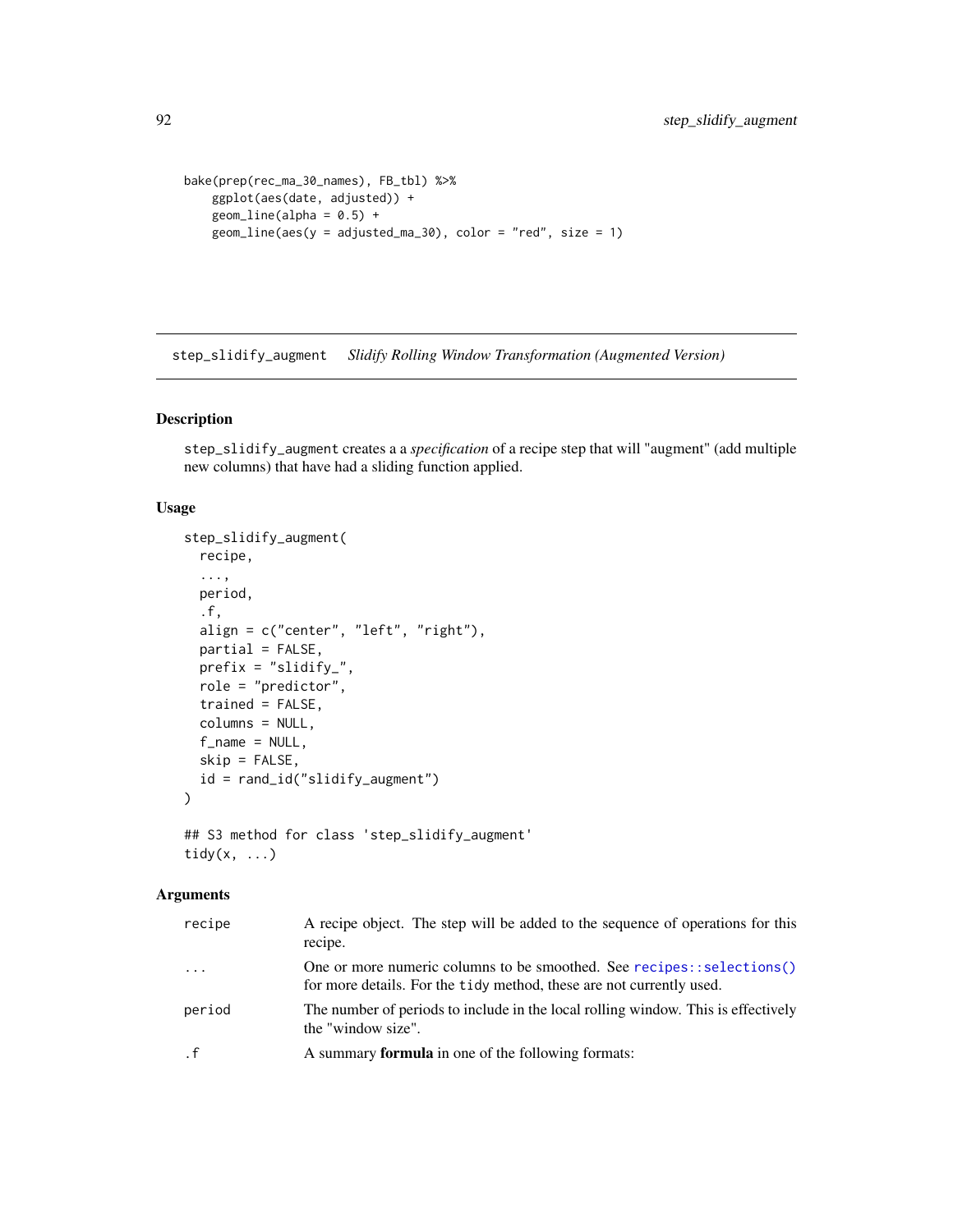```
bake(prep(rec_ma_30_names), FB_tbl) %>%
    ggplot(aes(date, adjusted)) +
    geom_line(alpha = 0.5) +
    geom_line(aes(y = adjusted_ma_30), color = "red", size = 1)
```

---

step_slidify_augment    *Slidify Rolling Window Transformation (Augmented Version)*

---

## Description

step_slidify_augment creates a a *specification* of a recipe step that will "augment" (add multiple new columns) that have had a sliding function applied.

## Usage

```
step_slidify_augment(
  recipe,
  ...,
  period,
  .f,
  align = c("center", "left", "right"),
  partial = FALSE,
  prefix = "slidify_",
  role = "predictor",
  trained = FALSE,
  columns = NULL,
  f_name = NULL,
  skip = FALSE,
  id = rand_id("slidify_augment")
)

## S3 method for class 'step_slidify_augment'
tidy(x, ...)
```

## Arguments

| | |
|---|---|
| recipe | A recipe object. The step will be added to the sequence of operations for this recipe. |
| ... | One or more numeric columns to be smoothed. See recipes::selections() for more details. For the tidy method, these are not currently used. |
| period | The number of periods to include in the local rolling window. This is effectively the "window size". |
| .f | A summary **formula** in one of the following formats: |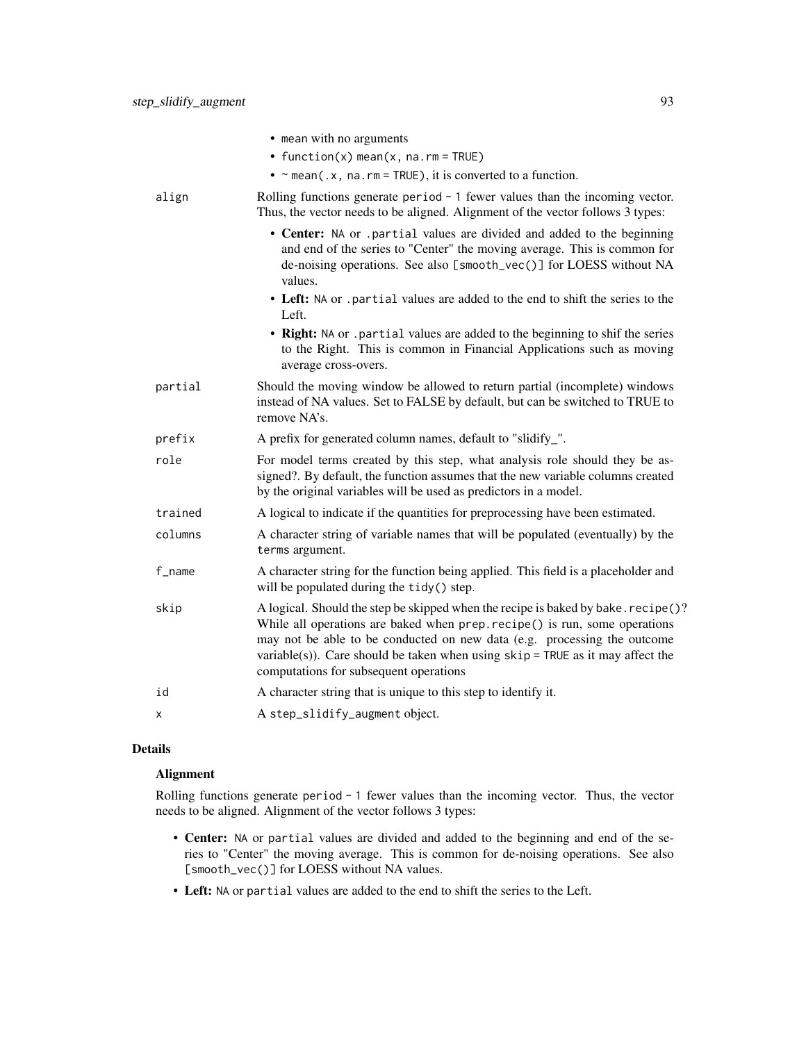- `mean` with no arguments
- `function(x) mean(x, na.rm = TRUE)`
- `~ mean(.x, na.rm = TRUE)`, it is converted to a function.

| | |
|---|---|
| align | Rolling functions generate `period - 1` fewer values than the incoming vector. Thus, the vector needs to be aligned. Alignment of the vector follows 3 types: <br>• **Center:** `NA` or `.partial` values are divided and added to the beginning and end of the series to "Center" the moving average. This is common for de-noising operations. See also `[smooth_vec()]` for LOESS without NA values. <br>• **Left:** `NA` or `.partial` values are added to the end to shift the series to the Left. <br>• **Right:** `NA` or `.partial` values are added to the beginning to shif the series to the Right. This is common in Financial Applications such as moving average cross-overs. |
| partial | Should the moving window be allowed to return partial (incomplete) windows instead of NA values. Set to FALSE by default, but can be switched to TRUE to remove NA's. |
| prefix | A prefix for generated column names, default to "slidify_". |
| role | For model terms created by this step, what analysis role should they be assigned?. By default, the function assumes that the new variable columns created by the original variables will be used as predictors in a model. |
| trained | A logical to indicate if the quantities for preprocessing have been estimated. |
| columns | A character string of variable names that will be populated (eventually) by the `terms` argument. |
| f_name | A character string for the function being applied. This field is a placeholder and will be populated during the `tidy()` step. |
| skip | A logical. Should the step be skipped when the recipe is baked by `bake.recipe()`? While all operations are baked when `prep.recipe()` is run, some operations may not be able to be conducted on new data (e.g. processing the outcome variable(s)). Care should be taken when using `skip = TRUE` as it may affect the computations for subsequent operations |
| id | A character string that is unique to this step to identify it. |
| x | A `step_slidify_augment` object. |

## Details

### Alignment

Rolling functions generate `period - 1` fewer values than the incoming vector. Thus, the vector needs to be aligned. Alignment of the vector follows 3 types:

- **Center:** `NA` or `partial` values are divided and added to the beginning and end of the series to "Center" the moving average. This is common for de-noising operations. See also `[smooth_vec()]` for LOESS without NA values.
- **Left:** `NA` or `partial` values are added to the end to shift the series to the Left.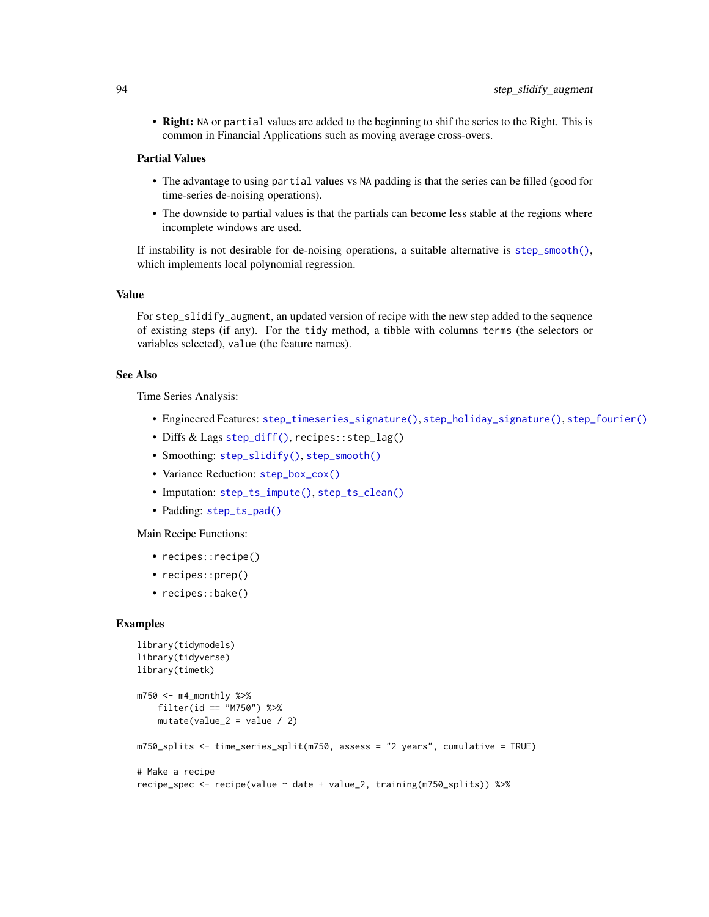- **Right:** `NA` or `partial` values are added to the beginning to shif the series to the Right. This is common in Financial Applications such as moving average cross-overs.

**Partial Values**

- The advantage to using `partial` values vs `NA` padding is that the series can be filled (good for time-series de-noising operations).
- The downside to partial values is that the partials can become less stable at the regions where incomplete windows are used.

If instability is not desirable for de-noising operations, a suitable alternative is `step_smooth()`, which implements local polynomial regression.

## Value

For `step_slidify_augment`, an updated version of recipe with the new step added to the sequence of existing steps (if any). For the `tidy` method, a tibble with columns `terms` (the selectors or variables selected), `value` (the feature names).

## See Also

Time Series Analysis:

- Engineered Features: `step_timeseries_signature()`, `step_holiday_signature()`, `step_fourier()`
- Diffs & Lags `step_diff()`, `recipes::step_lag()`
- Smoothing: `step_slidify()`, `step_smooth()`
- Variance Reduction: `step_box_cox()`
- Imputation: `step_ts_impute()`, `step_ts_clean()`
- Padding: `step_ts_pad()`

Main Recipe Functions:

- `recipes::recipe()`
- `recipes::prep()`
- `recipes::bake()`

## Examples

```
library(tidymodels)
library(tidyverse)
library(timetk)

m750 <- m4_monthly %>%
    filter(id == "M750") %>%
    mutate(value_2 = value / 2)

m750_splits <- time_series_split(m750, assess = "2 years", cumulative = TRUE)

# Make a recipe
recipe_spec <- recipe(value ~ date + value_2, training(m750_splits)) %>%
```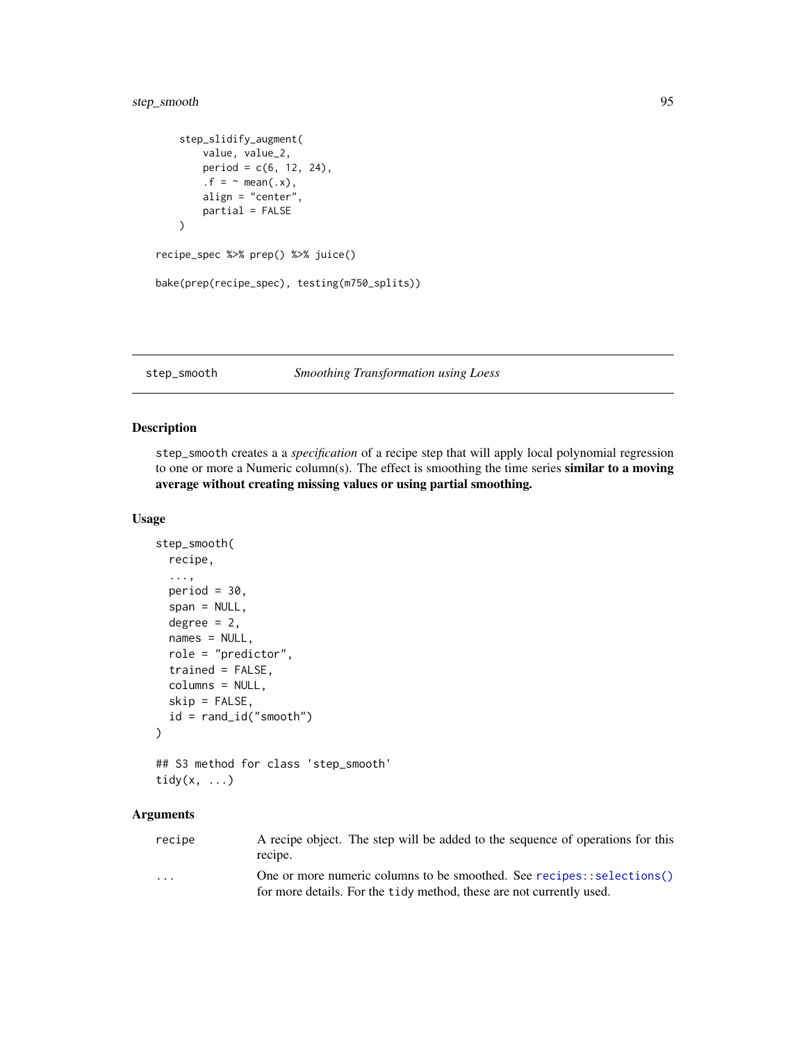```
    step_slidify_augment(
        value, value_2,
        period = c(6, 12, 24),
        .f = ~ mean(.x),
        align = "center",
        partial = FALSE
    )

recipe_spec %>% prep() %>% juice()

bake(prep(recipe_spec), testing(m750_splits))
```

---

## step_smooth — *Smoothing Transformation using Loess*

---

### Description

step_smooth creates a a *specification* of a recipe step that will apply local polynomial regression to one or more a Numeric column(s). The effect is smoothing the time series **similar to a moving average without creating missing values or using partial smoothing.**

### Usage

```
step_smooth(
  recipe,
  ...,
  period = 30,
  span = NULL,
  degree = 2,
  names = NULL,
  role = "predictor",
  trained = FALSE,
  columns = NULL,
  skip = FALSE,
  id = rand_id("smooth")
)

## S3 method for class 'step_smooth'
tidy(x, ...)
```

### Arguments

| | |
|---|---|
| recipe | A recipe object. The step will be added to the sequence of operations for this recipe. |
| ... | One or more numeric columns to be smoothed. See recipes::selections() for more details. For the tidy method, these are not currently used. |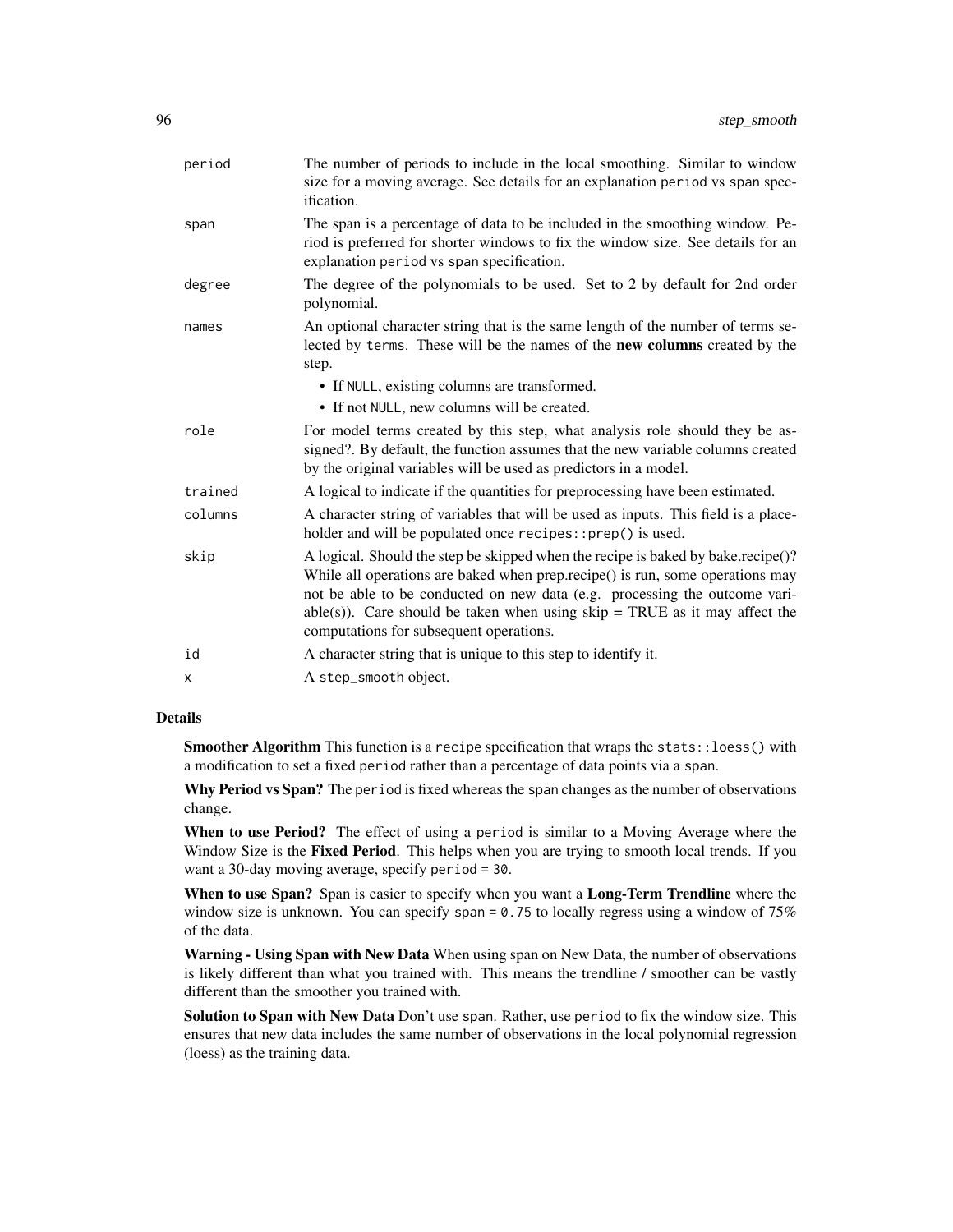| | |
|---|---|
| period | The number of periods to include in the local smoothing. Similar to window size for a moving average. See details for an explanation period vs span specification. |
| span | The span is a percentage of data to be included in the smoothing window. Period is preferred for shorter windows to fix the window size. See details for an explanation period vs span specification. |
| degree | The degree of the polynomials to be used. Set to 2 by default for 2nd order polynomial. |
| names | An optional character string that is the same length of the number of terms selected by terms. These will be the names of the **new columns** created by the step. <br>• If NULL, existing columns are transformed. <br>• If not NULL, new columns will be created. |
| role | For model terms created by this step, what analysis role should they be assigned?. By default, the function assumes that the new variable columns created by the original variables will be used as predictors in a model. |
| trained | A logical to indicate if the quantities for preprocessing have been estimated. |
| columns | A character string of variables that will be used as inputs. This field is a placeholder and will be populated once recipes::prep() is used. |
| skip | A logical. Should the step be skipped when the recipe is baked by bake.recipe()? While all operations are baked when prep.recipe() is run, some operations may not be able to be conducted on new data (e.g. processing the outcome variable(s)). Care should be taken when using skip = TRUE as it may affect the computations for subsequent operations. |
| id | A character string that is unique to this step to identify it. |
| x | A step_smooth object. |

## Details

**Smoother Algorithm** This function is a recipe specification that wraps the stats::loess() with a modification to set a fixed period rather than a percentage of data points via a span.

**Why Period vs Span?** The period is fixed whereas the span changes as the number of observations change.

**When to use Period?** The effect of using a period is similar to a Moving Average where the Window Size is the **Fixed Period**. This helps when you are trying to smooth local trends. If you want a 30-day moving average, specify period = 30.

**When to use Span?** Span is easier to specify when you want a **Long-Term Trendline** where the window size is unknown. You can specify span = 0.75 to locally regress using a window of 75% of the data.

**Warning - Using Span with New Data** When using span on New Data, the number of observations is likely different than what you trained with. This means the trendline / smoother can be vastly different than the smoother you trained with.

**Solution to Span with New Data** Don't use span. Rather, use period to fix the window size. This ensures that new data includes the same number of observations in the local polynomial regression (loess) as the training data.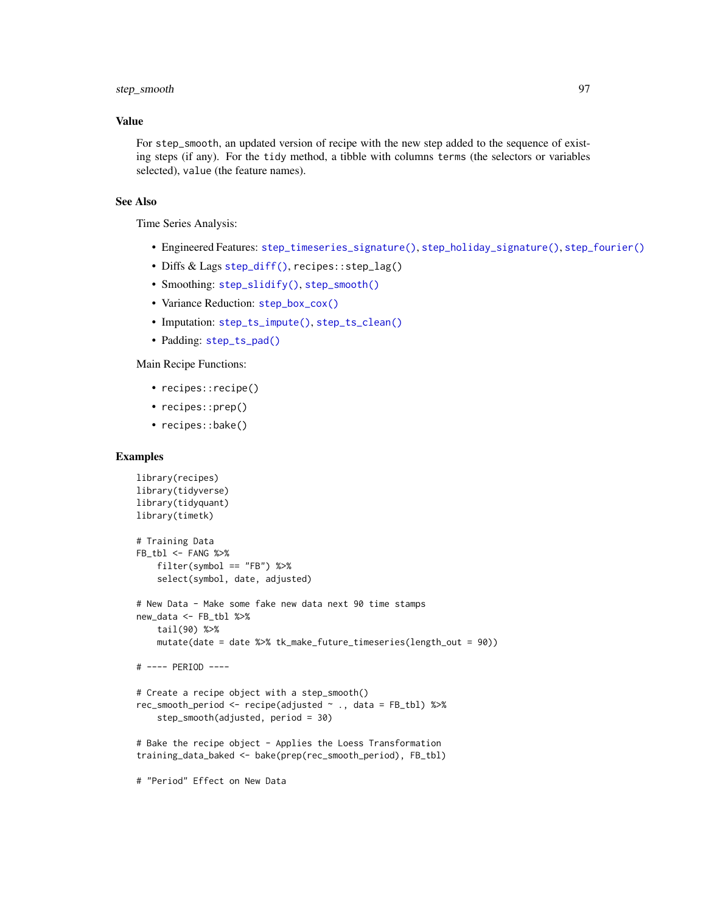## Value

For `step_smooth`, an updated version of recipe with the new step added to the sequence of existing steps (if any). For the `tidy` method, a tibble with columns `terms` (the selectors or variables selected), `value` (the feature names).

## See Also

Time Series Analysis:

- Engineered Features: `step_timeseries_signature()`, `step_holiday_signature()`, `step_fourier()`
- Diffs & Lags `step_diff()`, `recipes::step_lag()`
- Smoothing: `step_slidify()`, `step_smooth()`
- Variance Reduction: `step_box_cox()`
- Imputation: `step_ts_impute()`, `step_ts_clean()`
- Padding: `step_ts_pad()`

Main Recipe Functions:

- `recipes::recipe()`
- `recipes::prep()`
- `recipes::bake()`

## Examples

```
library(recipes)
library(tidyverse)
library(tidyquant)
library(timetk)

# Training Data
FB_tbl <- FANG %>%
    filter(symbol == "FB") %>%
    select(symbol, date, adjusted)

# New Data - Make some fake new data next 90 time stamps
new_data <- FB_tbl %>%
    tail(90) %>%
    mutate(date = date %>% tk_make_future_timeseries(length_out = 90))

# ---- PERIOD ----

# Create a recipe object with a step_smooth()
rec_smooth_period <- recipe(adjusted ~ ., data = FB_tbl) %>%
    step_smooth(adjusted, period = 30)

# Bake the recipe object - Applies the Loess Transformation
training_data_baked <- bake(prep(rec_smooth_period), FB_tbl)

# "Period" Effect on New Data
```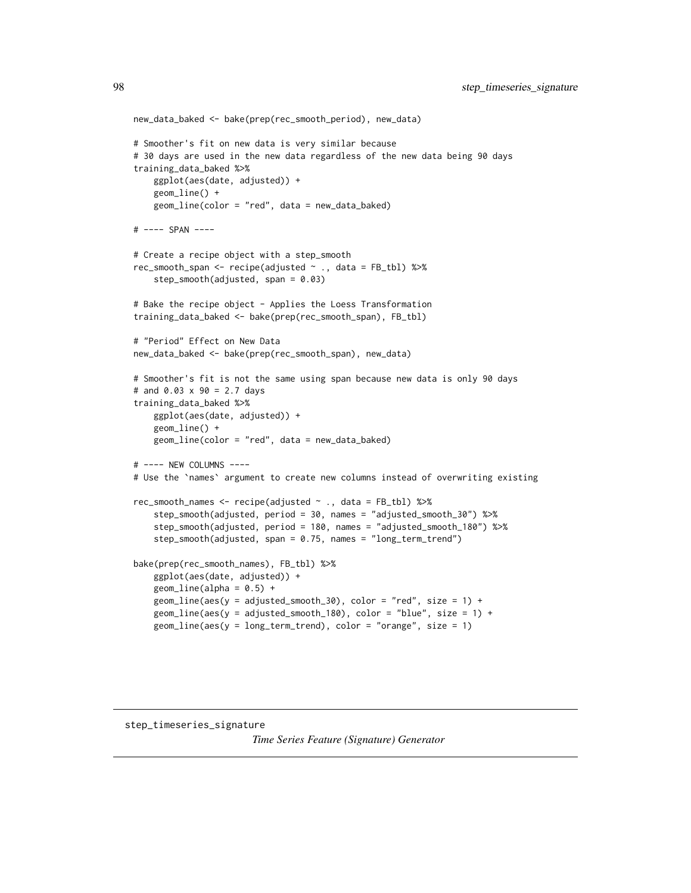```
new_data_baked <- bake(prep(rec_smooth_period), new_data)

# Smoother's fit on new data is very similar because
# 30 days are used in the new data regardless of the new data being 90 days
training_data_baked %>%
    ggplot(aes(date, adjusted)) +
    geom_line() +
    geom_line(color = "red", data = new_data_baked)

# ---- SPAN ----

# Create a recipe object with a step_smooth
rec_smooth_span <- recipe(adjusted ~ ., data = FB_tbl) %>%
    step_smooth(adjusted, span = 0.03)

# Bake the recipe object - Applies the Loess Transformation
training_data_baked <- bake(prep(rec_smooth_span), FB_tbl)

# "Period" Effect on New Data
new_data_baked <- bake(prep(rec_smooth_span), new_data)

# Smoother's fit is not the same using span because new data is only 90 days
# and 0.03 x 90 = 2.7 days
training_data_baked %>%
    ggplot(aes(date, adjusted)) +
    geom_line() +
    geom_line(color = "red", data = new_data_baked)

# ---- NEW COLUMNS ----
# Use the `names` argument to create new columns instead of overwriting existing

rec_smooth_names <- recipe(adjusted ~ ., data = FB_tbl) %>%
    step_smooth(adjusted, period = 30, names = "adjusted_smooth_30") %>%
    step_smooth(adjusted, period = 180, names = "adjusted_smooth_180") %>%
    step_smooth(adjusted, span = 0.75, names = "long_term_trend")

bake(prep(rec_smooth_names), FB_tbl) %>%
    ggplot(aes(date, adjusted)) +
    geom_line(alpha = 0.5) +
    geom_line(aes(y = adjusted_smooth_30), color = "red", size = 1) +
    geom_line(aes(y = adjusted_smooth_180), color = "blue", size = 1) +
    geom_line(aes(y = long_term_trend), color = "orange", size = 1)
```

---

## step_timeseries_signature

*Time Series Feature (Signature) Generator*

---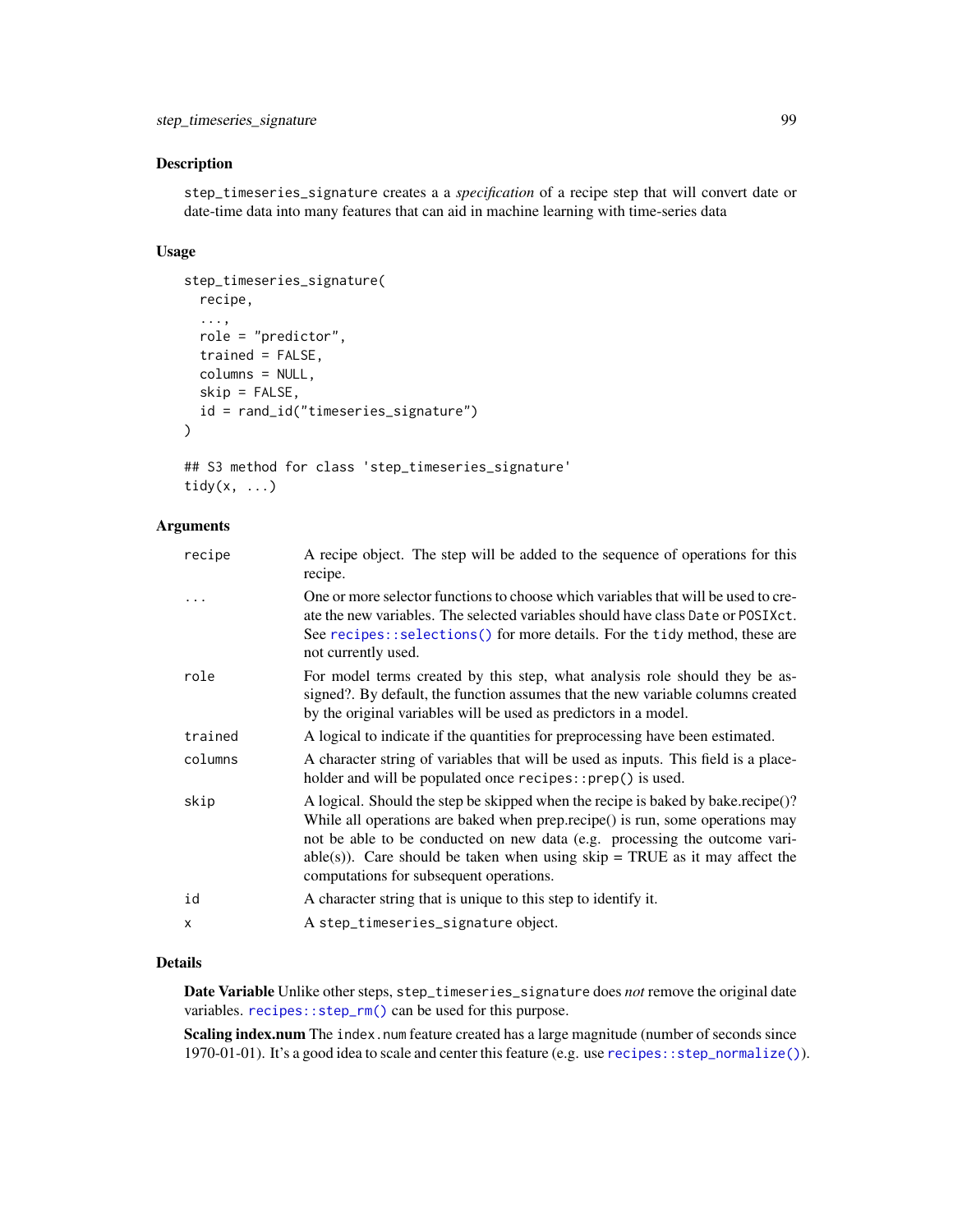## Description

`step_timeseries_signature` creates a a *specification* of a recipe step that will convert date or date-time data into many features that can aid in machine learning with time-series data

## Usage

```
step_timeseries_signature(
  recipe,
  ...,
  role = "predictor",
  trained = FALSE,
  columns = NULL,
  skip = FALSE,
  id = rand_id("timeseries_signature")
)

## S3 method for class 'step_timeseries_signature'
tidy(x, ...)
```

## Arguments

| | |
|---|---|
| `recipe` | A recipe object. The step will be added to the sequence of operations for this recipe. |
| `...` | One or more selector functions to choose which variables that will be used to create the new variables. The selected variables should have class `Date` or `POSIXct`. See `recipes::selections()` for more details. For the `tidy` method, these are not currently used. |
| `role` | For model terms created by this step, what analysis role should they be assigned?. By default, the function assumes that the new variable columns created by the original variables will be used as predictors in a model. |
| `trained` | A logical to indicate if the quantities for preprocessing have been estimated. |
| `columns` | A character string of variables that will be used as inputs. This field is a placeholder and will be populated once `recipes::prep()` is used. |
| `skip` | A logical. Should the step be skipped when the recipe is baked by bake.recipe()? While all operations are baked when prep.recipe() is run, some operations may not be able to be conducted on new data (e.g. processing the outcome variable(s)). Care should be taken when using skip = TRUE as it may affect the computations for subsequent operations. |
| `id` | A character string that is unique to this step to identify it. |
| `x` | A `step_timeseries_signature` object. |

## Details

**Date Variable** Unlike other steps, `step_timeseries_signature` does *not* remove the original date variables. `recipes::step_rm()` can be used for this purpose.

**Scaling index.num** The `index.num` feature created has a large magnitude (number of seconds since 1970-01-01). It's a good idea to scale and center this feature (e.g. use `recipes::step_normalize()`).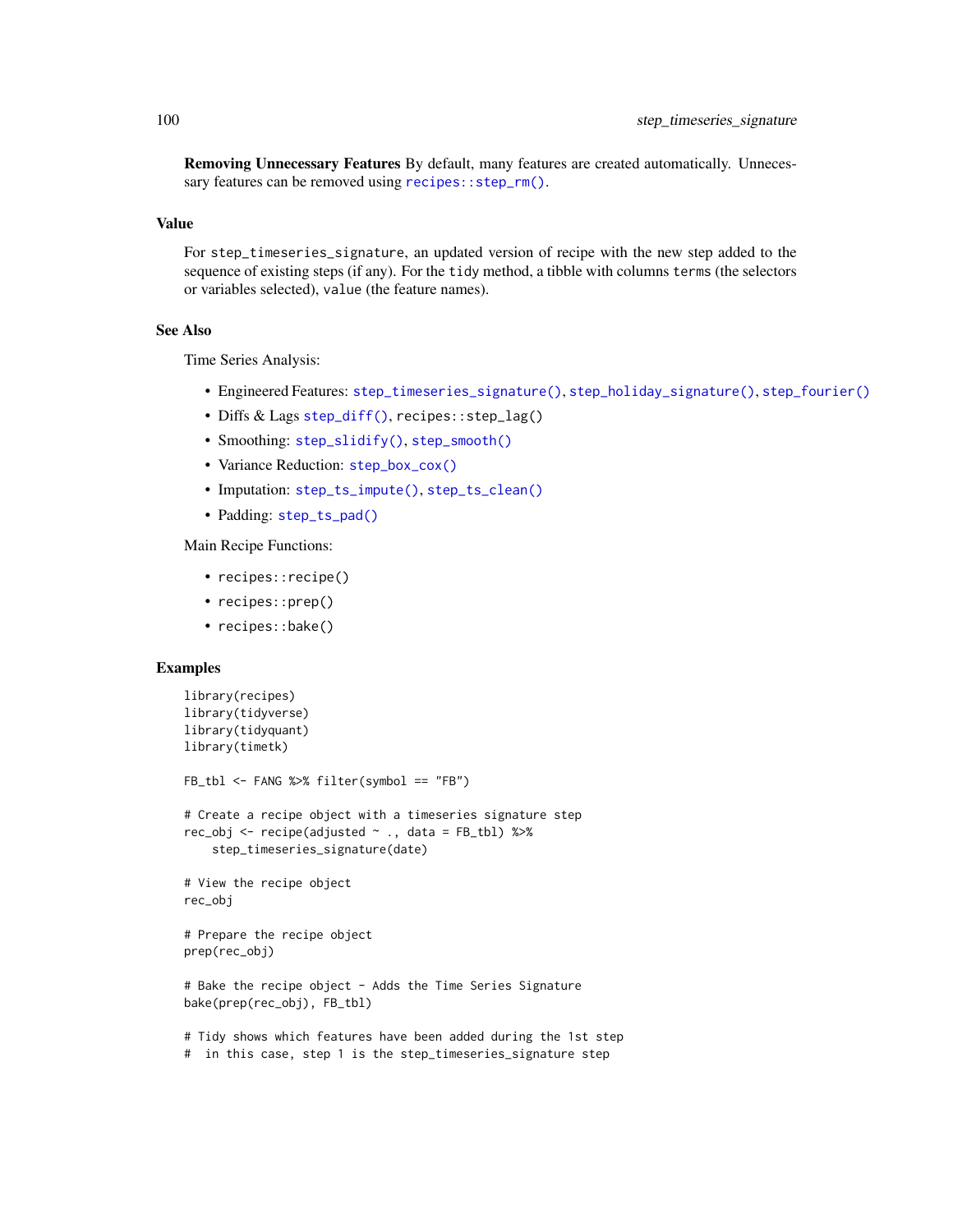**Removing Unnecessary Features** By default, many features are created automatically. Unnecessary features can be removed using `recipes::step_rm()`.

## Value

For `step_timeseries_signature`, an updated version of recipe with the new step added to the sequence of existing steps (if any). For the `tidy` method, a tibble with columns `terms` (the selectors or variables selected), `value` (the feature names).

## See Also

Time Series Analysis:

- Engineered Features: `step_timeseries_signature()`, `step_holiday_signature()`, `step_fourier()`
- Diffs & Lags `step_diff()`, `recipes::step_lag()`
- Smoothing: `step_slidify()`, `step_smooth()`
- Variance Reduction: `step_box_cox()`
- Imputation: `step_ts_impute()`, `step_ts_clean()`
- Padding: `step_ts_pad()`

Main Recipe Functions:

- `recipes::recipe()`
- `recipes::prep()`
- `recipes::bake()`

## Examples

```
library(recipes)
library(tidyverse)
library(tidyquant)
library(timetk)

FB_tbl <- FANG %>% filter(symbol == "FB")

# Create a recipe object with a timeseries signature step
rec_obj <- recipe(adjusted ~ ., data = FB_tbl) %>%
    step_timeseries_signature(date)

# View the recipe object
rec_obj

# Prepare the recipe object
prep(rec_obj)

# Bake the recipe object - Adds the Time Series Signature
bake(prep(rec_obj), FB_tbl)

# Tidy shows which features have been added during the 1st step
#  in this case, step 1 is the step_timeseries_signature step
```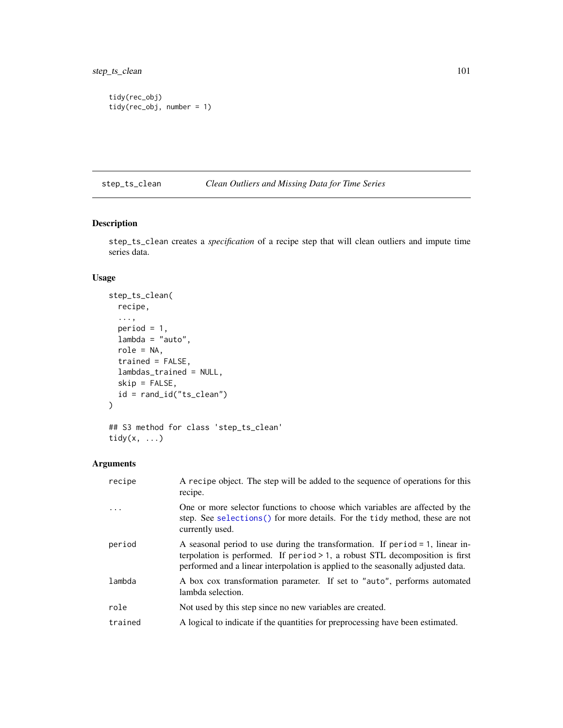```
tidy(rec_obj)
tidy(rec_obj, number = 1)
```

## step_ts_clean — *Clean Outliers and Missing Data for Time Series*

### Description

step_ts_clean creates a *specification* of a recipe step that will clean outliers and impute time series data.

### Usage

```
step_ts_clean(
  recipe,
  ...,
  period = 1,
  lambda = "auto",
  role = NA,
  trained = FALSE,
  lambdas_trained = NULL,
  skip = FALSE,
  id = rand_id("ts_clean")
)

## S3 method for class 'step_ts_clean'
tidy(x, ...)
```

### Arguments

| Argument | Description |
|---|---|
| recipe | A recipe object. The step will be added to the sequence of operations for this recipe. |
| ... | One or more selector functions to choose which variables are affected by the step. See selections() for more details. For the tidy method, these are not currently used. |
| period | A seasonal period to use during the transformation. If period = 1, linear interpolation is performed. If period > 1, a robust STL decomposition is first performed and a linear interpolation is applied to the seasonally adjusted data. |
| lambda | A box cox transformation parameter. If set to "auto", performs automated lambda selection. |
| role | Not used by this step since no new variables are created. |
| trained | A logical to indicate if the quantities for preprocessing have been estimated. |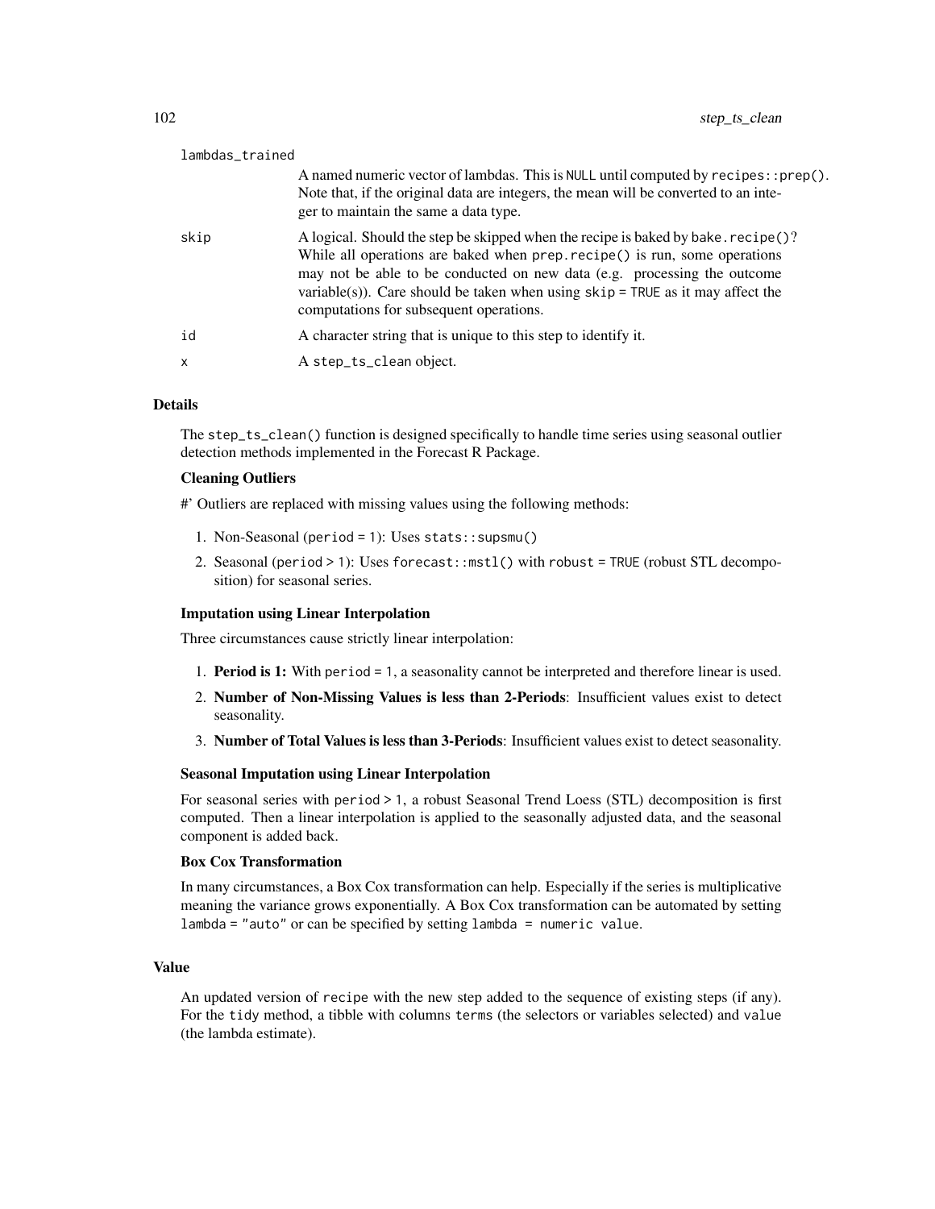| | |
|---|---|
| `lambdas_trained` | A named numeric vector of lambdas. This is `NULL` until computed by `recipes::prep()`. Note that, if the original data are integers, the mean will be converted to an integer to maintain the same a data type. |
| `skip` | A logical. Should the step be skipped when the recipe is baked by `bake.recipe()`? While all operations are baked when `prep.recipe()` is run, some operations may not be able to be conducted on new data (e.g. processing the outcome variable(s)). Care should be taken when using `skip = TRUE` as it may affect the computations for subsequent operations. |
| `id` | A character string that is unique to this step to identify it. |
| `x` | A `step_ts_clean` object. |

## Details

The `step_ts_clean()` function is designed specifically to handle time series using seasonal outlier detection methods implemented in the Forecast R Package.

### Cleaning Outliers

#' Outliers are replaced with missing values using the following methods:

1. Non-Seasonal (`period = 1`): Uses `stats::supsmu()`
2. Seasonal (`period > 1`): Uses `forecast::mstl()` with `robust = TRUE` (robust STL decomposition) for seasonal series.

### Imputation using Linear Interpolation

Three circumstances cause strictly linear interpolation:

1. **Period is 1:** With `period = 1`, a seasonality cannot be interpreted and therefore linear is used.
2. **Number of Non-Missing Values is less than 2-Periods**: Insufficient values exist to detect seasonality.
3. **Number of Total Values is less than 3-Periods**: Insufficient values exist to detect seasonality.

### Seasonal Imputation using Linear Interpolation

For seasonal series with `period > 1`, a robust Seasonal Trend Loess (STL) decomposition is first computed. Then a linear interpolation is applied to the seasonally adjusted data, and the seasonal component is added back.

### Box Cox Transformation

In many circumstances, a Box Cox transformation can help. Especially if the series is multiplicative meaning the variance grows exponentially. A Box Cox transformation can be automated by setting `lambda = "auto"` or can be specified by setting `lambda = numeric value`.

## Value

An updated version of `recipe` with the new step added to the sequence of existing steps (if any). For the `tidy` method, a tibble with columns `terms` (the selectors or variables selected) and `value` (the lambda estimate).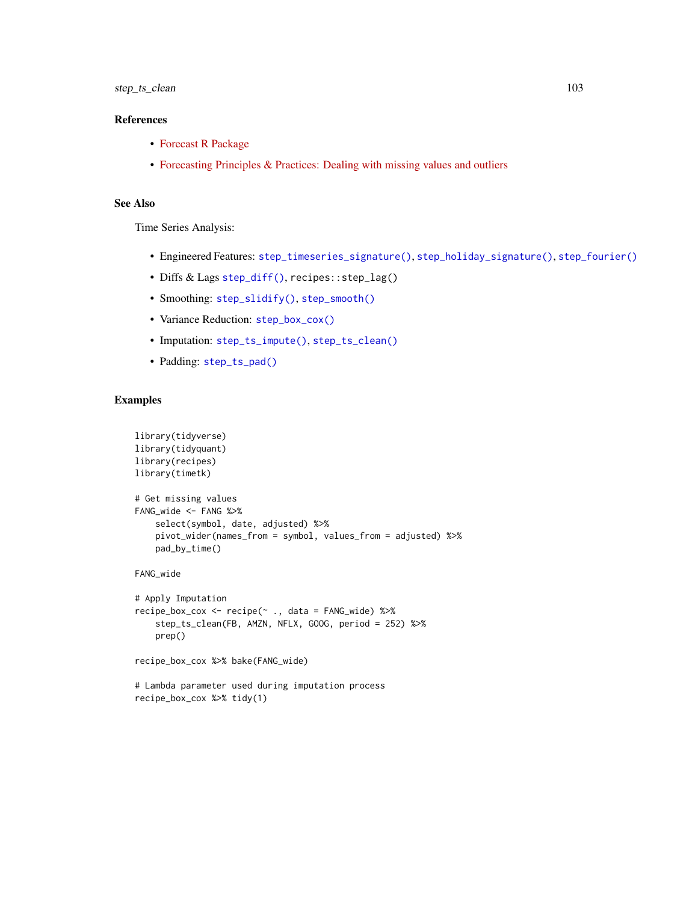## References

- Forecast R Package
- Forecasting Principles & Practices: Dealing with missing values and outliers

## See Also

Time Series Analysis:

- Engineered Features: `step_timeseries_signature()`, `step_holiday_signature()`, `step_fourier()`
- Diffs & Lags `step_diff()`, `recipes::step_lag()`
- Smoothing: `step_slidify()`, `step_smooth()`
- Variance Reduction: `step_box_cox()`
- Imputation: `step_ts_impute()`, `step_ts_clean()`
- Padding: `step_ts_pad()`

## Examples

```
library(tidyverse)
library(tidyquant)
library(recipes)
library(timetk)

# Get missing values
FANG_wide <- FANG %>%
    select(symbol, date, adjusted) %>%
    pivot_wider(names_from = symbol, values_from = adjusted) %>%
    pad_by_time()

FANG_wide

# Apply Imputation
recipe_box_cox <- recipe(~ ., data = FANG_wide) %>%
    step_ts_clean(FB, AMZN, NFLX, GOOG, period = 252) %>%
    prep()

recipe_box_cox %>% bake(FANG_wide)

# Lambda parameter used during imputation process
recipe_box_cox %>% tidy(1)
```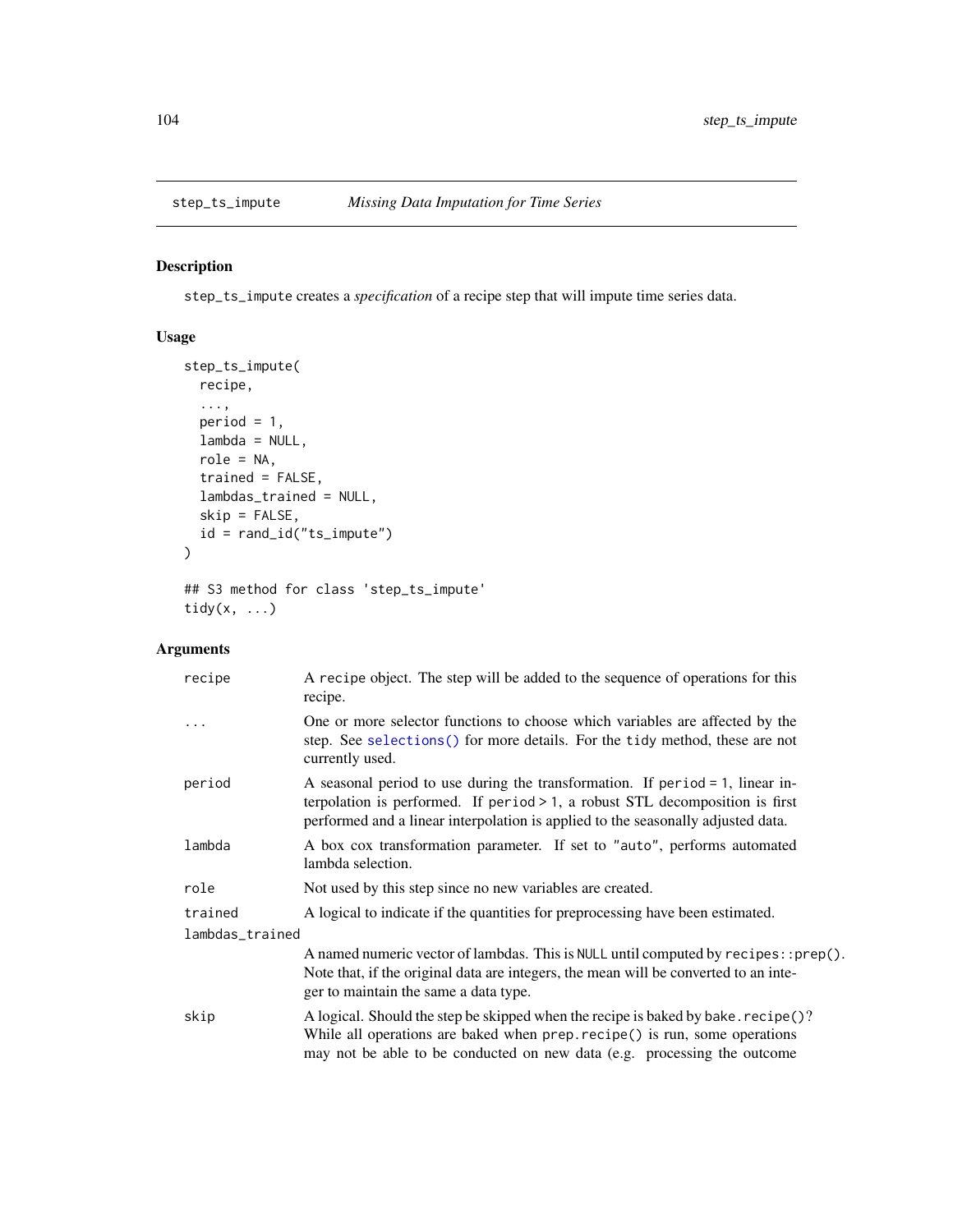## step_ts_impute *Missing Data Imputation for Time Series*

### Description

`step_ts_impute` creates a *specification* of a recipe step that will impute time series data.

### Usage

```
step_ts_impute(
  recipe,
  ...,
  period = 1,
  lambda = NULL,
  role = NA,
  trained = FALSE,
  lambdas_trained = NULL,
  skip = FALSE,
  id = rand_id("ts_impute")
)

## S3 method for class 'step_ts_impute'
tidy(x, ...)
```

### Arguments

| | |
|---|---|
| `recipe` | A `recipe` object. The step will be added to the sequence of operations for this recipe. |
| `...` | One or more selector functions to choose which variables are affected by the step. See `selections()` for more details. For the `tidy` method, these are not currently used. |
| `period` | A seasonal period to use during the transformation. If `period = 1`, linear interpolation is performed. If `period > 1`, a robust STL decomposition is first performed and a linear interpolation is applied to the seasonally adjusted data. |
| `lambda` | A box cox transformation parameter. If set to `"auto"`, performs automated lambda selection. |
| `role` | Not used by this step since no new variables are created. |
| `trained` | A logical to indicate if the quantities for preprocessing have been estimated. |
| `lambdas_trained` | A named numeric vector of lambdas. This is `NULL` until computed by `recipes::prep()`. Note that, if the original data are integers, the mean will be converted to an integer to maintain the same a data type. |
| `skip` | A logical. Should the step be skipped when the recipe is baked by `bake.recipe()`? While all operations are baked when `prep.recipe()` is run, some operations may not be able to be conducted on new data (e.g. processing the outcome |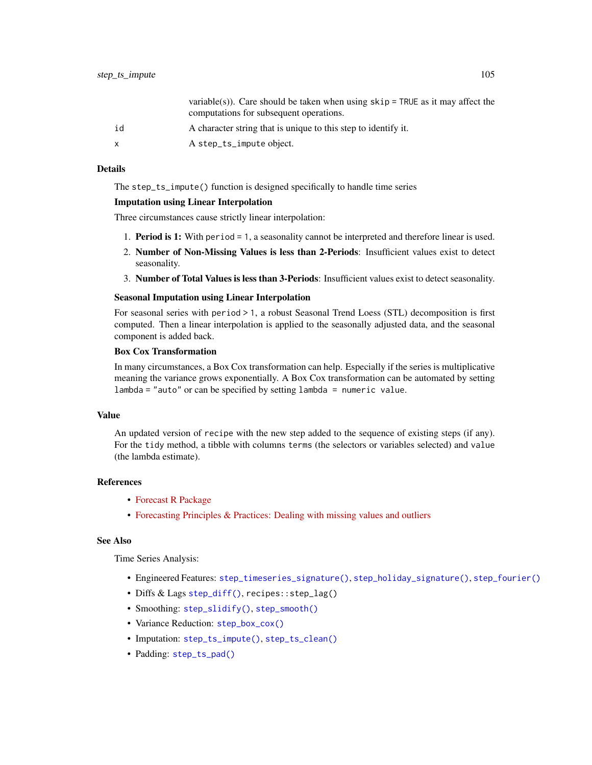| | |
|---|---|
| | variable(s)). Care should be taken when using `skip = TRUE` as it may affect the computations for subsequent operations. |
| id | A character string that is unique to this step to identify it. |
| x | A `step_ts_impute` object. |

## Details

The `step_ts_impute()` function is designed specifically to handle time series

**Imputation using Linear Interpolation**

Three circumstances cause strictly linear interpolation:

1. **Period is 1:** With `period = 1`, a seasonality cannot be interpreted and therefore linear is used.
2. **Number of Non-Missing Values is less than 2-Periods**: Insufficient values exist to detect seasonality.
3. **Number of Total Values is less than 3-Periods**: Insufficient values exist to detect seasonality.

**Seasonal Imputation using Linear Interpolation**

For seasonal series with `period > 1`, a robust Seasonal Trend Loess (STL) decomposition is first computed. Then a linear interpolation is applied to the seasonally adjusted data, and the seasonal component is added back.

**Box Cox Transformation**

In many circumstances, a Box Cox transformation can help. Especially if the series is multiplicative meaning the variance grows exponentially. A Box Cox transformation can be automated by setting `lambda = "auto"` or can be specified by setting `lambda = numeric value`.

## Value

An updated version of `recipe` with the new step added to the sequence of existing steps (if any). For the `tidy` method, a tibble with columns `terms` (the selectors or variables selected) and `value` (the lambda estimate).

## References

- Forecast R Package
- Forecasting Principles & Practices: Dealing with missing values and outliers

## See Also

Time Series Analysis:

- Engineered Features: `step_timeseries_signature()`, `step_holiday_signature()`, `step_fourier()`
- Diffs & Lags `step_diff()`, `recipes::step_lag()`
- Smoothing: `step_slidify()`, `step_smooth()`
- Variance Reduction: `step_box_cox()`
- Imputation: `step_ts_impute()`, `step_ts_clean()`
- Padding: `step_ts_pad()`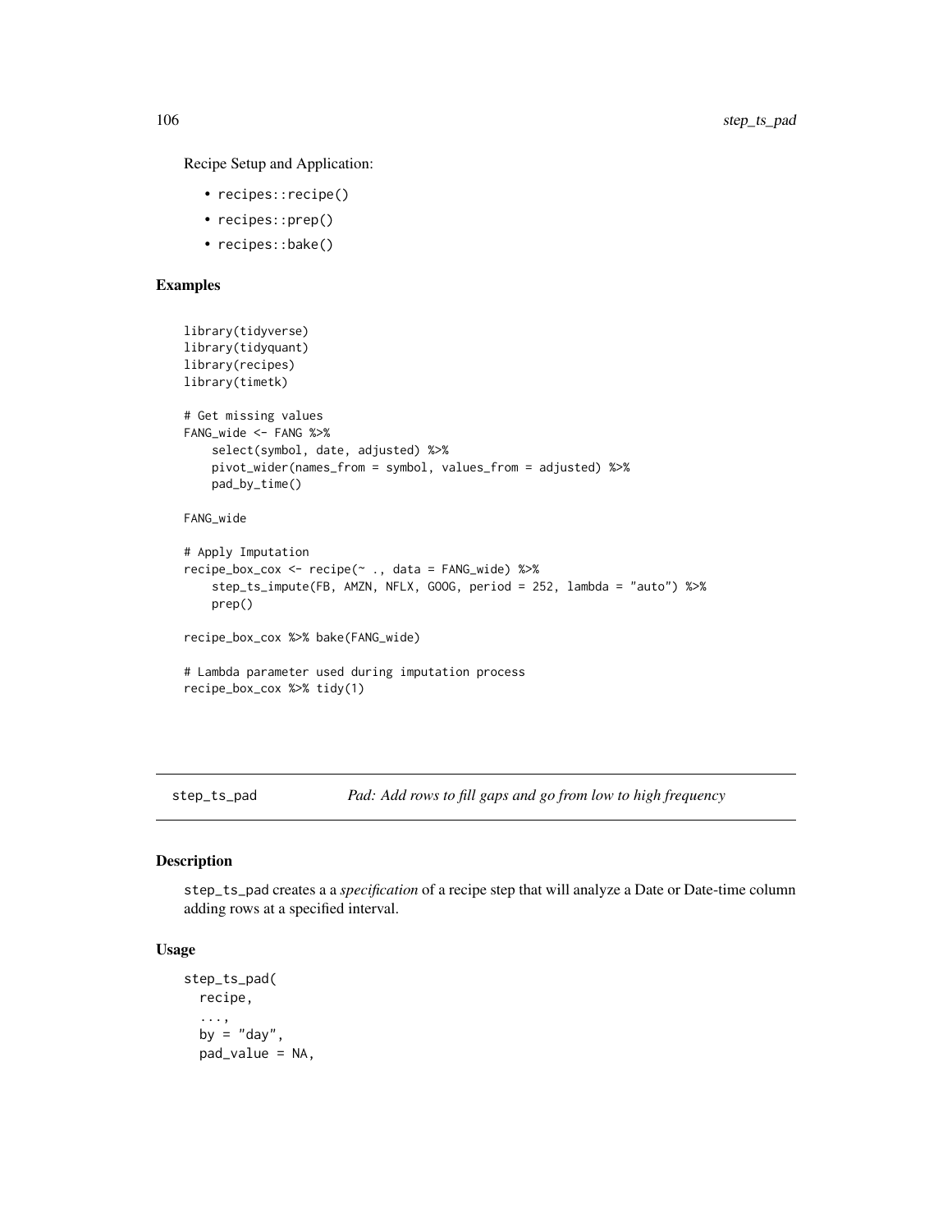Recipe Setup and Application:

- `recipes::recipe()`
- `recipes::prep()`
- `recipes::bake()`

## Examples

```
library(tidyverse)
library(tidyquant)
library(recipes)
library(timetk)

# Get missing values
FANG_wide <- FANG %>%
    select(symbol, date, adjusted) %>%
    pivot_wider(names_from = symbol, values_from = adjusted) %>%
    pad_by_time()

FANG_wide

# Apply Imputation
recipe_box_cox <- recipe(~ ., data = FANG_wide) %>%
    step_ts_impute(FB, AMZN, NFLX, GOOG, period = 252, lambda = "auto") %>%
    prep()

recipe_box_cox %>% bake(FANG_wide)

# Lambda parameter used during imputation process
recipe_box_cox %>% tidy(1)
```

---

# step_ts_pad — *Pad: Add rows to fill gaps and go from low to high frequency*

## Description

`step_ts_pad` creates a a *specification* of a recipe step that will analyze a Date or Date-time column adding rows at a specified interval.

## Usage

```
step_ts_pad(
  recipe,
  ...,
  by = "day",
  pad_value = NA,
```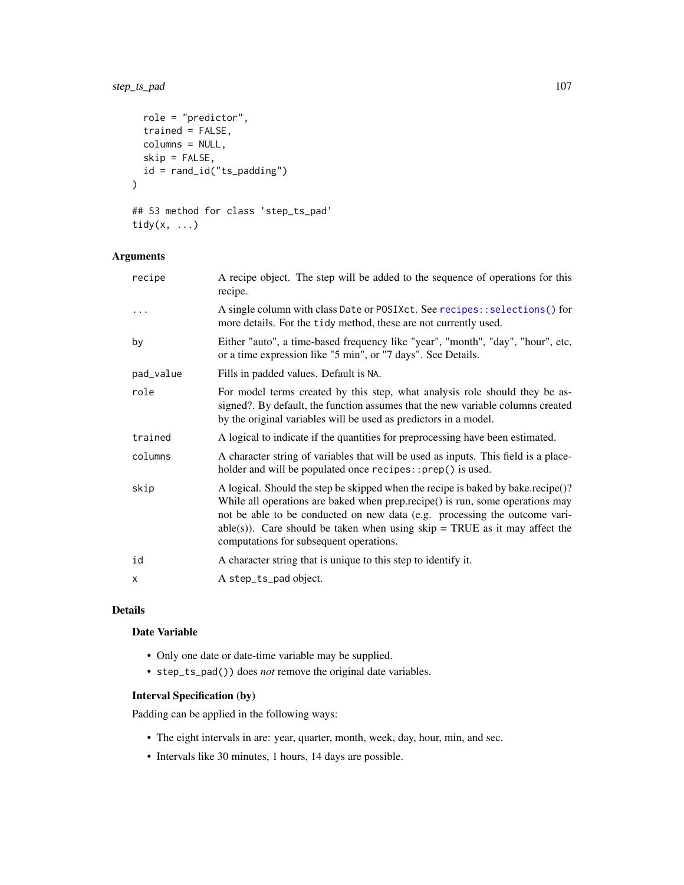```
  role = "predictor",
  trained = FALSE,
  columns = NULL,
  skip = FALSE,
  id = rand_id("ts_padding")
)

## S3 method for class 'step_ts_pad'
tidy(x, ...)
```

## Arguments

| | |
|---|---|
| recipe | A recipe object. The step will be added to the sequence of operations for this recipe. |
| ... | A single column with class Date or POSIXct. See recipes::selections() for more details. For the tidy method, these are not currently used. |
| by | Either "auto", a time-based frequency like "year", "month", "day", "hour", etc, or a time expression like "5 min", or "7 days". See Details. |
| pad_value | Fills in padded values. Default is NA. |
| role | For model terms created by this step, what analysis role should they be assigned?. By default, the function assumes that the new variable columns created by the original variables will be used as predictors in a model. |
| trained | A logical to indicate if the quantities for preprocessing have been estimated. |
| columns | A character string of variables that will be used as inputs. This field is a placeholder and will be populated once recipes::prep() is used. |
| skip | A logical. Should the step be skipped when the recipe is baked by bake.recipe()? While all operations are baked when prep.recipe() is run, some operations may not be able to be conducted on new data (e.g. processing the outcome variable(s)). Care should be taken when using skip = TRUE as it may affect the computations for subsequent operations. |
| id | A character string that is unique to this step to identify it. |
| x | A step_ts_pad object. |

## Details

### Date Variable

- Only one date or date-time variable may be supplied.
- step_ts_pad()) does *not* remove the original date variables.

### Interval Specification (by)

Padding can be applied in the following ways:

- The eight intervals in are: year, quarter, month, week, day, hour, min, and sec.
- Intervals like 30 minutes, 1 hours, 14 days are possible.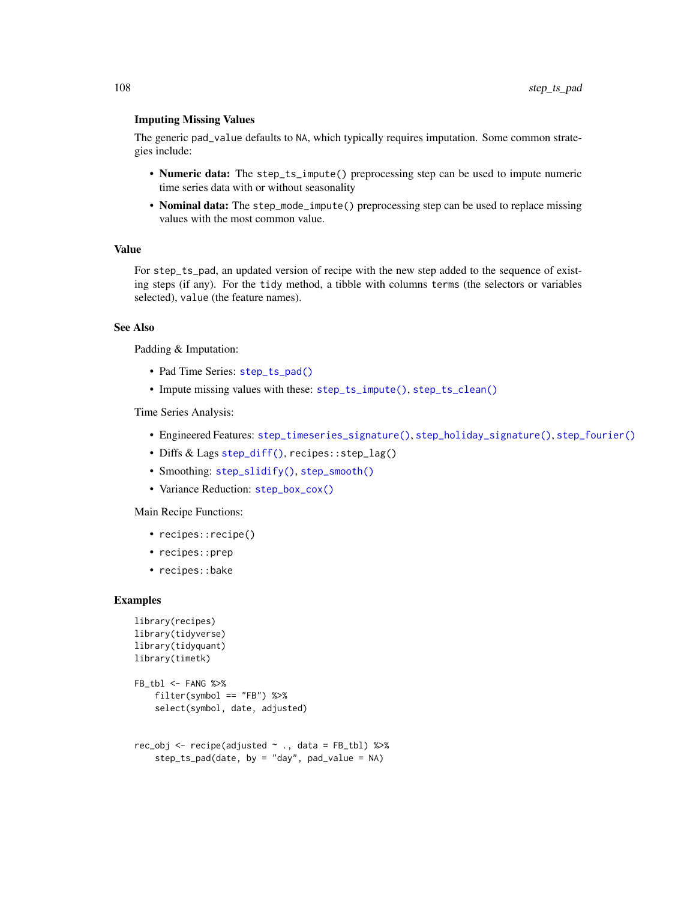### Imputing Missing Values

The generic `pad_value` defaults to `NA`, which typically requires imputation. Some common strategies include:

- **Numeric data:** The `step_ts_impute()` preprocessing step can be used to impute numeric time series data with or without seasonality
- **Nominal data:** The `step_mode_impute()` preprocessing step can be used to replace missing values with the most common value.

## Value

For `step_ts_pad`, an updated version of recipe with the new step added to the sequence of existing steps (if any). For the `tidy` method, a tibble with columns `terms` (the selectors or variables selected), `value` (the feature names).

## See Also

Padding & Imputation:

- Pad Time Series: `step_ts_pad()`
- Impute missing values with these: `step_ts_impute()`, `step_ts_clean()`

Time Series Analysis:

- Engineered Features: `step_timeseries_signature()`, `step_holiday_signature()`, `step_fourier()`
- Diffs & Lags `step_diff()`, `recipes::step_lag()`
- Smoothing: `step_slidify()`, `step_smooth()`
- Variance Reduction: `step_box_cox()`

Main Recipe Functions:

- `recipes::recipe()`
- `recipes::prep`
- `recipes::bake`

## Examples

```
library(recipes)
library(tidyverse)
library(tidyquant)
library(timetk)

FB_tbl <- FANG %>%
    filter(symbol == "FB") %>%
    select(symbol, date, adjusted)


rec_obj <- recipe(adjusted ~ ., data = FB_tbl) %>%
    step_ts_pad(date, by = "day", pad_value = NA)
```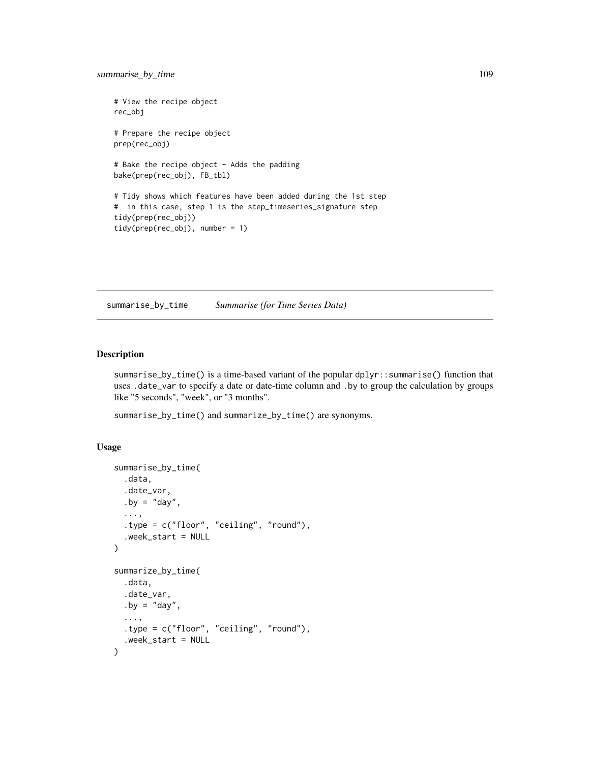```
# View the recipe object
rec_obj

# Prepare the recipe object
prep(rec_obj)

# Bake the recipe object - Adds the padding
bake(prep(rec_obj), FB_tbl)

# Tidy shows which features have been added during the 1st step
#  in this case, step 1 is the step_timeseries_signature step
tidy(prep(rec_obj))
tidy(prep(rec_obj), number = 1)
```

---

## summarise_by_time *Summarise (for Time Series Data)*

---

### Description

summarise_by_time() is a time-based variant of the popular dplyr::summarise() function that uses .date_var to specify a date or date-time column and .by to group the calculation by groups like "5 seconds", "week", or "3 months".

summarise_by_time() and summarize_by_time() are synonyms.

### Usage

```
summarise_by_time(
  .data,
  .date_var,
  .by = "day",
  ...,
  .type = c("floor", "ceiling", "round"),
  .week_start = NULL
)

summarize_by_time(
  .data,
  .date_var,
  .by = "day",
  ...,
  .type = c("floor", "ceiling", "round"),
  .week_start = NULL
)
```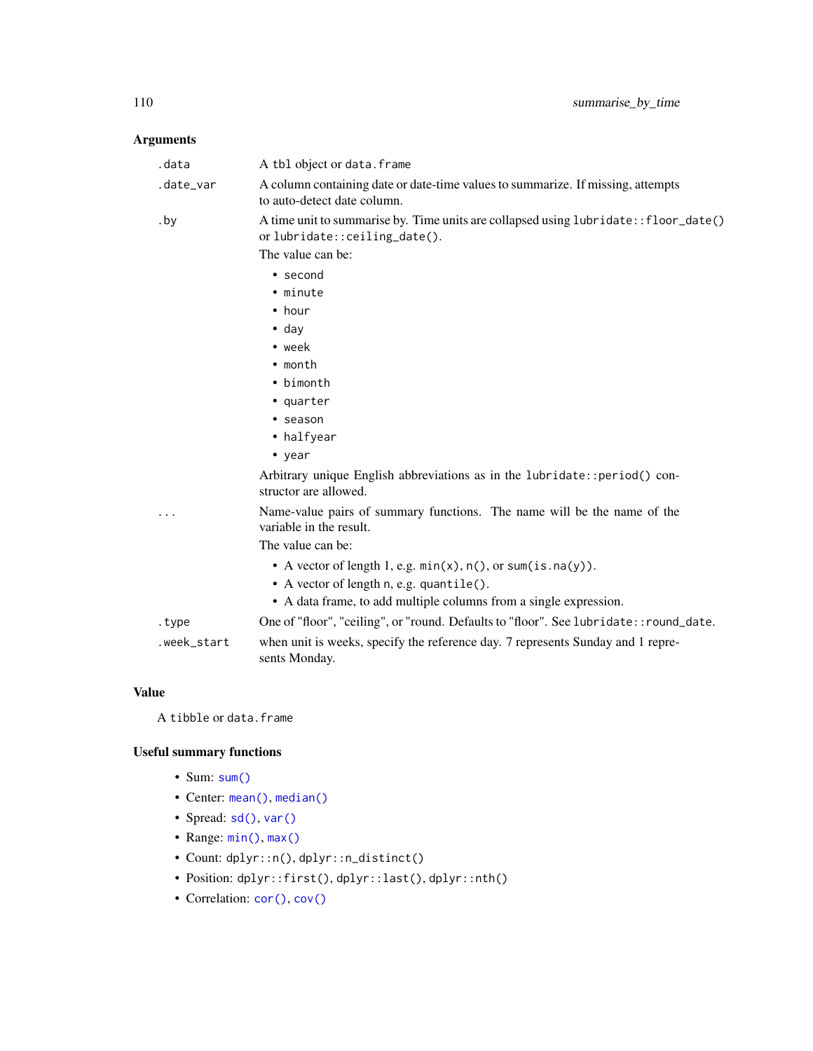## Arguments

| | |
|---|---|
| `.data` | A `tbl` object or `data.frame` |
| `.date_var` | A column containing date or date-time values to summarize. If missing, attempts to auto-detect date column. |
| `.by` | A time unit to summarise by. Time units are collapsed using `lubridate::floor_date()` or `lubridate::ceiling_date()`. The value can be: `second`, `minute`, `hour`, `day`, `week`, `month`, `bimonth`, `quarter`, `season`, `halfyear`, `year`. Arbitrary unique English abbreviations as in the `lubridate::period()` constructor are allowed. |
| `...` | Name-value pairs of summary functions. The name will be the name of the variable in the result. The value can be: A vector of length 1, e.g. `min(x)`, `n()`, or `sum(is.na(y))`; A vector of length n, e.g. `quantile()`; A data frame, to add multiple columns from a single expression. |
| `.type` | One of "floor", "ceiling", or "round. Defaults to "floor". See `lubridate::round_date`. |
| `.week_start` | when unit is weeks, specify the reference day. 7 represents Sunday and 1 represents Monday. |

## Value

A `tibble` or `data.frame`

## Useful summary functions

- Sum: `sum()`
- Center: `mean()`, `median()`
- Spread: `sd()`, `var()`
- Range: `min()`, `max()`
- Count: `dplyr::n()`, `dplyr::n_distinct()`
- Position: `dplyr::first()`, `dplyr::last()`, `dplyr::nth()`
- Correlation: `cor()`, `cov()`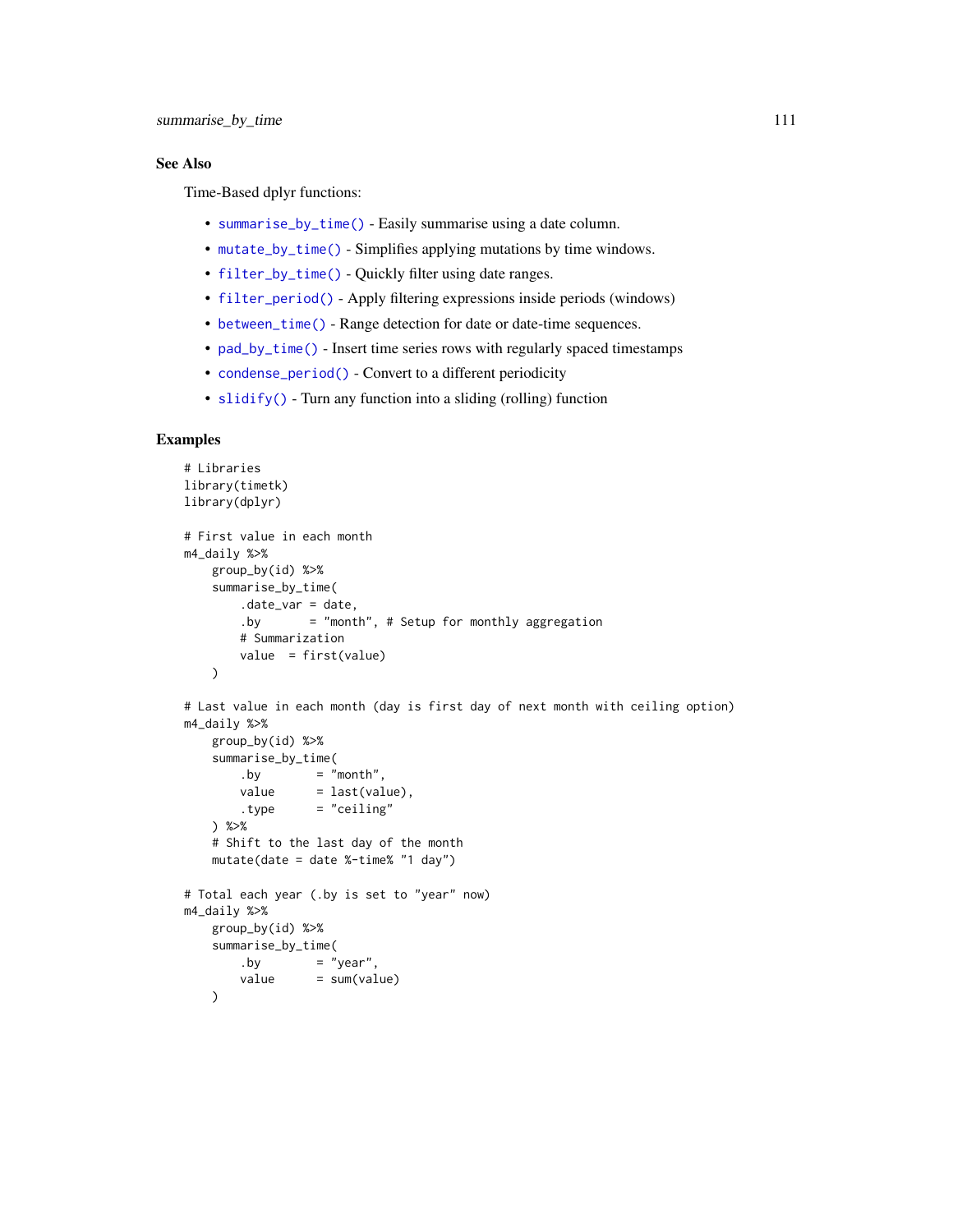## See Also

Time-Based dplyr functions:

- `summarise_by_time()` - Easily summarise using a date column.
- `mutate_by_time()` - Simplifies applying mutations by time windows.
- `filter_by_time()` - Quickly filter using date ranges.
- `filter_period()` - Apply filtering expressions inside periods (windows)
- `between_time()` - Range detection for date or date-time sequences.
- `pad_by_time()` - Insert time series rows with regularly spaced timestamps
- `condense_period()` - Convert to a different periodicity
- `slidify()` - Turn any function into a sliding (rolling) function

## Examples

```
# Libraries
library(timetk)
library(dplyr)

# First value in each month
m4_daily %>%
    group_by(id) %>%
    summarise_by_time(
        .date_var = date,
        .by       = "month", # Setup for monthly aggregation
        # Summarization
        value  = first(value)
    )

# Last value in each month (day is first day of next month with ceiling option)
m4_daily %>%
    group_by(id) %>%
    summarise_by_time(
        .by        = "month",
        value      = last(value),
        .type      = "ceiling"
    ) %>%
    # Shift to the last day of the month
    mutate(date = date %-time% "1 day")

# Total each year (.by is set to "year" now)
m4_daily %>%
    group_by(id) %>%
    summarise_by_time(
        .by        = "year",
        value      = sum(value)
    )
```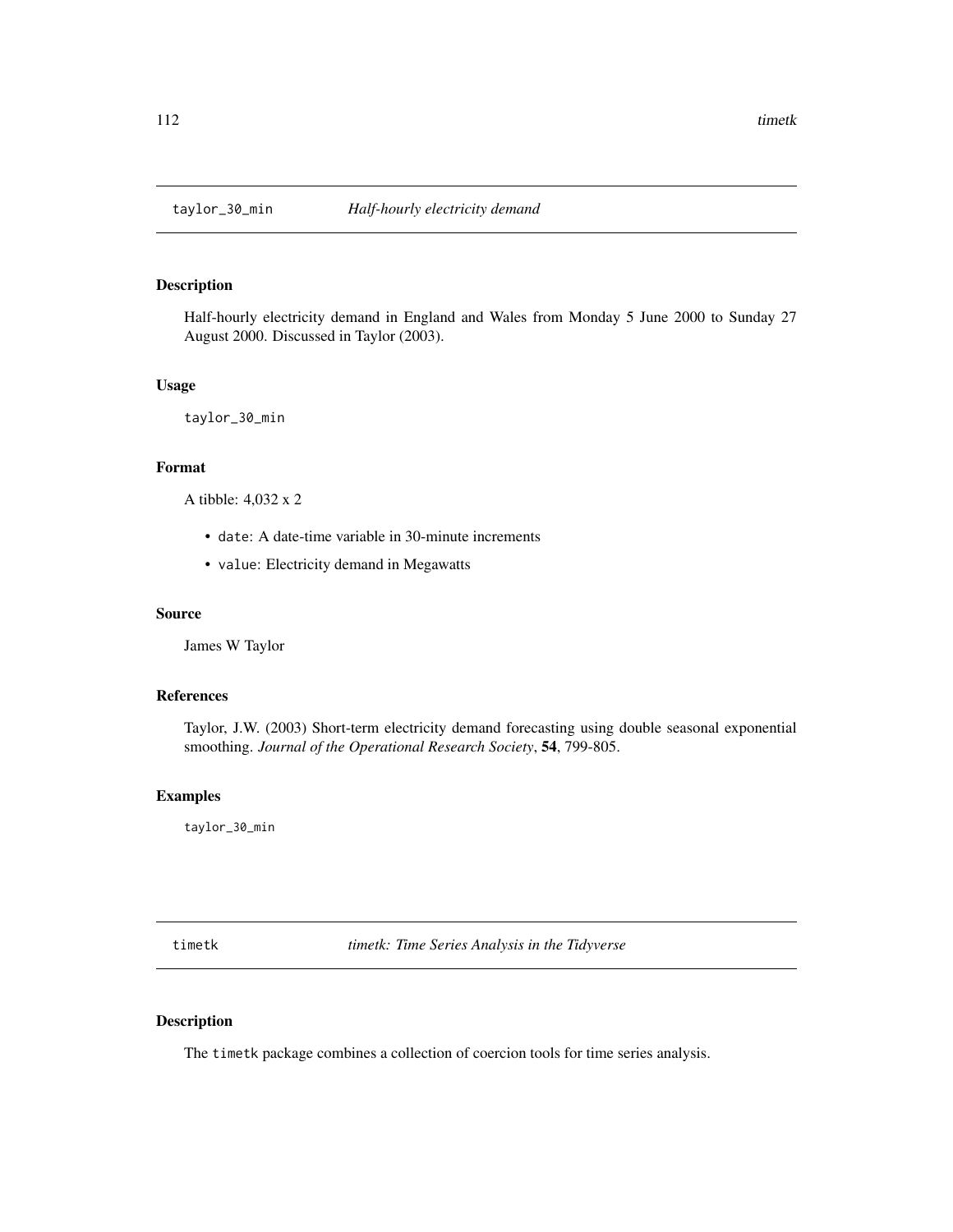## taylor_30_min — *Half-hourly electricity demand*

### Description

Half-hourly electricity demand in England and Wales from Monday 5 June 2000 to Sunday 27 August 2000. Discussed in Taylor (2003).

### Usage

```
taylor_30_min
```

### Format

A tibble: 4,032 x 2

- `date`: A date-time variable in 30-minute increments
- `value`: Electricity demand in Megawatts

### Source

James W Taylor

### References

Taylor, J.W. (2003) Short-term electricity demand forecasting using double seasonal exponential smoothing. *Journal of the Operational Research Society*, **54**, 799-805.

### Examples

```
taylor_30_min
```

## timetk — *timetk: Time Series Analysis in the Tidyverse*

### Description

The `timetk` package combines a collection of coercion tools for time series analysis.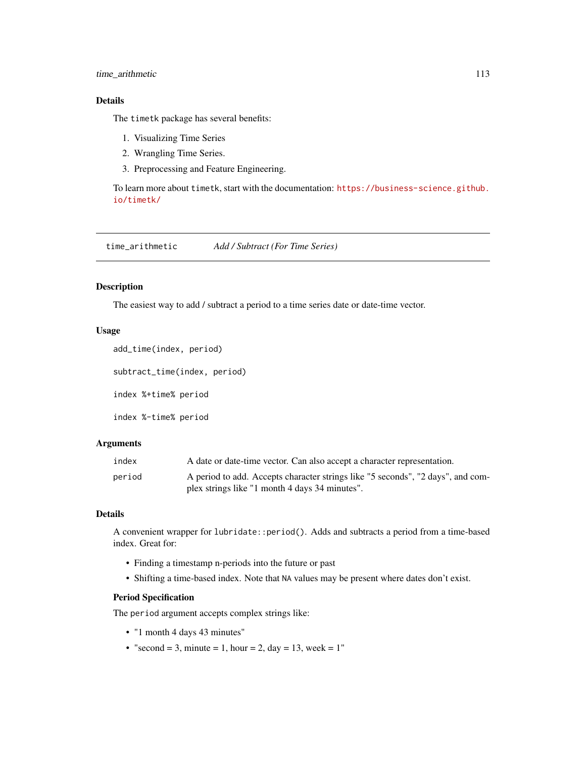## Details

The `timetk` package has several benefits:

1. Visualizing Time Series
2. Wrangling Time Series.
3. Preprocessing and Feature Engineering.

To learn more about `timetk`, start with the documentation: https://business-science.github.io/timetk/

---

# time_arithmetic — *Add / Subtract (For Time Series)*

## Description

The easiest way to add / subtract a period to a time series date or date-time vector.

## Usage

```
add_time(index, period)

subtract_time(index, period)

index %+time% period

index %-time% period
```

## Arguments

| | |
|---|---|
| `index` | A date or date-time vector. Can also accept a character representation. |
| `period` | A period to add. Accepts character strings like "5 seconds", "2 days", and complex strings like "1 month 4 days 34 minutes". |

## Details

A convenient wrapper for `lubridate::period()`. Adds and subtracts a period from a time-based index. Great for:

- Finding a timestamp n-periods into the future or past
- Shifting a time-based index. Note that `NA` values may be present where dates don't exist.

### Period Specification

The `period` argument accepts complex strings like:

- "1 month 4 days 43 minutes"
- "second = 3, minute = 1, hour = 2, day = 13, week = 1"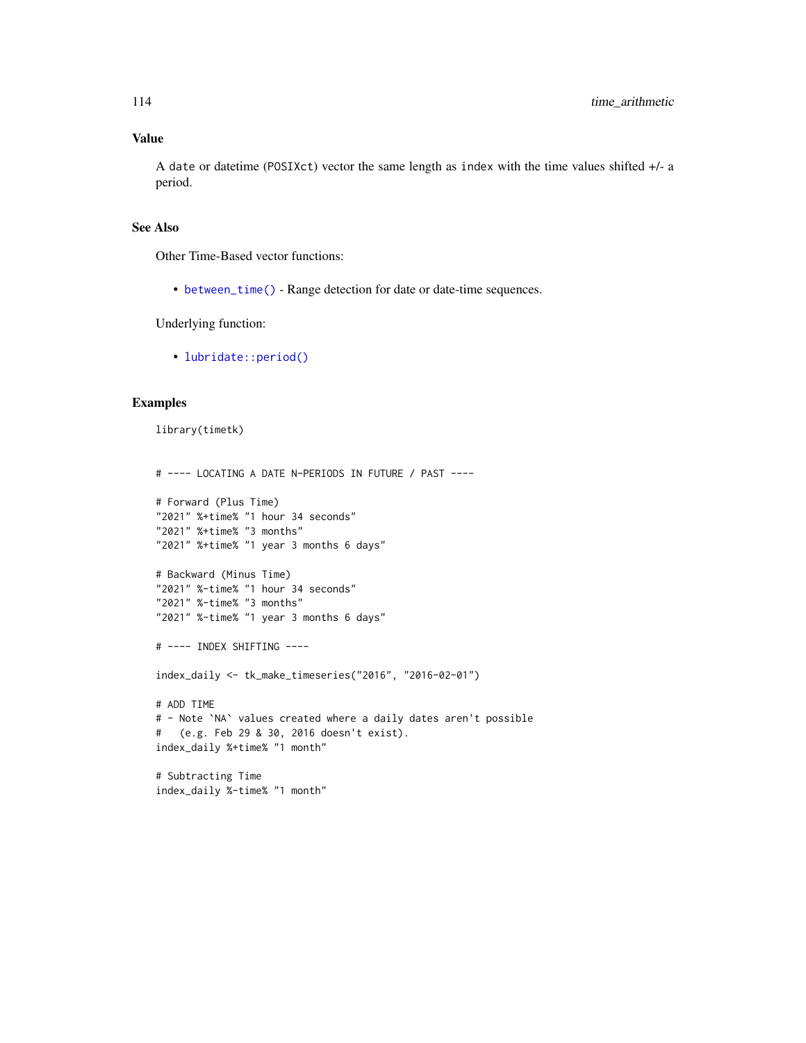## Value

A `date` or datetime (`POSIXct`) vector the same length as `index` with the time values shifted +/- a period.

## See Also

Other Time-Based vector functions:

- `between_time()` - Range detection for date or date-time sequences.

Underlying function:

- `lubridate::period()`

## Examples

```
library(timetk)


# ---- LOCATING A DATE N-PERIODS IN FUTURE / PAST ----

# Forward (Plus Time)
"2021" %+time% "1 hour 34 seconds"
"2021" %+time% "3 months"
"2021" %+time% "1 year 3 months 6 days"

# Backward (Minus Time)
"2021" %-time% "1 hour 34 seconds"
"2021" %-time% "3 months"
"2021" %-time% "1 year 3 months 6 days"

# ---- INDEX SHIFTING ----

index_daily <- tk_make_timeseries("2016", "2016-02-01")

# ADD TIME
# - Note `NA` values created where a daily dates aren't possible
#   (e.g. Feb 29 & 30, 2016 doesn't exist).
index_daily %+time% "1 month"

# Subtracting Time
index_daily %-time% "1 month"
```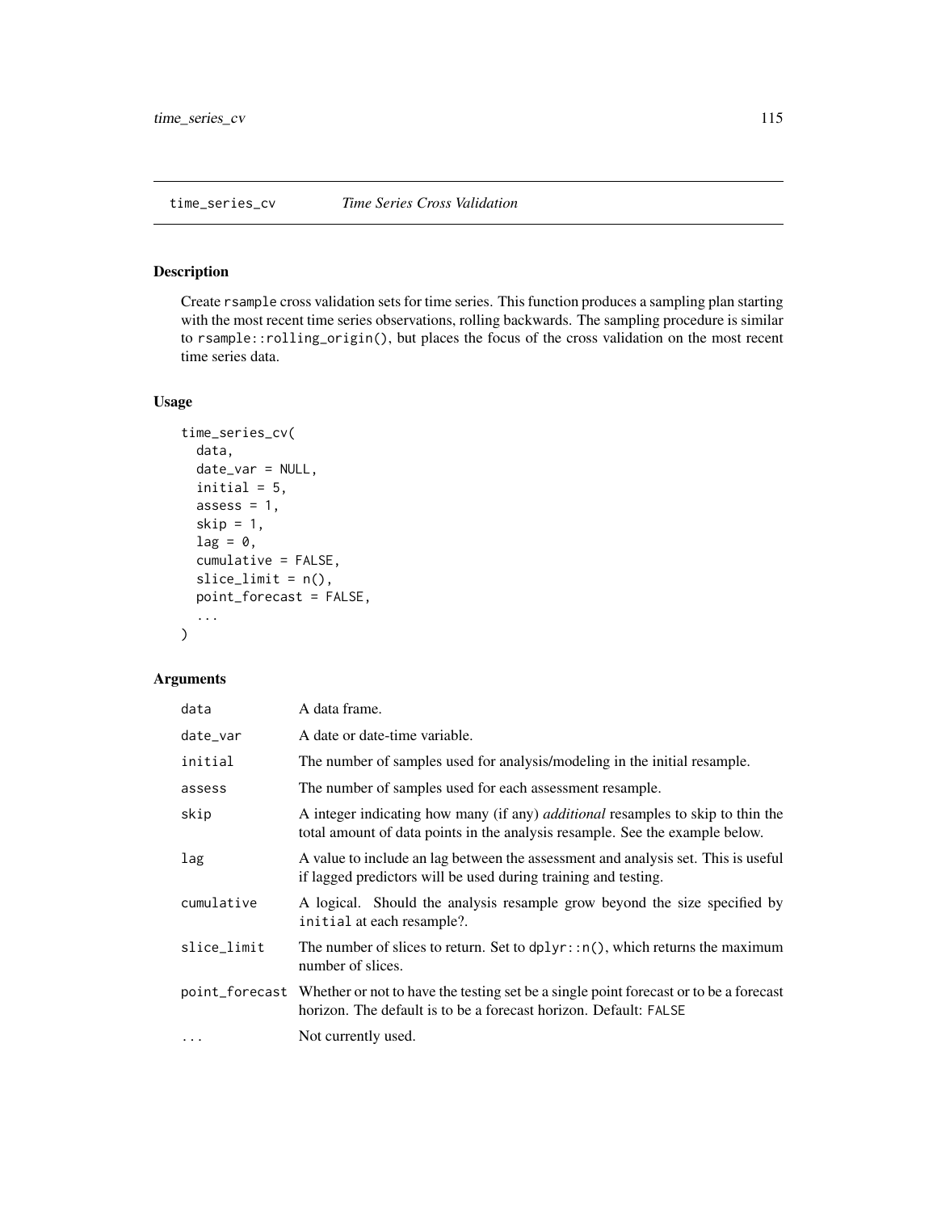## time_series_cv    *Time Series Cross Validation*

### Description

Create `rsample` cross validation sets for time series. This function produces a sampling plan starting with the most recent time series observations, rolling backwards. The sampling procedure is similar to `rsample::rolling_origin()`, but places the focus of the cross validation on the most recent time series data.

### Usage

```
time_series_cv(
  data,
  date_var = NULL,
  initial = 5,
  assess = 1,
  skip = 1,
  lag = 0,
  cumulative = FALSE,
  slice_limit = n(),
  point_forecast = FALSE,
  ...
)
```

### Arguments

| | |
|---|---|
| `data` | A data frame. |
| `date_var` | A date or date-time variable. |
| `initial` | The number of samples used for analysis/modeling in the initial resample. |
| `assess` | The number of samples used for each assessment resample. |
| `skip` | A integer indicating how many (if any) *additional* resamples to skip to thin the total amount of data points in the analysis resample. See the example below. |
| `lag` | A value to include an lag between the assessment and analysis set. This is useful if lagged predictors will be used during training and testing. |
| `cumulative` | A logical. Should the analysis resample grow beyond the size specified by `initial` at each resample?. |
| `slice_limit` | The number of slices to return. Set to `dplyr::n()`, which returns the maximum number of slices. |
| `point_forecast` | Whether or not to have the testing set be a single point forecast or to be a forecast horizon. The default is to be a forecast horizon. Default: `FALSE` |
| `...` | Not currently used. |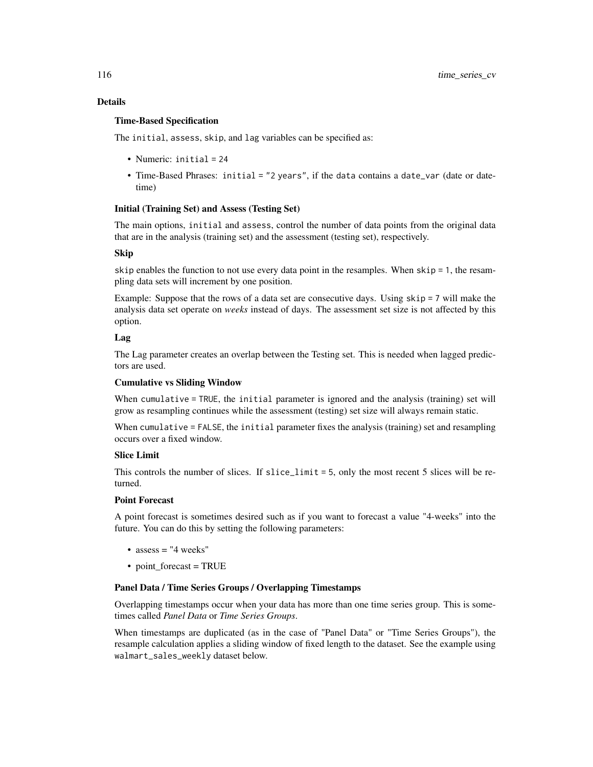## Details

### Time-Based Specification

The `initial`, `assess`, `skip`, and `lag` variables can be specified as:

- Numeric: `initial = 24`
- Time-Based Phrases: `initial = "2 years"`, if the `data` contains a `date_var` (date or datetime)

### Initial (Training Set) and Assess (Testing Set)

The main options, `initial` and `assess`, control the number of data points from the original data that are in the analysis (training set) and the assessment (testing set), respectively.

### Skip

`skip` enables the function to not use every data point in the resamples. When `skip = 1`, the resampling data sets will increment by one position.

Example: Suppose that the rows of a data set are consecutive days. Using `skip = 7` will make the analysis data set operate on *weeks* instead of days. The assessment set size is not affected by this option.

### Lag

The Lag parameter creates an overlap between the Testing set. This is needed when lagged predictors are used.

### Cumulative vs Sliding Window

When `cumulative = TRUE`, the `initial` parameter is ignored and the analysis (training) set will grow as resampling continues while the assessment (testing) set size will always remain static.

When `cumulative = FALSE`, the `initial` parameter fixes the analysis (training) set and resampling occurs over a fixed window.

### Slice Limit

This controls the number of slices. If `slice_limit = 5`, only the most recent 5 slices will be returned.

### Point Forecast

A point forecast is sometimes desired such as if you want to forecast a value "4-weeks" into the future. You can do this by setting the following parameters:

- assess = "4 weeks"
- point_forecast = TRUE

### Panel Data / Time Series Groups / Overlapping Timestamps

Overlapping timestamps occur when your data has more than one time series group. This is sometimes called *Panel Data* or *Time Series Groups*.

When timestamps are duplicated (as in the case of "Panel Data" or "Time Series Groups"), the resample calculation applies a sliding window of fixed length to the dataset. See the example using `walmart_sales_weekly` dataset below.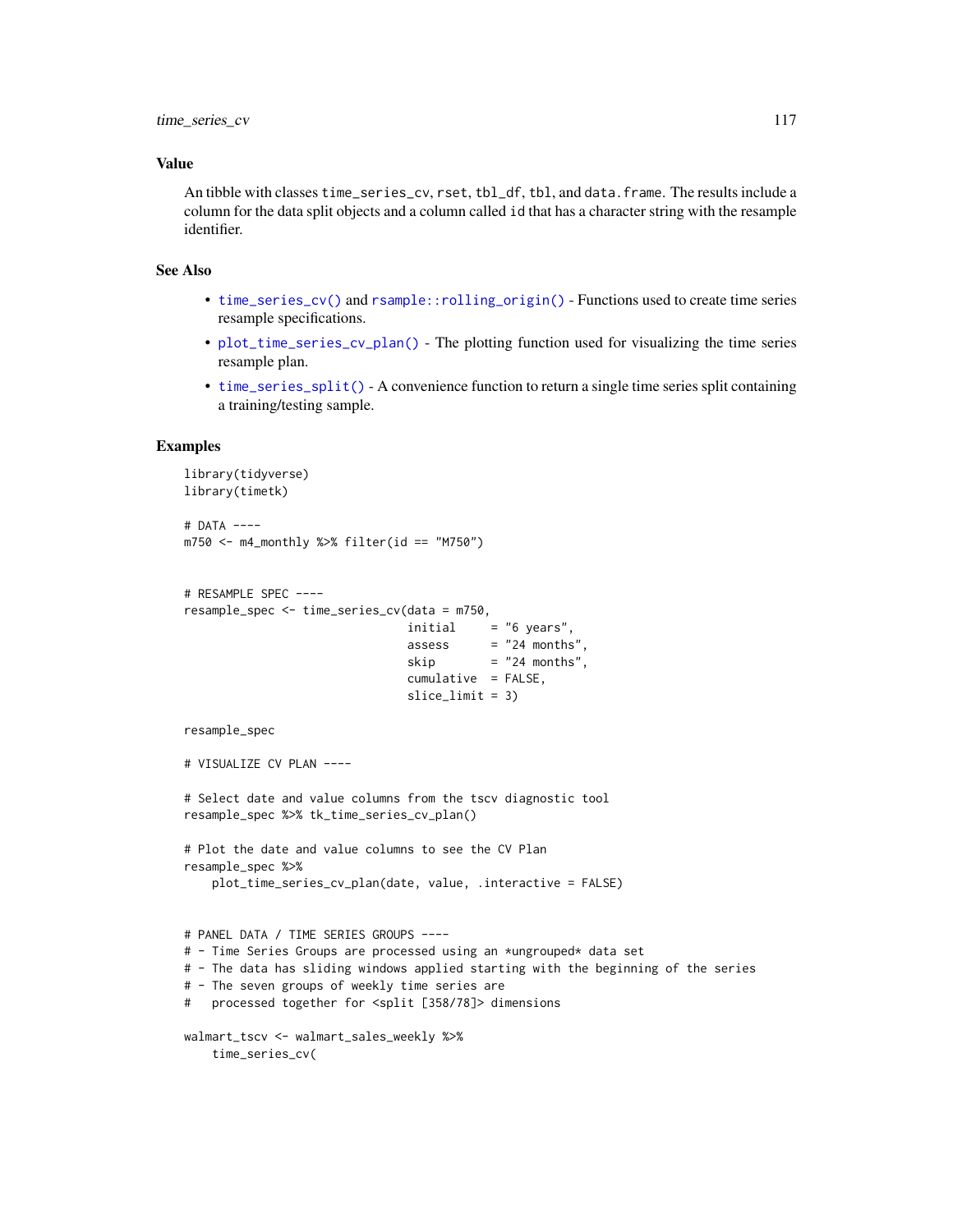## Value

An tibble with classes `time_series_cv`, `rset`, `tbl_df`, `tbl`, and `data.frame`. The results include a column for the data split objects and a column called `id` that has a character string with the resample identifier.

## See Also

- `time_series_cv()` and `rsample::rolling_origin()` - Functions used to create time series resample specifications.
- `plot_time_series_cv_plan()` - The plotting function used for visualizing the time series resample plan.
- `time_series_split()` - A convenience function to return a single time series split containing a training/testing sample.

## Examples

```
library(tidyverse)
library(timetk)

# DATA ----
m750 <- m4_monthly %>% filter(id == "M750")


# RESAMPLE SPEC ----
resample_spec <- time_series_cv(data = m750,
                                initial     = "6 years",
                                assess      = "24 months",
                                skip        = "24 months",
                                cumulative  = FALSE,
                                slice_limit = 3)

resample_spec

# VISUALIZE CV PLAN ----

# Select date and value columns from the tscv diagnostic tool
resample_spec %>% tk_time_series_cv_plan()

# Plot the date and value columns to see the CV Plan
resample_spec %>%
    plot_time_series_cv_plan(date, value, .interactive = FALSE)


# PANEL DATA / TIME SERIES GROUPS ----
# - Time Series Groups are processed using an *ungrouped* data set
# - The data has sliding windows applied starting with the beginning of the series
# - The seven groups of weekly time series are
#   processed together for <split [358/78]> dimensions

walmart_tscv <- walmart_sales_weekly %>%
    time_series_cv(
```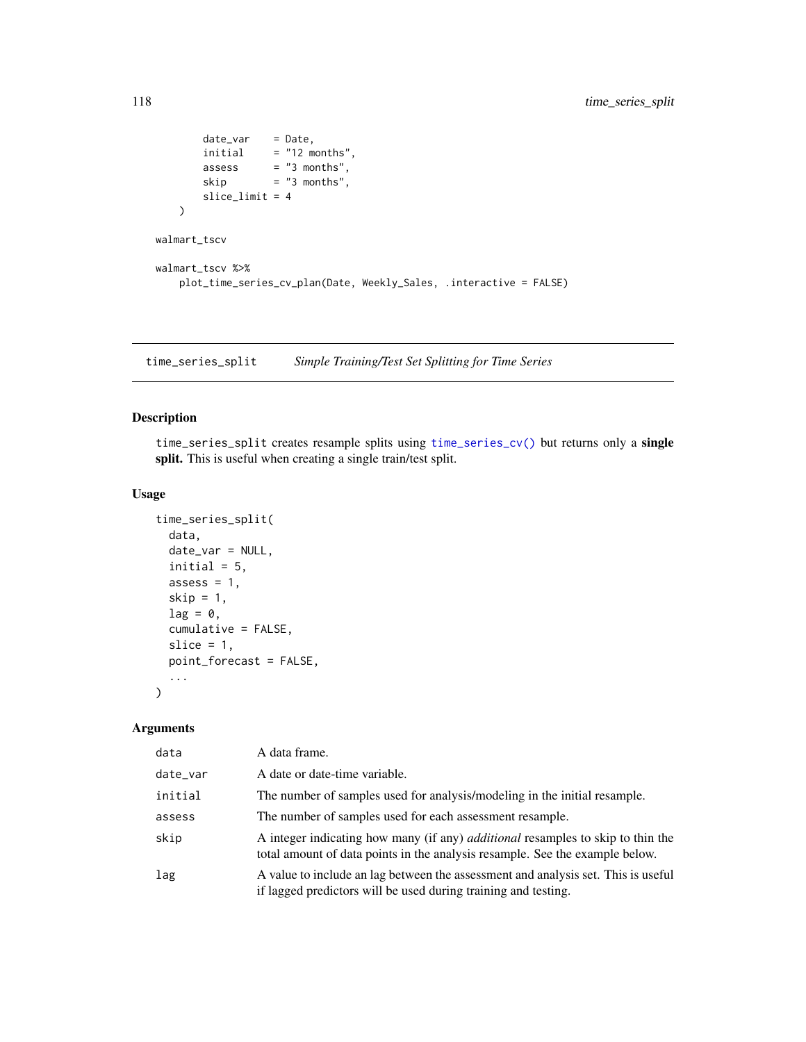```
        date_var    = Date,
        initial     = "12 months",
        assess      = "3 months",
        skip        = "3 months",
        slice_limit = 4
    )

walmart_tscv

walmart_tscv %>%
    plot_time_series_cv_plan(Date, Weekly_Sales, .interactive = FALSE)
```

## time_series_split *Simple Training/Test Set Splitting for Time Series*

### Description

time_series_split creates resample splits using time_series_cv() but returns only a **single split.** This is useful when creating a single train/test split.

### Usage

```
time_series_split(
  data,
  date_var = NULL,
  initial = 5,
  assess = 1,
  skip = 1,
  lag = 0,
  cumulative = FALSE,
  slice = 1,
  point_forecast = FALSE,
  ...
)
```

### Arguments

| | |
|---|---|
| data | A data frame. |
| date_var | A date or date-time variable. |
| initial | The number of samples used for analysis/modeling in the initial resample. |
| assess | The number of samples used for each assessment resample. |
| skip | A integer indicating how many (if any) *additional* resamples to skip to thin the total amount of data points in the analysis resample. See the example below. |
| lag | A value to include an lag between the assessment and analysis set. This is useful if lagged predictors will be used during training and testing. |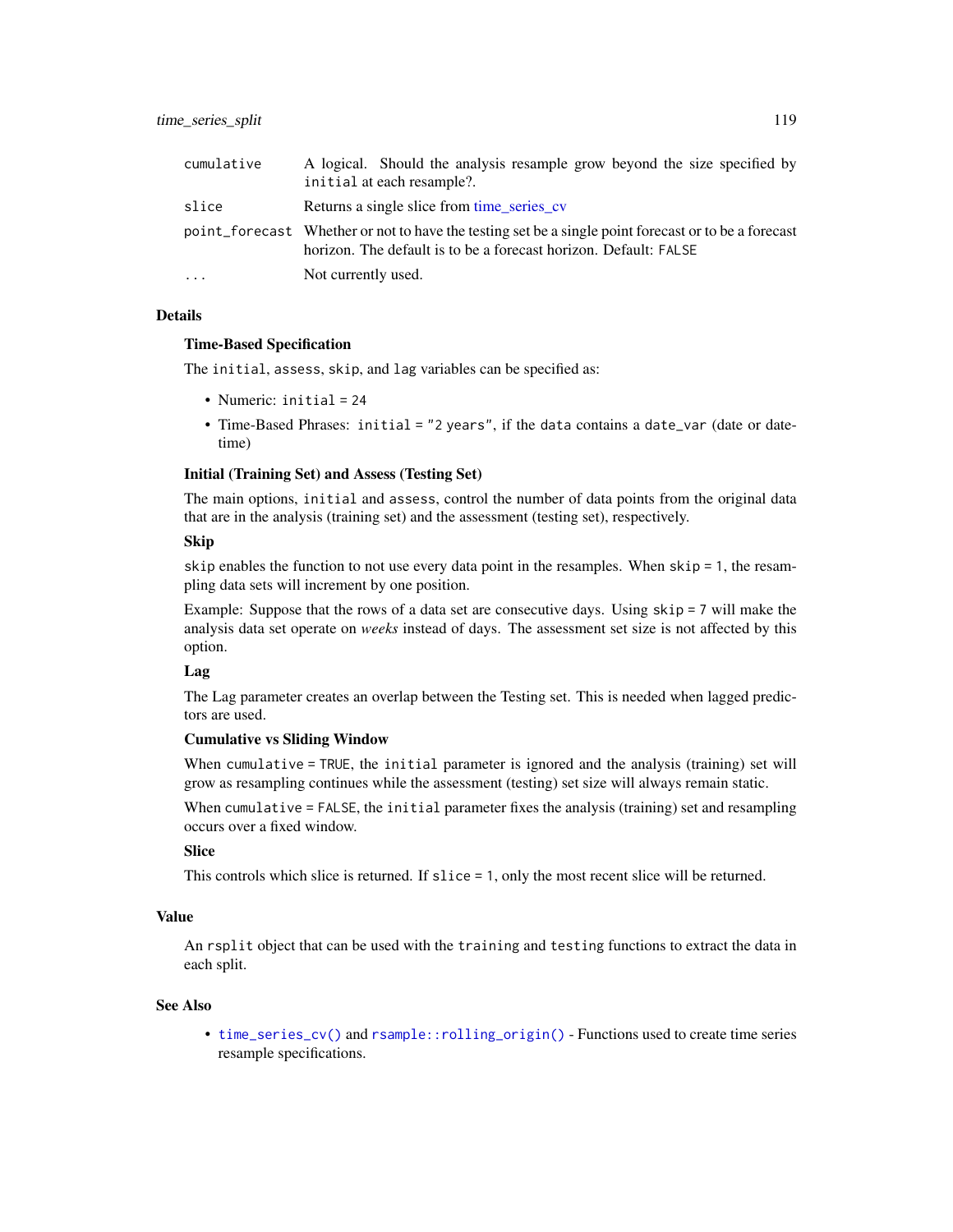| | |
|---|---|
| `cumulative` | A logical. Should the analysis resample grow beyond the size specified by `initial` at each resample?. |
| `slice` | Returns a single slice from time_series_cv |
| `point_forecast` | Whether or not to have the testing set be a single point forecast or to be a forecast horizon. The default is to be a forecast horizon. Default: `FALSE` |
| `...` | Not currently used. |

## Details

**Time-Based Specification**

The `initial`, `assess`, `skip`, and `lag` variables can be specified as:

- Numeric: `initial = 24`
- Time-Based Phrases: `initial = "2 years"`, if the `data` contains a `date_var` (date or datetime)

**Initial (Training Set) and Assess (Testing Set)**

The main options, `initial` and `assess`, control the number of data points from the original data that are in the analysis (training set) and the assessment (testing set), respectively.

**Skip**

`skip` enables the function to not use every data point in the resamples. When `skip = 1`, the resampling data sets will increment by one position.

Example: Suppose that the rows of a data set are consecutive days. Using `skip = 7` will make the analysis data set operate on *weeks* instead of days. The assessment set size is not affected by this option.

**Lag**

The Lag parameter creates an overlap between the Testing set. This is needed when lagged predictors are used.

**Cumulative vs Sliding Window**

When `cumulative = TRUE`, the `initial` parameter is ignored and the analysis (training) set will grow as resampling continues while the assessment (testing) set size will always remain static.

When `cumulative = FALSE`, the `initial` parameter fixes the analysis (training) set and resampling occurs over a fixed window.

**Slice**

This controls which slice is returned. If `slice = 1`, only the most recent slice will be returned.

## Value

An `rsplit` object that can be used with the `training` and `testing` functions to extract the data in each split.

## See Also

- `time_series_cv()` and `rsample::rolling_origin()` - Functions used to create time series resample specifications.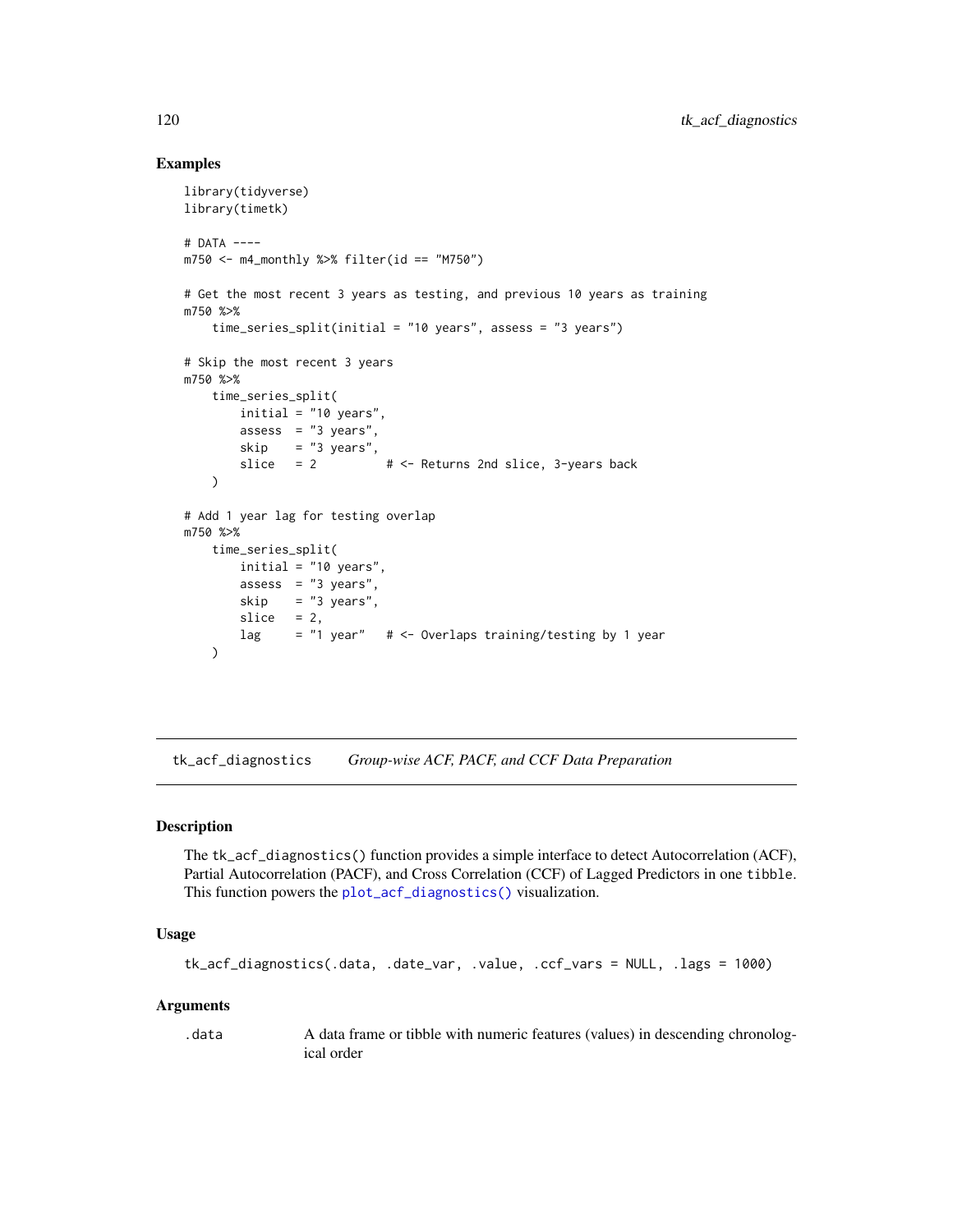## Examples

```
library(tidyverse)
library(timetk)

# DATA ----
m750 <- m4_monthly %>% filter(id == "M750")

# Get the most recent 3 years as testing, and previous 10 years as training
m750 %>%
    time_series_split(initial = "10 years", assess = "3 years")

# Skip the most recent 3 years
m750 %>%
    time_series_split(
        initial = "10 years",
        assess  = "3 years",
        skip    = "3 years",
        slice   = 2          # <- Returns 2nd slice, 3-years back
    )

# Add 1 year lag for testing overlap
m750 %>%
    time_series_split(
        initial = "10 years",
        assess  = "3 years",
        skip    = "3 years",
        slice   = 2,
        lag     = "1 year"   # <- Overlaps training/testing by 1 year
    )
```

---

tk_acf_diagnostics    *Group-wise ACF, PACF, and CCF Data Preparation*

---

## Description

The `tk_acf_diagnostics()` function provides a simple interface to detect Autocorrelation (ACF), Partial Autocorrelation (PACF), and Cross Correlation (CCF) of Lagged Predictors in one `tibble`. This function powers the `plot_acf_diagnostics()` visualization.

## Usage

```
tk_acf_diagnostics(.data, .date_var, .value, .ccf_vars = NULL, .lags = 1000)
```

## Arguments

| | |
|---|---|
| `.data` | A data frame or tibble with numeric features (values) in descending chronological order |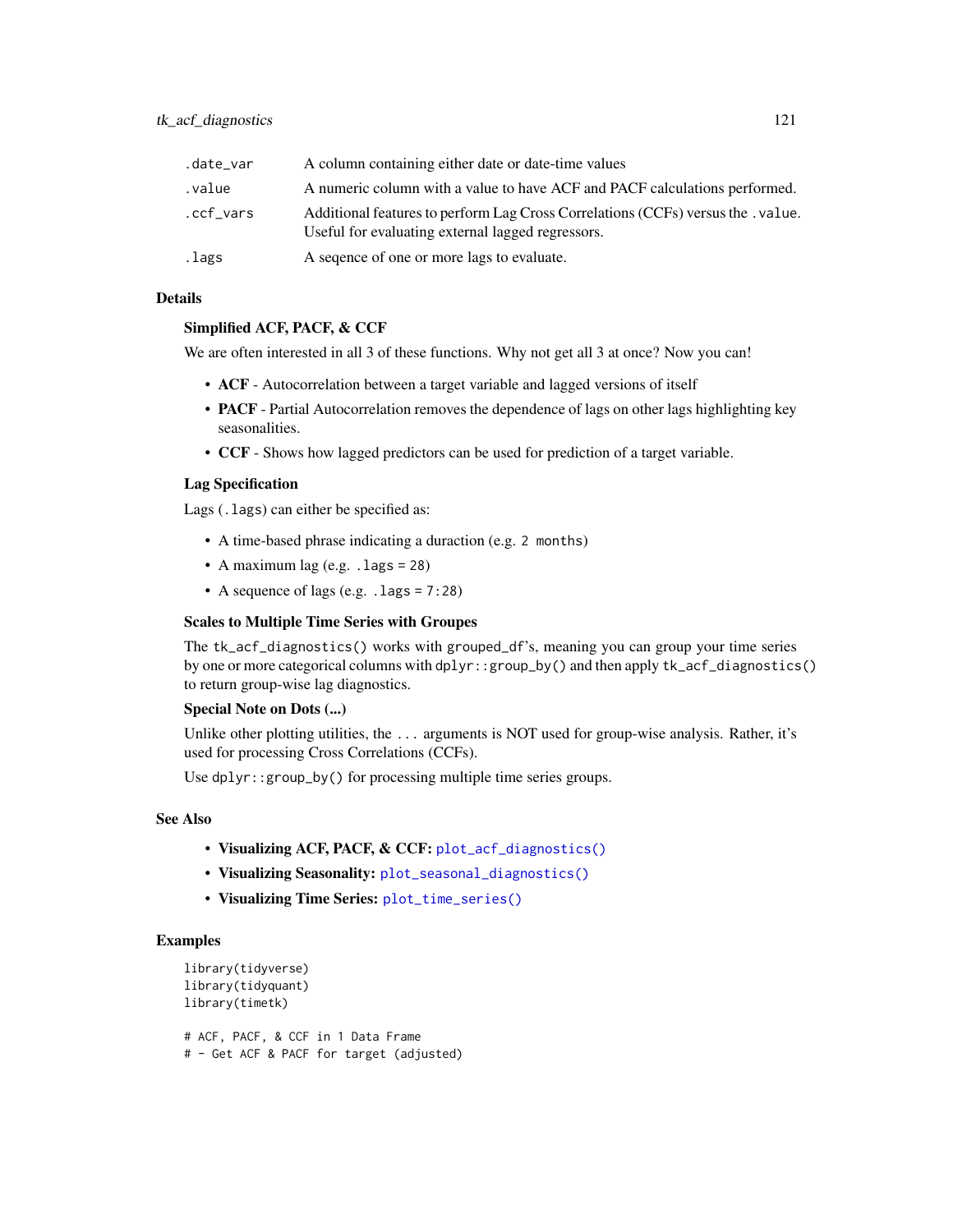| | |
|---|---|
| `.date_var` | A column containing either date or date-time values |
| `.value` | A numeric column with a value to have ACF and PACF calculations performed. |
| `.ccf_vars` | Additional features to perform Lag Cross Correlations (CCFs) versus the `.value`. Useful for evaluating external lagged regressors. |
| `.lags` | A seqence of one or more lags to evaluate. |

## Details

### Simplified ACF, PACF, & CCF

We are often interested in all 3 of these functions. Why not get all 3 at once? Now you can!

- **ACF** - Autocorrelation between a target variable and lagged versions of itself
- **PACF** - Partial Autocorrelation removes the dependence of lags on other lags highlighting key seasonalities.
- **CCF** - Shows how lagged predictors can be used for prediction of a target variable.

### Lag Specification

Lags (`.lags`) can either be specified as:

- A time-based phrase indicating a duraction (e.g. `2 months`)
- A maximum lag (e.g. `.lags = 28`)
- A sequence of lags (e.g. `.lags = 7:28`)

### Scales to Multiple Time Series with Groupes

The `tk_acf_diagnostics()` works with `grouped_df`'s, meaning you can group your time series by one or more categorical columns with `dplyr::group_by()` and then apply `tk_acf_diagnostics()` to return group-wise lag diagnostics.

### Special Note on Dots (...)

Unlike other plotting utilities, the `...` arguments is NOT used for group-wise analysis. Rather, it's used for processing Cross Correlations (CCFs).

Use `dplyr::group_by()` for processing multiple time series groups.

## See Also

- **Visualizing ACF, PACF, & CCF:** `plot_acf_diagnostics()`
- **Visualizing Seasonality:** `plot_seasonal_diagnostics()`
- **Visualizing Time Series:** `plot_time_series()`

## Examples

```
library(tidyverse)
library(tidyquant)
library(timetk)

# ACF, PACF, & CCF in 1 Data Frame
# - Get ACF & PACF for target (adjusted)
```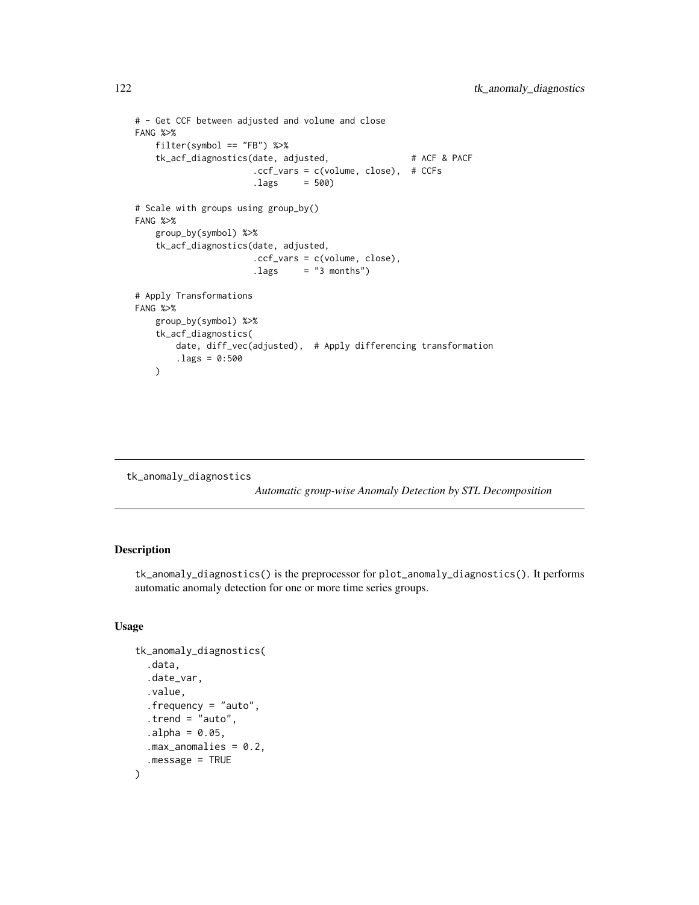```
# - Get CCF between adjusted and volume and close
FANG %>%
    filter(symbol == "FB") %>%
    tk_acf_diagnostics(date, adjusted,                # ACF & PACF
                       .ccf_vars = c(volume, close),  # CCFs
                       .lags     = 500)

# Scale with groups using group_by()
FANG %>%
    group_by(symbol) %>%
    tk_acf_diagnostics(date, adjusted,
                       .ccf_vars = c(volume, close),
                       .lags     = "3 months")

# Apply Transformations
FANG %>%
    group_by(symbol) %>%
    tk_acf_diagnostics(
        date, diff_vec(adjusted),  # Apply differencing transformation
        .lags = 0:500
    )
```

## tk_anomaly_diagnostics

*Automatic group-wise Anomaly Detection by STL Decomposition*

### Description

`tk_anomaly_diagnostics()` is the preprocessor for `plot_anomaly_diagnostics()`. It performs automatic anomaly detection for one or more time series groups.

### Usage

```
tk_anomaly_diagnostics(
  .data,
  .date_var,
  .value,
  .frequency = "auto",
  .trend = "auto",
  .alpha = 0.05,
  .max_anomalies = 0.2,
  .message = TRUE
)
```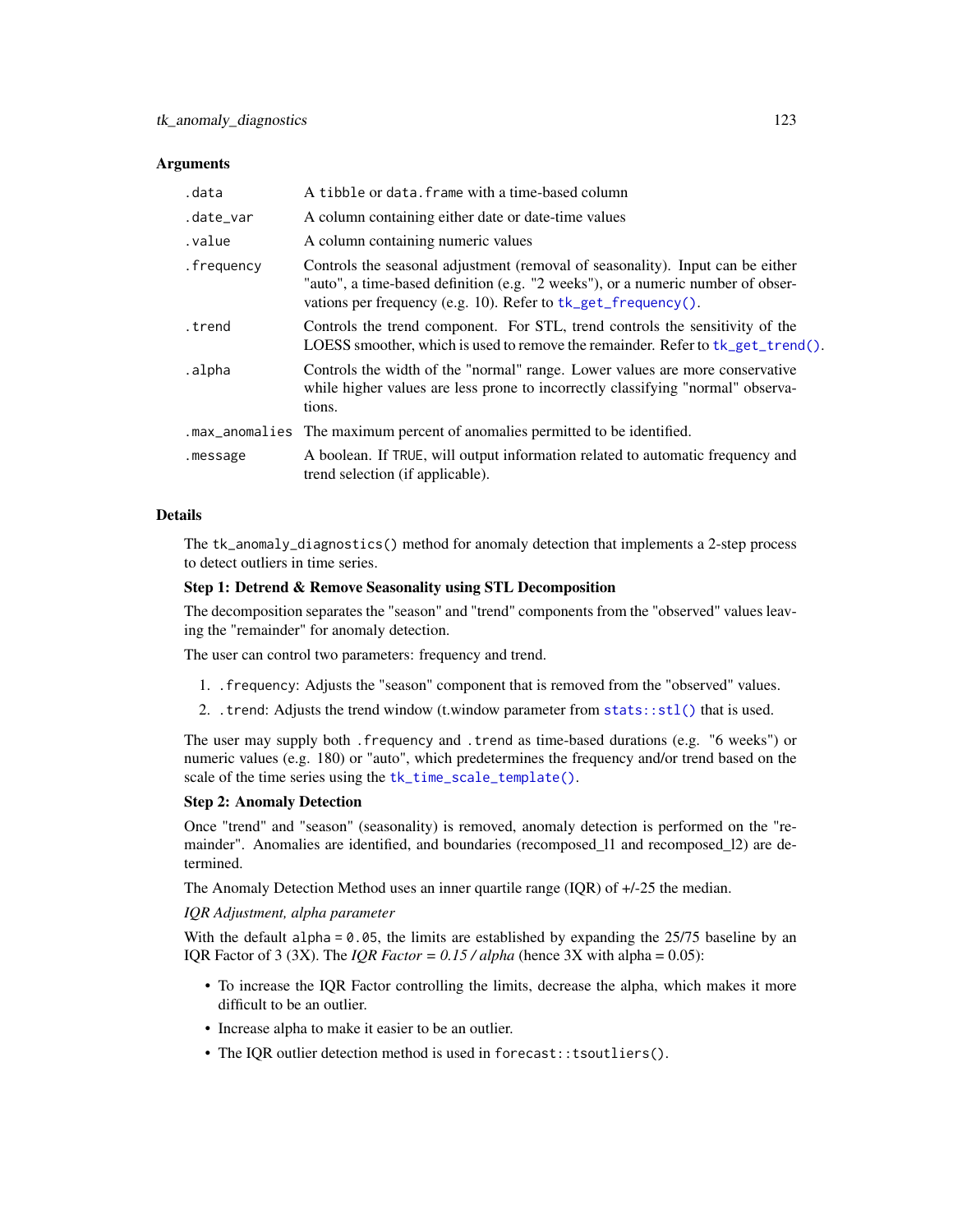## Arguments

| Argument | Description |
|---|---|
| `.data` | A `tibble` or `data.frame` with a time-based column |
| `.date_var` | A column containing either date or date-time values |
| `.value` | A column containing numeric values |
| `.frequency` | Controls the seasonal adjustment (removal of seasonality). Input can be either "auto", a time-based definition (e.g. "2 weeks"), or a numeric number of observations per frequency (e.g. 10). Refer to `tk_get_frequency()`. |
| `.trend` | Controls the trend component. For STL, trend controls the sensitivity of the LOESS smoother, which is used to remove the remainder. Refer to `tk_get_trend()`. |
| `.alpha` | Controls the width of the "normal" range. Lower values are more conservative while higher values are less prone to incorrectly classifying "normal" observations. |
| `.max_anomalies` | The maximum percent of anomalies permitted to be identified. |
| `.message` | A boolean. If `TRUE`, will output information related to automatic frequency and trend selection (if applicable). |

## Details

The `tk_anomaly_diagnostics()` method for anomaly detection that implements a 2-step process to detect outliers in time series.

**Step 1: Detrend & Remove Seasonality using STL Decomposition**

The decomposition separates the "season" and "trend" components from the "observed" values leaving the "remainder" for anomaly detection.

The user can control two parameters: frequency and trend.

1. `.frequency`: Adjusts the "season" component that is removed from the "observed" values.
2. `.trend`: Adjusts the trend window (t.window parameter from `stats::stl()` that is used.

The user may supply both `.frequency` and `.trend` as time-based durations (e.g. "6 weeks") or numeric values (e.g. 180) or "auto", which predetermines the frequency and/or trend based on the scale of the time series using the `tk_time_scale_template()`.

**Step 2: Anomaly Detection**

Once "trend" and "season" (seasonality) is removed, anomaly detection is performed on the "remainder". Anomalies are identified, and boundaries (recomposed_l1 and recomposed_l2) are determined.

The Anomaly Detection Method uses an inner quartile range (IQR) of +/-25 the median.

*IQR Adjustment, alpha parameter*

With the default `alpha = 0.05`, the limits are established by expanding the 25/75 baseline by an IQR Factor of 3 (3X). The *IQR Factor = 0.15 / alpha* (hence 3X with alpha = 0.05):

- To increase the IQR Factor controlling the limits, decrease the alpha, which makes it more difficult to be an outlier.
- Increase alpha to make it easier to be an outlier.
- The IQR outlier detection method is used in `forecast::tsoutliers()`.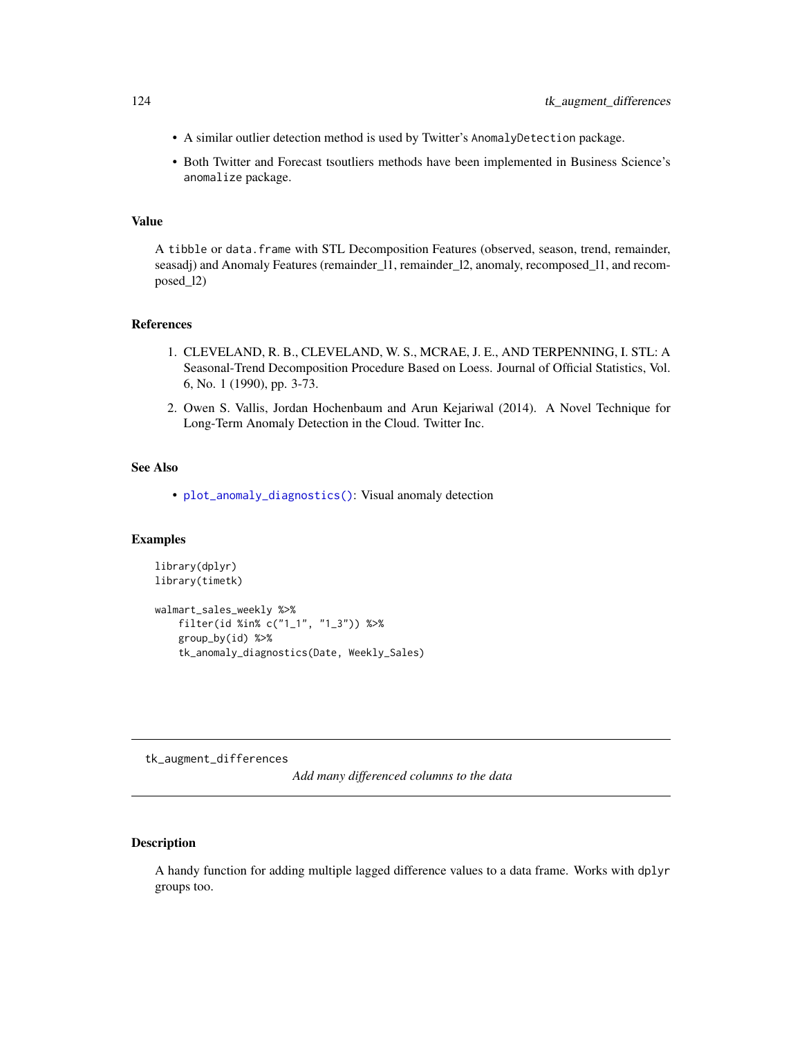- A similar outlier detection method is used by Twitter's `AnomalyDetection` package.
- Both Twitter and Forecast tsoutliers methods have been implemented in Business Science's `anomalize` package.

### Value

A `tibble` or `data.frame` with STL Decomposition Features (observed, season, trend, remainder, seasadj) and Anomaly Features (remainder_l1, remainder_l2, anomaly, recomposed_l1, and recomposed_l2)

### References

1. CLEVELAND, R. B., CLEVELAND, W. S., MCRAE, J. E., AND TERPENNING, I. STL: A Seasonal-Trend Decomposition Procedure Based on Loess. Journal of Official Statistics, Vol. 6, No. 1 (1990), pp. 3-73.
2. Owen S. Vallis, Jordan Hochenbaum and Arun Kejariwal (2014). A Novel Technique for Long-Term Anomaly Detection in the Cloud. Twitter Inc.

### See Also

- `plot_anomaly_diagnostics()`: Visual anomaly detection

### Examples

```
library(dplyr)
library(timetk)

walmart_sales_weekly %>%
    filter(id %in% c("1_1", "1_3")) %>%
    group_by(id) %>%
    tk_anomaly_diagnostics(Date, Weekly_Sales)
```

---

## tk_augment_differences

*Add many differenced columns to the data*

---

### Description

A handy function for adding multiple lagged difference values to a data frame. Works with `dplyr` groups too.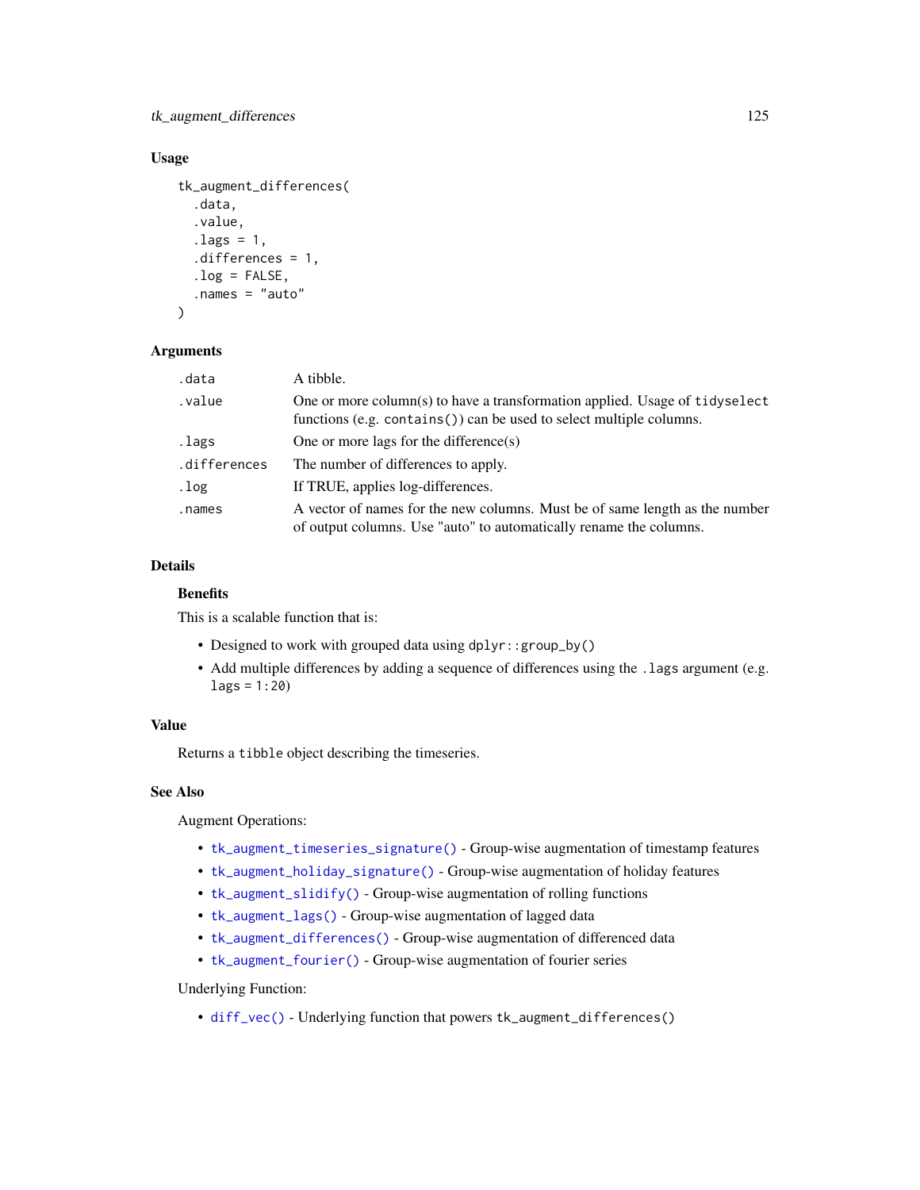## Usage

```
tk_augment_differences(
  .data,
  .value,
  .lags = 1,
  .differences = 1,
  .log = FALSE,
  .names = "auto"
)
```

## Arguments

| | |
|---|---|
| .data | A tibble. |
| .value | One or more column(s) to have a transformation applied. Usage of `tidyselect` functions (e.g. `contains()`) can be used to select multiple columns. |
| .lags | One or more lags for the difference(s) |
| .differences | The number of differences to apply. |
| .log | If TRUE, applies log-differences. |
| .names | A vector of names for the new columns. Must be of same length as the number of output columns. Use "auto" to automatically rename the columns. |

## Details

### Benefits

This is a scalable function that is:

- Designed to work with grouped data using `dplyr::group_by()`
- Add multiple differences by adding a sequence of differences using the `.lags` argument (e.g. `lags = 1:20`)

## Value

Returns a `tibble` object describing the timeseries.

## See Also

Augment Operations:

- `tk_augment_timeseries_signature()` - Group-wise augmentation of timestamp features
- `tk_augment_holiday_signature()` - Group-wise augmentation of holiday features
- `tk_augment_slidify()` - Group-wise augmentation of rolling functions
- `tk_augment_lags()` - Group-wise augmentation of lagged data
- `tk_augment_differences()` - Group-wise augmentation of differenced data
- `tk_augment_fourier()` - Group-wise augmentation of fourier series

Underlying Function:

- `diff_vec()` - Underlying function that powers `tk_augment_differences()`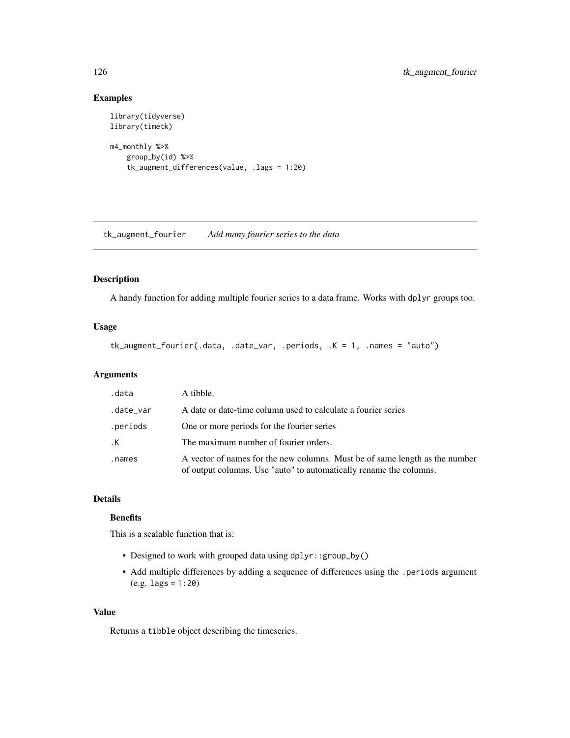## Examples

```
library(tidyverse)
library(timetk)

m4_monthly %>%
    group_by(id) %>%
    tk_augment_differences(value, .lags = 1:20)
```

---

## tk_augment_fourier    *Add many fourier series to the data*

---

### Description

A handy function for adding multiple fourier series to a data frame. Works with dplyr groups too.

### Usage

```
tk_augment_fourier(.data, .date_var, .periods, .K = 1, .names = "auto")
```

### Arguments

| | |
|---|---|
| .data | A tibble. |
| .date_var | A date or date-time column used to calculate a fourier series |
| .periods | One or more periods for the fourier series |
| .K | The maximum number of fourier orders. |
| .names | A vector of names for the new columns. Must be of same length as the number of output columns. Use "auto" to automatically rename the columns. |

### Details

#### Benefits

This is a scalable function that is:

- Designed to work with grouped data using dplyr::group_by()
- Add multiple differences by adding a sequence of differences using the .periods argument (e.g. lags = 1:20)

### Value

Returns a tibble object describing the timeseries.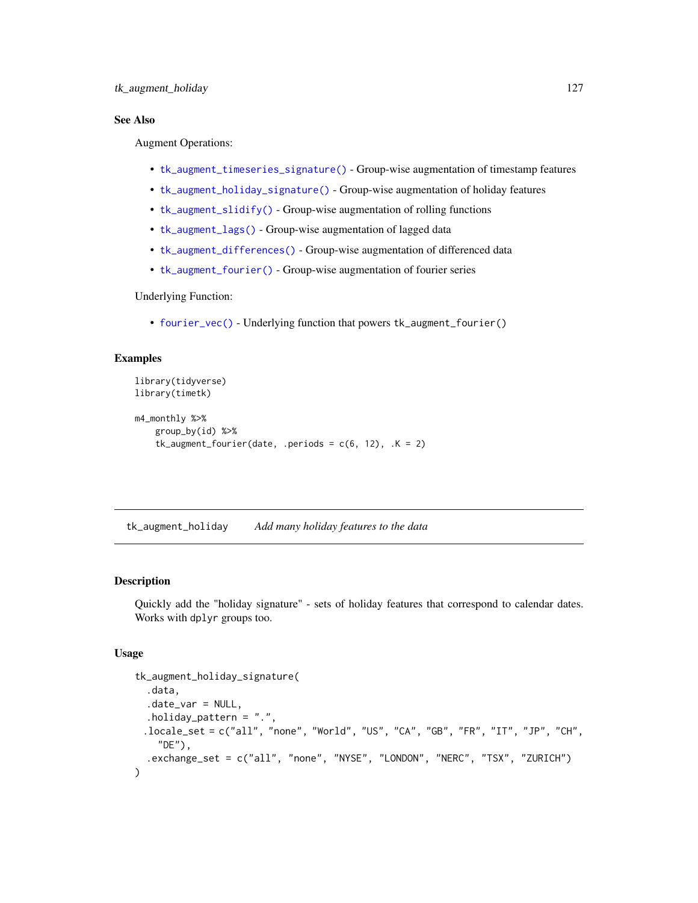## See Also

Augment Operations:

- `tk_augment_timeseries_signature()` - Group-wise augmentation of timestamp features
- `tk_augment_holiday_signature()` - Group-wise augmentation of holiday features
- `tk_augment_slidify()` - Group-wise augmentation of rolling functions
- `tk_augment_lags()` - Group-wise augmentation of lagged data
- `tk_augment_differences()` - Group-wise augmentation of differenced data
- `tk_augment_fourier()` - Group-wise augmentation of fourier series

Underlying Function:

- `fourier_vec()` - Underlying function that powers `tk_augment_fourier()`

## Examples

```
library(tidyverse)
library(timetk)

m4_monthly %>%
    group_by(id) %>%
    tk_augment_fourier(date, .periods = c(6, 12), .K = 2)
```

---

# tk_augment_holiday *Add many holiday features to the data*

---

## Description

Quickly add the "holiday signature" - sets of holiday features that correspond to calendar dates. Works with `dplyr` groups too.

## Usage

```
tk_augment_holiday_signature(
  .data,
  .date_var = NULL,
  .holiday_pattern = ".",
  .locale_set = c("all", "none", "World", "US", "CA", "GB", "FR", "IT", "JP", "CH",
    "DE"),
  .exchange_set = c("all", "none", "NYSE", "LONDON", "NERC", "TSX", "ZURICH")
)
```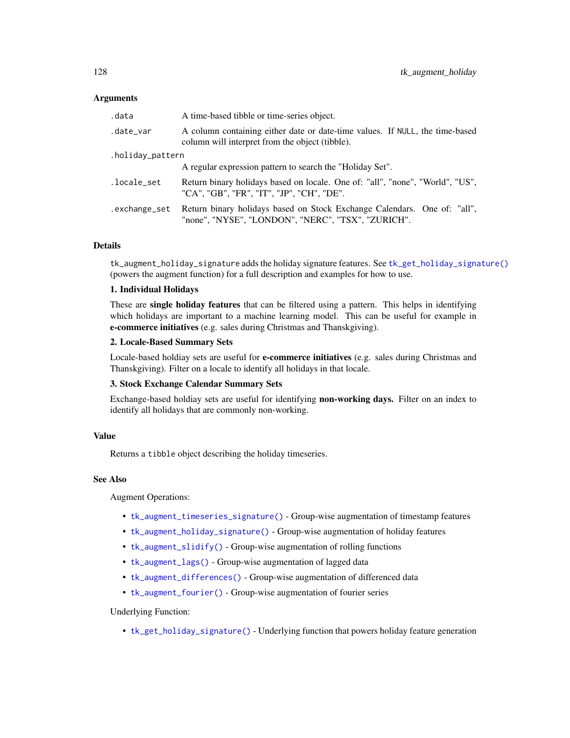### Arguments

| | |
|---|---|
| `.data` | A time-based tibble or time-series object. |
| `.date_var` | A column containing either date or date-time values. If `NULL`, the time-based column will interpret from the object (tibble). |
| `.holiday_pattern` | A regular expression pattern to search the "Holiday Set". |
| `.locale_set` | Return binary holidays based on locale. One of: "all", "none", "World", "US", "CA", "GB", "FR", "IT", "JP", "CH", "DE". |
| `.exchange_set` | Return binary holidays based on Stock Exchange Calendars. One of: "all", "none", "NYSE", "LONDON", "NERC", "TSX", "ZURICH". |

### Details

`tk_augment_holiday_signature` adds the holiday signature features. See `tk_get_holiday_signature()` (powers the augment function) for a full description and examples for how to use.

**1. Individual Holidays**

These are **single holiday features** that can be filtered using a pattern. This helps in identifying which holidays are important to a machine learning model. This can be useful for example in **e-commerce initiatives** (e.g. sales during Christmas and Thanskgiving).

**2. Locale-Based Summary Sets**

Locale-based holdiay sets are useful for **e-commerce initiatives** (e.g. sales during Christmas and Thanskgiving). Filter on a locale to identify all holidays in that locale.

**3. Stock Exchange Calendar Summary Sets**

Exchange-based holdiay sets are useful for identifying **non-working days.** Filter on an index to identify all holidays that are commonly non-working.

### Value

Returns a `tibble` object describing the holiday timeseries.

### See Also

Augment Operations:

- `tk_augment_timeseries_signature()` - Group-wise augmentation of timestamp features
- `tk_augment_holiday_signature()` - Group-wise augmentation of holiday features
- `tk_augment_slidify()` - Group-wise augmentation of rolling functions
- `tk_augment_lags()` - Group-wise augmentation of lagged data
- `tk_augment_differences()` - Group-wise augmentation of differenced data
- `tk_augment_fourier()` - Group-wise augmentation of fourier series

Underlying Function:

- `tk_get_holiday_signature()` - Underlying function that powers holiday feature generation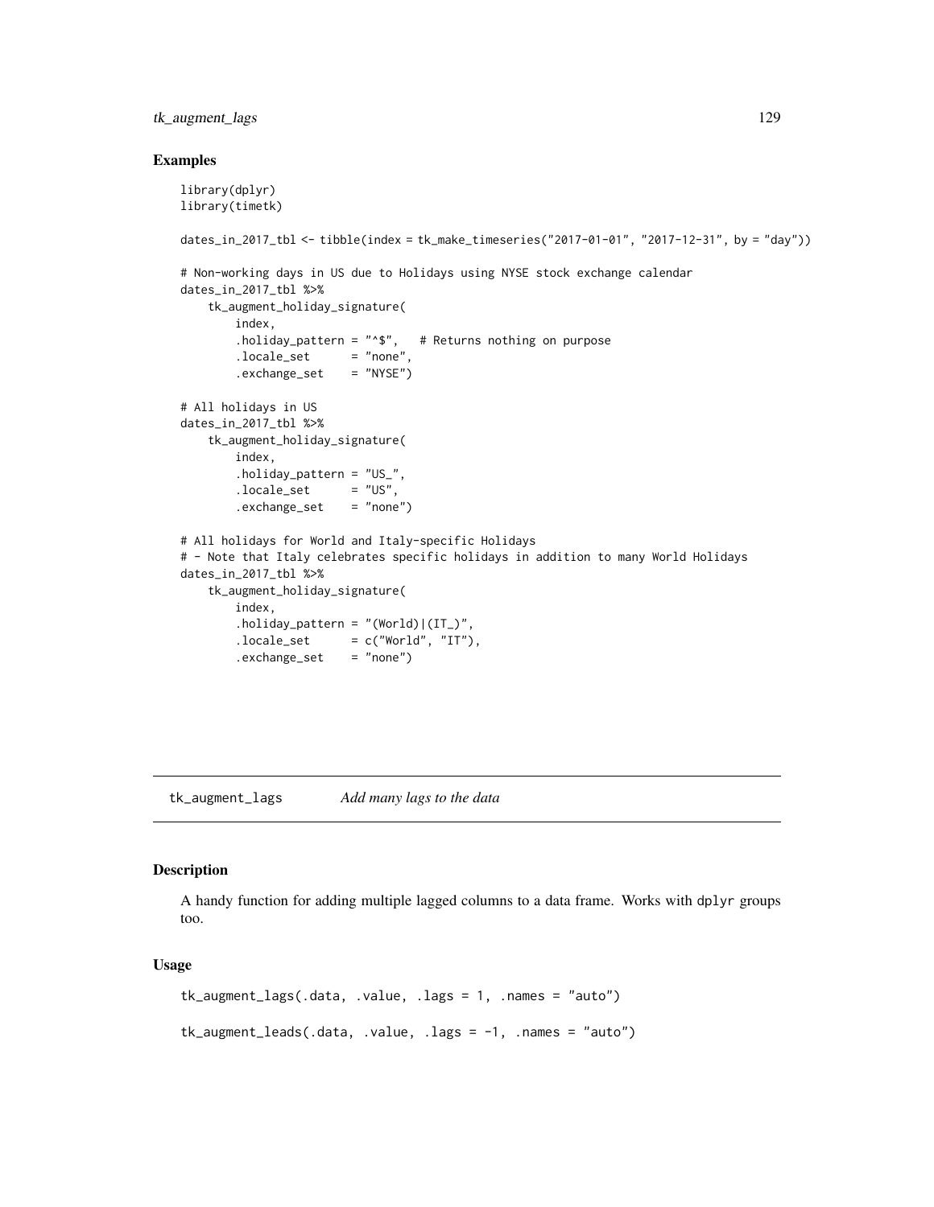## Examples

```
library(dplyr)
library(timetk)

dates_in_2017_tbl <- tibble(index = tk_make_timeseries("2017-01-01", "2017-12-31", by = "day"))

# Non-working days in US due to Holidays using NYSE stock exchange calendar
dates_in_2017_tbl %>%
    tk_augment_holiday_signature(
        index,
        .holiday_pattern = "^$",   # Returns nothing on purpose
        .locale_set      = "none",
        .exchange_set    = "NYSE")

# All holidays in US
dates_in_2017_tbl %>%
    tk_augment_holiday_signature(
        index,
        .holiday_pattern = "US_",
        .locale_set      = "US",
        .exchange_set    = "none")

# All holidays for World and Italy-specific Holidays
# - Note that Italy celebrates specific holidays in addition to many World Holidays
dates_in_2017_tbl %>%
    tk_augment_holiday_signature(
        index,
        .holiday_pattern = "(World)|(IT_)",
        .locale_set      = c("World", "IT"),
        .exchange_set    = "none")
```

---

# tk_augment_lags *Add many lags to the data*

---

## Description

A handy function for adding multiple lagged columns to a data frame. Works with dplyr groups too.

## Usage

```
tk_augment_lags(.data, .value, .lags = 1, .names = "auto")

tk_augment_leads(.data, .value, .lags = -1, .names = "auto")
```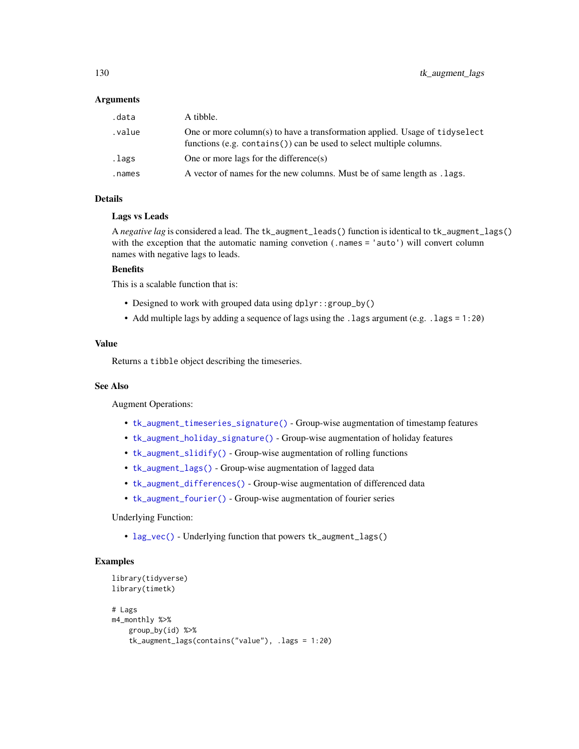## Arguments

| | |
|---|---|
| `.data` | A tibble. |
| `.value` | One or more column(s) to have a transformation applied. Usage of `tidyselect` functions (e.g. `contains()`) can be used to select multiple columns. |
| `.lags` | One or more lags for the difference(s) |
| `.names` | A vector of names for the new columns. Must be of same length as `.lags`. |

## Details

**Lags vs Leads**

A *negative lag* is considered a lead. The `tk_augment_leads()` function is identical to `tk_augment_lags()` with the exception that the automatic naming convetion (`.names = 'auto'`) will convert column names with negative lags to leads.

**Benefits**

This is a scalable function that is:

- Designed to work with grouped data using `dplyr::group_by()`
- Add multiple lags by adding a sequence of lags using the `.lags` argument (e.g. `.lags = 1:20`)

## Value

Returns a `tibble` object describing the timeseries.

## See Also

Augment Operations:

- `tk_augment_timeseries_signature()` - Group-wise augmentation of timestamp features
- `tk_augment_holiday_signature()` - Group-wise augmentation of holiday features
- `tk_augment_slidify()` - Group-wise augmentation of rolling functions
- `tk_augment_lags()` - Group-wise augmentation of lagged data
- `tk_augment_differences()` - Group-wise augmentation of differenced data
- `tk_augment_fourier()` - Group-wise augmentation of fourier series

Underlying Function:

- `lag_vec()` - Underlying function that powers `tk_augment_lags()`

## Examples

```
library(tidyverse)
library(timetk)

# Lags
m4_monthly %>%
    group_by(id) %>%
    tk_augment_lags(contains("value"), .lags = 1:20)
```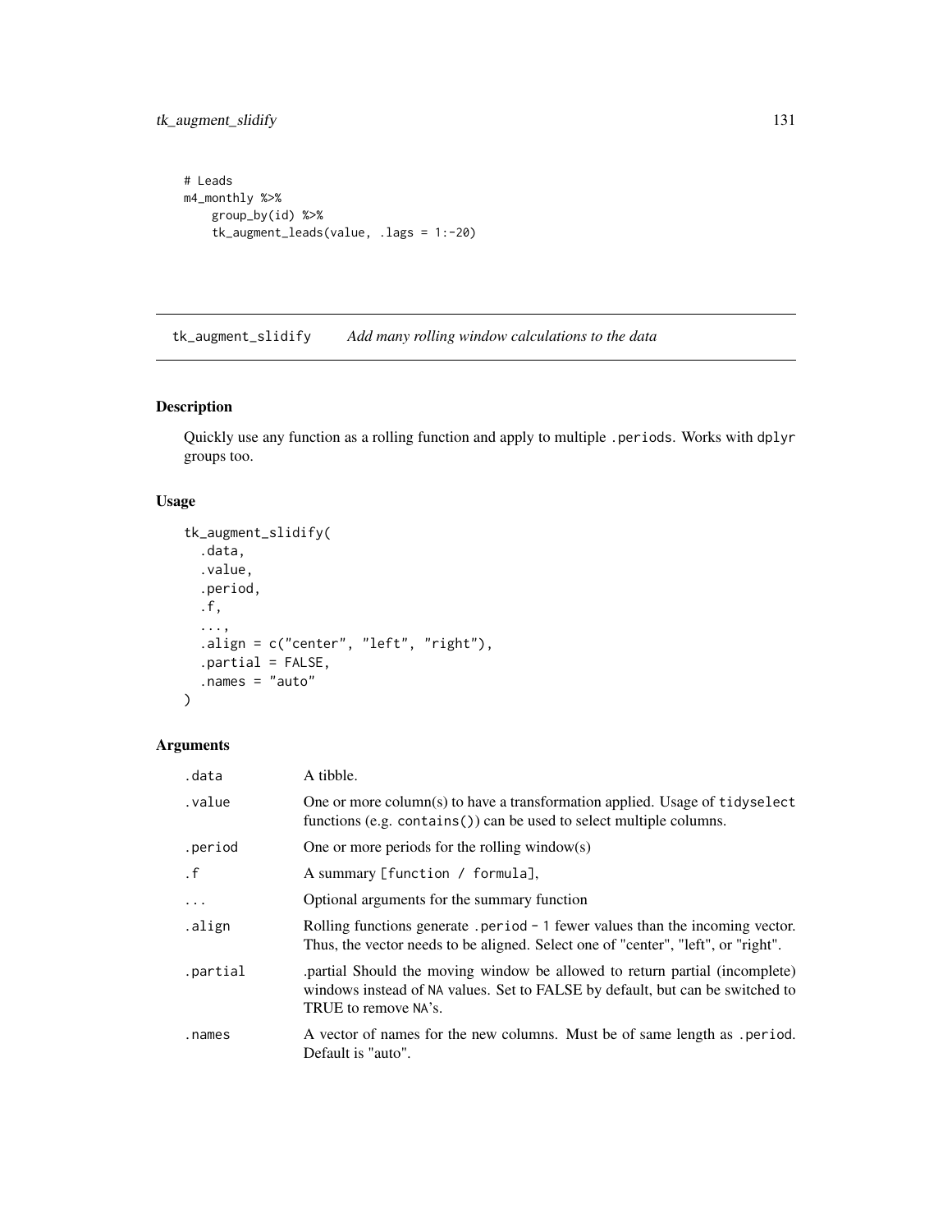```
# Leads
m4_monthly %>%
    group_by(id) %>%
    tk_augment_leads(value, .lags = 1:-20)
```

## tk_augment_slidify — *Add many rolling window calculations to the data*

### Description

Quickly use any function as a rolling function and apply to multiple `.periods`. Works with `dplyr` groups too.

### Usage

```
tk_augment_slidify(
  .data,
  .value,
  .period,
  .f,
  ...,
  .align = c("center", "left", "right"),
  .partial = FALSE,
  .names = "auto"
)
```

### Arguments

| Argument | Description |
|---|---|
| `.data` | A tibble. |
| `.value` | One or more column(s) to have a transformation applied. Usage of `tidyselect` functions (e.g. `contains()`) can be used to select multiple columns. |
| `.period` | One or more periods for the rolling window(s) |
| `.f` | A summary `[function / formula]`, |
| `...` | Optional arguments for the summary function |
| `.align` | Rolling functions generate `.period - 1` fewer values than the incoming vector. Thus, the vector needs to be aligned. Select one of "center", "left", or "right". |
| `.partial` | .partial Should the moving window be allowed to return partial (incomplete) windows instead of `NA` values. Set to FALSE by default, but can be switched to TRUE to remove `NA`'s. |
| `.names` | A vector of names for the new columns. Must be of same length as `.period`. Default is "auto". |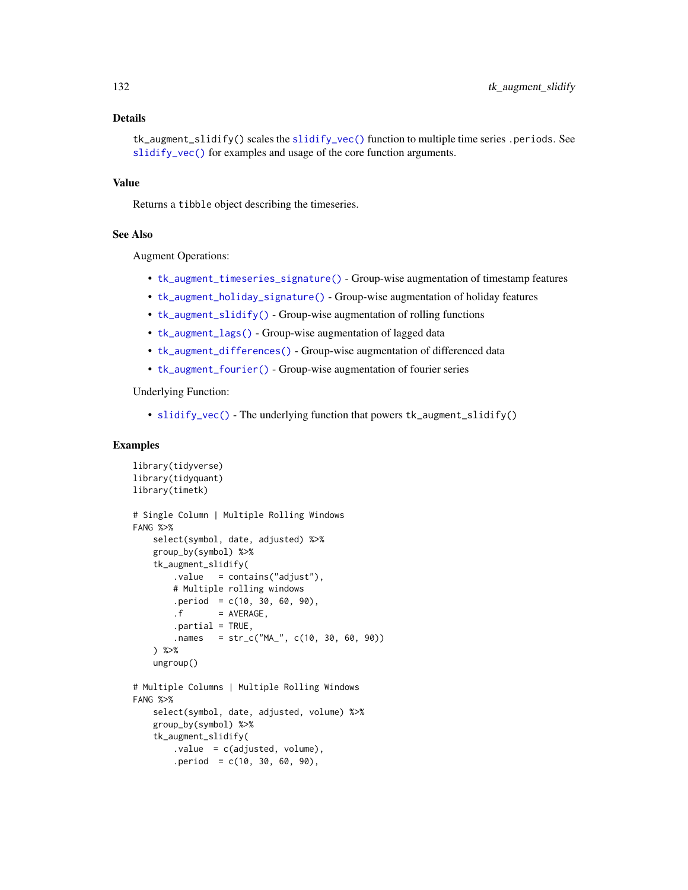### Details

`tk_augment_slidify()` scales the `slidify_vec()` function to multiple time series `.periods`. See `slidify_vec()` for examples and usage of the core function arguments.

### Value

Returns a `tibble` object describing the timeseries.

### See Also

Augment Operations:

- `tk_augment_timeseries_signature()` - Group-wise augmentation of timestamp features
- `tk_augment_holiday_signature()` - Group-wise augmentation of holiday features
- `tk_augment_slidify()` - Group-wise augmentation of rolling functions
- `tk_augment_lags()` - Group-wise augmentation of lagged data
- `tk_augment_differences()` - Group-wise augmentation of differenced data
- `tk_augment_fourier()` - Group-wise augmentation of fourier series

Underlying Function:

- `slidify_vec()` - The underlying function that powers `tk_augment_slidify()`

### Examples

```
library(tidyverse)
library(tidyquant)
library(timetk)

# Single Column | Multiple Rolling Windows
FANG %>%
    select(symbol, date, adjusted) %>%
    group_by(symbol) %>%
    tk_augment_slidify(
        .value   = contains("adjust"),
        # Multiple rolling windows
        .period  = c(10, 30, 60, 90),
        .f       = AVERAGE,
        .partial = TRUE,
        .names   = str_c("MA_", c(10, 30, 60, 90))
    ) %>%
    ungroup()

# Multiple Columns | Multiple Rolling Windows
FANG %>%
    select(symbol, date, adjusted, volume) %>%
    group_by(symbol) %>%
    tk_augment_slidify(
        .value  = c(adjusted, volume),
        .period  = c(10, 30, 60, 90),
```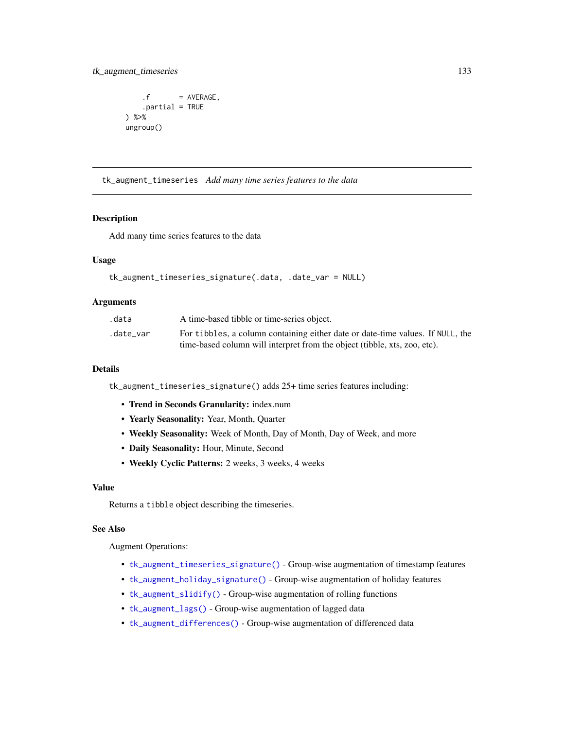```
    .f       = AVERAGE,
    .partial = TRUE
) %>%
ungroup()
```

---

## tk_augment_timeseries *Add many time series features to the data*

### Description

Add many time series features to the data

### Usage

```
tk_augment_timeseries_signature(.data, .date_var = NULL)
```

### Arguments

| | |
|---|---|
| .data | A time-based tibble or time-series object. |
| .date_var | For tibbles, a column containing either date or date-time values. If NULL, the time-based column will interpret from the object (tibble, xts, zoo, etc). |

### Details

tk_augment_timeseries_signature() adds 25+ time series features including:

- **Trend in Seconds Granularity:** index.num
- **Yearly Seasonality:** Year, Month, Quarter
- **Weekly Seasonality:** Week of Month, Day of Month, Day of Week, and more
- **Daily Seasonality:** Hour, Minute, Second
- **Weekly Cyclic Patterns:** 2 weeks, 3 weeks, 4 weeks

### Value

Returns a tibble object describing the timeseries.

### See Also

Augment Operations:

- tk_augment_timeseries_signature() - Group-wise augmentation of timestamp features
- tk_augment_holiday_signature() - Group-wise augmentation of holiday features
- tk_augment_slidify() - Group-wise augmentation of rolling functions
- tk_augment_lags() - Group-wise augmentation of lagged data
- tk_augment_differences() - Group-wise augmentation of differenced data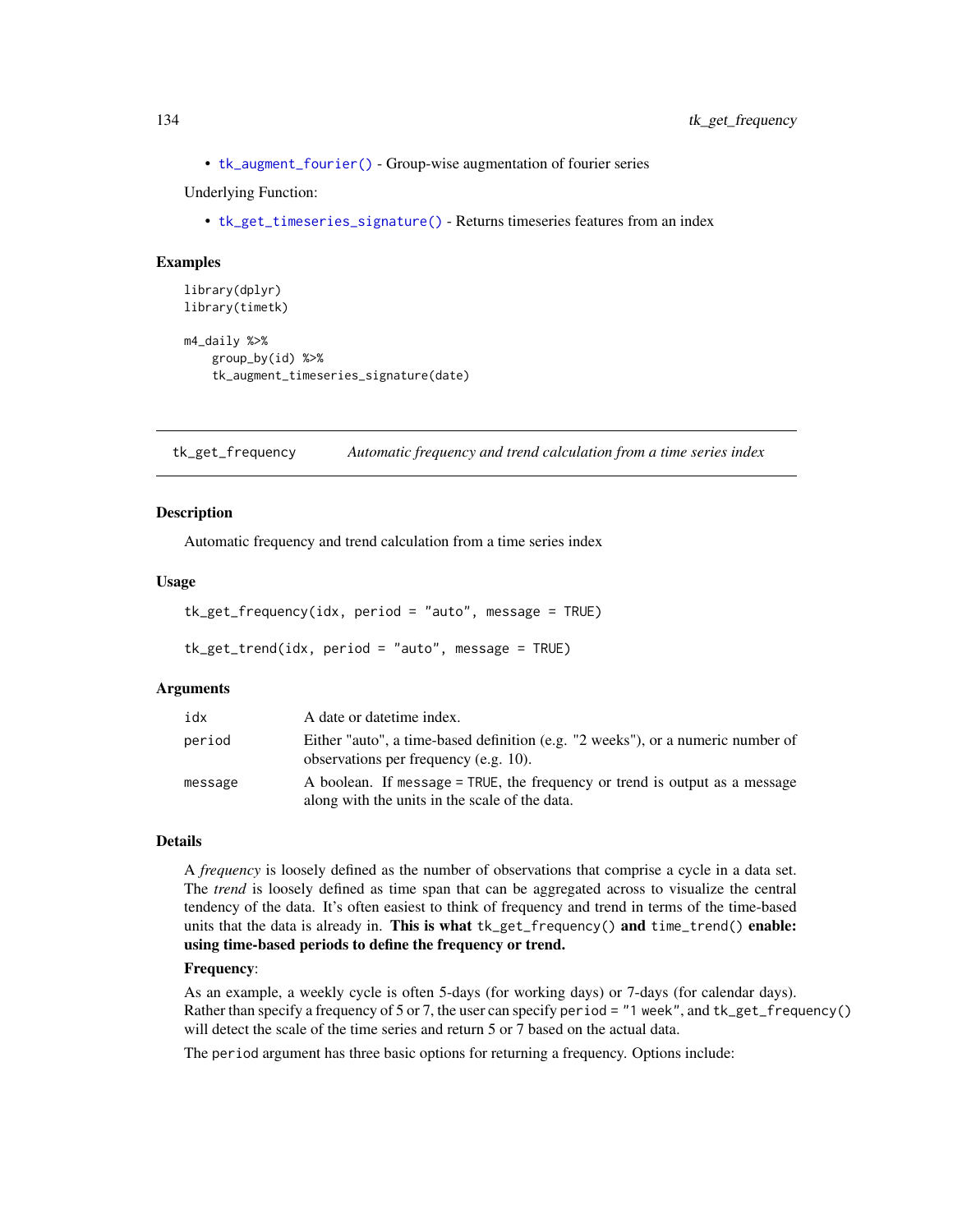- `tk_augment_fourier()` - Group-wise augmentation of fourier series

Underlying Function:

- `tk_get_timeseries_signature()` - Returns timeseries features from an index

### Examples

```
library(dplyr)
library(timetk)

m4_daily %>%
    group_by(id) %>%
    tk_augment_timeseries_signature(date)
```

---

## tk_get_frequency — *Automatic frequency and trend calculation from a time series index*

---

### Description

Automatic frequency and trend calculation from a time series index

### Usage

```
tk_get_frequency(idx, period = "auto", message = TRUE)

tk_get_trend(idx, period = "auto", message = TRUE)
```

### Arguments

| | |
|---|---|
| idx | A date or datetime index. |
| period | Either "auto", a time-based definition (e.g. "2 weeks"), or a numeric number of observations per frequency (e.g. 10). |
| message | A boolean. If `message = TRUE`, the frequency or trend is output as a message along with the units in the scale of the data. |

### Details

A *frequency* is loosely defined as the number of observations that comprise a cycle in a data set. The *trend* is loosely defined as time span that can be aggregated across to visualize the central tendency of the data. It's often easiest to think of frequency and trend in terms of the time-based units that the data is already in. **This is what `tk_get_frequency()` and `time_trend()` enable: using time-based periods to define the frequency or trend.**

**Frequency**:

As an example, a weekly cycle is often 5-days (for working days) or 7-days (for calendar days). Rather than specify a frequency of 5 or 7, the user can specify `period = "1 week"`, and `tk_get_frequency()` will detect the scale of the time series and return 5 or 7 based on the actual data.

The `period` argument has three basic options for returning a frequency. Options include: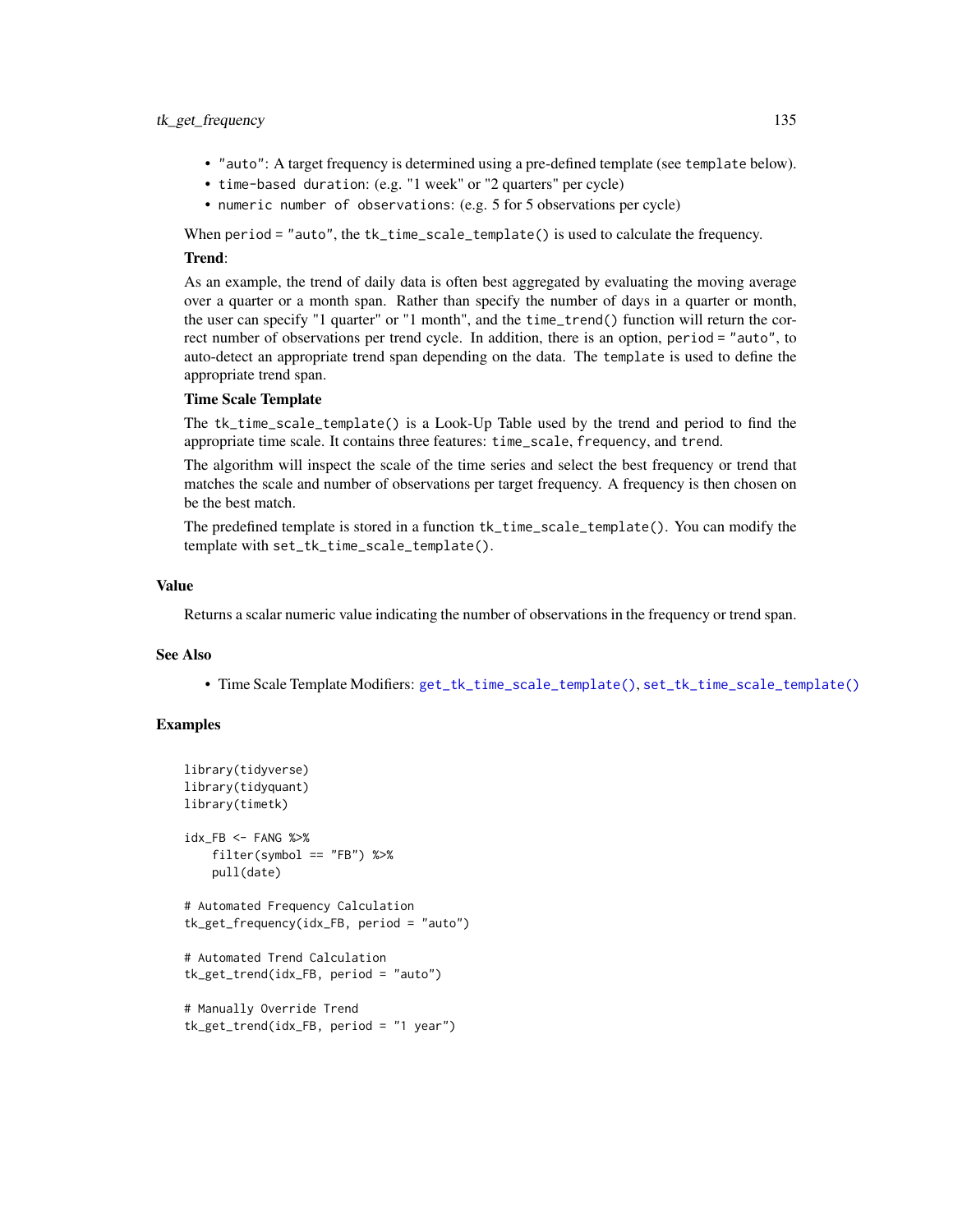- `"auto"`: A target frequency is determined using a pre-defined template (see `template` below).
- `time-based duration`: (e.g. "1 week" or "2 quarters" per cycle)
- `numeric number of observations`: (e.g. 5 for 5 observations per cycle)

When `period = "auto"`, the `tk_time_scale_template()` is used to calculate the frequency.

**Trend**:

As an example, the trend of daily data is often best aggregated by evaluating the moving average over a quarter or a month span. Rather than specify the number of days in a quarter or month, the user can specify "1 quarter" or "1 month", and the `time_trend()` function will return the correct number of observations per trend cycle. In addition, there is an option, `period = "auto"`, to auto-detect an appropriate trend span depending on the data. The `template` is used to define the appropriate trend span.

**Time Scale Template**

The `tk_time_scale_template()` is a Look-Up Table used by the trend and period to find the appropriate time scale. It contains three features: `time_scale`, `frequency`, and `trend`.

The algorithm will inspect the scale of the time series and select the best frequency or trend that matches the scale and number of observations per target frequency. A frequency is then chosen on be the best match.

The predefined template is stored in a function `tk_time_scale_template()`. You can modify the template with `set_tk_time_scale_template()`.

## Value

Returns a scalar numeric value indicating the number of observations in the frequency or trend span.

## See Also

- Time Scale Template Modifiers: `get_tk_time_scale_template()`, `set_tk_time_scale_template()`

## Examples

```
library(tidyverse)
library(tidyquant)
library(timetk)

idx_FB <- FANG %>%
    filter(symbol == "FB") %>%
    pull(date)

# Automated Frequency Calculation
tk_get_frequency(idx_FB, period = "auto")

# Automated Trend Calculation
tk_get_trend(idx_FB, period = "auto")

# Manually Override Trend
tk_get_trend(idx_FB, period = "1 year")
```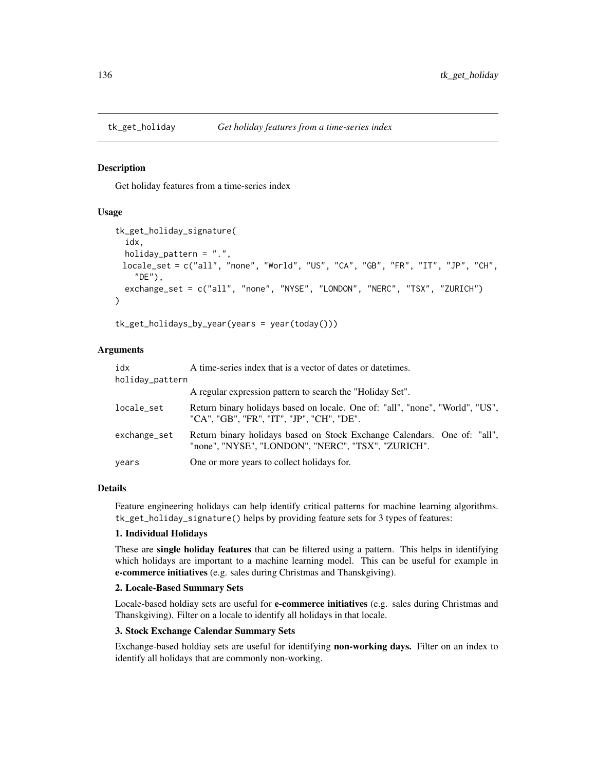## tk_get_holiday *Get holiday features from a time-series index*

### Description

Get holiday features from a time-series index

### Usage

```
tk_get_holiday_signature(
  idx,
  holiday_pattern = ".",
  locale_set = c("all", "none", "World", "US", "CA", "GB", "FR", "IT", "JP", "CH",
    "DE"),
  exchange_set = c("all", "none", "NYSE", "LONDON", "NERC", "TSX", "ZURICH")
)

tk_get_holidays_by_year(years = year(today()))
```

### Arguments

| | |
|---|---|
| `idx` | A time-series index that is a vector of dates or datetimes. |
| `holiday_pattern` | A regular expression pattern to search the "Holiday Set". |
| `locale_set` | Return binary holidays based on locale. One of: "all", "none", "World", "US", "CA", "GB", "FR", "IT", "JP", "CH", "DE". |
| `exchange_set` | Return binary holidays based on Stock Exchange Calendars. One of: "all", "none", "NYSE", "LONDON", "NERC", "TSX", "ZURICH". |
| `years` | One or more years to collect holidays for. |

### Details

Feature engineering holidays can help identify critical patterns for machine learning algorithms. `tk_get_holiday_signature()` helps by providing feature sets for 3 types of features:

**1. Individual Holidays**

These are **single holiday features** that can be filtered using a pattern. This helps in identifying which holidays are important to a machine learning model. This can be useful for example in **e-commerce initiatives** (e.g. sales during Christmas and Thanskgiving).

**2. Locale-Based Summary Sets**

Locale-based holdiay sets are useful for **e-commerce initiatives** (e.g. sales during Christmas and Thanskgiving). Filter on a locale to identify all holidays in that locale.

**3. Stock Exchange Calendar Summary Sets**

Exchange-based holdiay sets are useful for identifying **non-working days.** Filter on an index to identify all holidays that are commonly non-working.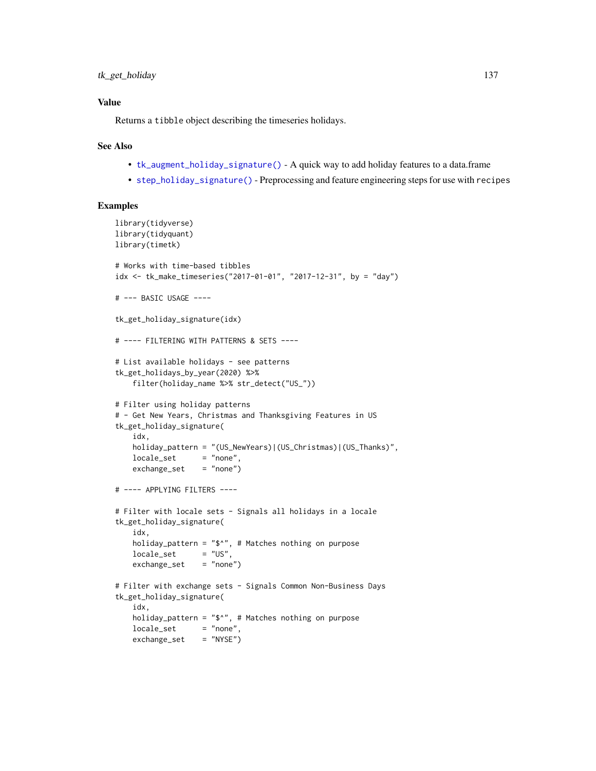## Value

Returns a `tibble` object describing the timeseries holidays.

## See Also

- `tk_augment_holiday_signature()` - A quick way to add holiday features to a data.frame
- `step_holiday_signature()` - Preprocessing and feature engineering steps for use with `recipes`

## Examples

```
library(tidyverse)
library(tidyquant)
library(timetk)

# Works with time-based tibbles
idx <- tk_make_timeseries("2017-01-01", "2017-12-31", by = "day")

# --- BASIC USAGE ----

tk_get_holiday_signature(idx)

# ---- FILTERING WITH PATTERNS & SETS ----

# List available holidays - see patterns
tk_get_holidays_by_year(2020) %>%
    filter(holiday_name %>% str_detect("US_"))

# Filter using holiday patterns
# - Get New Years, Christmas and Thanksgiving Features in US
tk_get_holiday_signature(
    idx,
    holiday_pattern = "(US_NewYears)|(US_Christmas)|(US_Thanks)",
    locale_set      = "none",
    exchange_set    = "none")

# ---- APPLYING FILTERS ----

# Filter with locale sets - Signals all holidays in a locale
tk_get_holiday_signature(
    idx,
    holiday_pattern = "$^", # Matches nothing on purpose
    locale_set      = "US",
    exchange_set    = "none")

# Filter with exchange sets - Signals Common Non-Business Days
tk_get_holiday_signature(
    idx,
    holiday_pattern = "$^", # Matches nothing on purpose
    locale_set      = "none",
    exchange_set    = "NYSE")
```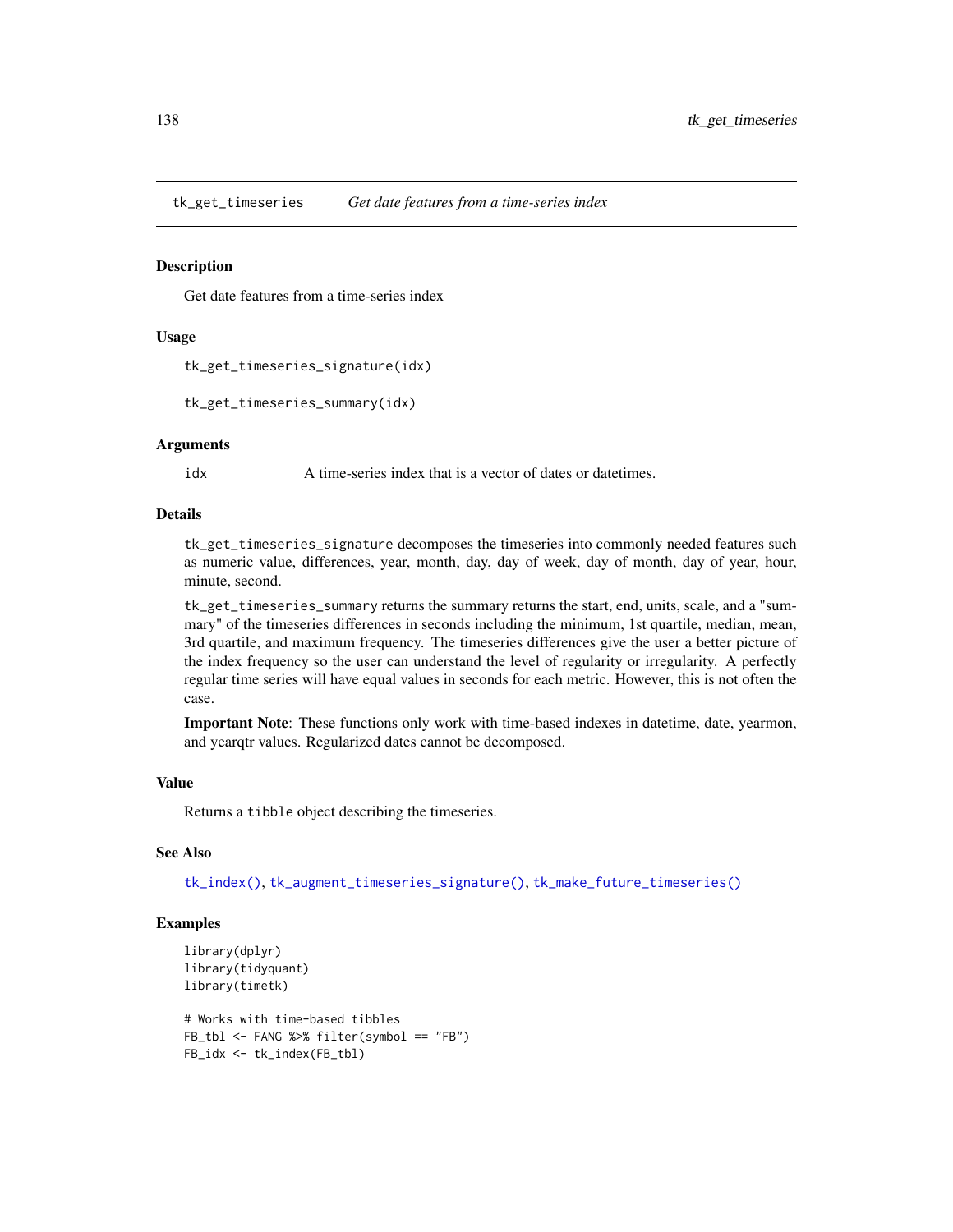# tk_get_timeseries *Get date features from a time-series index*

## Description

Get date features from a time-series index

## Usage

```
tk_get_timeseries_signature(idx)

tk_get_timeseries_summary(idx)
```

## Arguments

idx A time-series index that is a vector of dates or datetimes.

## Details

`tk_get_timeseries_signature` decomposes the timeseries into commonly needed features such as numeric value, differences, year, month, day, day of week, day of month, day of year, hour, minute, second.

`tk_get_timeseries_summary` returns the summary returns the start, end, units, scale, and a "summary" of the timeseries differences in seconds including the minimum, 1st quartile, median, mean, 3rd quartile, and maximum frequency. The timeseries differences give the user a better picture of the index frequency so the user can understand the level of regularity or irregularity. A perfectly regular time series will have equal values in seconds for each metric. However, this is not often the case.

**Important Note**: These functions only work with time-based indexes in datetime, date, yearmon, and yearqtr values. Regularized dates cannot be decomposed.

## Value

Returns a `tibble` object describing the timeseries.

## See Also

`tk_index()`, `tk_augment_timeseries_signature()`, `tk_make_future_timeseries()`

## Examples

```
library(dplyr)
library(tidyquant)
library(timetk)

# Works with time-based tibbles
FB_tbl <- FANG %>% filter(symbol == "FB")
FB_idx <- tk_index(FB_tbl)
```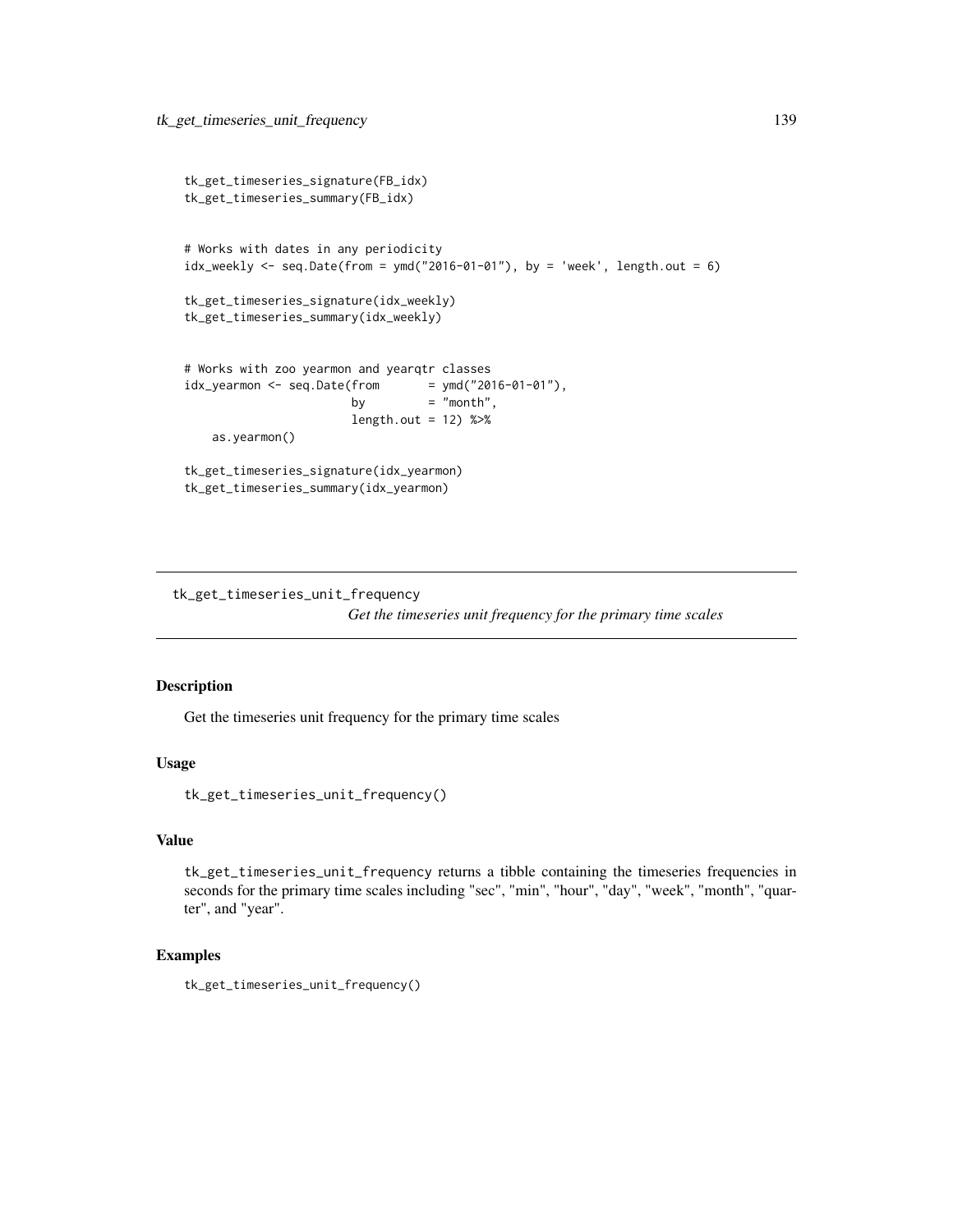```
tk_get_timeseries_signature(FB_idx)
tk_get_timeseries_summary(FB_idx)


# Works with dates in any periodicity
idx_weekly <- seq.Date(from = ymd("2016-01-01"), by = 'week', length.out = 6)

tk_get_timeseries_signature(idx_weekly)
tk_get_timeseries_summary(idx_weekly)


# Works with zoo yearmon and yearqtr classes
idx_yearmon <- seq.Date(from       = ymd("2016-01-01"),
                        by         = "month",
                        length.out = 12) %>%
    as.yearmon()

tk_get_timeseries_signature(idx_yearmon)
tk_get_timeseries_summary(idx_yearmon)
```

## tk_get_timeseries_unit_frequency

*Get the timeseries unit frequency for the primary time scales*

### Description

Get the timeseries unit frequency for the primary time scales

### Usage

```
tk_get_timeseries_unit_frequency()
```

### Value

tk_get_timeseries_unit_frequency returns a tibble containing the timeseries frequencies in seconds for the primary time scales including "sec", "min", "hour", "day", "week", "month", "quarter", and "year".

### Examples

```
tk_get_timeseries_unit_frequency()
```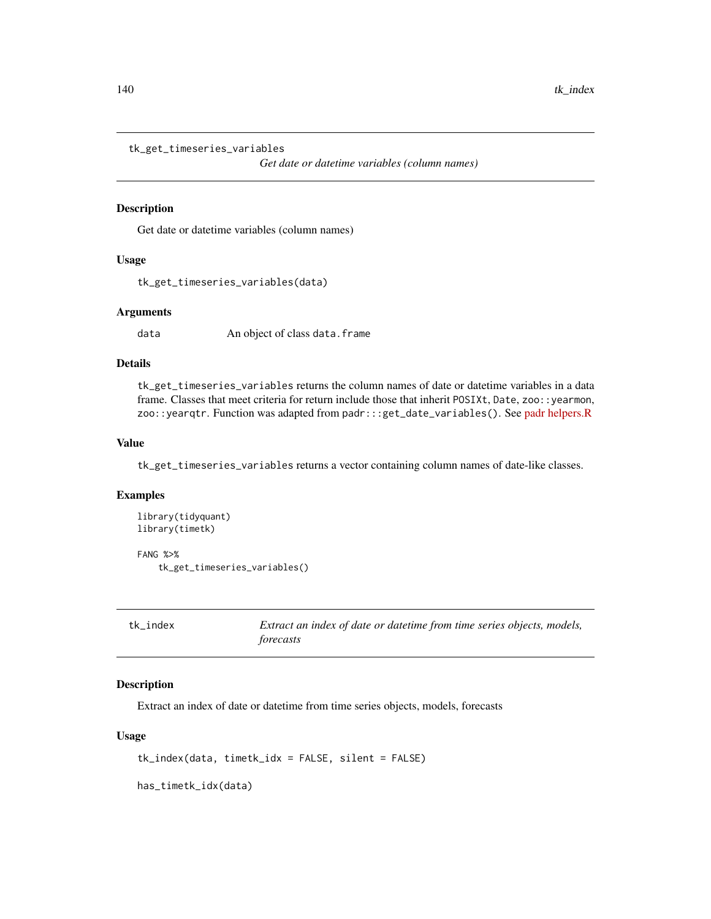## tk_get_timeseries_variables

*Get date or datetime variables (column names)*

### Description

Get date or datetime variables (column names)

### Usage

```
tk_get_timeseries_variables(data)
```

### Arguments

| | |
|---|---|
| data | An object of class data.frame |

### Details

tk_get_timeseries_variables returns the column names of date or datetime variables in a data frame. Classes that meet criteria for return include those that inherit POSIXt, Date, zoo::yearmon, zoo::yearqtr. Function was adapted from padr:::get_date_variables(). See padr helpers.R

### Value

tk_get_timeseries_variables returns a vector containing column names of date-like classes.

### Examples

```
library(tidyquant)
library(timetk)

FANG %>%
    tk_get_timeseries_variables()
```

## tk_index

*Extract an index of date or datetime from time series objects, models, forecasts*

### Description

Extract an index of date or datetime from time series objects, models, forecasts

### Usage

```
tk_index(data, timetk_idx = FALSE, silent = FALSE)

has_timetk_idx(data)
```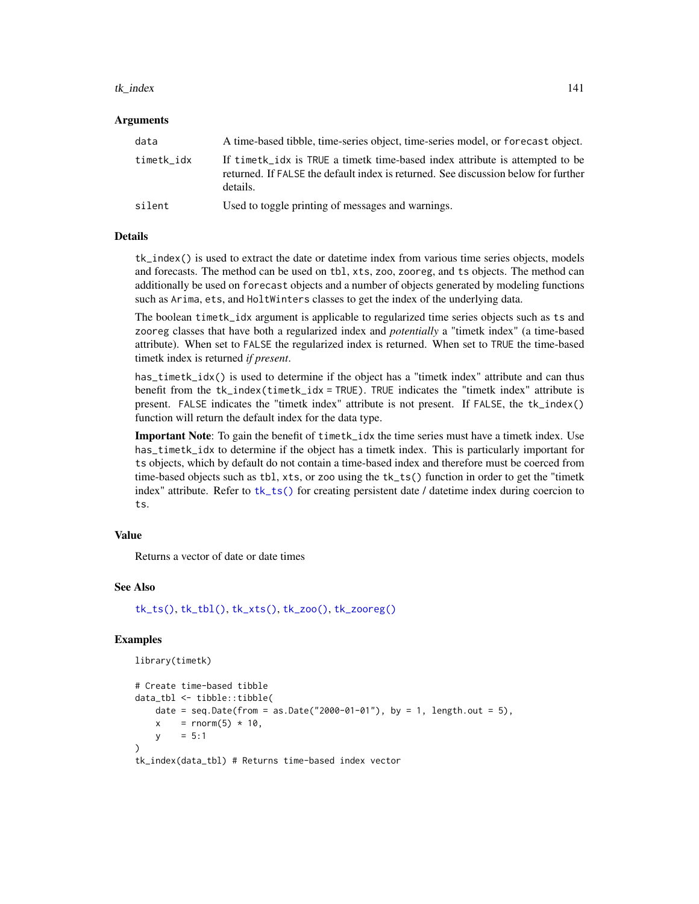### Arguments

| | |
|---|---|
| data | A time-based tibble, time-series object, time-series model, or forecast object. |
| timetk_idx | If timetk_idx is TRUE a timetk time-based index attribute is attempted to be returned. If FALSE the default index is returned. See discussion below for further details. |
| silent | Used to toggle printing of messages and warnings. |

### Details

tk_index() is used to extract the date or datetime index from various time series objects, models and forecasts. The method can be used on tbl, xts, zoo, zooreg, and ts objects. The method can additionally be used on forecast objects and a number of objects generated by modeling functions such as Arima, ets, and HoltWinters classes to get the index of the underlying data.

The boolean timetk_idx argument is applicable to regularized time series objects such as ts and zooreg classes that have both a regularized index and *potentially* a "timetk index" (a time-based attribute). When set to FALSE the regularized index is returned. When set to TRUE the time-based timetk index is returned *if present*.

has_timetk_idx() is used to determine if the object has a "timetk index" attribute and can thus benefit from the tk_index(timetk_idx = TRUE). TRUE indicates the "timetk index" attribute is present. FALSE indicates the "timetk index" attribute is not present. If FALSE, the tk_index() function will return the default index for the data type.

**Important Note**: To gain the benefit of timetk_idx the time series must have a timetk index. Use has_timetk_idx to determine if the object has a timetk index. This is particularly important for ts objects, which by default do not contain a time-based index and therefore must be coerced from time-based objects such as tbl, xts, or zoo using the tk_ts() function in order to get the "timetk index" attribute. Refer to tk_ts() for creating persistent date / datetime index during coercion to ts.

### Value

Returns a vector of date or date times

### See Also

tk_ts(), tk_tbl(), tk_xts(), tk_zoo(), tk_zooreg()

### Examples

```
library(timetk)

# Create time-based tibble
data_tbl <- tibble::tibble(
    date = seq.Date(from = as.Date("2000-01-01"), by = 1, length.out = 5),
    x    = rnorm(5) * 10,
    y    = 5:1
)
tk_index(data_tbl) # Returns time-based index vector
```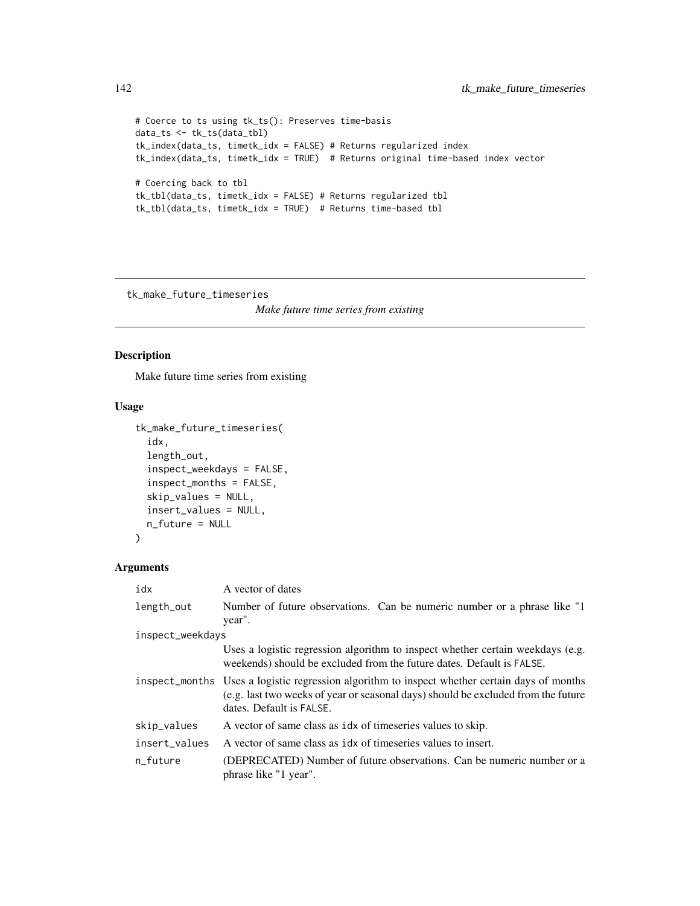```
# Coerce to ts using tk_ts(): Preserves time-basis
data_ts <- tk_ts(data_tbl)
tk_index(data_ts, timetk_idx = FALSE) # Returns regularized index
tk_index(data_ts, timetk_idx = TRUE)  # Returns original time-based index vector

# Coercing back to tbl
tk_tbl(data_ts, timetk_idx = FALSE) # Returns regularized tbl
tk_tbl(data_ts, timetk_idx = TRUE)  # Returns time-based tbl
```

---

## tk_make_future_timeseries

*Make future time series from existing*

---

### Description

Make future time series from existing

### Usage

```
tk_make_future_timeseries(
  idx,
  length_out,
  inspect_weekdays = FALSE,
  inspect_months = FALSE,
  skip_values = NULL,
  insert_values = NULL,
  n_future = NULL
)
```

### Arguments

| | |
|---|---|
| `idx` | A vector of dates |
| `length_out` | Number of future observations. Can be numeric number or a phrase like "1 year". |
| `inspect_weekdays` | Uses a logistic regression algorithm to inspect whether certain weekdays (e.g. weekends) should be excluded from the future dates. Default is `FALSE`. |
| `inspect_months` | Uses a logistic regression algorithm to inspect whether certain days of months (e.g. last two weeks of year or seasonal days) should be excluded from the future dates. Default is `FALSE`. |
| `skip_values` | A vector of same class as `idx` of timeseries values to skip. |
| `insert_values` | A vector of same class as `idx` of timeseries values to insert. |
| `n_future` | (DEPRECATED) Number of future observations. Can be numeric number or a phrase like "1 year". |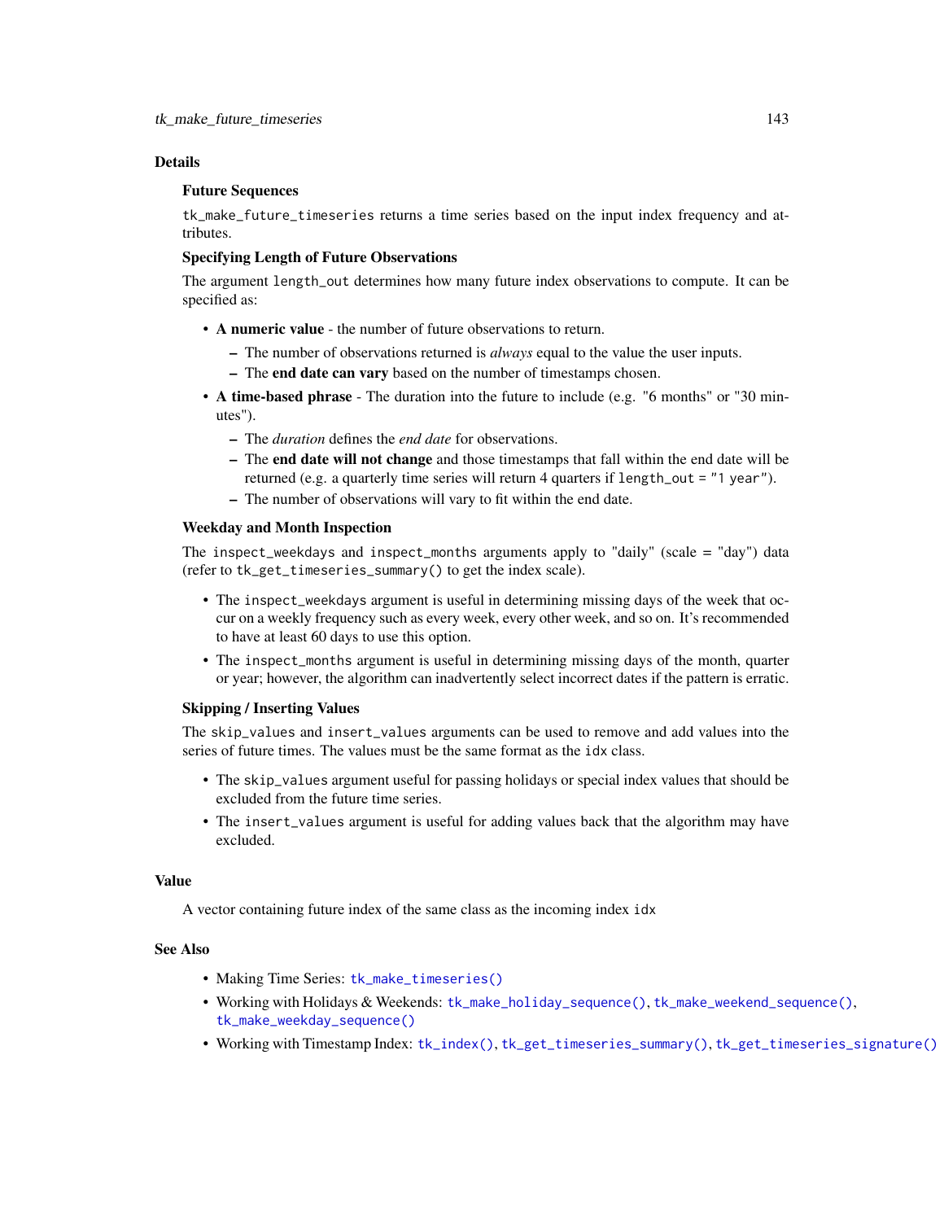## Details

### Future Sequences

`tk_make_future_timeseries` returns a time series based on the input index frequency and attributes.

### Specifying Length of Future Observations

The argument `length_out` determines how many future index observations to compute. It can be specified as:

- **A numeric value** - the number of future observations to return.
  - The number of observations returned is *always* equal to the value the user inputs.
  - The **end date can vary** based on the number of timestamps chosen.
- **A time-based phrase** - The duration into the future to include (e.g. "6 months" or "30 minutes").
  - The *duration* defines the *end date* for observations.
  - The **end date will not change** and those timestamps that fall within the end date will be returned (e.g. a quarterly time series will return 4 quarters if `length_out = "1 year"`).
  - The number of observations will vary to fit within the end date.

### Weekday and Month Inspection

The `inspect_weekdays` and `inspect_months` arguments apply to "daily" (scale = "day") data (refer to `tk_get_timeseries_summary()` to get the index scale).

- The `inspect_weekdays` argument is useful in determining missing days of the week that occur on a weekly frequency such as every week, every other week, and so on. It's recommended to have at least 60 days to use this option.
- The `inspect_months` argument is useful in determining missing days of the month, quarter or year; however, the algorithm can inadvertently select incorrect dates if the pattern is erratic.

### Skipping / Inserting Values

The `skip_values` and `insert_values` arguments can be used to remove and add values into the series of future times. The values must be the same format as the `idx` class.

- The `skip_values` argument useful for passing holidays or special index values that should be excluded from the future time series.
- The `insert_values` argument is useful for adding values back that the algorithm may have excluded.

## Value

A vector containing future index of the same class as the incoming index `idx`

## See Also

- Making Time Series: `tk_make_timeseries()`
- Working with Holidays & Weekends: `tk_make_holiday_sequence()`, `tk_make_weekend_sequence()`, `tk_make_weekday_sequence()`
- Working with Timestamp Index: `tk_index()`, `tk_get_timeseries_summary()`, `tk_get_timeseries_signature()`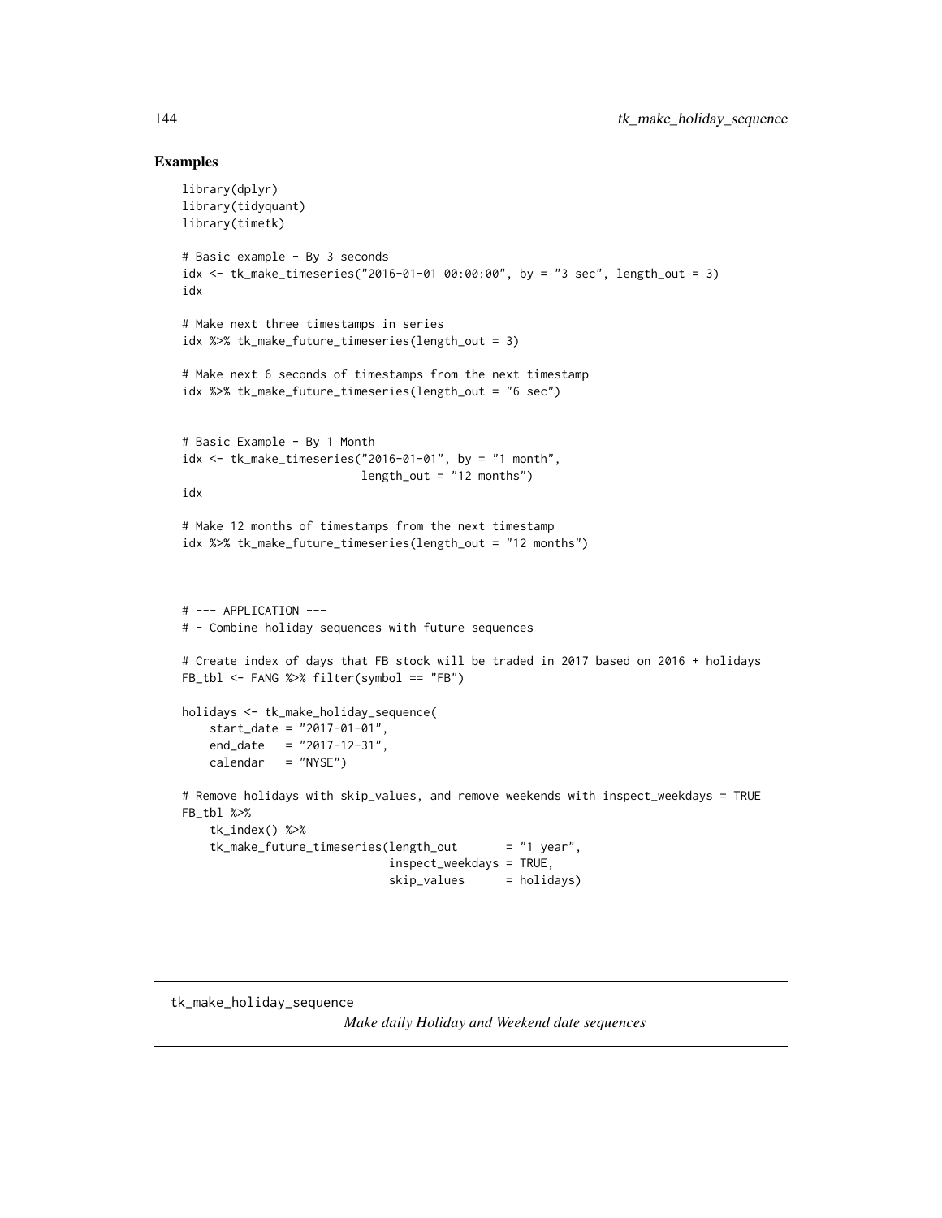## Examples

```
library(dplyr)
library(tidyquant)
library(timetk)

# Basic example - By 3 seconds
idx <- tk_make_timeseries("2016-01-01 00:00:00", by = "3 sec", length_out = 3)
idx

# Make next three timestamps in series
idx %>% tk_make_future_timeseries(length_out = 3)

# Make next 6 seconds of timestamps from the next timestamp
idx %>% tk_make_future_timeseries(length_out = "6 sec")


# Basic Example - By 1 Month
idx <- tk_make_timeseries("2016-01-01", by = "1 month",
                          length_out = "12 months")
idx

# Make 12 months of timestamps from the next timestamp
idx %>% tk_make_future_timeseries(length_out = "12 months")



# --- APPLICATION ---
# - Combine holiday sequences with future sequences

# Create index of days that FB stock will be traded in 2017 based on 2016 + holidays
FB_tbl <- FANG %>% filter(symbol == "FB")

holidays <- tk_make_holiday_sequence(
    start_date = "2017-01-01",
    end_date   = "2017-12-31",
    calendar   = "NYSE")

# Remove holidays with skip_values, and remove weekends with inspect_weekdays = TRUE
FB_tbl %>%
    tk_index() %>%
    tk_make_future_timeseries(length_out       = "1 year",
                              inspect_weekdays = TRUE,
                              skip_values      = holidays)
```

---

tk_make_holiday_sequence &nbsp;&nbsp;&nbsp; *Make daily Holiday and Weekend date sequences*

---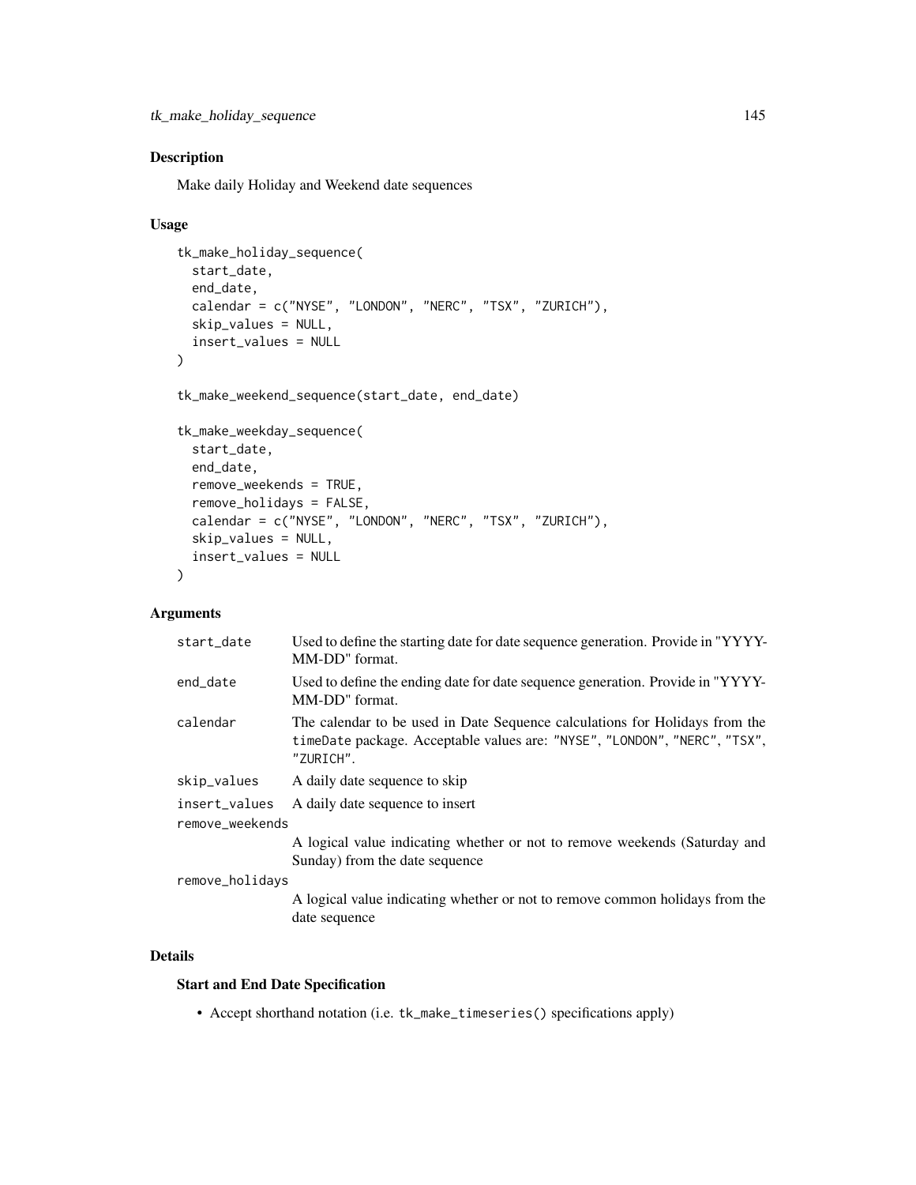## Description

Make daily Holiday and Weekend date sequences

## Usage

```
tk_make_holiday_sequence(
  start_date,
  end_date,
  calendar = c("NYSE", "LONDON", "NERC", "TSX", "ZURICH"),
  skip_values = NULL,
  insert_values = NULL
)

tk_make_weekend_sequence(start_date, end_date)

tk_make_weekday_sequence(
  start_date,
  end_date,
  remove_weekends = TRUE,
  remove_holidays = FALSE,
  calendar = c("NYSE", "LONDON", "NERC", "TSX", "ZURICH"),
  skip_values = NULL,
  insert_values = NULL
)
```

## Arguments

| | |
|---|---|
| `start_date` | Used to define the starting date for date sequence generation. Provide in "YYYY-MM-DD" format. |
| `end_date` | Used to define the ending date for date sequence generation. Provide in "YYYY-MM-DD" format. |
| `calendar` | The calendar to be used in Date Sequence calculations for Holidays from the `timeDate` package. Acceptable values are: `"NYSE"`, `"LONDON"`, `"NERC"`, `"TSX"`, `"ZURICH"`. |
| `skip_values` | A daily date sequence to skip |
| `insert_values` | A daily date sequence to insert |
| `remove_weekends` | A logical value indicating whether or not to remove weekends (Saturday and Sunday) from the date sequence |
| `remove_holidays` | A logical value indicating whether or not to remove common holidays from the date sequence |

## Details

### Start and End Date Specification

- Accept shorthand notation (i.e. `tk_make_timeseries()` specifications apply)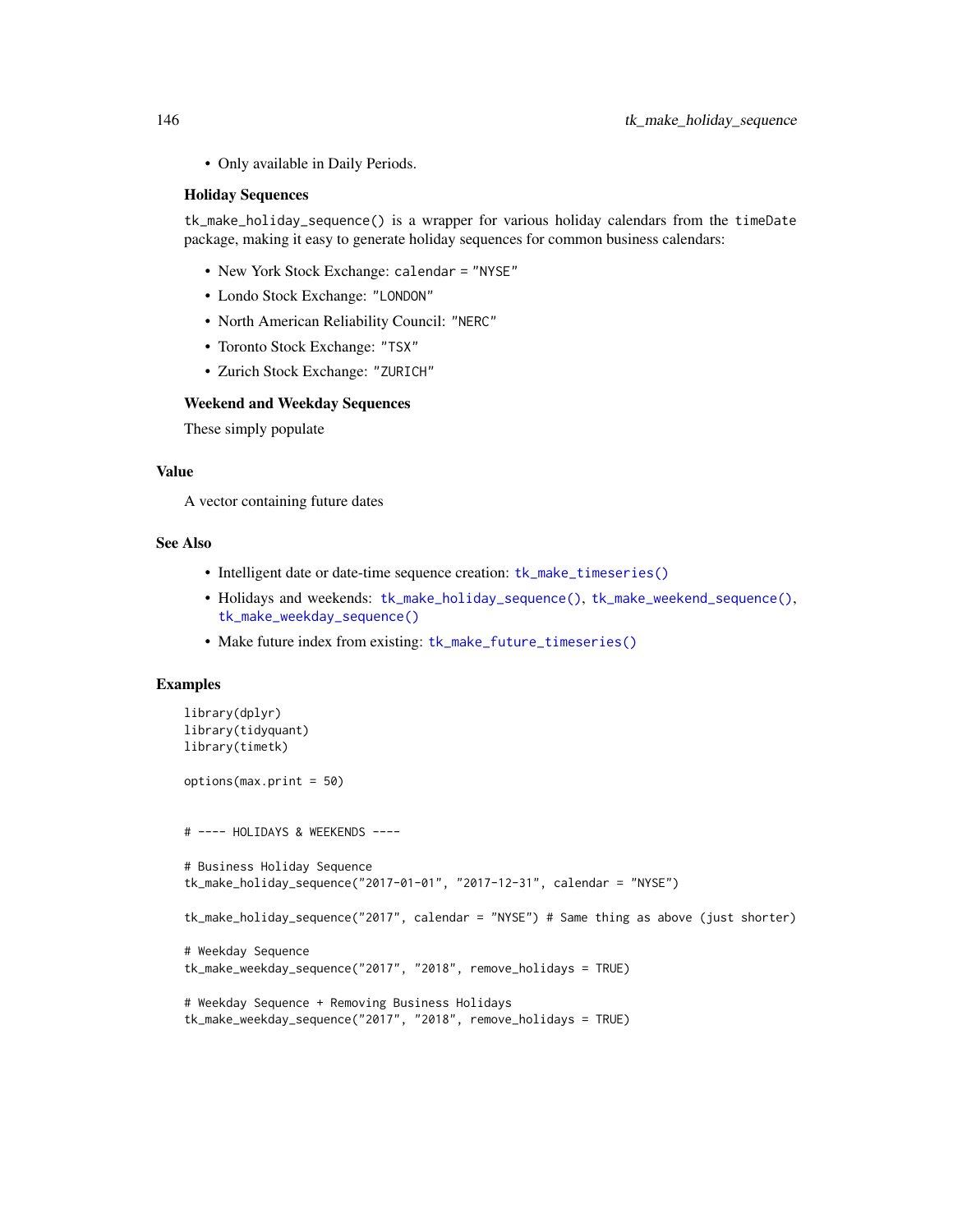- Only available in Daily Periods.

### Holiday Sequences

`tk_make_holiday_sequence()` is a wrapper for various holiday calendars from the `timeDate` package, making it easy to generate holiday sequences for common business calendars:

- New York Stock Exchange: `calendar = "NYSE"`
- Londo Stock Exchange: `"LONDON"`
- North American Reliability Council: `"NERC"`
- Toronto Stock Exchange: `"TSX"`
- Zurich Stock Exchange: `"ZURICH"`

### Weekend and Weekday Sequences

These simply populate

## Value

A vector containing future dates

## See Also

- Intelligent date or date-time sequence creation: `tk_make_timeseries()`
- Holidays and weekends: `tk_make_holiday_sequence()`, `tk_make_weekend_sequence()`, `tk_make_weekday_sequence()`
- Make future index from existing: `tk_make_future_timeseries()`

## Examples

```
library(dplyr)
library(tidyquant)
library(timetk)

options(max.print = 50)


# ---- HOLIDAYS & WEEKENDS ----

# Business Holiday Sequence
tk_make_holiday_sequence("2017-01-01", "2017-12-31", calendar = "NYSE")

tk_make_holiday_sequence("2017", calendar = "NYSE") # Same thing as above (just shorter)

# Weekday Sequence
tk_make_weekday_sequence("2017", "2018", remove_holidays = TRUE)

# Weekday Sequence + Removing Business Holidays
tk_make_weekday_sequence("2017", "2018", remove_holidays = TRUE)
```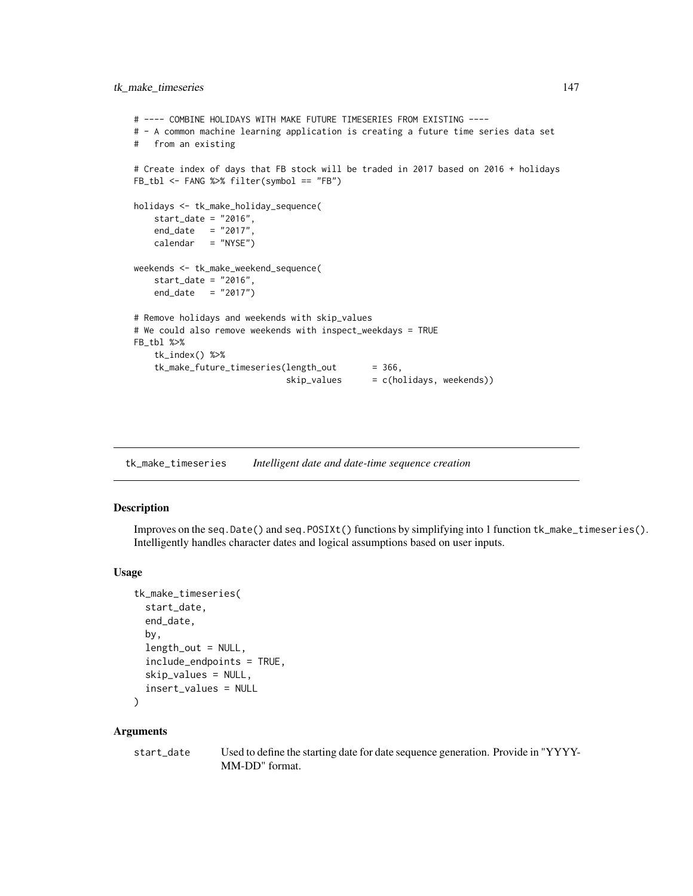```
# ---- COMBINE HOLIDAYS WITH MAKE FUTURE TIMESERIES FROM EXISTING ----
# - A common machine learning application is creating a future time series data set
#   from an existing

# Create index of days that FB stock will be traded in 2017 based on 2016 + holidays
FB_tbl <- FANG %>% filter(symbol == "FB")

holidays <- tk_make_holiday_sequence(
    start_date = "2016",
    end_date   = "2017",
    calendar   = "NYSE")

weekends <- tk_make_weekend_sequence(
    start_date = "2016",
    end_date   = "2017")

# Remove holidays and weekends with skip_values
# We could also remove weekends with inspect_weekdays = TRUE
FB_tbl %>%
    tk_index() %>%
    tk_make_future_timeseries(length_out       = 366,
                              skip_values      = c(holidays, weekends))
```

## tk_make_timeseries — *Intelligent date and date-time sequence creation*

### Description

Improves on the `seq.Date()` and `seq.POSIXt()` functions by simplifying into 1 function `tk_make_timeseries()`. Intelligently handles character dates and logical assumptions based on user inputs.

### Usage

```
tk_make_timeseries(
  start_date,
  end_date,
  by,
  length_out = NULL,
  include_endpoints = TRUE,
  skip_values = NULL,
  insert_values = NULL
)
```

### Arguments

| | |
|---|---|
| start_date | Used to define the starting date for date sequence generation. Provide in "YYYY-MM-DD" format. |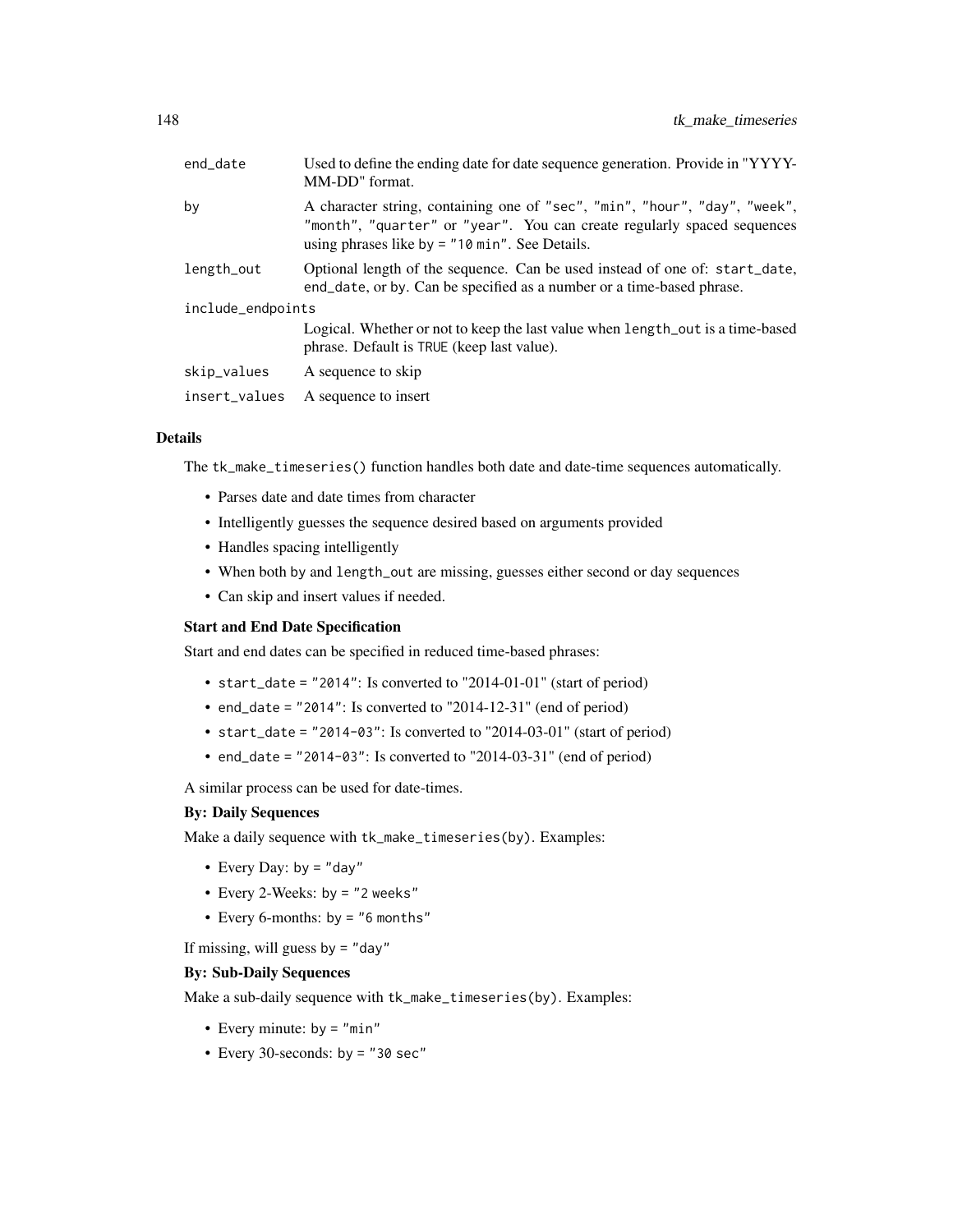| | |
|---|---|
| `end_date` | Used to define the ending date for date sequence generation. Provide in "YYYY-MM-DD" format. |
| `by` | A character string, containing one of `"sec"`, `"min"`, `"hour"`, `"day"`, `"week"`, `"month"`, `"quarter"` or `"year"`. You can create regularly spaced sequences using phrases like `by = "10 min"`. See Details. |
| `length_out` | Optional length of the sequence. Can be used instead of one of: `start_date`, `end_date`, or `by`. Can be specified as a number or a time-based phrase. |
| `include_endpoints` | Logical. Whether or not to keep the last value when `length_out` is a time-based phrase. Default is `TRUE` (keep last value). |
| `skip_values` | A sequence to skip |
| `insert_values` | A sequence to insert |

## Details

The `tk_make_timeseries()` function handles both date and date-time sequences automatically.

- Parses date and date times from character
- Intelligently guesses the sequence desired based on arguments provided
- Handles spacing intelligently
- When both `by` and `length_out` are missing, guesses either second or day sequences
- Can skip and insert values if needed.

### Start and End Date Specification

Start and end dates can be specified in reduced time-based phrases:

- `start_date = "2014"`: Is converted to "2014-01-01" (start of period)
- `end_date = "2014"`: Is converted to "2014-12-31" (end of period)
- `start_date = "2014-03"`: Is converted to "2014-03-01" (start of period)
- `end_date = "2014-03"`: Is converted to "2014-03-31" (end of period)

A similar process can be used for date-times.

### By: Daily Sequences

Make a daily sequence with `tk_make_timeseries(by)`. Examples:

- Every Day: `by = "day"`
- Every 2-Weeks: `by = "2 weeks"`
- Every 6-months: `by = "6 months"`

If missing, will guess `by = "day"`

### By: Sub-Daily Sequences

Make a sub-daily sequence with `tk_make_timeseries(by)`. Examples:

- Every minute: `by = "min"`
- Every 30-seconds: `by = "30 sec"`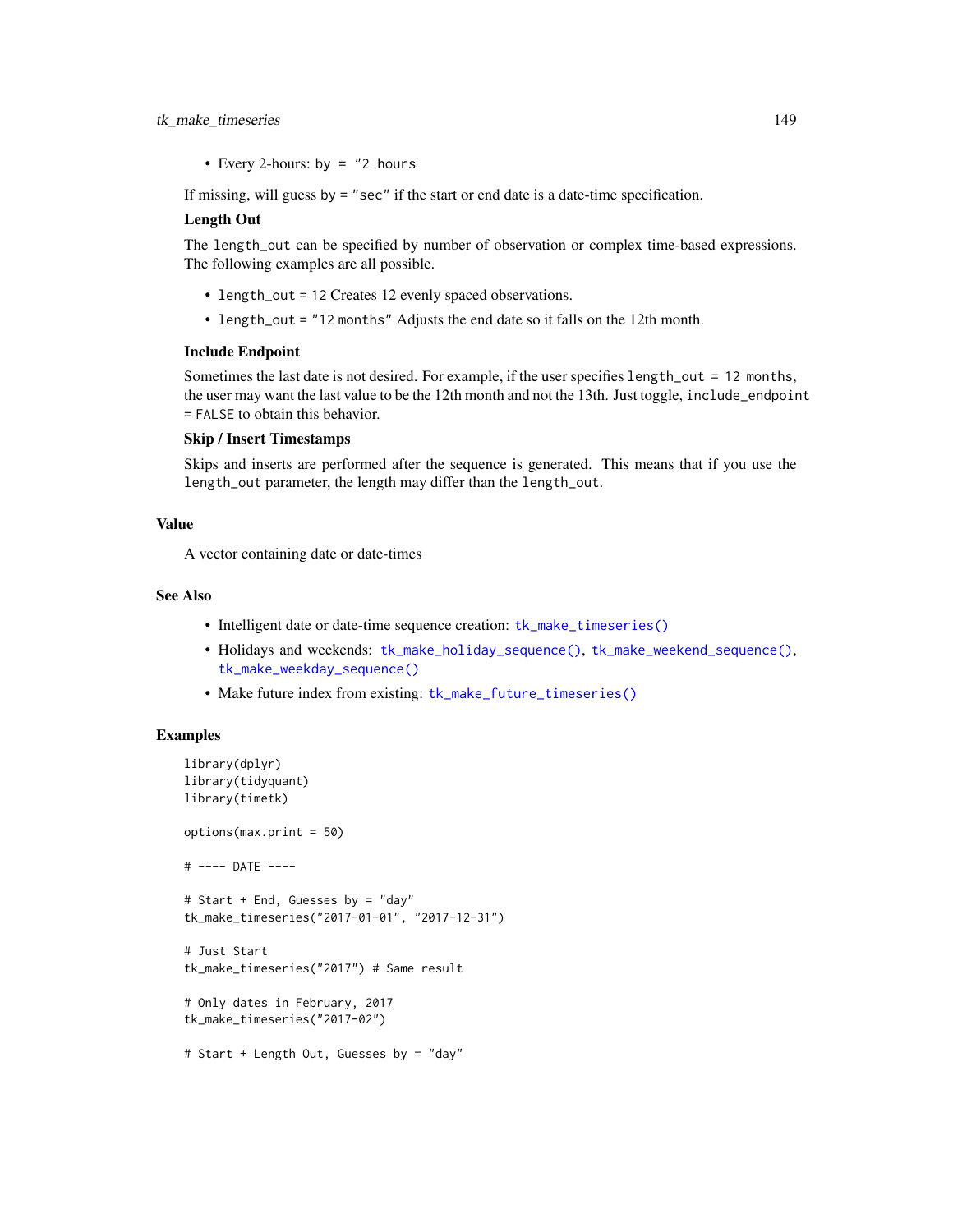- Every 2-hours: by = "2 hours

If missing, will guess by = "sec" if the start or end date is a date-time specification.

**Length Out**

The length_out can be specified by number of observation or complex time-based expressions. The following examples are all possible.

- length_out = 12 Creates 12 evenly spaced observations.
- length_out = "12 months" Adjusts the end date so it falls on the 12th month.

**Include Endpoint**

Sometimes the last date is not desired. For example, if the user specifies length_out = 12 months, the user may want the last value to be the 12th month and not the 13th. Just toggle, include_endpoint = FALSE to obtain this behavior.

**Skip / Insert Timestamps**

Skips and inserts are performed after the sequence is generated. This means that if you use the length_out parameter, the length may differ than the length_out.

## Value

A vector containing date or date-times

## See Also

- Intelligent date or date-time sequence creation: tk_make_timeseries()
- Holidays and weekends: tk_make_holiday_sequence(), tk_make_weekend_sequence(), tk_make_weekday_sequence()
- Make future index from existing: tk_make_future_timeseries()

## Examples

```
library(dplyr)
library(tidyquant)
library(timetk)

options(max.print = 50)

# ---- DATE ----

# Start + End, Guesses by = "day"
tk_make_timeseries("2017-01-01", "2017-12-31")

# Just Start
tk_make_timeseries("2017") # Same result

# Only dates in February, 2017
tk_make_timeseries("2017-02")

# Start + Length Out, Guesses by = "day"
```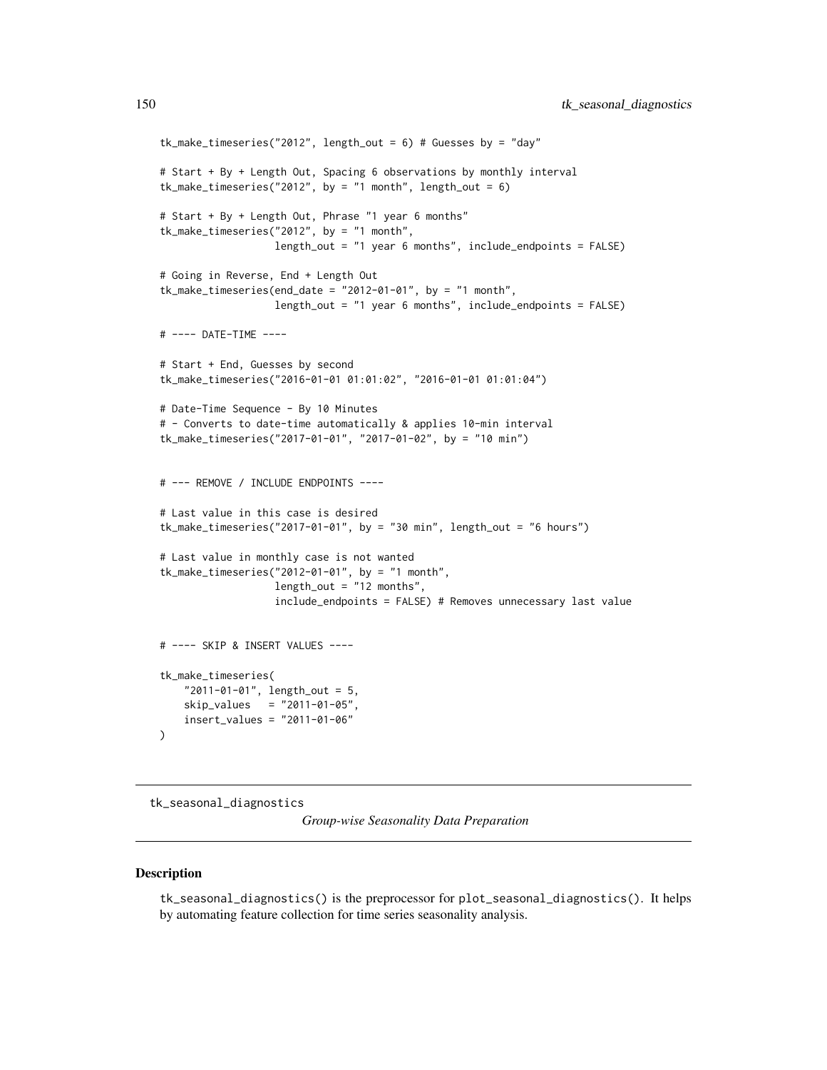```
tk_make_timeseries("2012", length_out = 6) # Guesses by = "day"

# Start + By + Length Out, Spacing 6 observations by monthly interval
tk_make_timeseries("2012", by = "1 month", length_out = 6)

# Start + By + Length Out, Phrase "1 year 6 months"
tk_make_timeseries("2012", by = "1 month",
                   length_out = "1 year 6 months", include_endpoints = FALSE)

# Going in Reverse, End + Length Out
tk_make_timeseries(end_date = "2012-01-01", by = "1 month",
                   length_out = "1 year 6 months", include_endpoints = FALSE)

# ---- DATE-TIME ----

# Start + End, Guesses by second
tk_make_timeseries("2016-01-01 01:01:02", "2016-01-01 01:01:04")

# Date-Time Sequence - By 10 Minutes
# - Converts to date-time automatically & applies 10-min interval
tk_make_timeseries("2017-01-01", "2017-01-02", by = "10 min")


# --- REMOVE / INCLUDE ENDPOINTS ----

# Last value in this case is desired
tk_make_timeseries("2017-01-01", by = "30 min", length_out = "6 hours")

# Last value in monthly case is not wanted
tk_make_timeseries("2012-01-01", by = "1 month",
                   length_out = "12 months",
                   include_endpoints = FALSE) # Removes unnecessary last value


# ---- SKIP & INSERT VALUES ----

tk_make_timeseries(
    "2011-01-01", length_out = 5,
    skip_values   = "2011-01-05",
    insert_values = "2011-01-06"
)
```

---

## tk_seasonal_diagnostics

*Group-wise Seasonality Data Preparation*

---

### Description

tk_seasonal_diagnostics() is the preprocessor for plot_seasonal_diagnostics(). It helps by automating feature collection for time series seasonality analysis.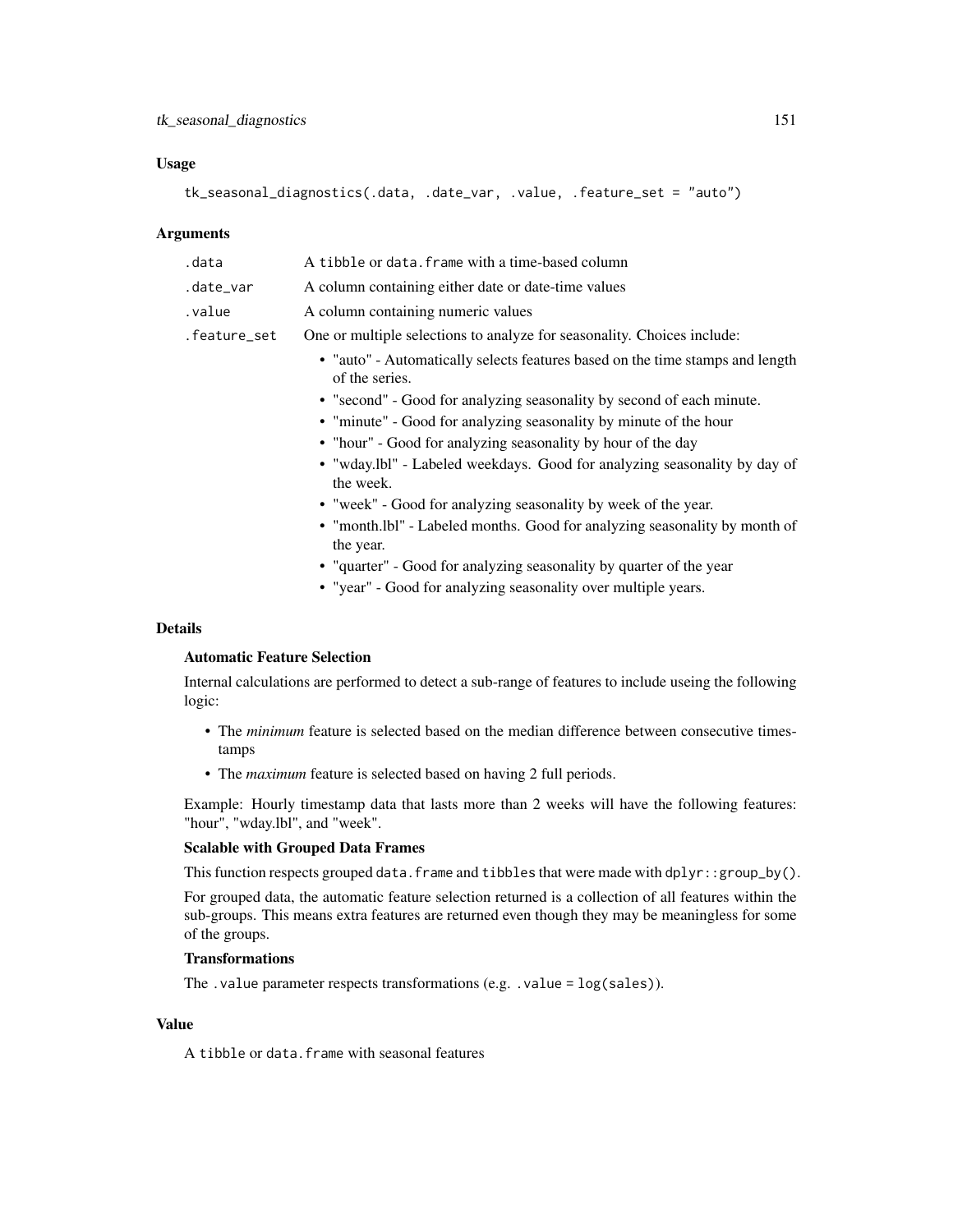## Usage

```
tk_seasonal_diagnostics(.data, .date_var, .value, .feature_set = "auto")
```

## Arguments

| | |
|---|---|
| .data | A tibble or data.frame with a time-based column |
| .date_var | A column containing either date or date-time values |
| .value | A column containing numeric values |
| .feature_set | One or multiple selections to analyze for seasonality. Choices include: |

- "auto" - Automatically selects features based on the time stamps and length of the series.
- "second" - Good for analyzing seasonality by second of each minute.
- "minute" - Good for analyzing seasonality by minute of the hour
- "hour" - Good for analyzing seasonality by hour of the day
- "wday.lbl" - Labeled weekdays. Good for analyzing seasonality by day of the week.
- "week" - Good for analyzing seasonality by week of the year.
- "month.lbl" - Labeled months. Good for analyzing seasonality by month of the year.
- "quarter" - Good for analyzing seasonality by quarter of the year
- "year" - Good for analyzing seasonality over multiple years.

## Details

### Automatic Feature Selection

Internal calculations are performed to detect a sub-range of features to include useing the following logic:

- The *minimum* feature is selected based on the median difference between consecutive timestamps
- The *maximum* feature is selected based on having 2 full periods.

Example: Hourly timestamp data that lasts more than 2 weeks will have the following features: "hour", "wday.lbl", and "week".

### Scalable with Grouped Data Frames

This function respects grouped data.frame and tibbles that were made with dplyr::group_by().

For grouped data, the automatic feature selection returned is a collection of all features within the sub-groups. This means extra features are returned even though they may be meaningless for some of the groups.

### Transformations

The .value parameter respects transformations (e.g. .value = log(sales)).

## Value

A tibble or data.frame with seasonal features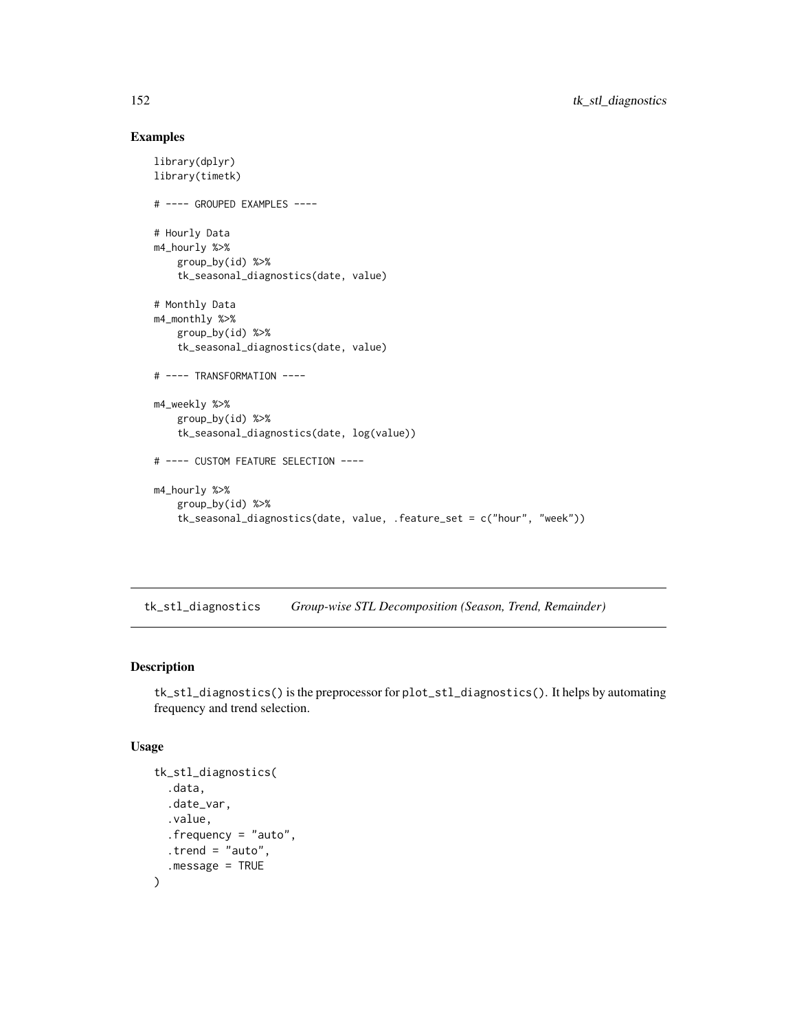## Examples

```
library(dplyr)
library(timetk)

# ---- GROUPED EXAMPLES ----

# Hourly Data
m4_hourly %>%
    group_by(id) %>%
    tk_seasonal_diagnostics(date, value)

# Monthly Data
m4_monthly %>%
    group_by(id) %>%
    tk_seasonal_diagnostics(date, value)

# ---- TRANSFORMATION ----

m4_weekly %>%
    group_by(id) %>%
    tk_seasonal_diagnostics(date, log(value))

# ---- CUSTOM FEATURE SELECTION ----

m4_hourly %>%
    group_by(id) %>%
    tk_seasonal_diagnostics(date, value, .feature_set = c("hour", "week"))
```

---

# tk_stl_diagnostics *Group-wise STL Decomposition (Season, Trend, Remainder)*

---

## Description

`tk_stl_diagnostics()` is the preprocessor for `plot_stl_diagnostics()`. It helps by automating frequency and trend selection.

## Usage

```
tk_stl_diagnostics(
  .data,
  .date_var,
  .value,
  .frequency = "auto",
  .trend = "auto",
  .message = TRUE
)
```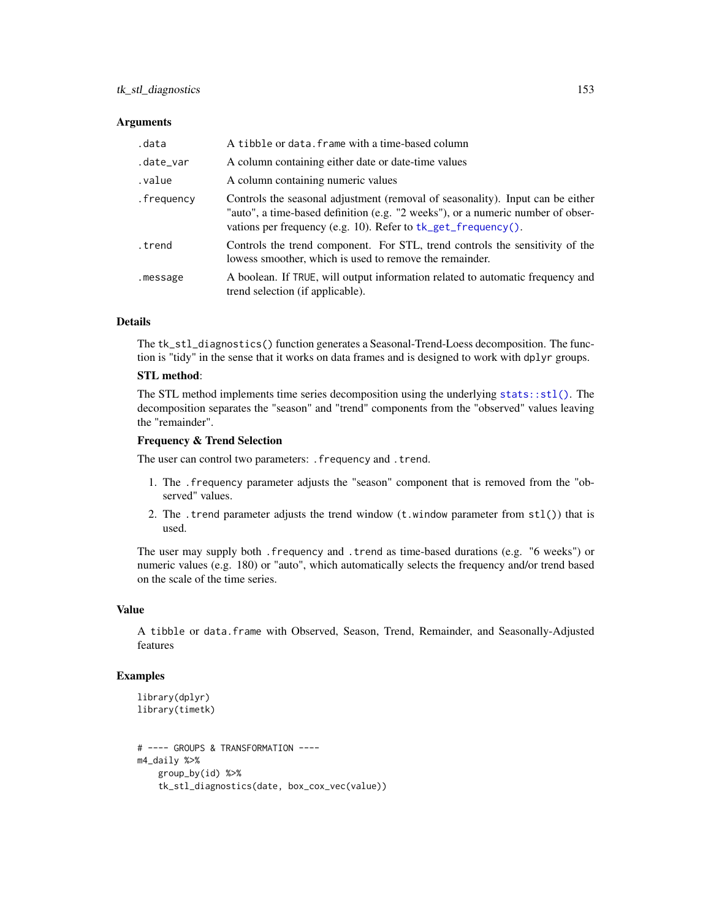## Arguments

| | |
|---|---|
| `.data` | A `tibble` or `data.frame` with a time-based column |
| `.date_var` | A column containing either date or date-time values |
| `.value` | A column containing numeric values |
| `.frequency` | Controls the seasonal adjustment (removal of seasonality). Input can be either "auto", a time-based definition (e.g. "2 weeks"), or a numeric number of observations per frequency (e.g. 10). Refer to `tk_get_frequency()`. |
| `.trend` | Controls the trend component. For STL, trend controls the sensitivity of the lowess smoother, which is used to remove the remainder. |
| `.message` | A boolean. If `TRUE`, will output information related to automatic frequency and trend selection (if applicable). |

## Details

The `tk_stl_diagnostics()` function generates a Seasonal-Trend-Loess decomposition. The function is "tidy" in the sense that it works on data frames and is designed to work with `dplyr` groups.

**STL method**:

The STL method implements time series decomposition using the underlying `stats::stl()`. The decomposition separates the "season" and "trend" components from the "observed" values leaving the "remainder".

**Frequency & Trend Selection**

The user can control two parameters: `.frequency` and `.trend`.

1. The `.frequency` parameter adjusts the "season" component that is removed from the "observed" values.
2. The `.trend` parameter adjusts the trend window (`t.window` parameter from `stl()`) that is used.

The user may supply both `.frequency` and `.trend` as time-based durations (e.g. "6 weeks") or numeric values (e.g. 180) or "auto", which automatically selects the frequency and/or trend based on the scale of the time series.

## Value

A `tibble` or `data.frame` with Observed, Season, Trend, Remainder, and Seasonally-Adjusted features

## Examples

```
library(dplyr)
library(timetk)


# ---- GROUPS & TRANSFORMATION ----
m4_daily %>%
    group_by(id) %>%
    tk_stl_diagnostics(date, box_cox_vec(value))
```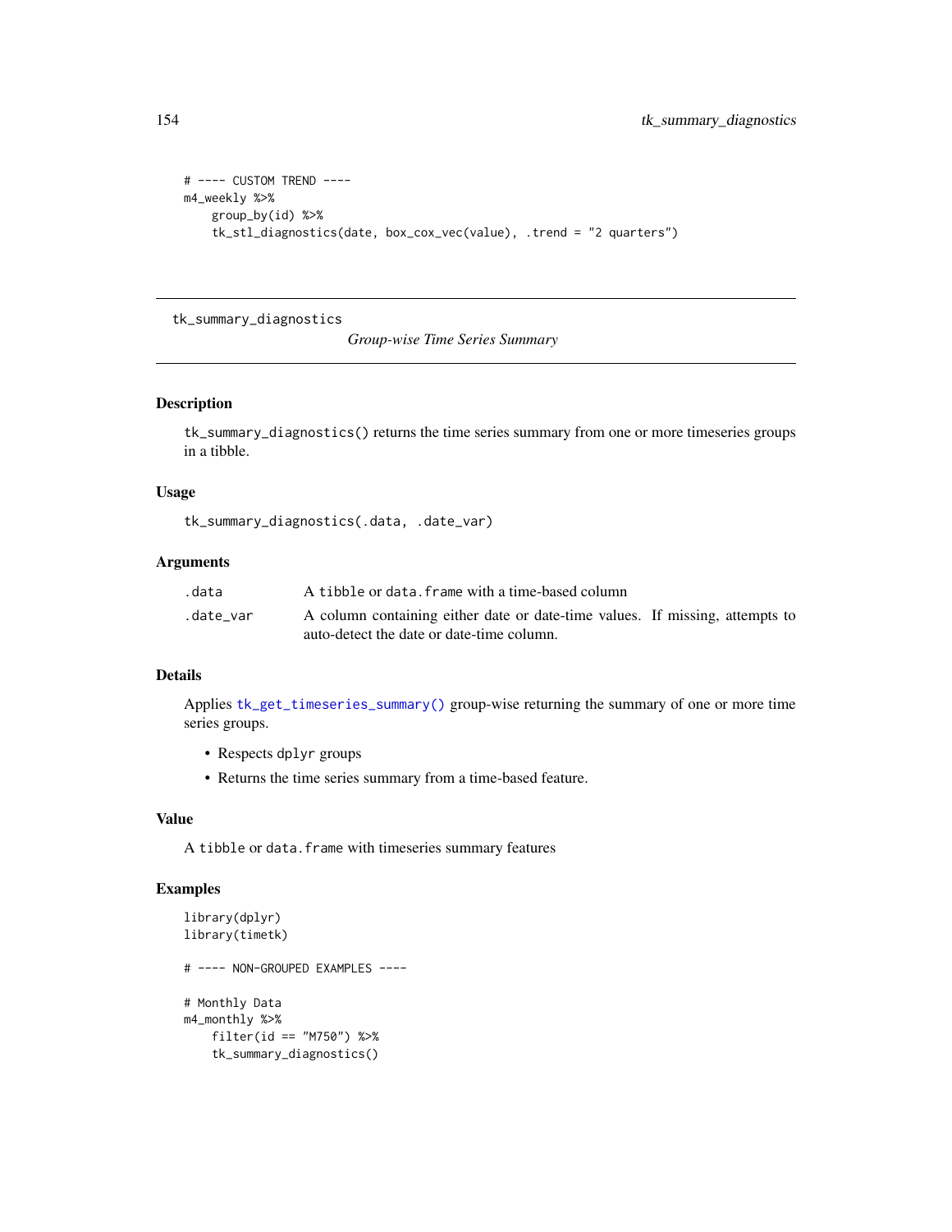```
# ---- CUSTOM TREND ----
m4_weekly %>%
    group_by(id) %>%
    tk_stl_diagnostics(date, box_cox_vec(value), .trend = "2 quarters")
```

---

## tk_summary_diagnostics

*Group-wise Time Series Summary*

---

### Description

`tk_summary_diagnostics()` returns the time series summary from one or more timeseries groups in a tibble.

### Usage

```
tk_summary_diagnostics(.data, .date_var)
```

### Arguments

| | |
|---|---|
| `.data` | A `tibble` or `data.frame` with a time-based column |
| `.date_var` | A column containing either date or date-time values. If missing, attempts to auto-detect the date or date-time column. |

### Details

Applies `tk_get_timeseries_summary()` group-wise returning the summary of one or more time series groups.

- Respects `dplyr` groups
- Returns the time series summary from a time-based feature.

### Value

A `tibble` or `data.frame` with timeseries summary features

### Examples

```
library(dplyr)
library(timetk)

# ---- NON-GROUPED EXAMPLES ----

# Monthly Data
m4_monthly %>%
    filter(id == "M750") %>%
    tk_summary_diagnostics()
```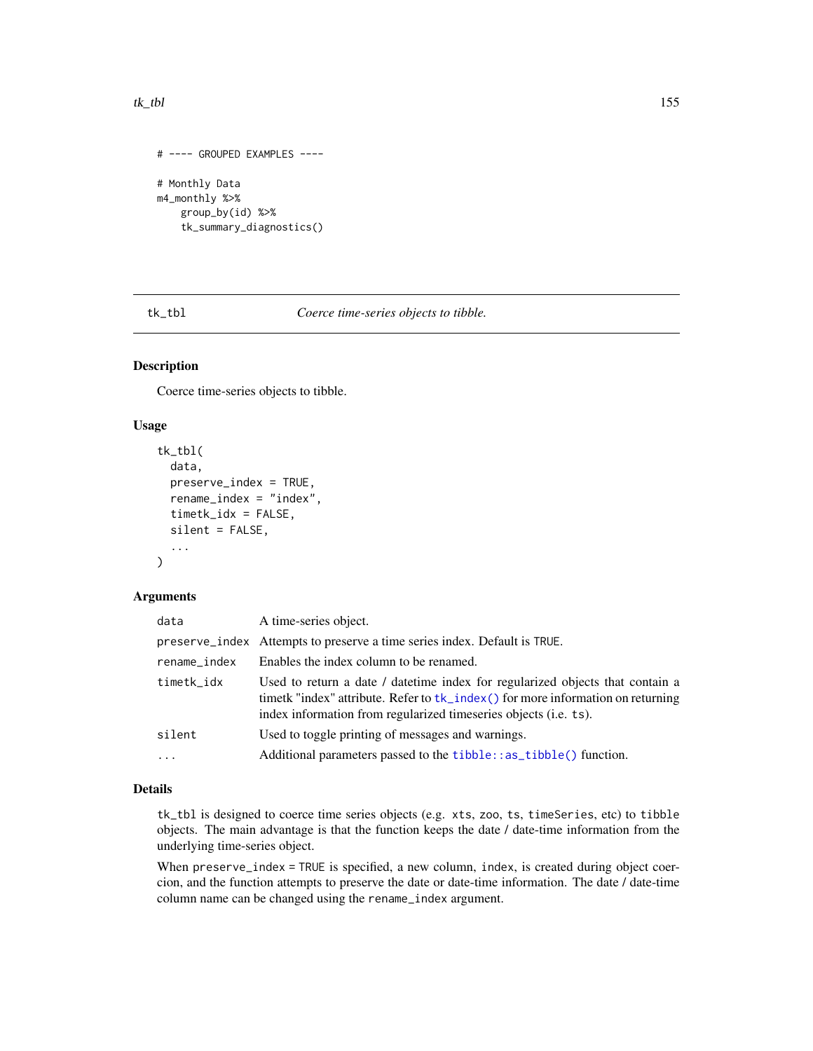```
# ---- GROUPED EXAMPLES ----

# Monthly Data
m4_monthly %>%
    group_by(id) %>%
    tk_summary_diagnostics()
```

---

## tk_tbl — *Coerce time-series objects to tibble.*

### Description

Coerce time-series objects to tibble.

### Usage

```
tk_tbl(
  data,
  preserve_index = TRUE,
  rename_index = "index",
  timetk_idx = FALSE,
  silent = FALSE,
  ...
)
```

### Arguments

| | |
|---|---|
| `data` | A time-series object. |
| `preserve_index` | Attempts to preserve a time series index. Default is `TRUE`. |
| `rename_index` | Enables the index column to be renamed. |
| `timetk_idx` | Used to return a date / datetime index for regularized objects that contain a timetk "index" attribute. Refer to `tk_index()` for more information on returning index information from regularized timeseries objects (i.e. `ts`). |
| `silent` | Used to toggle printing of messages and warnings. |
| `...` | Additional parameters passed to the `tibble::as_tibble()` function. |

### Details

`tk_tbl` is designed to coerce time series objects (e.g. `xts`, `zoo`, `ts`, `timeSeries`, etc) to `tibble` objects. The main advantage is that the function keeps the date / date-time information from the underlying time-series object.

When `preserve_index = TRUE` is specified, a new column, `index`, is created during object coercion, and the function attempts to preserve the date or date-time information. The date / date-time column name can be changed using the `rename_index` argument.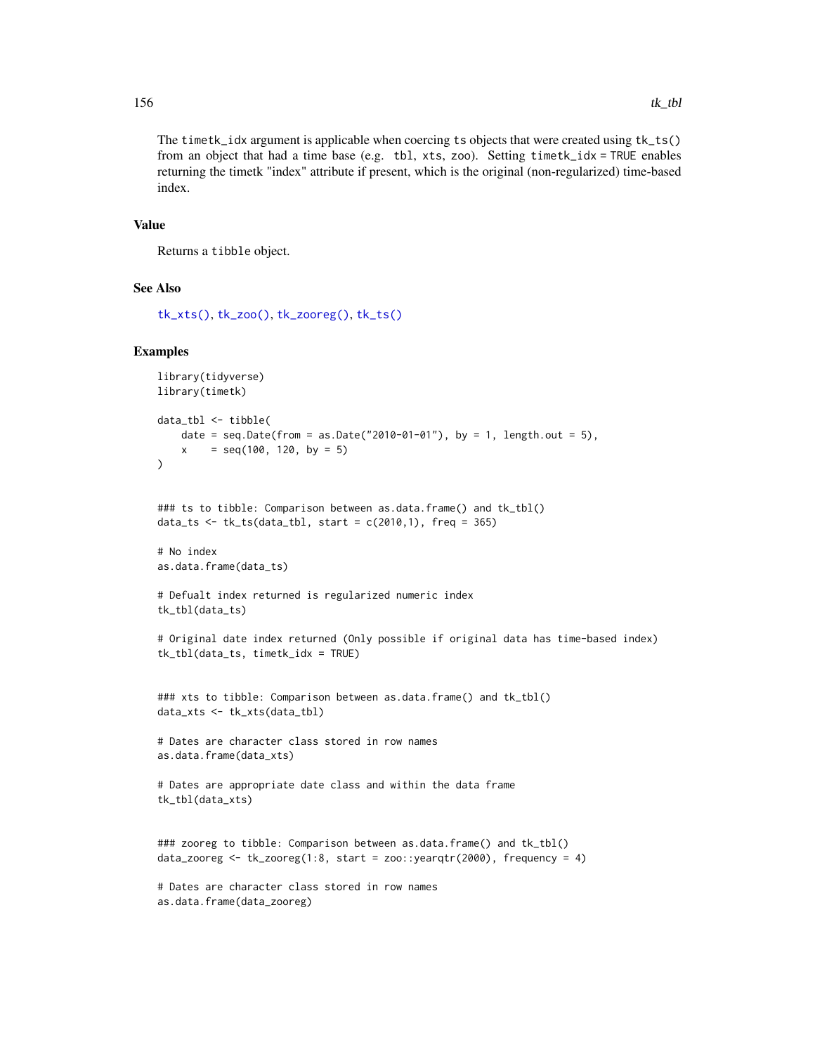The `timetk_idx` argument is applicable when coercing `ts` objects that were created using `tk_ts()` from an object that had a time base (e.g. `tbl`, `xts`, `zoo`). Setting `timetk_idx = TRUE` enables returning the timetk "index" attribute if present, which is the original (non-regularized) time-based index.

## Value

Returns a `tibble` object.

## See Also

`tk_xts()`, `tk_zoo()`, `tk_zooreg()`, `tk_ts()`

## Examples

```
library(tidyverse)
library(timetk)

data_tbl <- tibble(
    date = seq.Date(from = as.Date("2010-01-01"), by = 1, length.out = 5),
    x    = seq(100, 120, by = 5)
)


### ts to tibble: Comparison between as.data.frame() and tk_tbl()
data_ts <- tk_ts(data_tbl, start = c(2010,1), freq = 365)

# No index
as.data.frame(data_ts)

# Defualt index returned is regularized numeric index
tk_tbl(data_ts)

# Original date index returned (Only possible if original data has time-based index)
tk_tbl(data_ts, timetk_idx = TRUE)


### xts to tibble: Comparison between as.data.frame() and tk_tbl()
data_xts <- tk_xts(data_tbl)

# Dates are character class stored in row names
as.data.frame(data_xts)

# Dates are appropriate date class and within the data frame
tk_tbl(data_xts)


### zooreg to tibble: Comparison between as.data.frame() and tk_tbl()
data_zooreg <- tk_zooreg(1:8, start = zoo::yearqtr(2000), frequency = 4)

# Dates are character class stored in row names
as.data.frame(data_zooreg)
```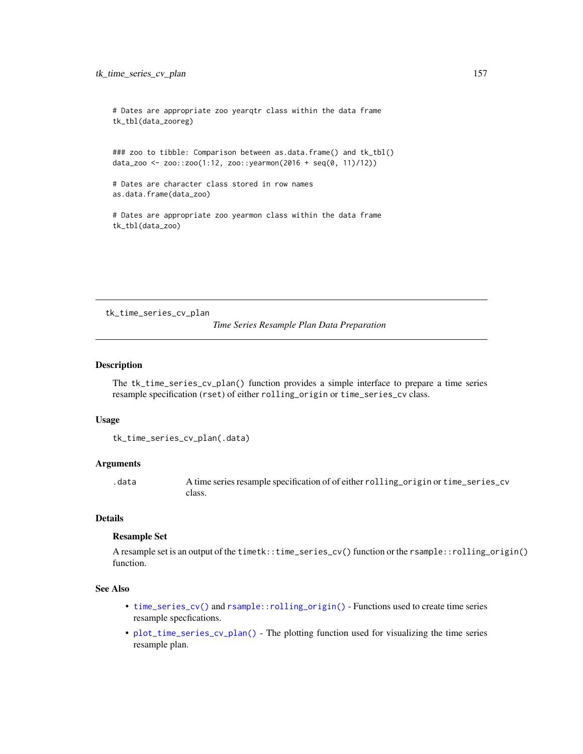```
# Dates are appropriate zoo yearqtr class within the data frame
tk_tbl(data_zooreg)


### zoo to tibble: Comparison between as.data.frame() and tk_tbl()
data_zoo <- zoo::zoo(1:12, zoo::yearmon(2016 + seq(0, 11)/12))

# Dates are character class stored in row names
as.data.frame(data_zoo)

# Dates are appropriate zoo yearmon class within the data frame
tk_tbl(data_zoo)
```

---

`tk_time_series_cv_plan` *Time Series Resample Plan Data Preparation*

---

## Description

The `tk_time_series_cv_plan()` function provides a simple interface to prepare a time series resample specification (`rset`) of either `rolling_origin` or `time_series_cv` class.

## Usage

```
tk_time_series_cv_plan(.data)
```

## Arguments

| | |
|---|---|
| `.data` | A time series resample specification of of either `rolling_origin` or `time_series_cv` class. |

## Details

### Resample Set

A resample set is an output of the `timetk::time_series_cv()` function or the `rsample::rolling_origin()` function.

## See Also

- `time_series_cv()` and `rsample::rolling_origin()` - Functions used to create time series resample specfications.
- `plot_time_series_cv_plan()` - The plotting function used for visualizing the time series resample plan.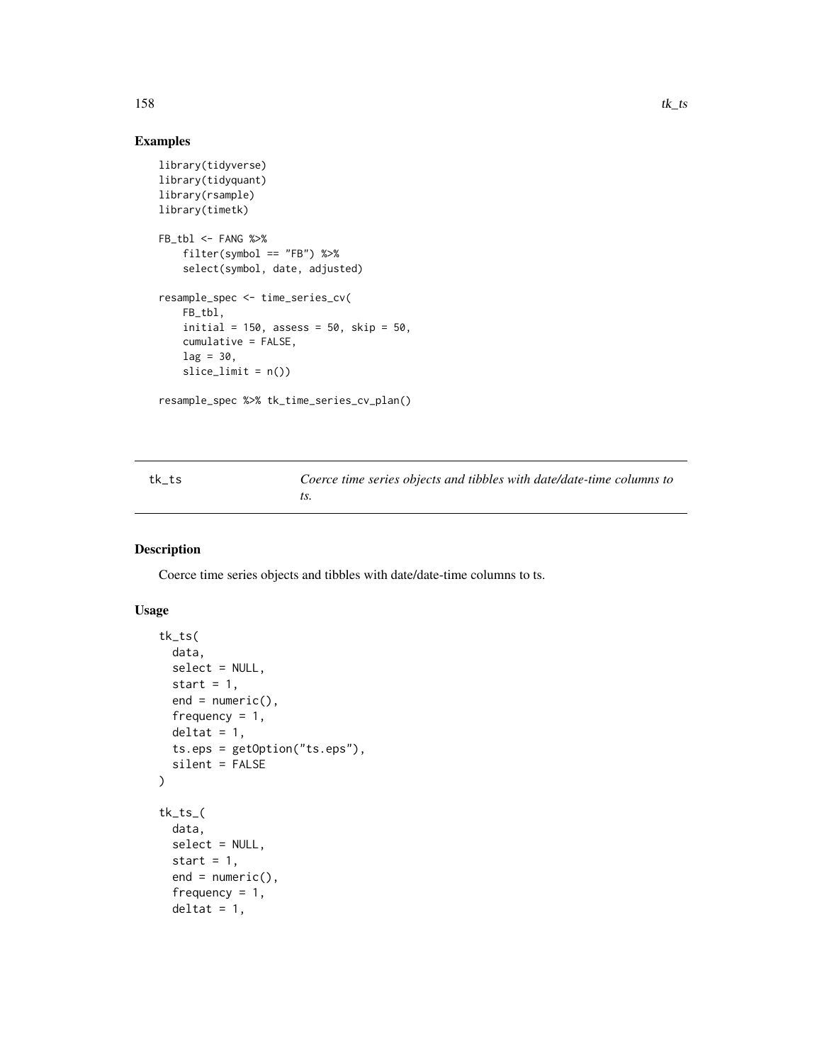## Examples

```
library(tidyverse)
library(tidyquant)
library(rsample)
library(timetk)

FB_tbl <- FANG %>%
    filter(symbol == "FB") %>%
    select(symbol, date, adjusted)

resample_spec <- time_series_cv(
    FB_tbl,
    initial = 150, assess = 50, skip = 50,
    cumulative = FALSE,
    lag = 30,
    slice_limit = n())

resample_spec %>% tk_time_series_cv_plan()
```

---

`tk_ts` *Coerce time series objects and tibbles with date/date-time columns to ts.*

---

## Description

Coerce time series objects and tibbles with date/date-time columns to ts.

## Usage

```
tk_ts(
  data,
  select = NULL,
  start = 1,
  end = numeric(),
  frequency = 1,
  deltat = 1,
  ts.eps = getOption("ts.eps"),
  silent = FALSE
)

tk_ts_(
  data,
  select = NULL,
  start = 1,
  end = numeric(),
  frequency = 1,
  deltat = 1,
```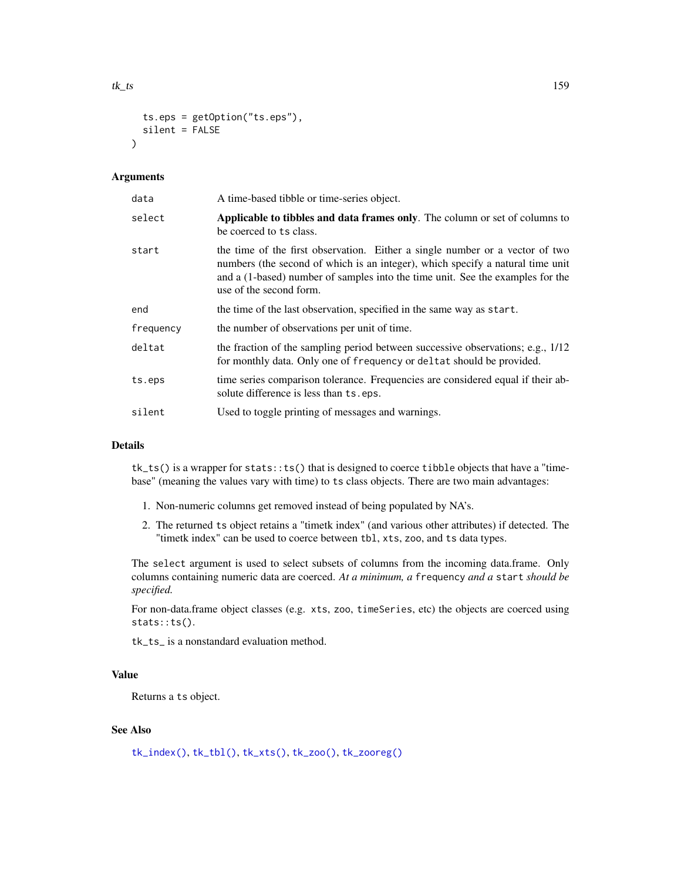```
  ts.eps = getOption("ts.eps"),
  silent = FALSE
)
```

### Arguments

| | |
|---|---|
| `data` | A time-based tibble or time-series object. |
| `select` | **Applicable to tibbles and data frames only**. The column or set of columns to be coerced to `ts` class. |
| `start` | the time of the first observation. Either a single number or a vector of two numbers (the second of which is an integer), which specify a natural time unit and a (1-based) number of samples into the time unit. See the examples for the use of the second form. |
| `end` | the time of the last observation, specified in the same way as `start`. |
| `frequency` | the number of observations per unit of time. |
| `deltat` | the fraction of the sampling period between successive observations; e.g., 1/12 for monthly data. Only one of `frequency` or `deltat` should be provided. |
| `ts.eps` | time series comparison tolerance. Frequencies are considered equal if their absolute difference is less than `ts.eps`. |
| `silent` | Used to toggle printing of messages and warnings. |

### Details

`tk_ts()` is a wrapper for `stats::ts()` that is designed to coerce `tibble` objects that have a "time-base" (meaning the values vary with time) to `ts` class objects. There are two main advantages:

1. Non-numeric columns get removed instead of being populated by NA's.
2. The returned `ts` object retains a "timetk index" (and various other attributes) if detected. The "timetk index" can be used to coerce between `tbl`, `xts`, `zoo`, and `ts` data types.

The `select` argument is used to select subsets of columns from the incoming data.frame. Only columns containing numeric data are coerced. *At a minimum, a* `frequency` *and a* `start` *should be specified.*

For non-data.frame object classes (e.g. `xts`, `zoo`, `timeSeries`, etc) the objects are coerced using `stats::ts()`.

`tk_ts_` is a nonstandard evaluation method.

### Value

Returns a `ts` object.

### See Also

`tk_index()`, `tk_tbl()`, `tk_xts()`, `tk_zoo()`, `tk_zooreg()`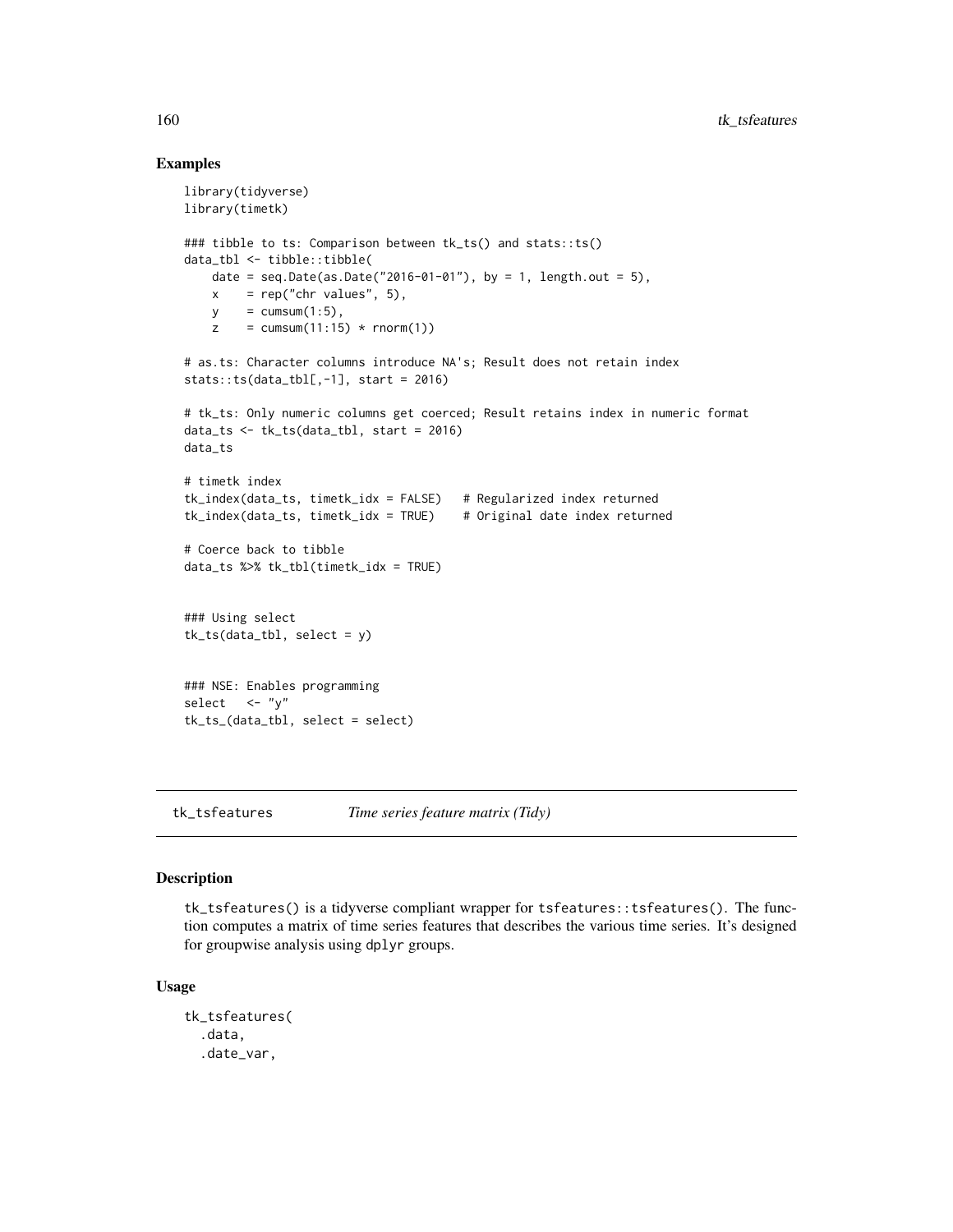## Examples

```
library(tidyverse)
library(timetk)

### tibble to ts: Comparison between tk_ts() and stats::ts()
data_tbl <- tibble::tibble(
    date = seq.Date(as.Date("2016-01-01"), by = 1, length.out = 5),
    x    = rep("chr values", 5),
    y    = cumsum(1:5),
    z    = cumsum(11:15) * rnorm(1))

# as.ts: Character columns introduce NA's; Result does not retain index
stats::ts(data_tbl[,-1], start = 2016)

# tk_ts: Only numeric columns get coerced; Result retains index in numeric format
data_ts <- tk_ts(data_tbl, start = 2016)
data_ts

# timetk index
tk_index(data_ts, timetk_idx = FALSE)   # Regularized index returned
tk_index(data_ts, timetk_idx = TRUE)    # Original date index returned

# Coerce back to tibble
data_ts %>% tk_tbl(timetk_idx = TRUE)


### Using select
tk_ts(data_tbl, select = y)


### NSE: Enables programming
select   <- "y"
tk_ts_(data_tbl, select = select)
```

---

tk_tsfeatures    *Time series feature matrix (Tidy)*

---

## Description

tk_tsfeatures() is a tidyverse compliant wrapper for tsfeatures::tsfeatures(). The function computes a matrix of time series features that describes the various time series. It's designed for groupwise analysis using dplyr groups.

## Usage

```
tk_tsfeatures(
  .data,
  .date_var,
```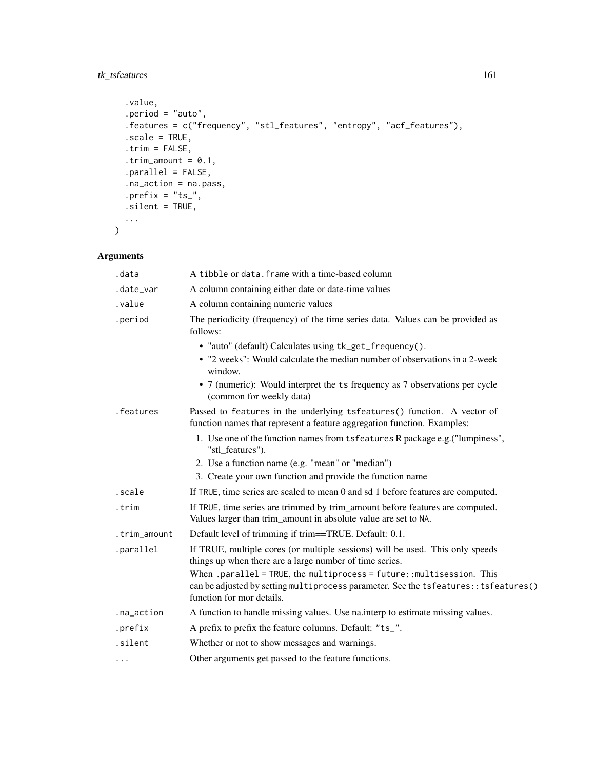```
  .value,
  .period = "auto",
  .features = c("frequency", "stl_features", "entropy", "acf_features"),
  .scale = TRUE,
  .trim = FALSE,
  .trim_amount = 0.1,
  .parallel = FALSE,
  .na_action = na.pass,
  .prefix = "ts_",
  .silent = TRUE,
  ...
)
```

## Arguments

| Argument | Description |
|---|---|
| `.data` | A `tibble` or `data.frame` with a time-based column |
| `.date_var` | A column containing either date or date-time values |
| `.value` | A column containing numeric values |
| `.period` | The periodicity (frequency) of the time series data. Values can be provided as follows: <br>• "auto" (default) Calculates using `tk_get_frequency()`. <br>• "2 weeks": Would calculate the median number of observations in a 2-week window. <br>• 7 (numeric): Would interpret the `ts` frequency as 7 observations per cycle (common for weekly data) |
| `.features` | Passed to `features` in the underlying `tsfeatures()` function. A vector of function names that represent a feature aggregation function. Examples: <br>1. Use one of the function names from `tsfeatures` R package e.g.("lumpiness", "stl_features"). <br>2. Use a function name (e.g. "mean" or "median") <br>3. Create your own function and provide the function name |
| `.scale` | If `TRUE`, time series are scaled to mean 0 and sd 1 before features are computed. |
| `.trim` | If `TRUE`, time series are trimmed by trim_amount before features are computed. Values larger than trim_amount in absolute value are set to `NA`. |
| `.trim_amount` | Default level of trimming if trim==TRUE. Default: 0.1. |
| `.parallel` | If TRUE, multiple cores (or multiple sessions) will be used. This only speeds things up when there are a large number of time series. <br>When `.parallel = TRUE`, the `multiprocess = future::multisession`. This can be adjusted by setting `multiprocess` parameter. See the `tsfeatures::tsfeatures()` function for mor details. |
| `.na_action` | A function to handle missing values. Use na.interp to estimate missing values. |
| `.prefix` | A prefix to prefix the feature columns. Default: `"ts_"`. |
| `.silent` | Whether or not to show messages and warnings. |
| `...` | Other arguments get passed to the feature functions. |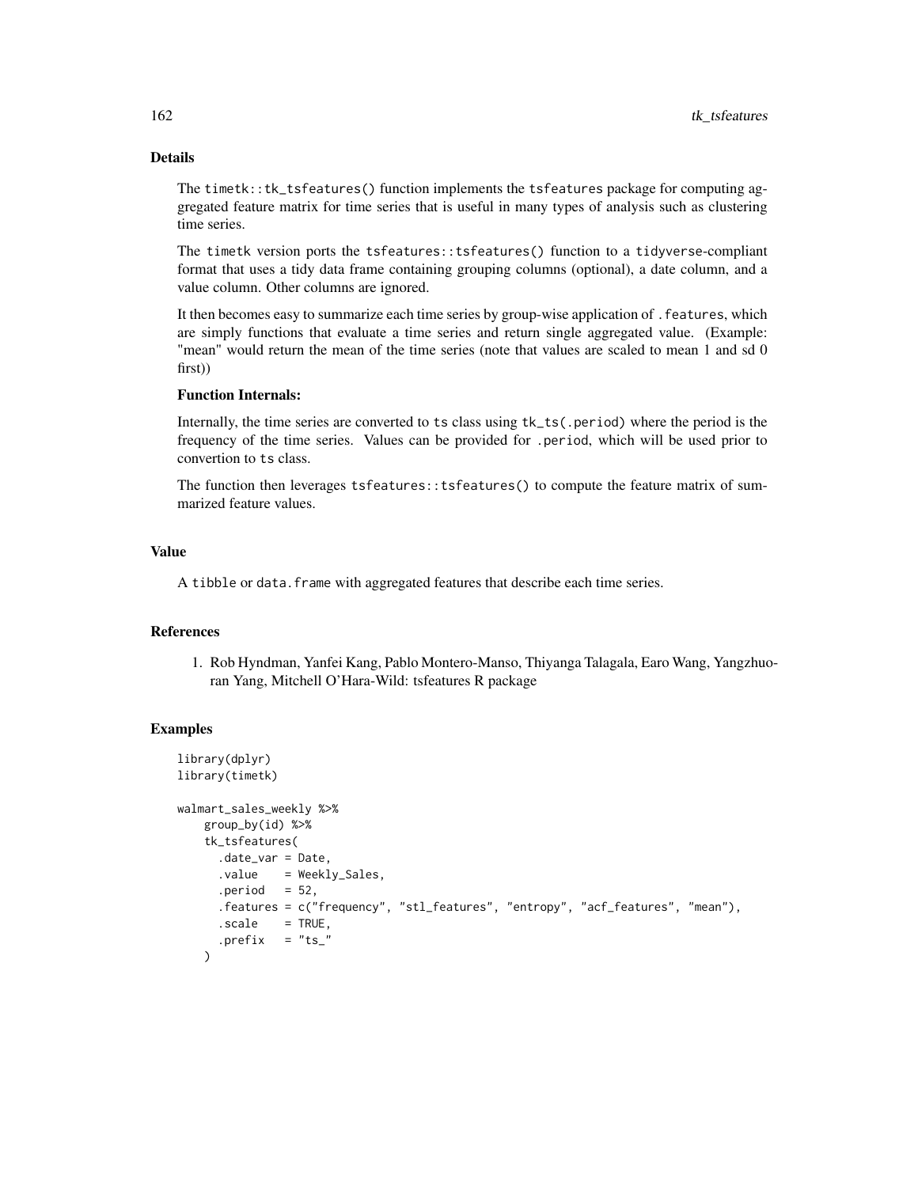## Details

The `timetk::tk_tsfeatures()` function implements the `tsfeatures` package for computing aggregated feature matrix for time series that is useful in many types of analysis such as clustering time series.

The `timetk` version ports the `tsfeatures::tsfeatures()` function to a `tidyverse`-compliant format that uses a tidy data frame containing grouping columns (optional), a date column, and a value column. Other columns are ignored.

It then becomes easy to summarize each time series by group-wise application of `.features`, which are simply functions that evaluate a time series and return single aggregated value. (Example: "mean" would return the mean of the time series (note that values are scaled to mean 1 and sd 0 first))

### Function Internals:

Internally, the time series are converted to `ts` class using `tk_ts(.period)` where the period is the frequency of the time series. Values can be provided for `.period`, which will be used prior to convertion to `ts` class.

The function then leverages `tsfeatures::tsfeatures()` to compute the feature matrix of summarized feature values.

## Value

A `tibble` or `data.frame` with aggregated features that describe each time series.

## References

1. Rob Hyndman, Yanfei Kang, Pablo Montero-Manso, Thiyanga Talagala, Earo Wang, Yangzhuoran Yang, Mitchell O'Hara-Wild: tsfeatures R package

## Examples

```
library(dplyr)
library(timetk)

walmart_sales_weekly %>%
    group_by(id) %>%
    tk_tsfeatures(
      .date_var = Date,
      .value    = Weekly_Sales,
      .period   = 52,
      .features = c("frequency", "stl_features", "entropy", "acf_features", "mean"),
      .scale    = TRUE,
      .prefix   = "ts_"
    )
```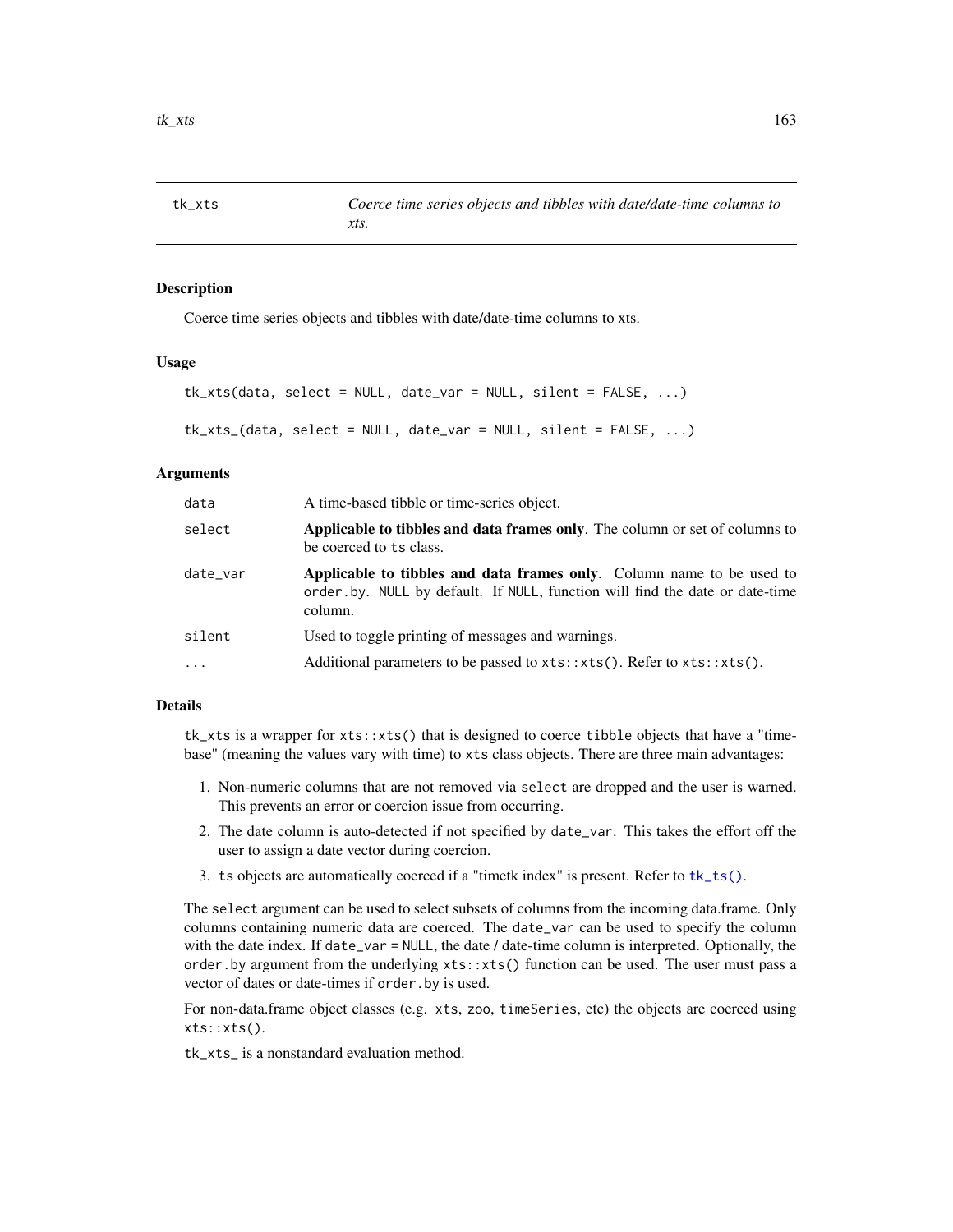## tk_xts

*Coerce time series objects and tibbles with date/date-time columns to xts.*

### Description

Coerce time series objects and tibbles with date/date-time columns to xts.

### Usage

```
tk_xts(data, select = NULL, date_var = NULL, silent = FALSE, ...)

tk_xts_(data, select = NULL, date_var = NULL, silent = FALSE, ...)
```

### Arguments

| | |
|---|---|
| data | A time-based tibble or time-series object. |
| select | **Applicable to tibbles and data frames only**. The column or set of columns to be coerced to ts class. |
| date_var | **Applicable to tibbles and data frames only**. Column name to be used to order.by. NULL by default. If NULL, function will find the date or date-time column. |
| silent | Used to toggle printing of messages and warnings. |
| ... | Additional parameters to be passed to xts::xts(). Refer to xts::xts(). |

### Details

tk_xts is a wrapper for xts::xts() that is designed to coerce tibble objects that have a "time-base" (meaning the values vary with time) to xts class objects. There are three main advantages:

1. Non-numeric columns that are not removed via select are dropped and the user is warned. This prevents an error or coercion issue from occurring.
2. The date column is auto-detected if not specified by date_var. This takes the effort off the user to assign a date vector during coercion.
3. ts objects are automatically coerced if a "timetk index" is present. Refer to tk_ts().

The select argument can be used to select subsets of columns from the incoming data.frame. Only columns containing numeric data are coerced. The date_var can be used to specify the column with the date index. If date_var = NULL, the date / date-time column is interpreted. Optionally, the order.by argument from the underlying xts::xts() function can be used. The user must pass a vector of dates or date-times if order.by is used.

For non-data.frame object classes (e.g. xts, zoo, timeSeries, etc) the objects are coerced using xts::xts().

tk_xts_ is a nonstandard evaluation method.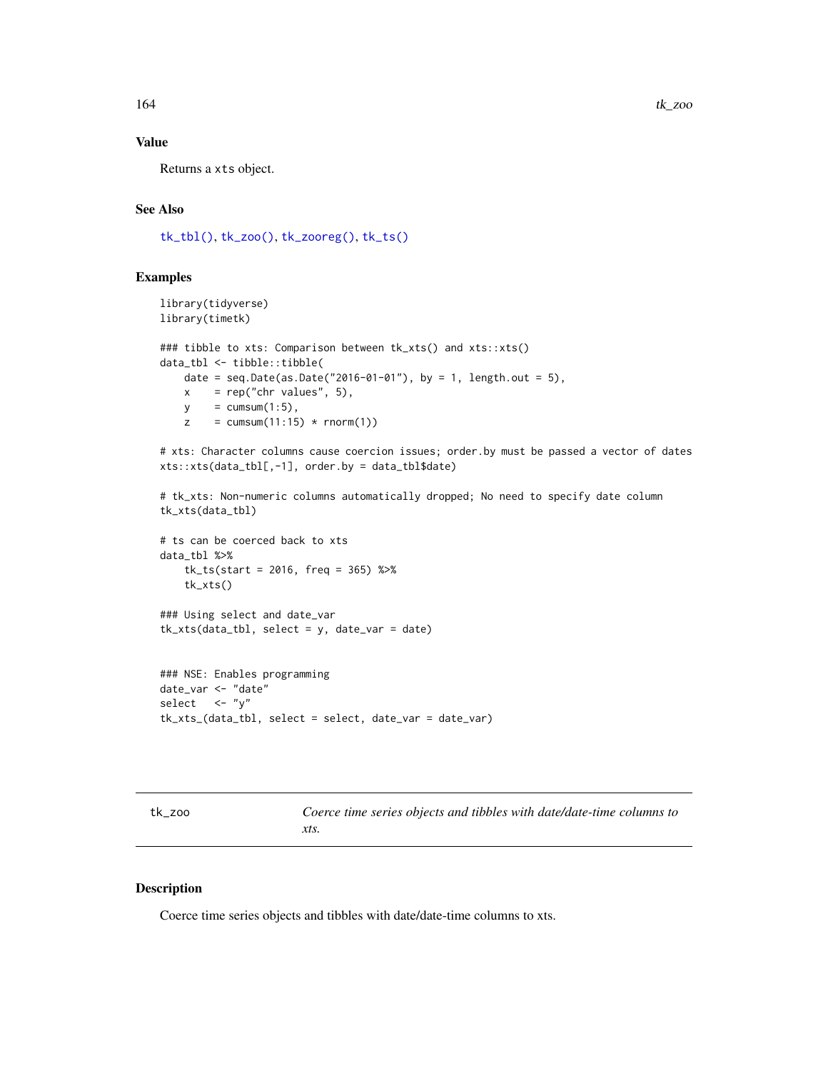## Value

Returns a `xts` object.

## See Also

`tk_tbl()`, `tk_zoo()`, `tk_zooreg()`, `tk_ts()`

## Examples

```
library(tidyverse)
library(timetk)

### tibble to xts: Comparison between tk_xts() and xts::xts()
data_tbl <- tibble::tibble(
    date = seq.Date(as.Date("2016-01-01"), by = 1, length.out = 5),
    x    = rep("chr values", 5),
    y    = cumsum(1:5),
    z    = cumsum(11:15) * rnorm(1))

# xts: Character columns cause coercion issues; order.by must be passed a vector of dates
xts::xts(data_tbl[,-1], order.by = data_tbl$date)

# tk_xts: Non-numeric columns automatically dropped; No need to specify date column
tk_xts(data_tbl)

# ts can be coerced back to xts
data_tbl %>%
    tk_ts(start = 2016, freq = 365) %>%
    tk_xts()

### Using select and date_var
tk_xts(data_tbl, select = y, date_var = date)


### NSE: Enables programming
date_var <- "date"
select   <- "y"
tk_xts_(data_tbl, select = select, date_var = date_var)
```

---

# tk_zoo    *Coerce time series objects and tibbles with date/date-time columns to xts.*

---

## Description

Coerce time series objects and tibbles with date/date-time columns to xts.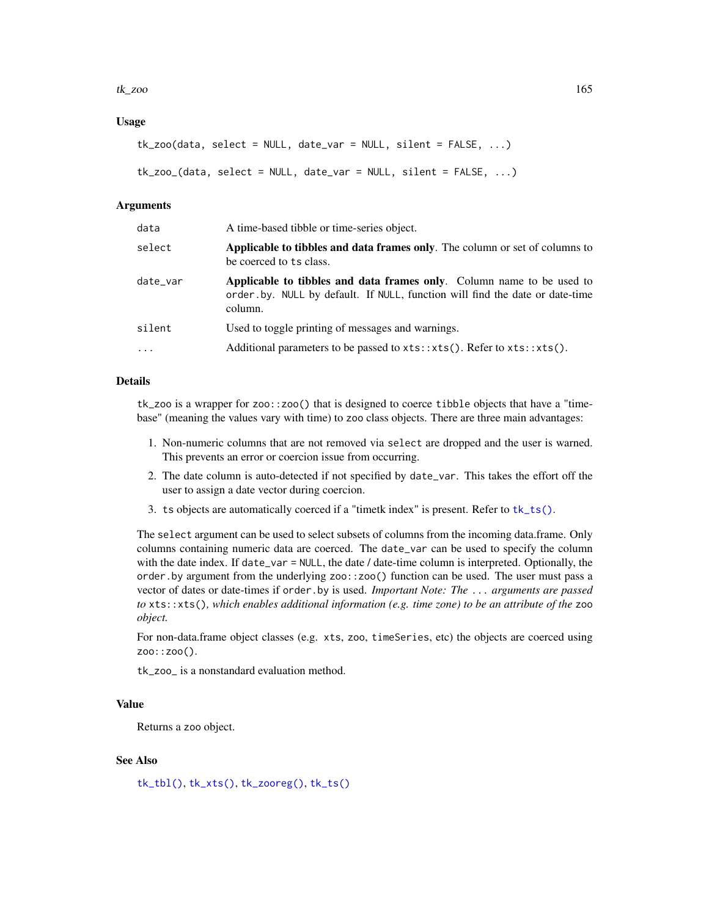### Usage

```
tk_zoo(data, select = NULL, date_var = NULL, silent = FALSE, ...)

tk_zoo_(data, select = NULL, date_var = NULL, silent = FALSE, ...)
```

### Arguments

| | |
|---|---|
| `data` | A time-based tibble or time-series object. |
| `select` | **Applicable to tibbles and data frames only**. The column or set of columns to be coerced to `ts` class. |
| `date_var` | **Applicable to tibbles and data frames only**. Column name to be used to `order.by`. `NULL` by default. If `NULL`, function will find the date or date-time column. |
| `silent` | Used to toggle printing of messages and warnings. |
| `...` | Additional parameters to be passed to `xts::xts()`. Refer to `xts::xts()`. |

### Details

`tk_zoo` is a wrapper for `zoo::zoo()` that is designed to coerce `tibble` objects that have a "time-base" (meaning the values vary with time) to `zoo` class objects. There are three main advantages:

1. Non-numeric columns that are not removed via `select` are dropped and the user is warned. This prevents an error or coercion issue from occurring.
2. The date column is auto-detected if not specified by `date_var`. This takes the effort off the user to assign a date vector during coercion.
3. `ts` objects are automatically coerced if a "timetk index" is present. Refer to `tk_ts()`.

The `select` argument can be used to select subsets of columns from the incoming data.frame. Only columns containing numeric data are coerced. The `date_var` can be used to specify the column with the date index. If `date_var = NULL`, the date / date-time column is interpreted. Optionally, the `order.by` argument from the underlying `zoo::zoo()` function can be used. The user must pass a vector of dates or date-times if `order.by` is used. *Important Note: The `...` arguments are passed to `xts::xts()`, which enables additional information (e.g. time zone) to be an attribute of the `zoo` object.*

For non-data.frame object classes (e.g. `xts`, `zoo`, `timeSeries`, etc) the objects are coerced using `zoo::zoo()`.

`tk_zoo_` is a nonstandard evaluation method.

### Value

Returns a `zoo` object.

### See Also

`tk_tbl()`, `tk_xts()`, `tk_zooreg()`, `tk_ts()`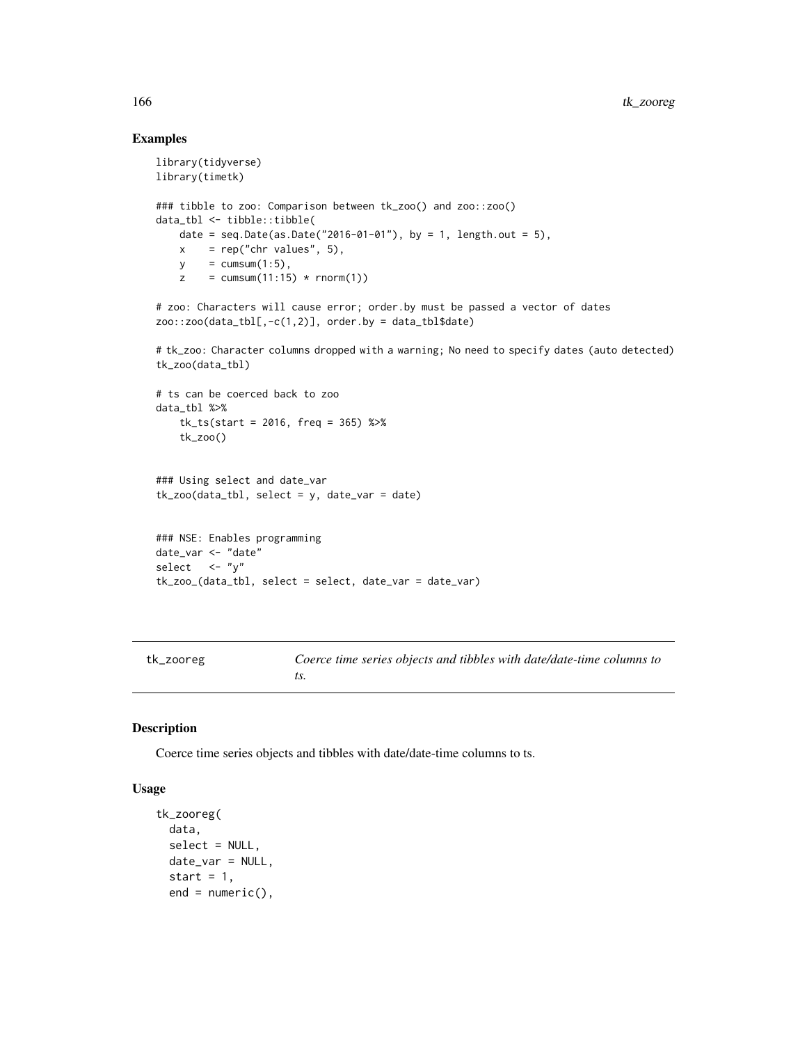## Examples

```
library(tidyverse)
library(timetk)

### tibble to zoo: Comparison between tk_zoo() and zoo::zoo()
data_tbl <- tibble::tibble(
    date = seq.Date(as.Date("2016-01-01"), by = 1, length.out = 5),
    x    = rep("chr values", 5),
    y    = cumsum(1:5),
    z    = cumsum(11:15) * rnorm(1))

# zoo: Characters will cause error; order.by must be passed a vector of dates
zoo::zoo(data_tbl[,-c(1,2)], order.by = data_tbl$date)

# tk_zoo: Character columns dropped with a warning; No need to specify dates (auto detected)
tk_zoo(data_tbl)

# ts can be coerced back to zoo
data_tbl %>%
    tk_ts(start = 2016, freq = 365) %>%
    tk_zoo()


### Using select and date_var
tk_zoo(data_tbl, select = y, date_var = date)


### NSE: Enables programming
date_var <- "date"
select   <- "y"
tk_zoo_(data_tbl, select = select, date_var = date_var)
```

---

tk_zooreg    *Coerce time series objects and tibbles with date/date-time columns to ts.*

---

## Description

Coerce time series objects and tibbles with date/date-time columns to ts.

## Usage

```
tk_zooreg(
  data,
  select = NULL,
  date_var = NULL,
  start = 1,
  end = numeric(),
```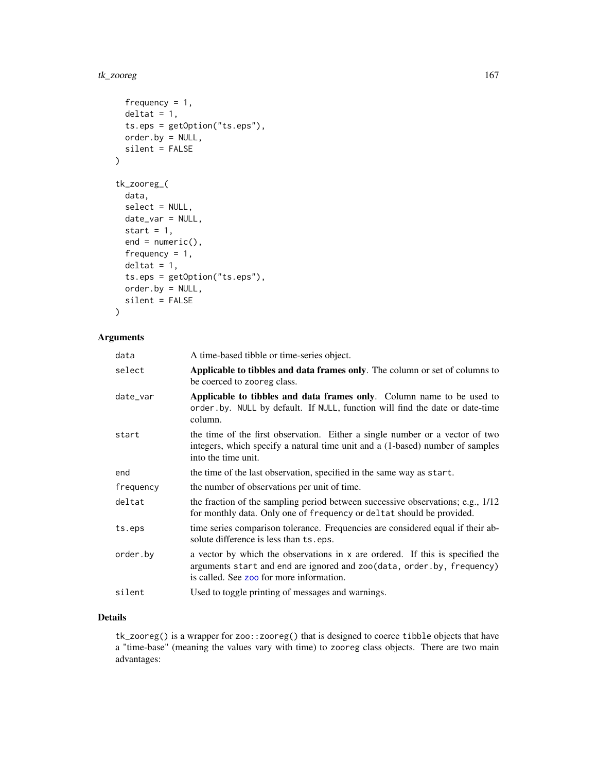```
  frequency = 1,
  deltat = 1,
  ts.eps = getOption("ts.eps"),
  order.by = NULL,
  silent = FALSE
)

tk_zooreg_(
  data,
  select = NULL,
  date_var = NULL,
  start = 1,
  end = numeric(),
  frequency = 1,
  deltat = 1,
  ts.eps = getOption("ts.eps"),
  order.by = NULL,
  silent = FALSE
)
```

## Arguments

| | |
|---|---|
| data | A time-based tibble or time-series object. |
| select | **Applicable to tibbles and data frames only**. The column or set of columns to be coerced to zooreg class. |
| date_var | **Applicable to tibbles and data frames only**. Column name to be used to order.by. NULL by default. If NULL, function will find the date or date-time column. |
| start | the time of the first observation. Either a single number or a vector of two integers, which specify a natural time unit and a (1-based) number of samples into the time unit. |
| end | the time of the last observation, specified in the same way as start. |
| frequency | the number of observations per unit of time. |
| deltat | the fraction of the sampling period between successive observations; e.g., 1/12 for monthly data. Only one of frequency or deltat should be provided. |
| ts.eps | time series comparison tolerance. Frequencies are considered equal if their absolute difference is less than ts.eps. |
| order.by | a vector by which the observations in x are ordered. If this is specified the arguments start and end are ignored and zoo(data, order.by, frequency) is called. See zoo for more information. |
| silent | Used to toggle printing of messages and warnings. |

## Details

tk_zooreg() is a wrapper for zoo::zooreg() that is designed to coerce tibble objects that have a "time-base" (meaning the values vary with time) to zooreg class objects. There are two main advantages: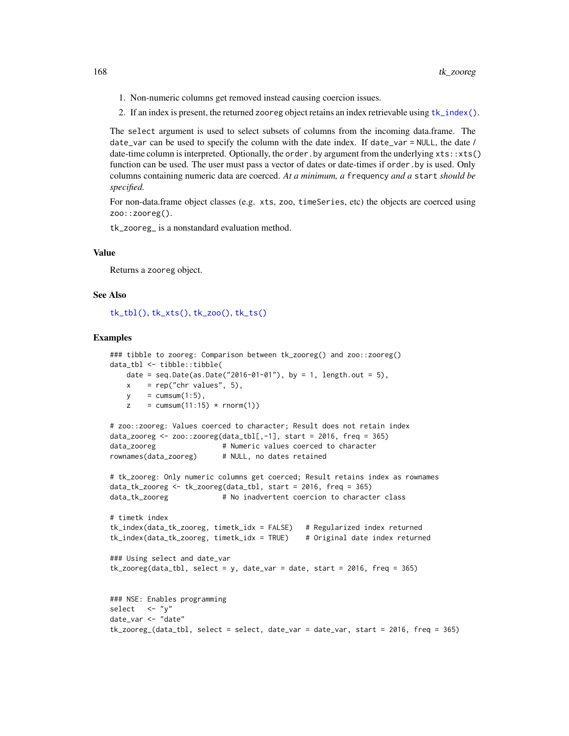1. Non-numeric columns get removed instead causing coercion issues.
2. If an index is present, the returned `zooreg` object retains an index retrievable using `tk_index()`.

The `select` argument is used to select subsets of columns from the incoming data.frame. The `date_var` can be used to specify the column with the date index. If `date_var = NULL`, the date / date-time column is interpreted. Optionally, the `order.by` argument from the underlying `xts::xts()` function can be used. The user must pass a vector of dates or date-times if `order.by` is used. Only columns containing numeric data are coerced. *At a minimum, a* `frequency` *and a* `start` *should be specified.*

For non-data.frame object classes (e.g. `xts`, `zoo`, `timeSeries`, etc) the objects are coerced using `zoo::zooreg()`.

`tk_zooreg_` is a nonstandard evaluation method.

## Value

Returns a `zooreg` object.

## See Also

`tk_tbl()`, `tk_xts()`, `tk_zoo()`, `tk_ts()`

## Examples

```
### tibble to zooreg: Comparison between tk_zooreg() and zoo::zooreg()
data_tbl <- tibble::tibble(
    date = seq.Date(as.Date("2016-01-01"), by = 1, length.out = 5),
    x    = rep("chr values", 5),
    y    = cumsum(1:5),
    z    = cumsum(11:15) * rnorm(1))

# zoo::zooreg: Values coerced to character; Result does not retain index
data_zooreg <- zoo::zooreg(data_tbl[,-1], start = 2016, freq = 365)
data_zooreg                # Numeric values coerced to character
rownames(data_zooreg)      # NULL, no dates retained

# tk_zooreg: Only numeric columns get coerced; Result retains index as rownames
data_tk_zooreg <- tk_zooreg(data_tbl, start = 2016, freq = 365)
data_tk_zooreg             # No inadvertent coercion to character class

# timetk index
tk_index(data_tk_zooreg, timetk_idx = FALSE)   # Regularized index returned
tk_index(data_tk_zooreg, timetk_idx = TRUE)    # Original date index returned

### Using select and date_var
tk_zooreg(data_tbl, select = y, date_var = date, start = 2016, freq = 365)


### NSE: Enables programming
select   <- "y"
date_var <- "date"
tk_zooreg_(data_tbl, select = select, date_var = date_var, start = 2016, freq = 365)
```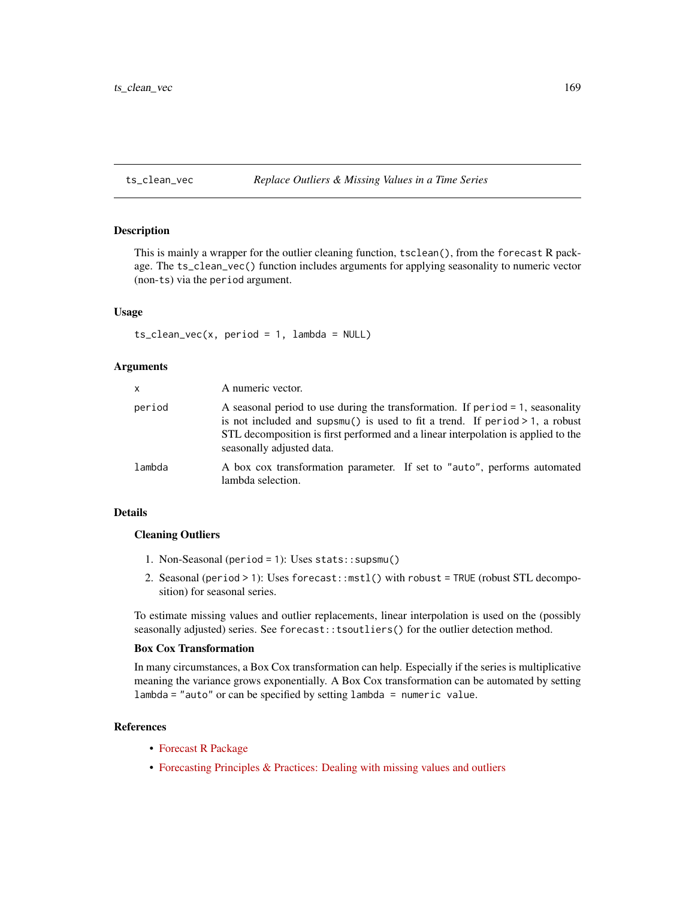## ts_clean_vec *Replace Outliers & Missing Values in a Time Series*

### Description

This is mainly a wrapper for the outlier cleaning function, `tsclean()`, from the `forecast` R package. The `ts_clean_vec()` function includes arguments for applying seasonality to numeric vector (non-`ts`) via the `period` argument.

### Usage

```
ts_clean_vec(x, period = 1, lambda = NULL)
```

### Arguments

| | |
|---|---|
| `x` | A numeric vector. |
| `period` | A seasonal period to use during the transformation. If `period = 1`, seasonality is not included and `supsmu()` is used to fit a trend. If `period > 1`, a robust STL decomposition is first performed and a linear interpolation is applied to the seasonally adjusted data. |
| `lambda` | A box cox transformation parameter. If set to `"auto"`, performs automated lambda selection. |

### Details

**Cleaning Outliers**

1. Non-Seasonal (`period = 1`): Uses `stats::supsmu()`
2. Seasonal (`period > 1`): Uses `forecast::mstl()` with `robust = TRUE` (robust STL decomposition) for seasonal series.

To estimate missing values and outlier replacements, linear interpolation is used on the (possibly seasonally adjusted) series. See `forecast::tsoutliers()` for the outlier detection method.

**Box Cox Transformation**

In many circumstances, a Box Cox transformation can help. Especially if the series is multiplicative meaning the variance grows exponentially. A Box Cox transformation can be automated by setting `lambda = "auto"` or can be specified by setting `lambda = numeric value`.

### References

- Forecast R Package
- Forecasting Principles & Practices: Dealing with missing values and outliers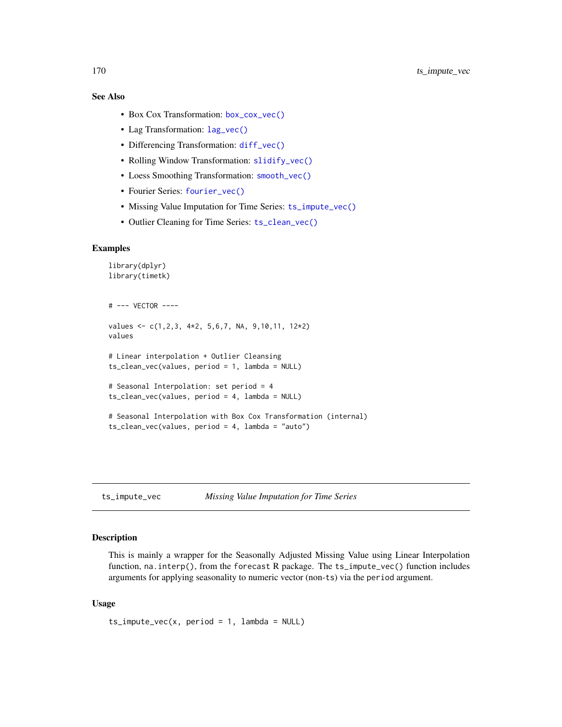## See Also

- Box Cox Transformation: `box_cox_vec()`
- Lag Transformation: `lag_vec()`
- Differencing Transformation: `diff_vec()`
- Rolling Window Transformation: `slidify_vec()`
- Loess Smoothing Transformation: `smooth_vec()`
- Fourier Series: `fourier_vec()`
- Missing Value Imputation for Time Series: `ts_impute_vec()`
- Outlier Cleaning for Time Series: `ts_clean_vec()`

## Examples

```
library(dplyr)
library(timetk)


# --- VECTOR ----

values <- c(1,2,3, 4*2, 5,6,7, NA, 9,10,11, 12*2)
values

# Linear interpolation + Outlier Cleansing
ts_clean_vec(values, period = 1, lambda = NULL)

# Seasonal Interpolation: set period = 4
ts_clean_vec(values, period = 4, lambda = NULL)

# Seasonal Interpolation with Box Cox Transformation (internal)
ts_clean_vec(values, period = 4, lambda = "auto")
```

---

# ts_impute_vec — *Missing Value Imputation for Time Series*

## Description

This is mainly a wrapper for the Seasonally Adjusted Missing Value using Linear Interpolation function, `na.interp()`, from the `forecast` R package. The `ts_impute_vec()` function includes arguments for applying seasonality to numeric vector (non-`ts`) via the `period` argument.

## Usage

```
ts_impute_vec(x, period = 1, lambda = NULL)
```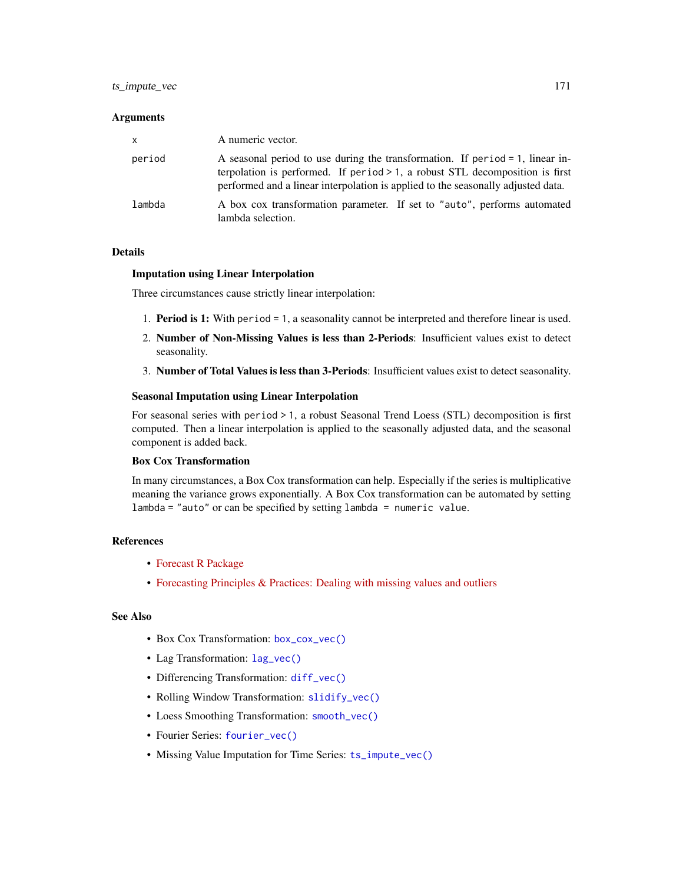## Arguments

| | |
|---|---|
| `x` | A numeric vector. |
| `period` | A seasonal period to use during the transformation. If `period = 1`, linear interpolation is performed. If `period > 1`, a robust STL decomposition is first performed and a linear interpolation is applied to the seasonally adjusted data. |
| `lambda` | A box cox transformation parameter. If set to `"auto"`, performs automated lambda selection. |

## Details

### Imputation using Linear Interpolation

Three circumstances cause strictly linear interpolation:

1. **Period is 1:** With `period = 1`, a seasonality cannot be interpreted and therefore linear is used.
2. **Number of Non-Missing Values is less than 2-Periods**: Insufficient values exist to detect seasonality.
3. **Number of Total Values is less than 3-Periods**: Insufficient values exist to detect seasonality.

### Seasonal Imputation using Linear Interpolation

For seasonal series with `period > 1`, a robust Seasonal Trend Loess (STL) decomposition is first computed. Then a linear interpolation is applied to the seasonally adjusted data, and the seasonal component is added back.

### Box Cox Transformation

In many circumstances, a Box Cox transformation can help. Especially if the series is multiplicative meaning the variance grows exponentially. A Box Cox transformation can be automated by setting `lambda = "auto"` or can be specified by setting `lambda = numeric value`.

## References

- Forecast R Package
- Forecasting Principles & Practices: Dealing with missing values and outliers

## See Also

- Box Cox Transformation: `box_cox_vec()`
- Lag Transformation: `lag_vec()`
- Differencing Transformation: `diff_vec()`
- Rolling Window Transformation: `slidify_vec()`
- Loess Smoothing Transformation: `smooth_vec()`
- Fourier Series: `fourier_vec()`
- Missing Value Imputation for Time Series: `ts_impute_vec()`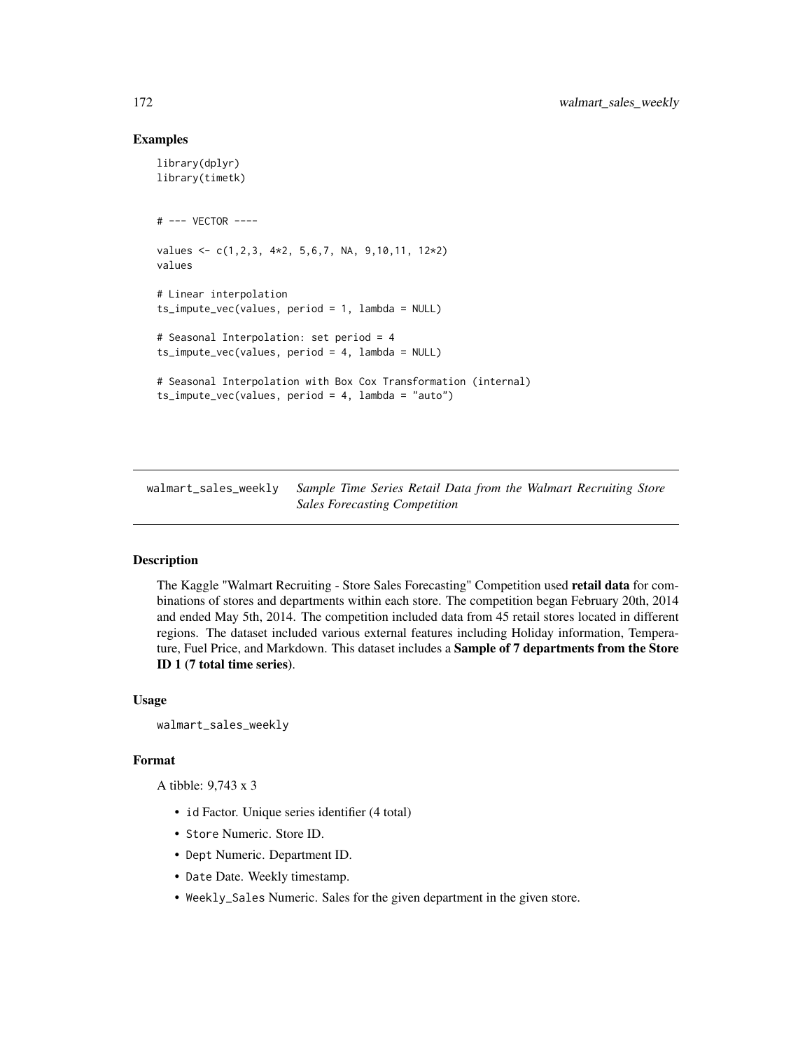## Examples

```
library(dplyr)
library(timetk)


# --- VECTOR ----

values <- c(1,2,3, 4*2, 5,6,7, NA, 9,10,11, 12*2)
values

# Linear interpolation
ts_impute_vec(values, period = 1, lambda = NULL)

# Seasonal Interpolation: set period = 4
ts_impute_vec(values, period = 4, lambda = NULL)

# Seasonal Interpolation with Box Cox Transformation (internal)
ts_impute_vec(values, period = 4, lambda = "auto")
```

---

# walmart_sales_weekly *Sample Time Series Retail Data from the Walmart Recruiting Store Sales Forecasting Competition*

---

## Description

The Kaggle "Walmart Recruiting - Store Sales Forecasting" Competition used **retail data** for combinations of stores and departments within each store. The competition began February 20th, 2014 and ended May 5th, 2014. The competition included data from 45 retail stores located in different regions. The dataset included various external features including Holiday information, Temperature, Fuel Price, and Markdown. This dataset includes a **Sample of 7 departments from the Store ID 1 (7 total time series)**.

## Usage

```
walmart_sales_weekly
```

## Format

A tibble: 9,743 x 3

- `id` Factor. Unique series identifier (4 total)
- `Store` Numeric. Store ID.
- `Dept` Numeric. Department ID.
- `Date` Date. Weekly timestamp.
- `Weekly_Sales` Numeric. Sales for the given department in the given store.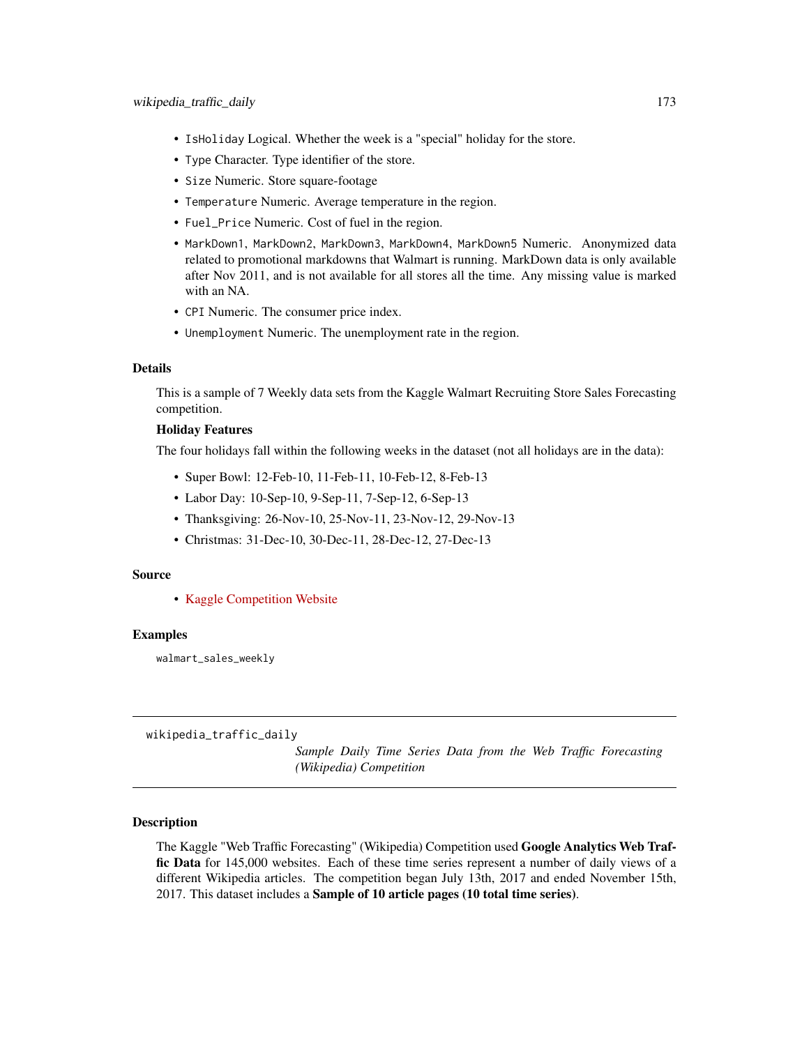- `IsHoliday` Logical. Whether the week is a "special" holiday for the store.
- `Type` Character. Type identifier of the store.
- `Size` Numeric. Store square-footage
- `Temperature` Numeric. Average temperature in the region.
- `Fuel_Price` Numeric. Cost of fuel in the region.
- `MarkDown1`, `MarkDown2`, `MarkDown3`, `MarkDown4`, `MarkDown5` Numeric. Anonymized data related to promotional markdowns that Walmart is running. MarkDown data is only available after Nov 2011, and is not available for all stores all the time. Any missing value is marked with an NA.
- `CPI` Numeric. The consumer price index.
- `Unemployment` Numeric. The unemployment rate in the region.

### Details

This is a sample of 7 Weekly data sets from the Kaggle Walmart Recruiting Store Sales Forecasting competition.

**Holiday Features**

The four holidays fall within the following weeks in the dataset (not all holidays are in the data):

- Super Bowl: 12-Feb-10, 11-Feb-11, 10-Feb-12, 8-Feb-13
- Labor Day: 10-Sep-10, 9-Sep-11, 7-Sep-12, 6-Sep-13
- Thanksgiving: 26-Nov-10, 25-Nov-11, 23-Nov-12, 29-Nov-13
- Christmas: 31-Dec-10, 30-Dec-11, 28-Dec-12, 27-Dec-13

### Source

- Kaggle Competition Website

### Examples

```
walmart_sales_weekly
```

---

## wikipedia_traffic_daily

*Sample Daily Time Series Data from the Web Traffic Forecasting (Wikipedia) Competition*

---

### Description

The Kaggle "Web Traffic Forecasting" (Wikipedia) Competition used **Google Analytics Web Traffic Data** for 145,000 websites. Each of these time series represent a number of daily views of a different Wikipedia articles. The competition began July 13th, 2017 and ended November 15th, 2017. This dataset includes a **Sample of 10 article pages (10 total time series)**.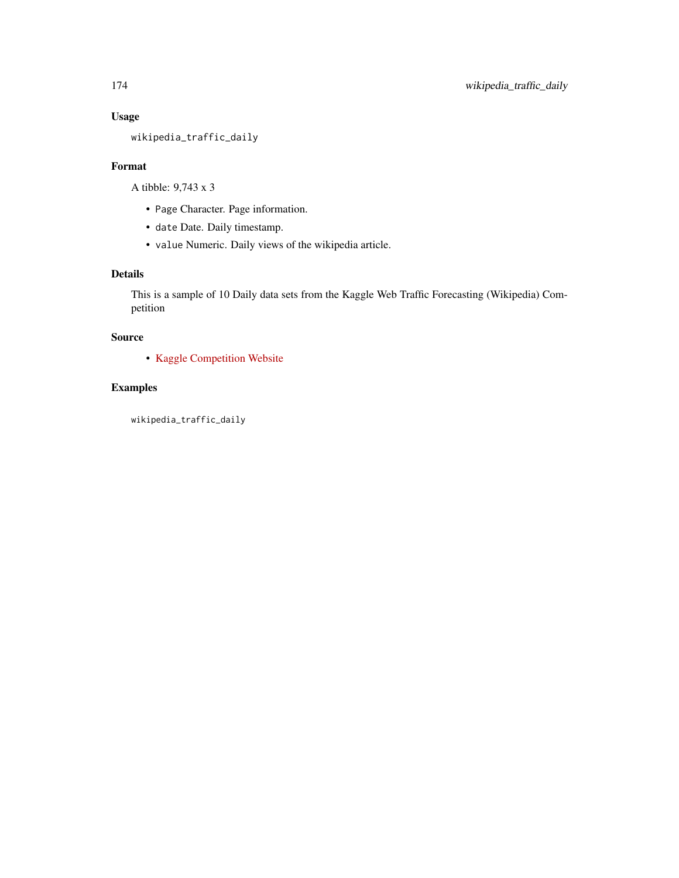### Usage

```
wikipedia_traffic_daily
```

### Format

A tibble: 9,743 x 3

- `Page` Character. Page information.
- `date` Date. Daily timestamp.
- `value` Numeric. Daily views of the wikipedia article.

### Details

This is a sample of 10 Daily data sets from the Kaggle Web Traffic Forecasting (Wikipedia) Competition

### Source

- Kaggle Competition Website

### Examples

```
wikipedia_traffic_daily
```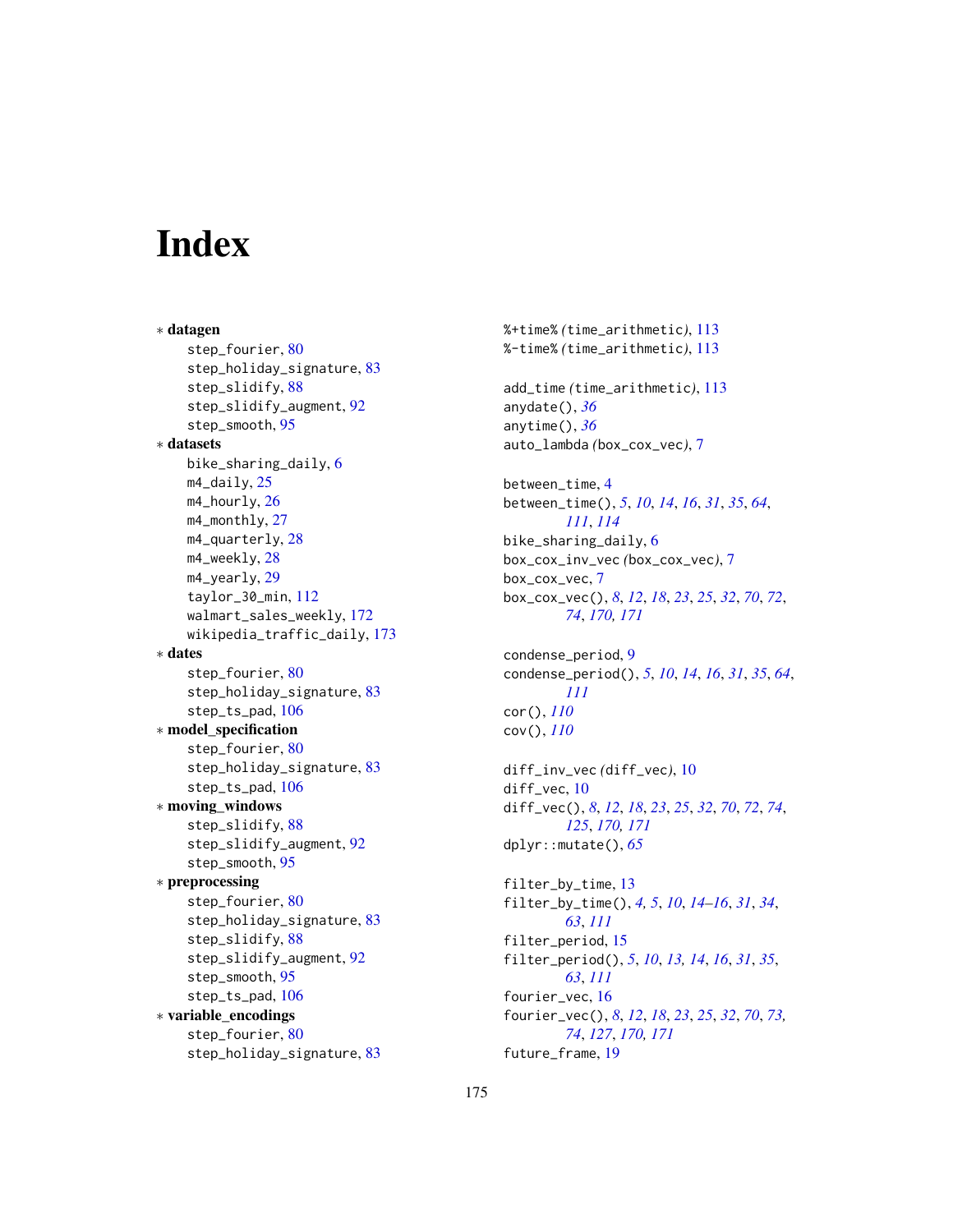# Index

∗ **datagen**

step_fourier, 80
step_holiday_signature, 83
step_slidify, 88
step_slidify_augment, 92
step_smooth, 95

∗ **datasets**

bike_sharing_daily, 6
m4_daily, 25
m4_hourly, 26
m4_monthly, 27
m4_quarterly, 28
m4_weekly, 28
m4_yearly, 29
taylor_30_min, 112
walmart_sales_weekly, 172
wikipedia_traffic_daily, 173

∗ **dates**

step_fourier, 80
step_holiday_signature, 83
step_ts_pad, 106

∗ **model_specification**

step_fourier, 80
step_holiday_signature, 83
step_ts_pad, 106

∗ **moving_windows**

step_slidify, 88
step_slidify_augment, 92
step_smooth, 95

∗ **preprocessing**

step_fourier, 80
step_holiday_signature, 83
step_slidify, 88
step_slidify_augment, 92
step_smooth, 95
step_ts_pad, 106

∗ **variable_encodings**

step_fourier, 80
step_holiday_signature, 83

%+time% *(time_arithmetic)*, 113
%-time% *(time_arithmetic)*, 113

add_time *(time_arithmetic)*, 113
anydate(), *36*
anytime(), *36*
auto_lambda *(box_cox_vec)*, 7

between_time, 4
between_time(), *5*, *10*, *14*, *16*, *31*, *35*, *64*, *111*, *114*
bike_sharing_daily, 6
box_cox_inv_vec *(box_cox_vec)*, 7
box_cox_vec, 7
box_cox_vec(), *8*, *12*, *18*, *23*, *25*, *32*, *70*, *72*, *74*, *170, 171*

condense_period, 9
condense_period(), *5*, *10*, *14*, *16*, *31*, *35*, *64*, *111*
cor(), *110*
cov(), *110*

diff_inv_vec *(diff_vec)*, 10
diff_vec, 10
diff_vec(), *8*, *12*, *18*, *23*, *25*, *32*, *70*, *72*, *74*, *125*, *170, 171*
dplyr::mutate(), *65*

filter_by_time, 13
filter_by_time(), *4*, *5*, *10*, *14–16*, *31*, *34*, *63*, *111*
filter_period, 15
filter_period(), *5*, *10*, *13, 14*, *16*, *31*, *35*, *63*, *111*
fourier_vec, 16
fourier_vec(), *8*, *12*, *18*, *23*, *25*, *32*, *70*, *73, 74*, *127*, *170, 171*
future_frame, 19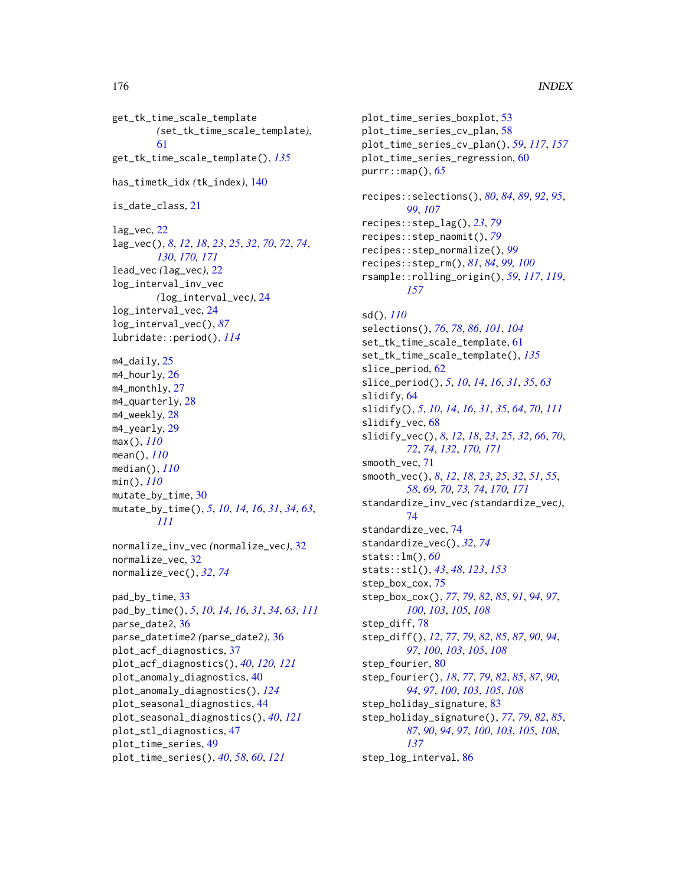get_tk_time_scale_template
(set_tk_time_scale_template),
61
get_tk_time_scale_template(), *135*

has_timetk_idx (tk_index), 140

is_date_class, 21

lag_vec, 22
lag_vec(), *8*, *12*, *18*, *23*, *25*, *32*, *70*, *72*, *74*, *130*, *170*, *171*
lead_vec (lag_vec), 22
log_interval_inv_vec
(log_interval_vec), 24
log_interval_vec, 24
log_interval_vec(), *87*
lubridate::period(), *114*

m4_daily, 25
m4_hourly, 26
m4_monthly, 27
m4_quarterly, 28
m4_weekly, 28
m4_yearly, 29
max(), *110*
mean(), *110*
median(), *110*
min(), *110*
mutate_by_time, 30
mutate_by_time(), *5*, *10*, *14*, *16*, *31*, *34*, *63*, *111*

normalize_inv_vec (normalize_vec), 32
normalize_vec, 32
normalize_vec(), *32*, *74*

pad_by_time, 33
pad_by_time(), *5*, *10*, *14*, *16*, *31*, *34*, *63*, *111*
parse_date2, 36
parse_datetime2 (parse_date2), 36
plot_acf_diagnostics, 37
plot_acf_diagnostics(), *40*, *120*, *121*
plot_anomaly_diagnostics, 40
plot_anomaly_diagnostics(), *124*
plot_seasonal_diagnostics, 44
plot_seasonal_diagnostics(), *40*, *121*
plot_stl_diagnostics, 47
plot_time_series, 49
plot_time_series(), *40*, *58*, *60*, *121*
plot_time_series_boxplot, 53
plot_time_series_cv_plan, 58
plot_time_series_cv_plan(), *59*, *117*, *157*
plot_time_series_regression, 60
purrr::map(), *65*

recipes::selections(), *80*, *84*, *89*, *92*, *95*, *99*, *107*
recipes::step_lag(), *23*, *79*
recipes::step_naomit(), *79*
recipes::step_normalize(), *99*
recipes::step_rm(), *81*, *84*, *99*, *100*
rsample::rolling_origin(), *59*, *117*, *119*, *157*

sd(), *110*
selections(), *76*, *78*, *86*, *101*, *104*
set_tk_time_scale_template, 61
set_tk_time_scale_template(), *135*
slice_period, 62
slice_period(), *5*, *10*, *14*, *16*, *31*, *35*, *63*
slidify, 64
slidify(), *5*, *10*, *14*, *16*, *31*, *35*, *64*, *70*, *111*
slidify_vec, 68
slidify_vec(), *8*, *12*, *18*, *23*, *25*, *32*, *66*, *70*, *72*, *74*, *132*, *170*, *171*
smooth_vec, 71
smooth_vec(), *8*, *12*, *18*, *23*, *25*, *32*, *51*, *55*, *58*, *69*, *70*, *73*, *74*, *170*, *171*
standardize_inv_vec (standardize_vec),
74
standardize_vec, 74
standardize_vec(), *32*, *74*
stats::lm(), *60*
stats::stl(), *43*, *48*, *123*, *153*
step_box_cox, 75
step_box_cox(), *77*, *79*, *82*, *85*, *91*, *94*, *97*, *100*, *103*, *105*, *108*
step_diff, 78
step_diff(), *12*, *77*, *79*, *82*, *85*, *87*, *90*, *94*, *97*, *100*, *103*, *105*, *108*
step_fourier, 80
step_fourier(), *18*, *77*, *79*, *82*, *85*, *87*, *90*, *94*, *97*, *100*, *103*, *105*, *108*
step_holiday_signature, 83
step_holiday_signature(), *77*, *79*, *82*, *85*, *87*, *90*, *94*, *97*, *100*, *103*, *105*, *108*, *137*
step_log_interval, 86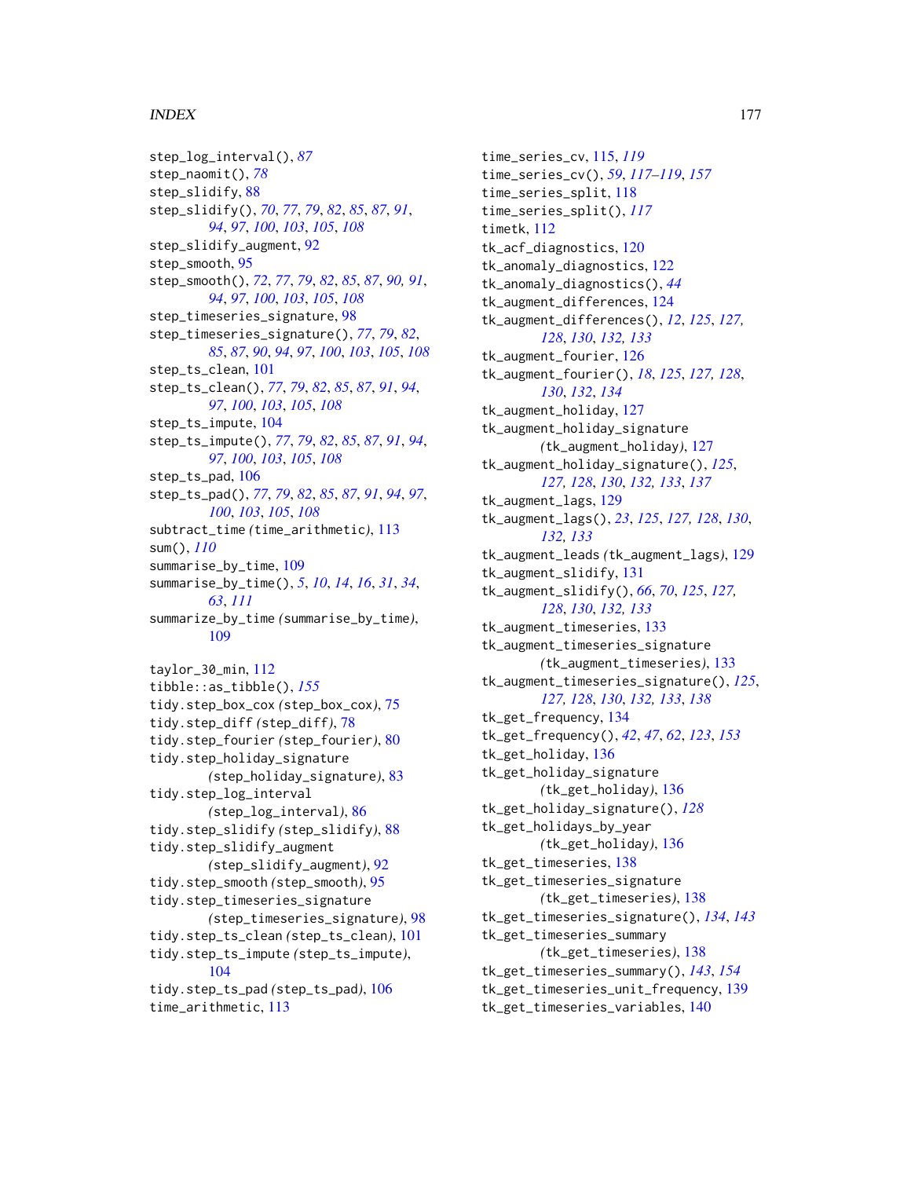step_log_interval(), *87*
step_naomit(), *78*
step_slidify, 88
step_slidify(), *70*, *77*, *79*, *82*, *85*, *87*, *91*, *94*, *97*, *100*, *103*, *105*, *108*
step_slidify_augment, 92
step_smooth, 95
step_smooth(), *72*, *77*, *79*, *82*, *85*, *87*, *90, 91*, *94*, *97*, *100*, *103*, *105*, *108*
step_timeseries_signature, 98
step_timeseries_signature(), *77*, *79*, *82*, *85*, *87*, *90*, *94*, *97*, *100*, *103*, *105*, *108*
step_ts_clean, 101
step_ts_clean(), *77*, *79*, *82*, *85*, *87*, *91*, *94*, *97*, *100*, *103*, *105*, *108*
step_ts_impute, 104
step_ts_impute(), *77*, *79*, *82*, *85*, *87*, *91*, *94*, *97*, *100*, *103*, *105*, *108*
step_ts_pad, 106
step_ts_pad(), *77*, *79*, *82*, *85*, *87*, *91*, *94*, *97*, *100*, *103*, *105*, *108*
subtract_time *(*time_arithmetic*)*, 113
sum(), *110*
summarise_by_time, 109
summarise_by_time(), *5*, *10*, *14*, *16*, *31*, *34*, *63*, *111*
summarize_by_time *(*summarise_by_time*)*, 109

taylor_30_min, 112
tibble::as_tibble(), *155*
tidy.step_box_cox *(*step_box_cox*)*, 75
tidy.step_diff *(*step_diff*)*, 78
tidy.step_fourier *(*step_fourier*)*, 80
tidy.step_holiday_signature *(*step_holiday_signature*)*, 83
tidy.step_log_interval *(*step_log_interval*)*, 86
tidy.step_slidify *(*step_slidify*)*, 88
tidy.step_slidify_augment *(*step_slidify_augment*)*, 92
tidy.step_smooth *(*step_smooth*)*, 95
tidy.step_timeseries_signature *(*step_timeseries_signature*)*, 98
tidy.step_ts_clean *(*step_ts_clean*)*, 101
tidy.step_ts_impute *(*step_ts_impute*)*, 104
tidy.step_ts_pad *(*step_ts_pad*)*, 106
time_arithmetic, 113
time_series_cv, 115, *119*
time_series_cv(), *59*, *117–119*, *157*
time_series_split, 118
time_series_split(), *117*
timetk, 112
tk_acf_diagnostics, 120
tk_anomaly_diagnostics, 122
tk_anomaly_diagnostics(), *44*
tk_augment_differences, 124
tk_augment_differences(), *12*, *125*, *127, 128*, *130*, *132, 133*
tk_augment_fourier, 126
tk_augment_fourier(), *18*, *125*, *127, 128*, *130*, *132*, *134*
tk_augment_holiday, 127
tk_augment_holiday_signature *(*tk_augment_holiday*)*, 127
tk_augment_holiday_signature(), *125*, *127, 128*, *130*, *132, 133*, *137*
tk_augment_lags, 129
tk_augment_lags(), *23*, *125*, *127, 128*, *130*, *132, 133*
tk_augment_leads *(*tk_augment_lags*)*, 129
tk_augment_slidify, 131
tk_augment_slidify(), *66*, *70*, *125*, *127, 128*, *130*, *132, 133*
tk_augment_timeseries, 133
tk_augment_timeseries_signature *(*tk_augment_timeseries*)*, 133
tk_augment_timeseries_signature(), *125*, *127, 128*, *130*, *132, 133*, *138*
tk_get_frequency, 134
tk_get_frequency(), *42*, *47*, *62*, *123*, *153*
tk_get_holiday, 136
tk_get_holiday_signature *(*tk_get_holiday*)*, 136
tk_get_holiday_signature(), *128*
tk_get_holidays_by_year *(*tk_get_holiday*)*, 136
tk_get_timeseries, 138
tk_get_timeseries_signature *(*tk_get_timeseries*)*, 138
tk_get_timeseries_signature(), *134*, *143*
tk_get_timeseries_summary *(*tk_get_timeseries*)*, 138
tk_get_timeseries_summary(), *143*, *154*
tk_get_timeseries_unit_frequency, 139
tk_get_timeseries_variables, 140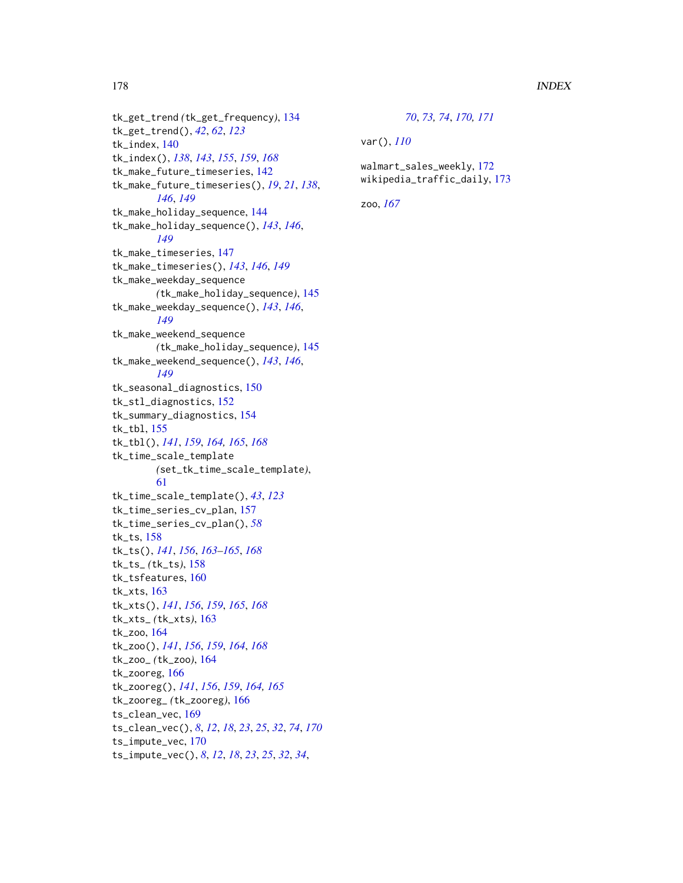tk_get_trend *(*tk_get_frequency*)*, 134
tk_get_trend(), *42*, *62*, *123*
tk_index, 140
tk_index(), *138*, *143*, *155*, *159*, *168*
tk_make_future_timeseries, 142
tk_make_future_timeseries(), *19*, *21*, *138*, *146*, *149*
tk_make_holiday_sequence, 144
tk_make_holiday_sequence(), *143*, *146*, *149*
tk_make_timeseries, 147
tk_make_timeseries(), *143*, *146*, *149*
tk_make_weekday_sequence *(*tk_make_holiday_sequence*)*, 145
tk_make_weekday_sequence(), *143*, *146*, *149*
tk_make_weekend_sequence *(*tk_make_holiday_sequence*)*, 145
tk_make_weekend_sequence(), *143*, *146*, *149*
tk_seasonal_diagnostics, 150
tk_stl_diagnostics, 152
tk_summary_diagnostics, 154
tk_tbl, 155
tk_tbl(), *141*, *159*, *164*, *165*, *168*
tk_time_scale_template *(*set_tk_time_scale_template*)*, 61
tk_time_scale_template(), *43*, *123*
tk_time_series_cv_plan, 157
tk_time_series_cv_plan(), *58*
tk_ts, 158
tk_ts(), *141*, *156*, *163–165*, *168*
tk_ts_ *(*tk_ts*)*, 158
tk_tsfeatures, 160
tk_xts, 163
tk_xts(), *141*, *156*, *159*, *165*, *168*
tk_xts_ *(*tk_xts*)*, 163
tk_zoo, 164
tk_zoo(), *141*, *156*, *159*, *164*, *168*
tk_zoo_ *(*tk_zoo*)*, 164
tk_zooreg, 166
tk_zooreg(), *141*, *156*, *159*, *164*, *165*
tk_zooreg_ *(*tk_zooreg*)*, 166
ts_clean_vec, 169
ts_clean_vec(), *8*, *12*, *18*, *23*, *25*, *32*, *74*, *170*
ts_impute_vec, 170
ts_impute_vec(), *8*, *12*, *18*, *23*, *25*, *32*, *34*, *70*, *73*, *74*, *170*, *171*

var(), *110*

walmart_sales_weekly, 172
wikipedia_traffic_daily, 173

zoo, *167*